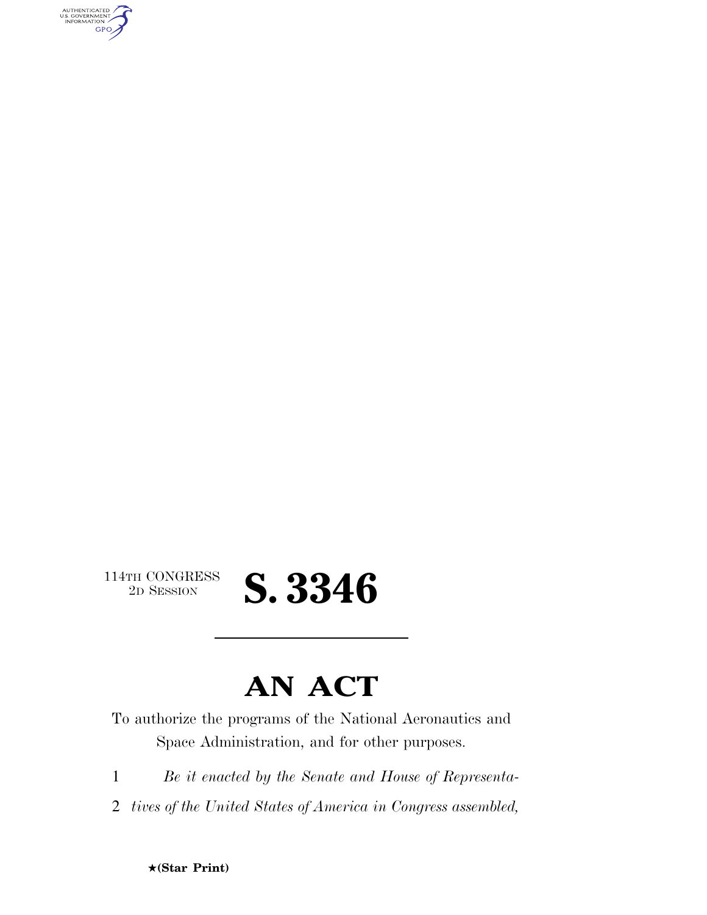114TH CONGRESS
2D SESSION

# S. 3346

---

# AN ACT

To authorize the programs of the National Aeronautics and Space Administration, and for other purposes.

1 *Be it enacted by the Senate and House of Representa-*
2 *tives of the United States of America in Congress assembled,*

★**(Star Print)**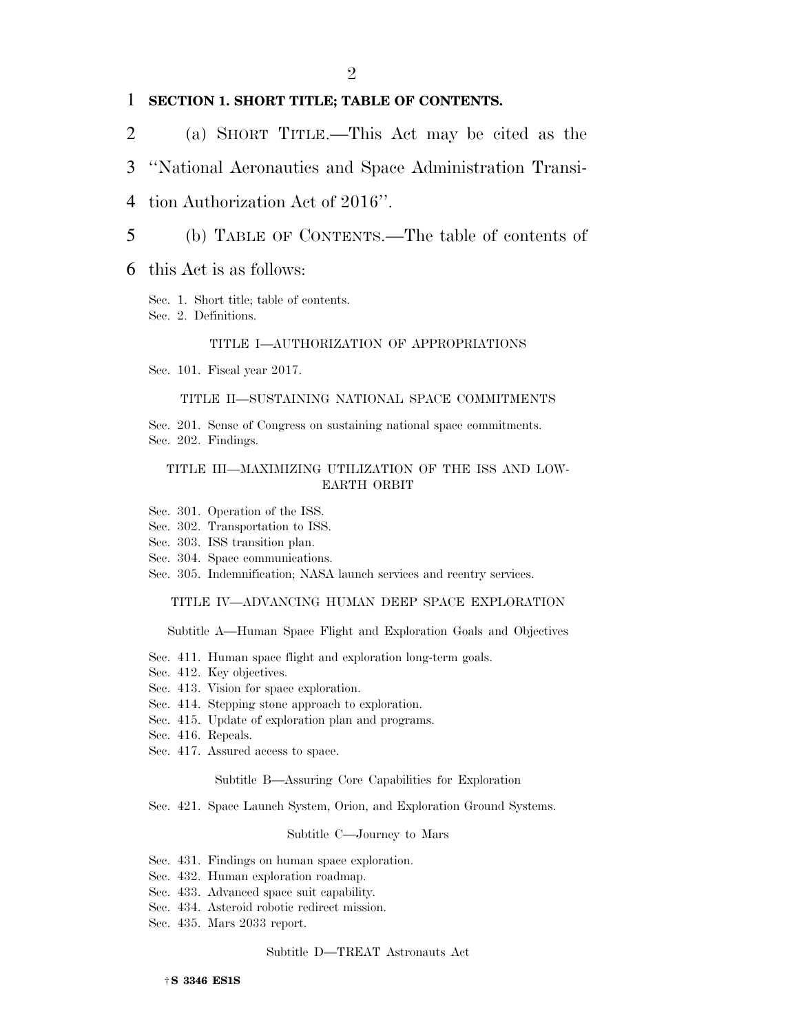**SECTION 1. SHORT TITLE; TABLE OF CONTENTS.**

(a) SHORT TITLE.—This Act may be cited as the ''National Aeronautics and Space Administration Transition Authorization Act of 2016''.

(b) TABLE OF CONTENTS.—The table of contents of this Act is as follows:

Sec. 1. Short title; table of contents.
Sec. 2. Definitions.

TITLE I—AUTHORIZATION OF APPROPRIATIONS

Sec. 101. Fiscal year 2017.

TITLE II—SUSTAINING NATIONAL SPACE COMMITMENTS

Sec. 201. Sense of Congress on sustaining national space commitments.
Sec. 202. Findings.

TITLE III—MAXIMIZING UTILIZATION OF THE ISS AND LOW-EARTH ORBIT

Sec. 301. Operation of the ISS.
Sec. 302. Transportation to ISS.
Sec. 303. ISS transition plan.
Sec. 304. Space communications.
Sec. 305. Indemnification; NASA launch services and reentry services.

TITLE IV—ADVANCING HUMAN DEEP SPACE EXPLORATION

Subtitle A—Human Space Flight and Exploration Goals and Objectives

Sec. 411. Human space flight and exploration long-term goals.
Sec. 412. Key objectives.
Sec. 413. Vision for space exploration.
Sec. 414. Stepping stone approach to exploration.
Sec. 415. Update of exploration plan and programs.
Sec. 416. Repeals.
Sec. 417. Assured access to space.

Subtitle B—Assuring Core Capabilities for Exploration

Sec. 421. Space Launch System, Orion, and Exploration Ground Systems.

Subtitle C—Journey to Mars

Sec. 431. Findings on human space exploration.
Sec. 432. Human exploration roadmap.
Sec. 433. Advanced space suit capability.
Sec. 434. Asteroid robotic redirect mission.
Sec. 435. Mars 2033 report.

Subtitle D—TREAT Astronauts Act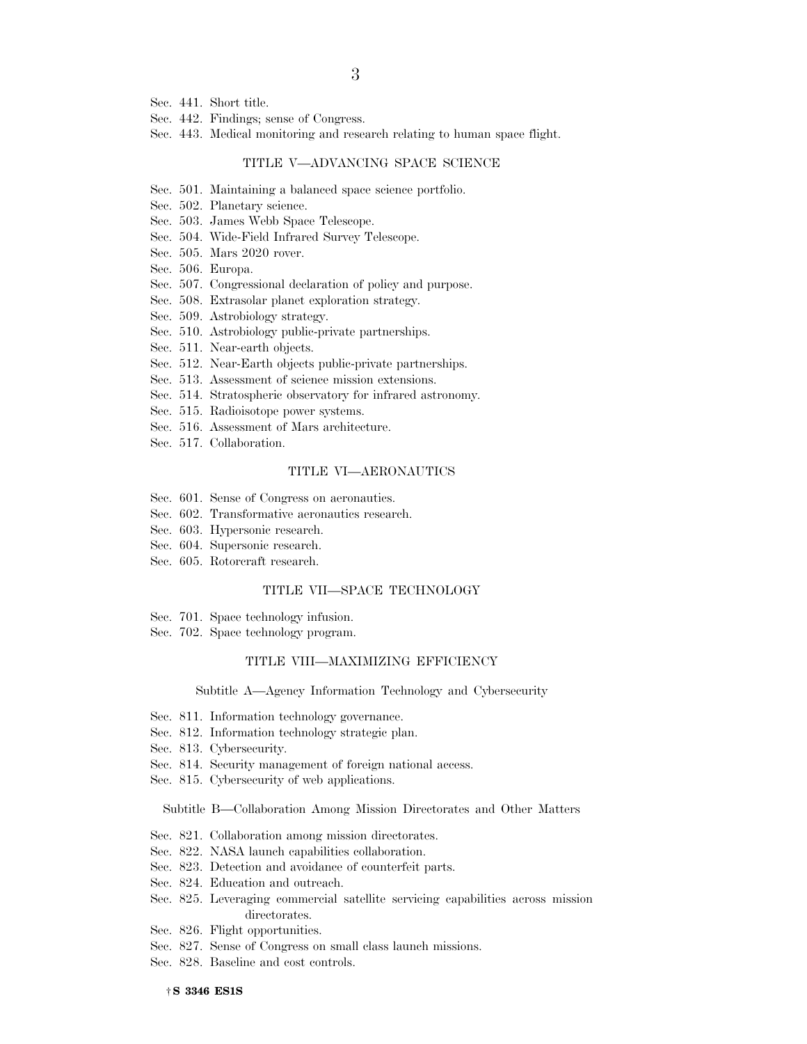Sec. 441. Short title.
Sec. 442. Findings; sense of Congress.
Sec. 443. Medical monitoring and research relating to human space flight.

### TITLE V—ADVANCING SPACE SCIENCE

Sec. 501. Maintaining a balanced space science portfolio.
Sec. 502. Planetary science.
Sec. 503. James Webb Space Telescope.
Sec. 504. Wide-Field Infrared Survey Telescope.
Sec. 505. Mars 2020 rover.
Sec. 506. Europa.
Sec. 507. Congressional declaration of policy and purpose.
Sec. 508. Extrasolar planet exploration strategy.
Sec. 509. Astrobiology strategy.
Sec. 510. Astrobiology public-private partnerships.
Sec. 511. Near-earth objects.
Sec. 512. Near-Earth objects public-private partnerships.
Sec. 513. Assessment of science mission extensions.
Sec. 514. Stratospheric observatory for infrared astronomy.
Sec. 515. Radioisotope power systems.
Sec. 516. Assessment of Mars architecture.
Sec. 517. Collaboration.

### TITLE VI—AERONAUTICS

Sec. 601. Sense of Congress on aeronautics.
Sec. 602. Transformative aeronautics research.
Sec. 603. Hypersonic research.
Sec. 604. Supersonic research.
Sec. 605. Rotorcraft research.

### TITLE VII—SPACE TECHNOLOGY

Sec. 701. Space technology infusion.
Sec. 702. Space technology program.

### TITLE VIII—MAXIMIZING EFFICIENCY

#### Subtitle A—Agency Information Technology and Cybersecurity

Sec. 811. Information technology governance.
Sec. 812. Information technology strategic plan.
Sec. 813. Cybersecurity.
Sec. 814. Security management of foreign national access.
Sec. 815. Cybersecurity of web applications.

#### Subtitle B—Collaboration Among Mission Directorates and Other Matters

Sec. 821. Collaboration among mission directorates.
Sec. 822. NASA launch capabilities collaboration.
Sec. 823. Detection and avoidance of counterfeit parts.
Sec. 824. Education and outreach.
Sec. 825. Leveraging commercial satellite servicing capabilities across mission directorates.
Sec. 826. Flight opportunities.
Sec. 827. Sense of Congress on small class launch missions.
Sec. 828. Baseline and cost controls.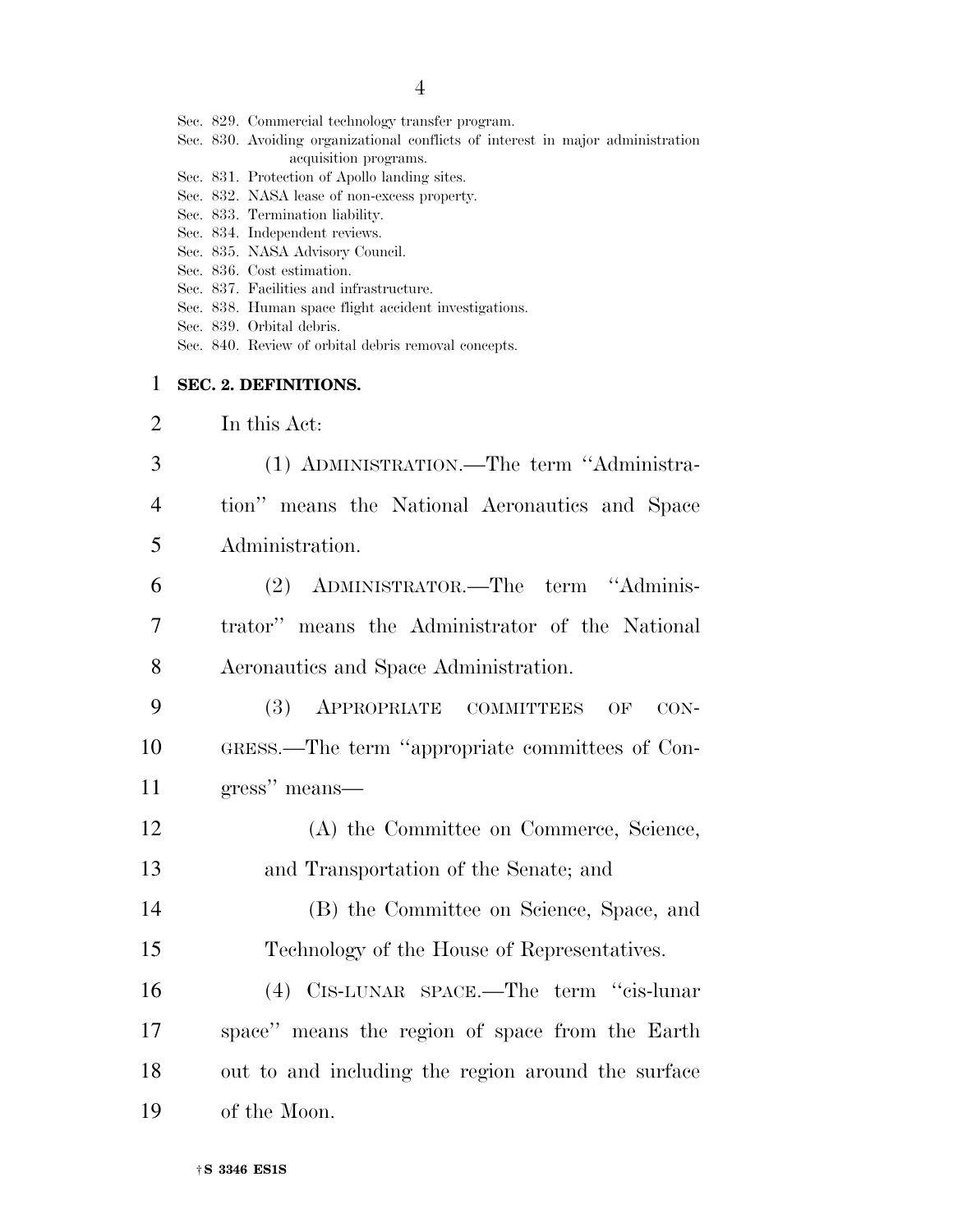Sec. 829. Commercial technology transfer program.
Sec. 830. Avoiding organizational conflicts of interest in major administration acquisition programs.
Sec. 831. Protection of Apollo landing sites.
Sec. 832. NASA lease of non-excess property.
Sec. 833. Termination liability.
Sec. 834. Independent reviews.
Sec. 835. NASA Advisory Council.
Sec. 836. Cost estimation.
Sec. 837. Facilities and infrastructure.
Sec. 838. Human space flight accident investigations.
Sec. 839. Orbital debris.
Sec. 840. Review of orbital debris removal concepts.

**SEC. 2. DEFINITIONS.**

In this Act:

(1) ADMINISTRATION.—The term ''Administration'' means the National Aeronautics and Space Administration.

(2) ADMINISTRATOR.—The term ''Administrator'' means the Administrator of the National Aeronautics and Space Administration.

(3) APPROPRIATE COMMITTEES OF CONGRESS.—The term ''appropriate committees of Congress'' means—

(A) the Committee on Commerce, Science, and Transportation of the Senate; and

(B) the Committee on Science, Space, and Technology of the House of Representatives.

(4) CIS-LUNAR SPACE.—The term ''cis-lunar space'' means the region of space from the Earth out to and including the region around the surface of the Moon.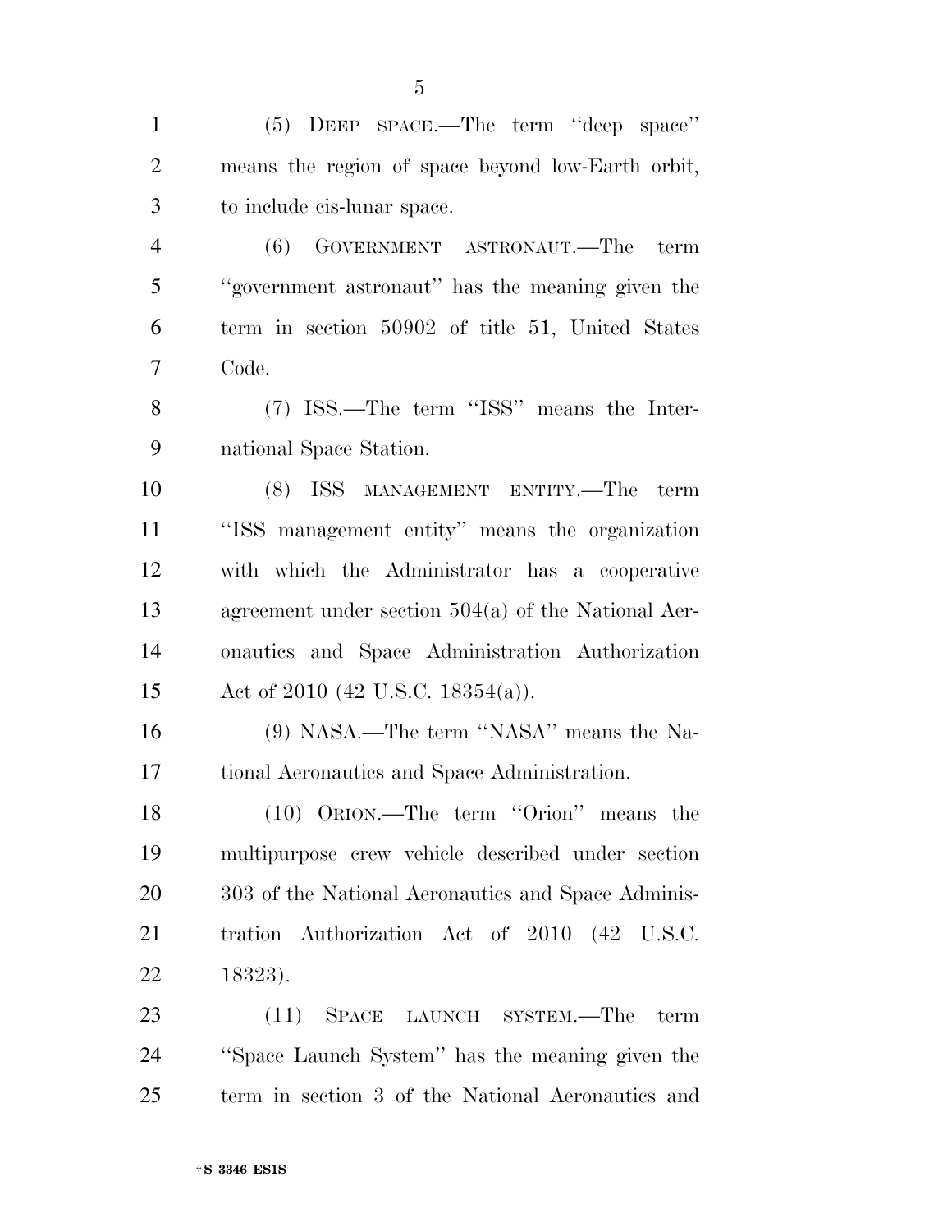(5) DEEP SPACE.—The term ''deep space'' means the region of space beyond low-Earth orbit, to include cis-lunar space.

(6) GOVERNMENT ASTRONAUT.—The term ''government astronaut'' has the meaning given the term in section 50902 of title 51, United States Code.

(7) ISS.—The term ''ISS'' means the International Space Station.

(8) ISS MANAGEMENT ENTITY.—The term ''ISS management entity'' means the organization with which the Administrator has a cooperative agreement under section 504(a) of the National Aeronautics and Space Administration Authorization Act of 2010 (42 U.S.C. 18354(a)).

(9) NASA.—The term ''NASA'' means the National Aeronautics and Space Administration.

(10) ORION.—The term ''Orion'' means the multipurpose crew vehicle described under section 303 of the National Aeronautics and Space Administration Authorization Act of 2010 (42 U.S.C. 18323).

(11) SPACE LAUNCH SYSTEM.—The term ''Space Launch System'' has the meaning given the term in section 3 of the National Aeronautics and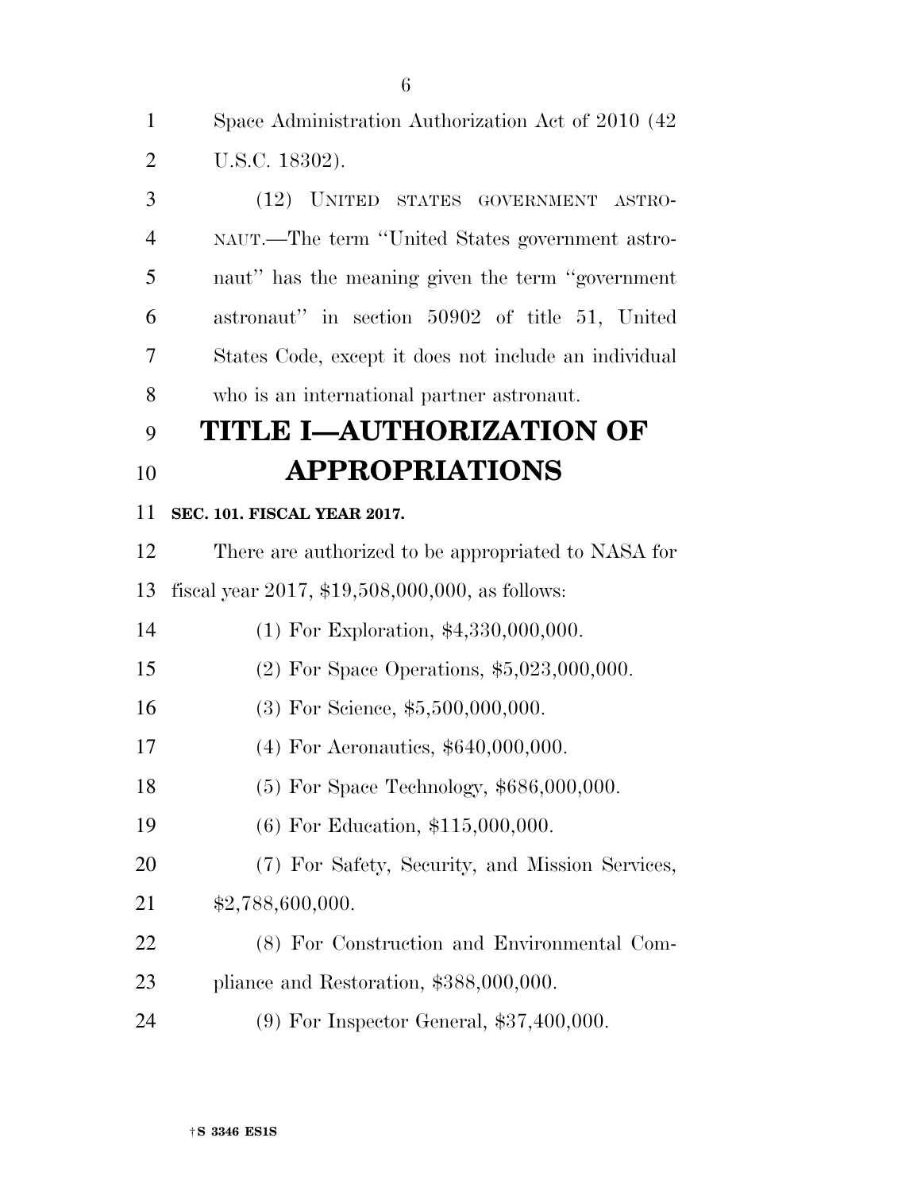Space Administration Authorization Act of 2010 (42 U.S.C. 18302).

(12) UNITED STATES GOVERNMENT ASTRONAUT.—The term "United States government astronaut" has the meaning given the term "government astronaut" in section 50902 of title 51, United States Code, except it does not include an individual who is an international partner astronaut.

# TITLE I—AUTHORIZATION OF APPROPRIATIONS

### SEC. 101. FISCAL YEAR 2017.

There are authorized to be appropriated to NASA for fiscal year 2017, $19,508,000,000, as follows:

(1) For Exploration, $4,330,000,000.

(2) For Space Operations, $5,023,000,000.

(3) For Science, $5,500,000,000.

(4) For Aeronautics, $640,000,000.

(5) For Space Technology, $686,000,000.

(6) For Education, $115,000,000.

(7) For Safety, Security, and Mission Services, $2,788,600,000.

(8) For Construction and Environmental Compliance and Restoration, $388,000,000.

(9) For Inspector General, $37,400,000.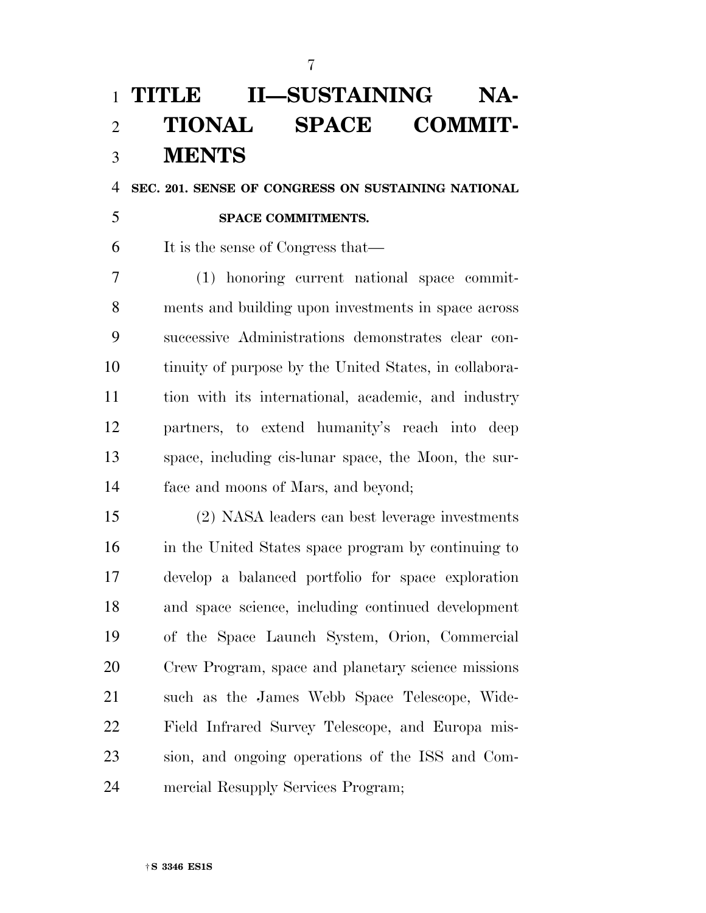# TITLE II—SUSTAINING NATIONAL SPACE COMMITMENTS

### SEC. 201. SENSE OF CONGRESS ON SUSTAINING NATIONAL SPACE COMMITMENTS.

It is the sense of Congress that—

(1) honoring current national space commitments and building upon investments in space across successive Administrations demonstrates clear continuity of purpose by the United States, in collaboration with its international, academic, and industry partners, to extend humanity's reach into deep space, including cis-lunar space, the Moon, the surface and moons of Mars, and beyond;

(2) NASA leaders can best leverage investments in the United States space program by continuing to develop a balanced portfolio for space exploration and space science, including continued development of the Space Launch System, Orion, Commercial Crew Program, space and planetary science missions such as the James Webb Space Telescope, Wide-Field Infrared Survey Telescope, and Europa mission, and ongoing operations of the ISS and Commercial Resupply Services Program;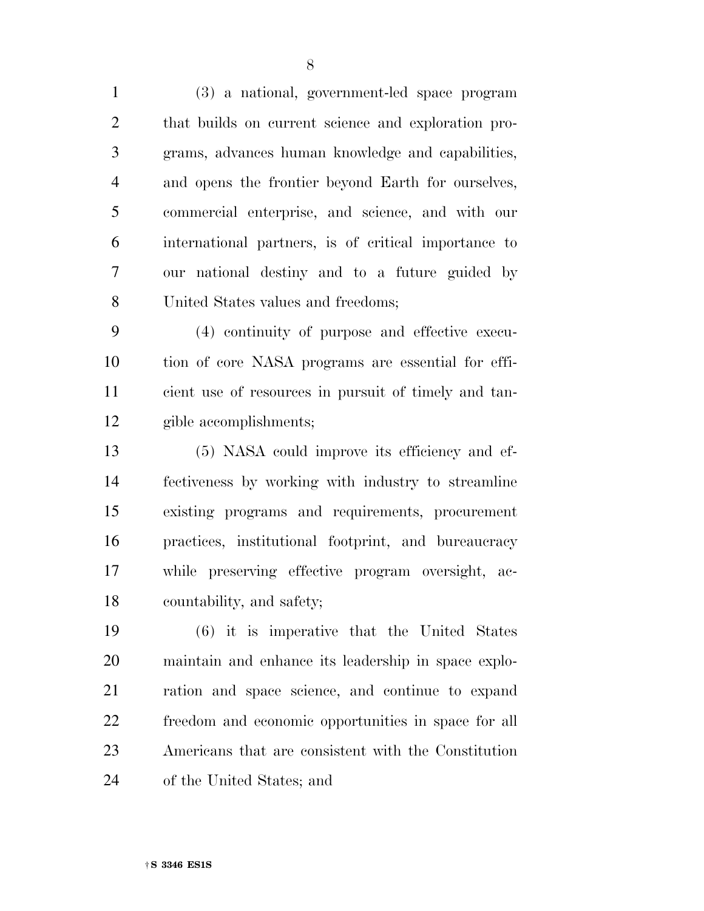(3) a national, government-led space program that builds on current science and exploration programs, advances human knowledge and capabilities, and opens the frontier beyond Earth for ourselves, commercial enterprise, and science, and with our international partners, is of critical importance to our national destiny and to a future guided by United States values and freedoms;

(4) continuity of purpose and effective execution of core NASA programs are essential for efficient use of resources in pursuit of timely and tangible accomplishments;

(5) NASA could improve its efficiency and effectiveness by working with industry to streamline existing programs and requirements, procurement practices, institutional footprint, and bureaucracy while preserving effective program oversight, accountability, and safety;

(6) it is imperative that the United States maintain and enhance its leadership in space exploration and space science, and continue to expand freedom and economic opportunities in space for all Americans that are consistent with the Constitution of the United States; and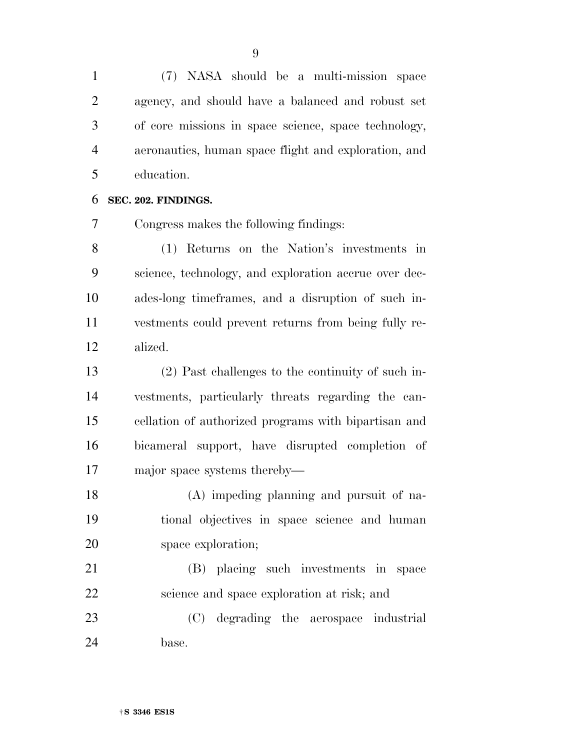(7) NASA should be a multi-mission space agency, and should have a balanced and robust set of core missions in space science, space technology, aeronautics, human space flight and exploration, and education.

**SEC. 202. FINDINGS.**

Congress makes the following findings:

(1) Returns on the Nation's investments in science, technology, and exploration accrue over decades-long timeframes, and a disruption of such investments could prevent returns from being fully realized.

(2) Past challenges to the continuity of such investments, particularly threats regarding the cancellation of authorized programs with bipartisan and bicameral support, have disrupted completion of major space systems thereby—

(A) impeding planning and pursuit of national objectives in space science and human space exploration;

(B) placing such investments in space science and space exploration at risk; and

(C) degrading the aerospace industrial base.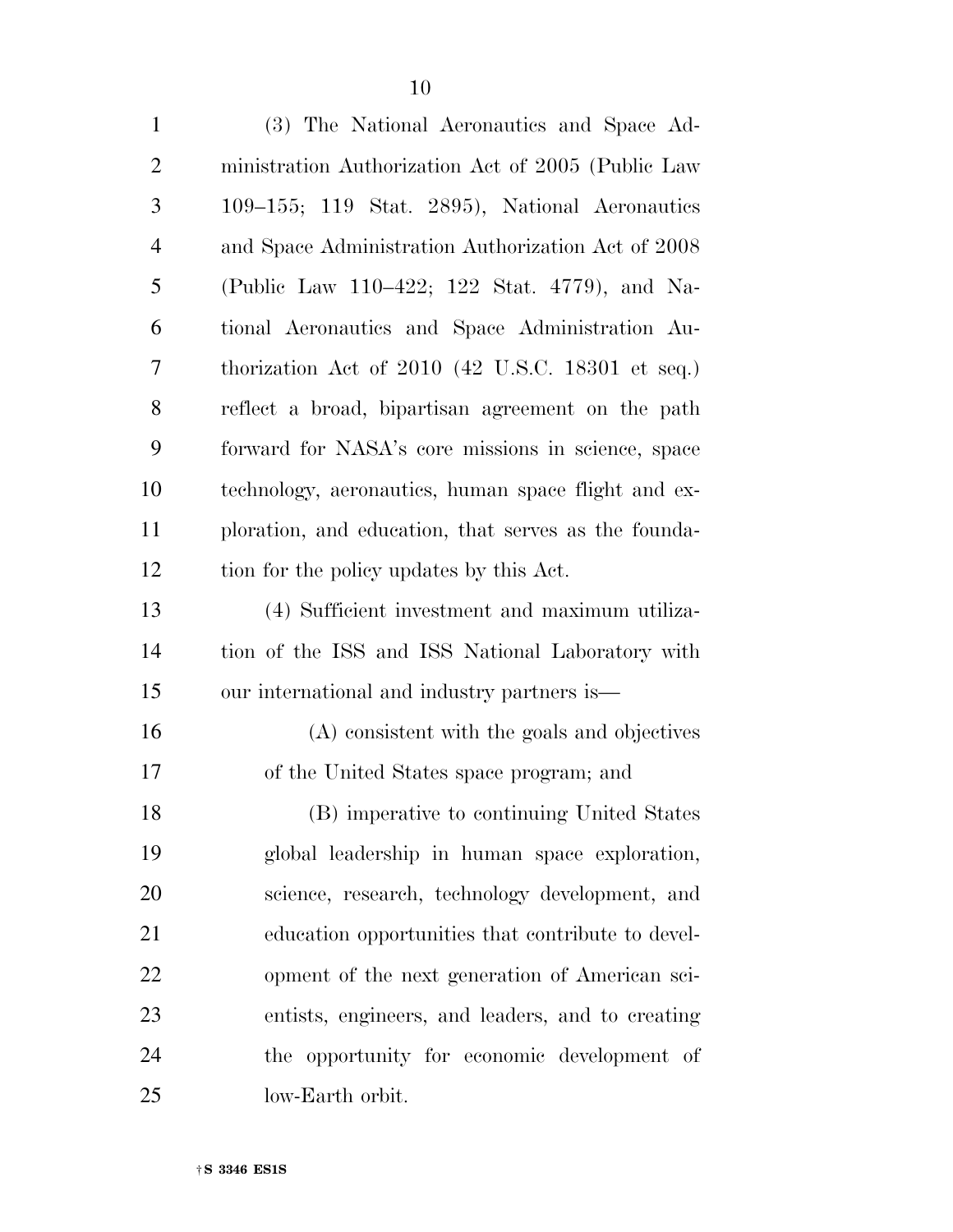(3) The National Aeronautics and Space Administration Authorization Act of 2005 (Public Law 109–155; 119 Stat. 2895), National Aeronautics and Space Administration Authorization Act of 2008 (Public Law 110–422; 122 Stat. 4779), and National Aeronautics and Space Administration Authorization Act of 2010 (42 U.S.C. 18301 et seq.) reflect a broad, bipartisan agreement on the path forward for NASA's core missions in science, space technology, aeronautics, human space flight and exploration, and education, that serves as the foundation for the policy updates by this Act.

(4) Sufficient investment and maximum utilization of the ISS and ISS National Laboratory with our international and industry partners is—

(A) consistent with the goals and objectives of the United States space program; and

(B) imperative to continuing United States global leadership in human space exploration, science, research, technology development, and education opportunities that contribute to development of the next generation of American scientists, engineers, and leaders, and to creating the opportunity for economic development of low-Earth orbit.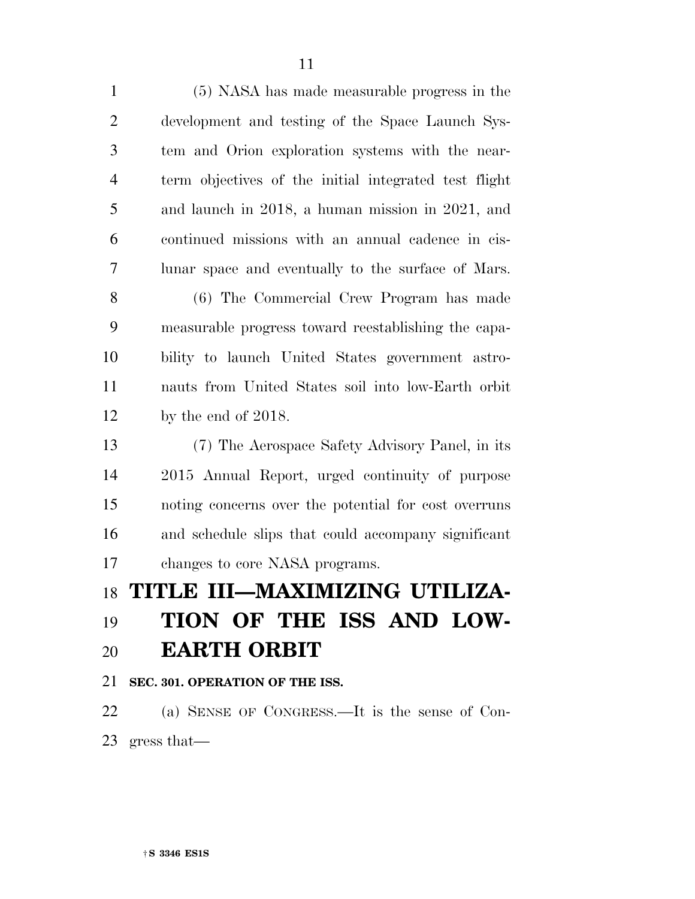(5) NASA has made measurable progress in the development and testing of the Space Launch System and Orion exploration systems with the near-term objectives of the initial integrated test flight and launch in 2018, a human mission in 2021, and continued missions with an annual cadence in cis-lunar space and eventually to the surface of Mars.

(6) The Commercial Crew Program has made measurable progress toward reestablishing the capability to launch United States government astronauts from United States soil into low-Earth orbit by the end of 2018.

(7) The Aerospace Safety Advisory Panel, in its 2015 Annual Report, urged continuity of purpose noting concerns over the potential for cost overruns and schedule slips that could accompany significant changes to core NASA programs.

# TITLE III—MAXIMIZING UTILIZATION OF THE ISS AND LOW-EARTH ORBIT

### SEC. 301. OPERATION OF THE ISS.

(a) SENSE OF CONGRESS.—It is the sense of Congress that—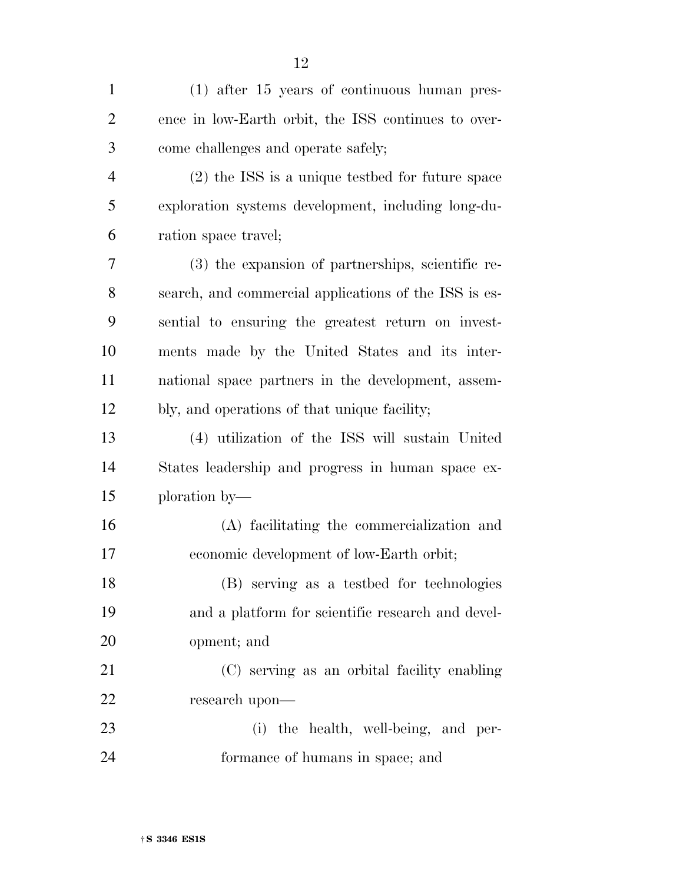(1) after 15 years of continuous human presence in low-Earth orbit, the ISS continues to overcome challenges and operate safely;

(2) the ISS is a unique testbed for future space exploration systems development, including long-duration space travel;

(3) the expansion of partnerships, scientific research, and commercial applications of the ISS is essential to ensuring the greatest return on investments made by the United States and its international space partners in the development, assembly, and operations of that unique facility;

(4) utilization of the ISS will sustain United States leadership and progress in human space exploration by—

(A) facilitating the commercialization and economic development of low-Earth orbit;

(B) serving as a testbed for technologies and a platform for scientific research and development; and

(C) serving as an orbital facility enabling research upon—

(i) the health, well-being, and performance of humans in space; and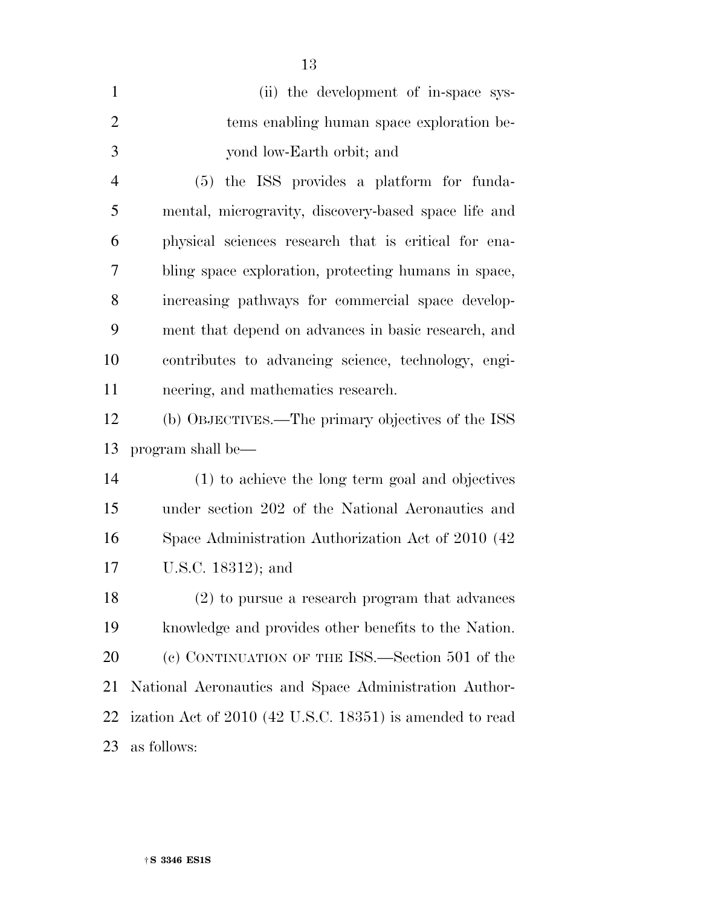(ii) the development of in-space systems enabling human space exploration beyond low-Earth orbit; and

(5) the ISS provides a platform for fundamental, microgravity, discovery-based space life and physical sciences research that is critical for enabling space exploration, protecting humans in space, increasing pathways for commercial space development that depend on advances in basic research, and contributes to advancing science, technology, engineering, and mathematics research.

(b) OBJECTIVES.—The primary objectives of the ISS program shall be—

(1) to achieve the long term goal and objectives under section 202 of the National Aeronautics and Space Administration Authorization Act of 2010 (42 U.S.C. 18312); and

(2) to pursue a research program that advances knowledge and provides other benefits to the Nation.

(c) CONTINUATION OF THE ISS.—Section 501 of the National Aeronautics and Space Administration Authorization Act of 2010 (42 U.S.C. 18351) is amended to read as follows: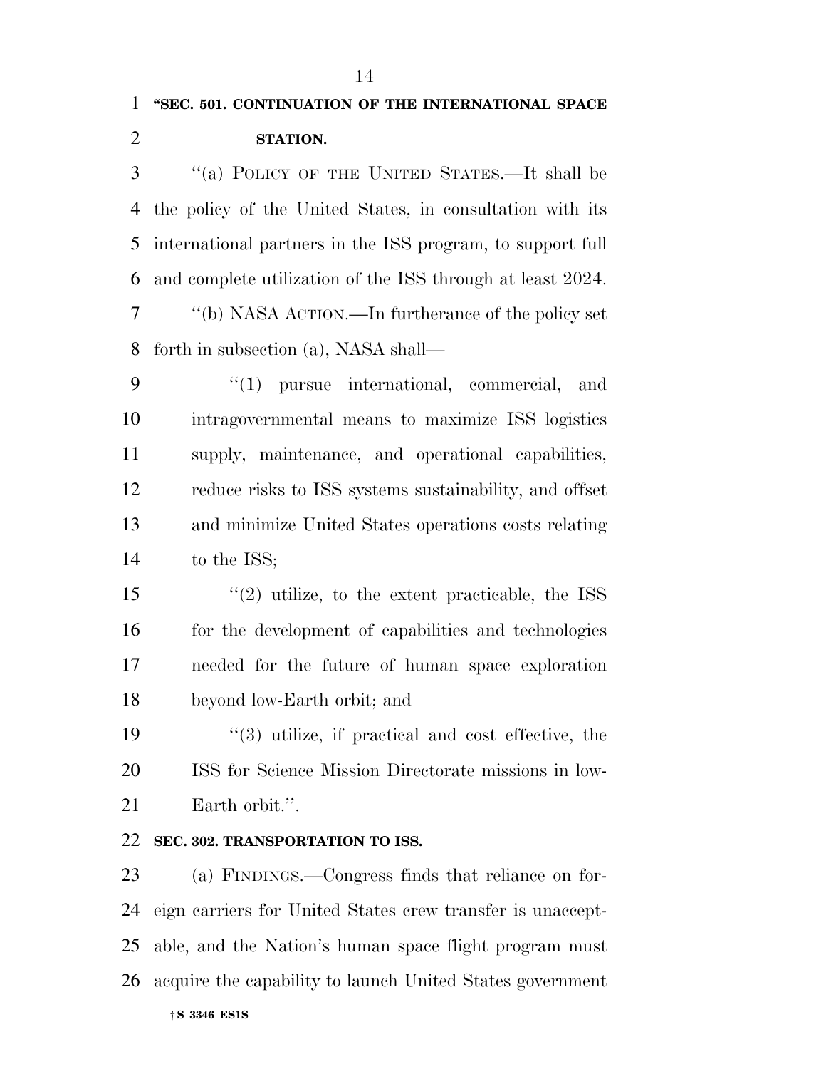**"SEC. 501. CONTINUATION OF THE INTERNATIONAL SPACE STATION.**

"(a) POLICY OF THE UNITED STATES.—It shall be the policy of the United States, in consultation with its international partners in the ISS program, to support full and complete utilization of the ISS through at least 2024.

"(b) NASA ACTION.—In furtherance of the policy set forth in subsection (a), NASA shall—

"(1) pursue international, commercial, and intragovernmental means to maximize ISS logistics supply, maintenance, and operational capabilities, reduce risks to ISS systems sustainability, and offset and minimize United States operations costs relating to the ISS;

"(2) utilize, to the extent practicable, the ISS for the development of capabilities and technologies needed for the future of human space exploration beyond low-Earth orbit; and

"(3) utilize, if practical and cost effective, the ISS for Science Mission Directorate missions in low-Earth orbit.".

**SEC. 302. TRANSPORTATION TO ISS.**

(a) FINDINGS.—Congress finds that reliance on foreign carriers for United States crew transfer is unacceptable, and the Nation's human space flight program must acquire the capability to launch United States government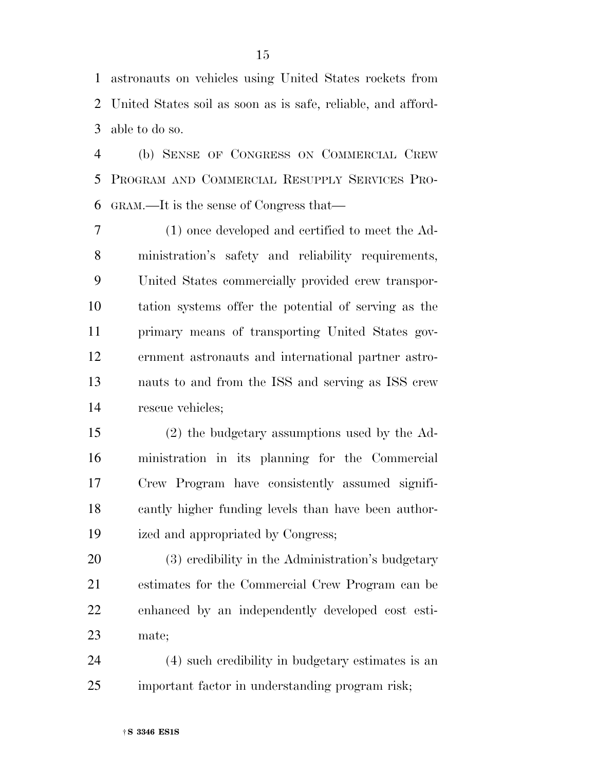astronauts on vehicles using United States rockets from United States soil as soon as is safe, reliable, and affordable to do so.

(b) SENSE OF CONGRESS ON COMMERCIAL CREW PROGRAM AND COMMERCIAL RESUPPLY SERVICES PROGRAM.—It is the sense of Congress that—

(1) once developed and certified to meet the Administration's safety and reliability requirements, United States commercially provided crew transportation systems offer the potential of serving as the primary means of transporting United States government astronauts and international partner astronauts to and from the ISS and serving as ISS crew rescue vehicles;

(2) the budgetary assumptions used by the Administration in its planning for the Commercial Crew Program have consistently assumed significantly higher funding levels than have been authorized and appropriated by Congress;

(3) credibility in the Administration's budgetary estimates for the Commercial Crew Program can be enhanced by an independently developed cost estimate;

(4) such credibility in budgetary estimates is an important factor in understanding program risk;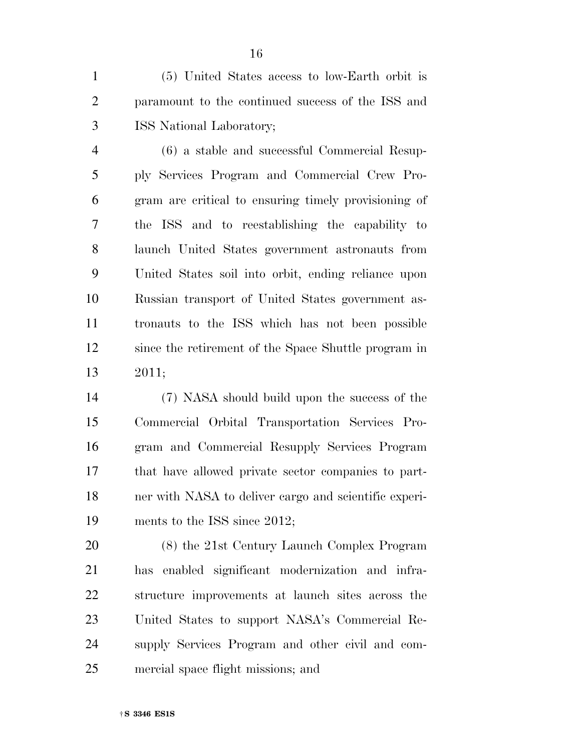(5) United States access to low-Earth orbit is paramount to the continued success of the ISS and ISS National Laboratory;

(6) a stable and successful Commercial Resupply Services Program and Commercial Crew Program are critical to ensuring timely provisioning of the ISS and to reestablishing the capability to launch United States government astronauts from United States soil into orbit, ending reliance upon Russian transport of United States government astronauts to the ISS which has not been possible since the retirement of the Space Shuttle program in 2011;

(7) NASA should build upon the success of the Commercial Orbital Transportation Services Program and Commercial Resupply Services Program that have allowed private sector companies to partner with NASA to deliver cargo and scientific experiments to the ISS since 2012;

(8) the 21st Century Launch Complex Program has enabled significant modernization and infrastructure improvements at launch sites across the United States to support NASA's Commercial Resupply Services Program and other civil and commercial space flight missions; and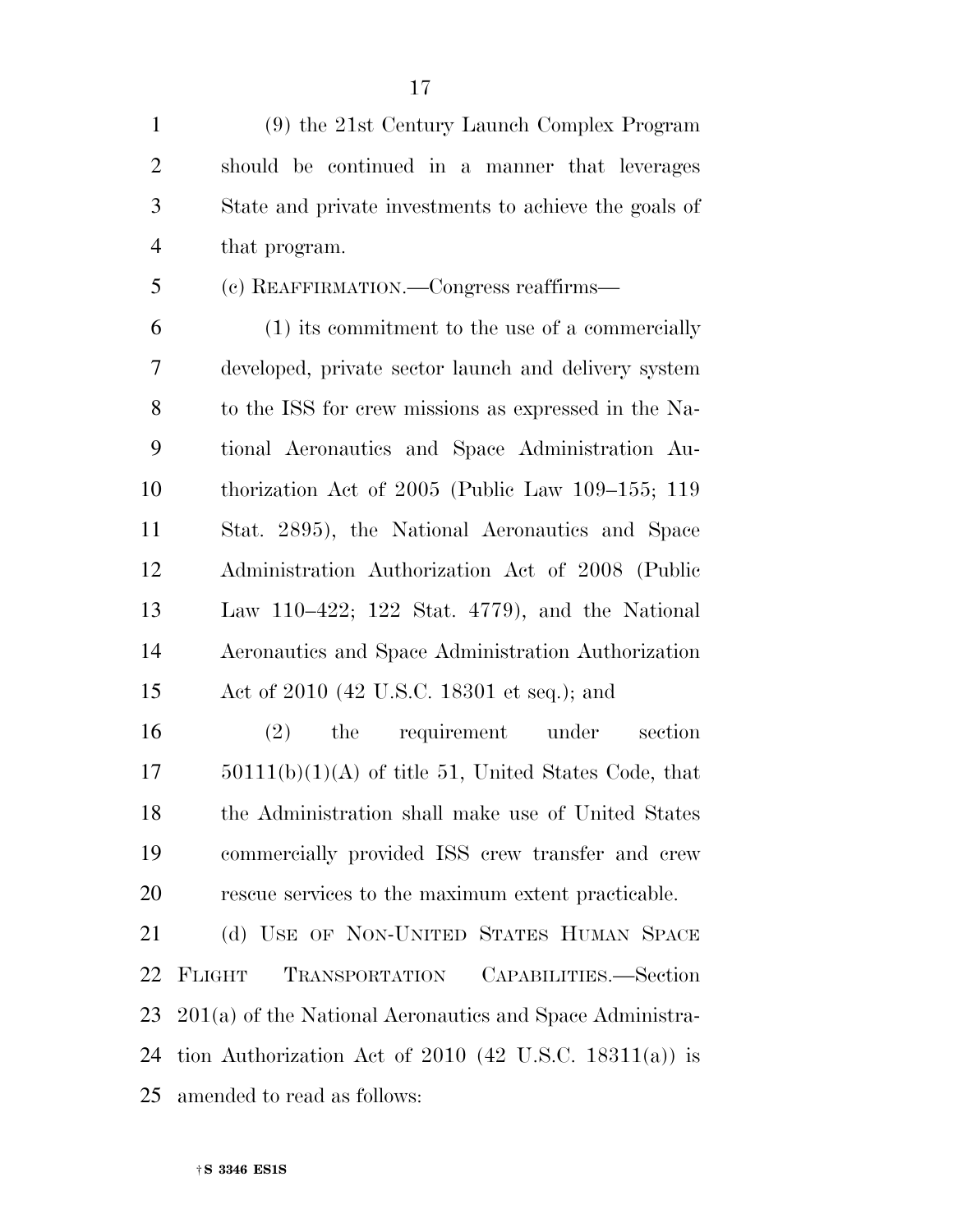(9) the 21st Century Launch Complex Program should be continued in a manner that leverages State and private investments to achieve the goals of that program.

(c) REAFFIRMATION.—Congress reaffirms—

(1) its commitment to the use of a commercially developed, private sector launch and delivery system to the ISS for crew missions as expressed in the National Aeronautics and Space Administration Authorization Act of 2005 (Public Law 109–155; 119 Stat. 2895), the National Aeronautics and Space Administration Authorization Act of 2008 (Public Law 110–422; 122 Stat. 4779), and the National Aeronautics and Space Administration Authorization Act of 2010 (42 U.S.C. 18301 et seq.); and

(2) the requirement under section 50111(b)(1)(A) of title 51, United States Code, that the Administration shall make use of United States commercially provided ISS crew transfer and crew rescue services to the maximum extent practicable.

(d) USE OF NON-UNITED STATES HUMAN SPACE FLIGHT TRANSPORTATION CAPABILITIES.—Section 201(a) of the National Aeronautics and Space Administration Authorization Act of 2010 (42 U.S.C. 18311(a)) is amended to read as follows: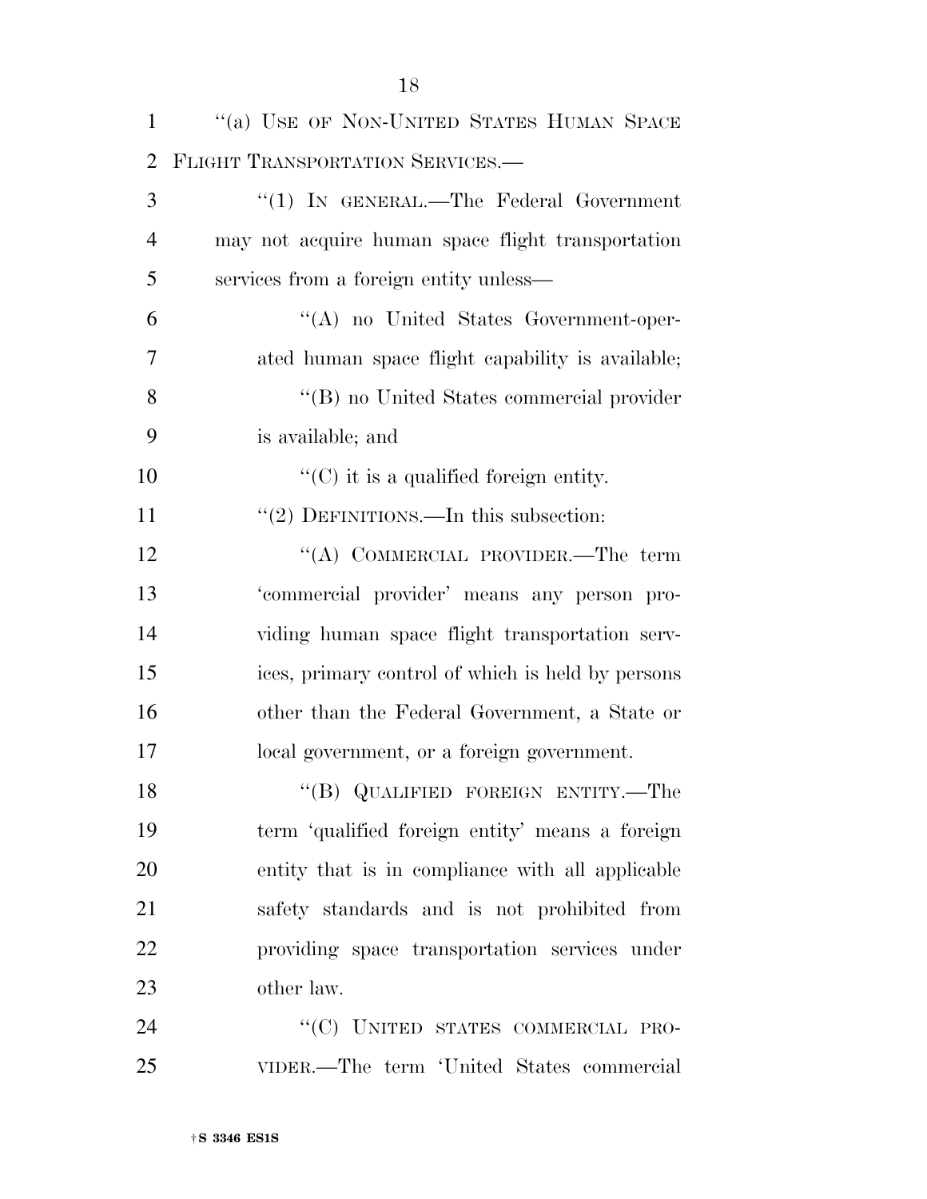''(a) USE OF NON-UNITED STATES HUMAN SPACE FLIGHT TRANSPORTATION SERVICES.—

''(1) IN GENERAL.—The Federal Government may not acquire human space flight transportation services from a foreign entity unless—

''(A) no United States Government-operated human space flight capability is available;

''(B) no United States commercial provider is available; and

''(C) it is a qualified foreign entity.

''(2) DEFINITIONS.—In this subsection:

''(A) COMMERCIAL PROVIDER.—The term 'commercial provider' means any person providing human space flight transportation services, primary control of which is held by persons other than the Federal Government, a State or local government, or a foreign government.

''(B) QUALIFIED FOREIGN ENTITY.—The term 'qualified foreign entity' means a foreign entity that is in compliance with all applicable safety standards and is not prohibited from providing space transportation services under other law.

''(C) UNITED STATES COMMERCIAL PROVIDER.—The term 'United States commercial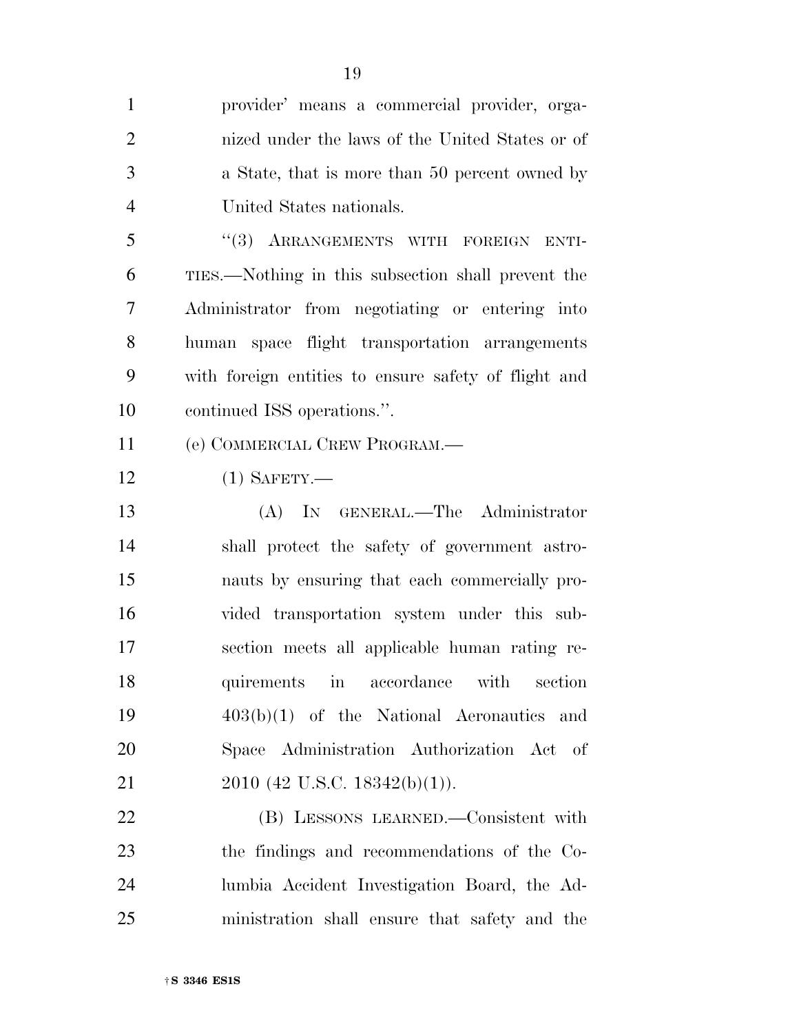provider' means a commercial provider, organized under the laws of the United States or of a State, that is more than 50 percent owned by United States nationals.

"(3) ARRANGEMENTS WITH FOREIGN ENTITIES.—Nothing in this subsection shall prevent the Administrator from negotiating or entering into human space flight transportation arrangements with foreign entities to ensure safety of flight and continued ISS operations.".

(e) COMMERCIAL CREW PROGRAM.—

(1) SAFETY.—

(A) IN GENERAL.—The Administrator shall protect the safety of government astronauts by ensuring that each commercially provided transportation system under this subsection meets all applicable human rating requirements in accordance with section 403(b)(1) of the National Aeronautics and Space Administration Authorization Act of 2010 (42 U.S.C. 18342(b)(1)).

(B) LESSONS LEARNED.—Consistent with the findings and recommendations of the Columbia Accident Investigation Board, the Administration shall ensure that safety and the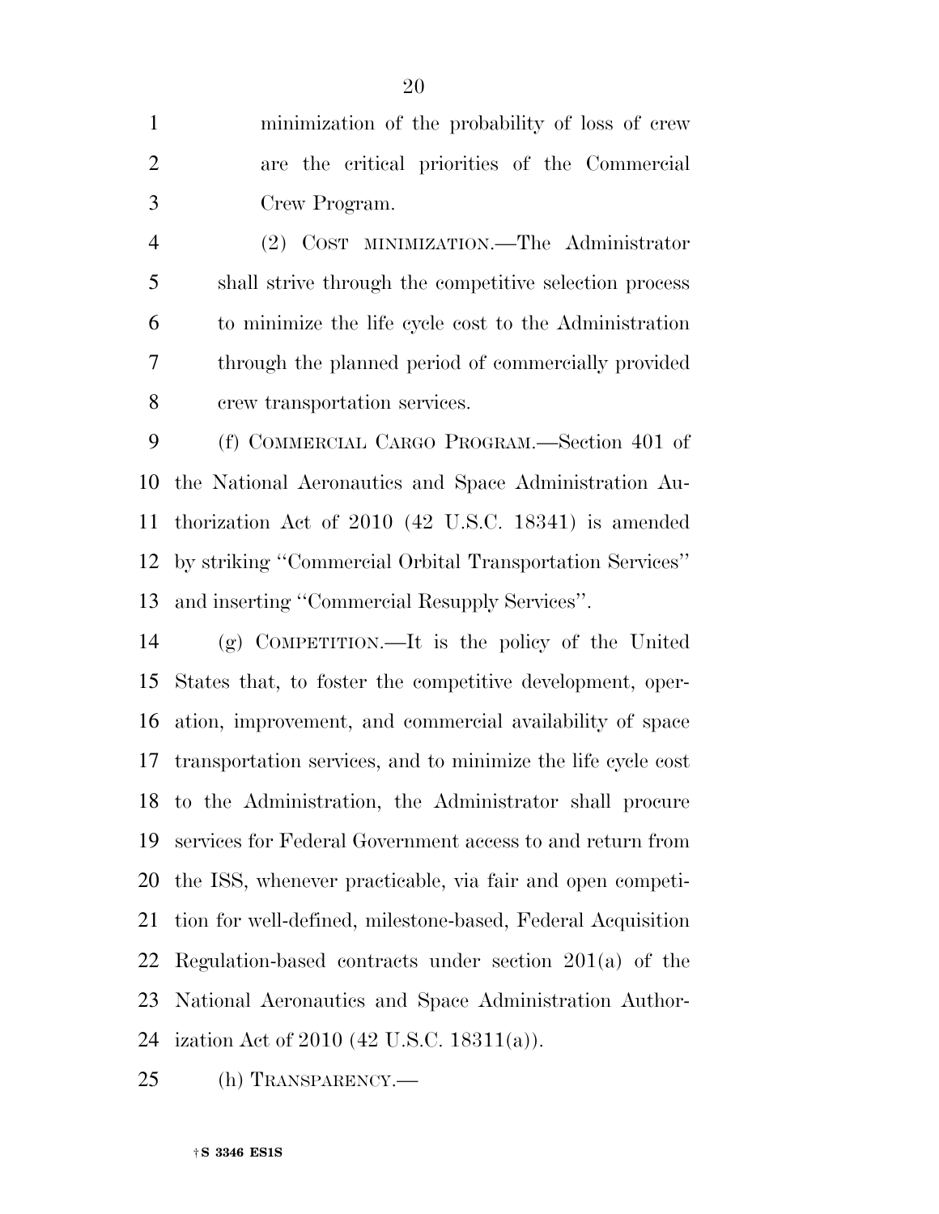minimization of the probability of loss of crew are the critical priorities of the Commercial Crew Program.

(2) COST MINIMIZATION.—The Administrator shall strive through the competitive selection process to minimize the life cycle cost to the Administration through the planned period of commercially provided crew transportation services.

(f) COMMERCIAL CARGO PROGRAM.—Section 401 of the National Aeronautics and Space Administration Authorization Act of 2010 (42 U.S.C. 18341) is amended by striking ''Commercial Orbital Transportation Services'' and inserting ''Commercial Resupply Services''.

(g) COMPETITION.—It is the policy of the United States that, to foster the competitive development, operation, improvement, and commercial availability of space transportation services, and to minimize the life cycle cost to the Administration, the Administrator shall procure services for Federal Government access to and return from the ISS, whenever practicable, via fair and open competition for well-defined, milestone-based, Federal Acquisition Regulation-based contracts under section 201(a) of the National Aeronautics and Space Administration Authorization Act of 2010 (42 U.S.C. 18311(a)).

(h) TRANSPARENCY.—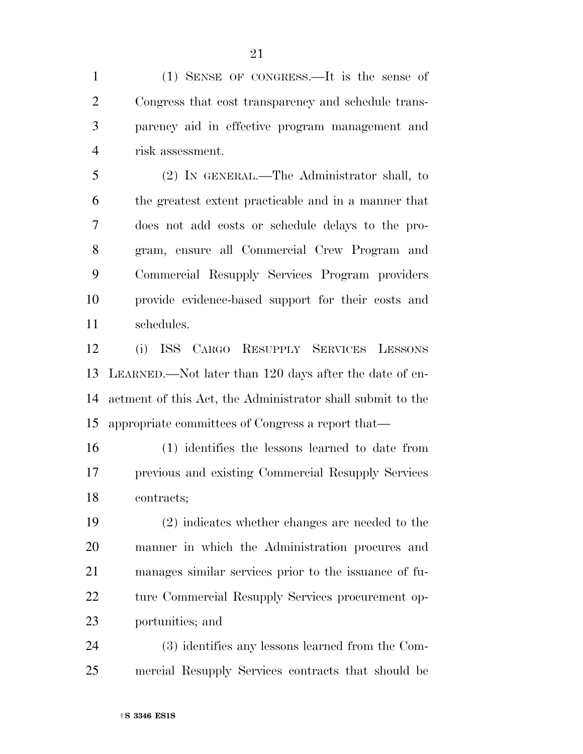(1) Sense of Congress.—It is the sense of Congress that cost transparency and schedule transparency aid in effective program management and risk assessment.

(2) In general.—The Administrator shall, to the greatest extent practicable and in a manner that does not add costs or schedule delays to the program, ensure all Commercial Crew Program and Commercial Resupply Services Program providers provide evidence-based support for their costs and schedules.

(i) ISS Cargo Resupply Services Lessons Learned.—Not later than 120 days after the date of enactment of this Act, the Administrator shall submit to the appropriate committees of Congress a report that—

(1) identifies the lessons learned to date from previous and existing Commercial Resupply Services contracts;

(2) indicates whether changes are needed to the manner in which the Administration procures and manages similar services prior to the issuance of future Commercial Resupply Services procurement opportunities; and

(3) identifies any lessons learned from the Commercial Resupply Services contracts that should be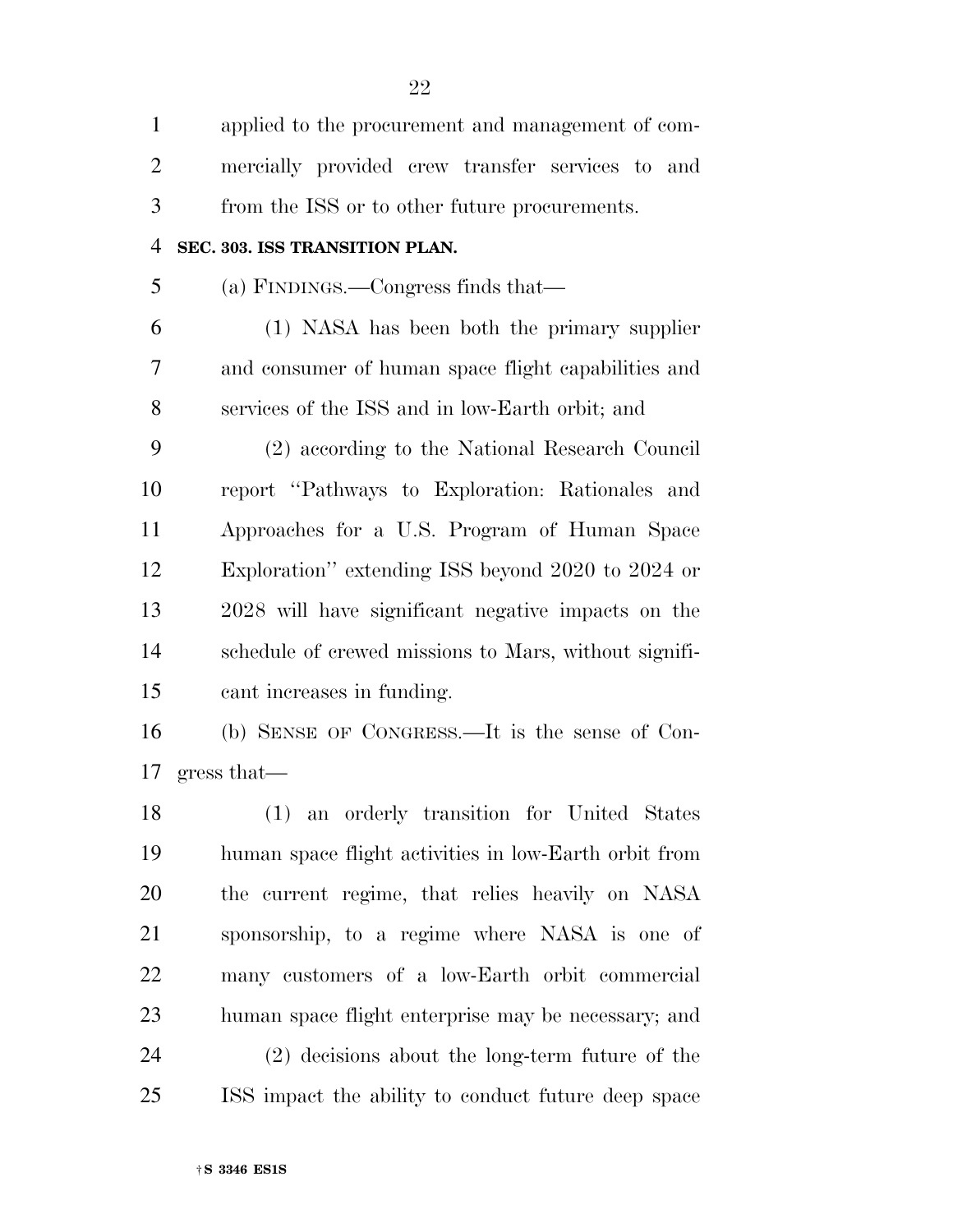applied to the procurement and management of commercially provided crew transfer services to and from the ISS or to other future procurements.

**SEC. 303. ISS TRANSITION PLAN.**

(a) FINDINGS.—Congress finds that—

(1) NASA has been both the primary supplier and consumer of human space flight capabilities and services of the ISS and in low-Earth orbit; and

(2) according to the National Research Council report "Pathways to Exploration: Rationales and Approaches for a U.S. Program of Human Space Exploration" extending ISS beyond 2020 to 2024 or 2028 will have significant negative impacts on the schedule of crewed missions to Mars, without significant increases in funding.

(b) SENSE OF CONGRESS.—It is the sense of Congress that—

(1) an orderly transition for United States human space flight activities in low-Earth orbit from the current regime, that relies heavily on NASA sponsorship, to a regime where NASA is one of many customers of a low-Earth orbit commercial human space flight enterprise may be necessary; and

(2) decisions about the long-term future of the ISS impact the ability to conduct future deep space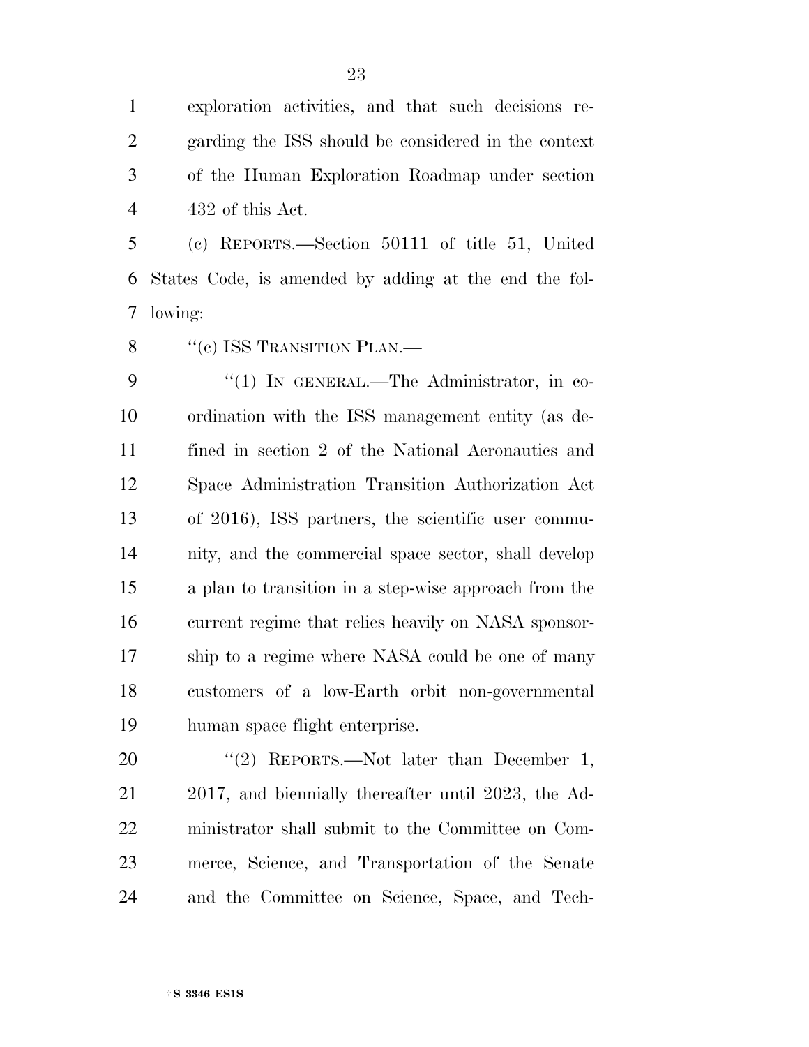exploration activities, and that such decisions regarding the ISS should be considered in the context of the Human Exploration Roadmap under section 432 of this Act.

(c) REPORTS.—Section 50111 of title 51, United States Code, is amended by adding at the end the following:

''(c) ISS TRANSITION PLAN.—

''(1) IN GENERAL.—The Administrator, in coordination with the ISS management entity (as defined in section 2 of the National Aeronautics and Space Administration Transition Authorization Act of 2016), ISS partners, the scientific user community, and the commercial space sector, shall develop a plan to transition in a step-wise approach from the current regime that relies heavily on NASA sponsorship to a regime where NASA could be one of many customers of a low-Earth orbit non-governmental human space flight enterprise.

''(2) REPORTS.—Not later than December 1, 2017, and biennially thereafter until 2023, the Administrator shall submit to the Committee on Commerce, Science, and Transportation of the Senate and the Committee on Science, Space, and Tech-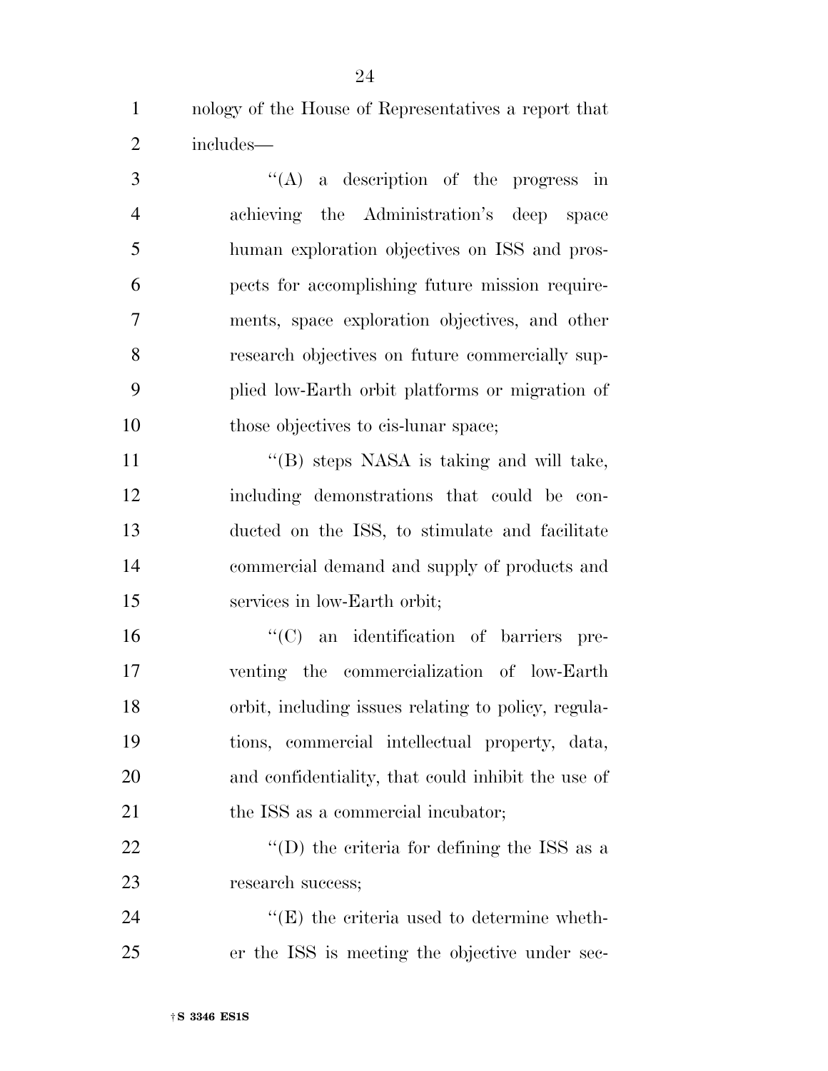nology of the House of Representatives a report that includes—

''(A) a description of the progress in achieving the Administration's deep space human exploration objectives on ISS and prospects for accomplishing future mission requirements, space exploration objectives, and other research objectives on future commercially supplied low-Earth orbit platforms or migration of those objectives to cis-lunar space;

''(B) steps NASA is taking and will take, including demonstrations that could be conducted on the ISS, to stimulate and facilitate commercial demand and supply of products and services in low-Earth orbit;

''(C) an identification of barriers preventing the commercialization of low-Earth orbit, including issues relating to policy, regulations, commercial intellectual property, data, and confidentiality, that could inhibit the use of the ISS as a commercial incubator;

''(D) the criteria for defining the ISS as a research success;

''(E) the criteria used to determine whether the ISS is meeting the objective under sec-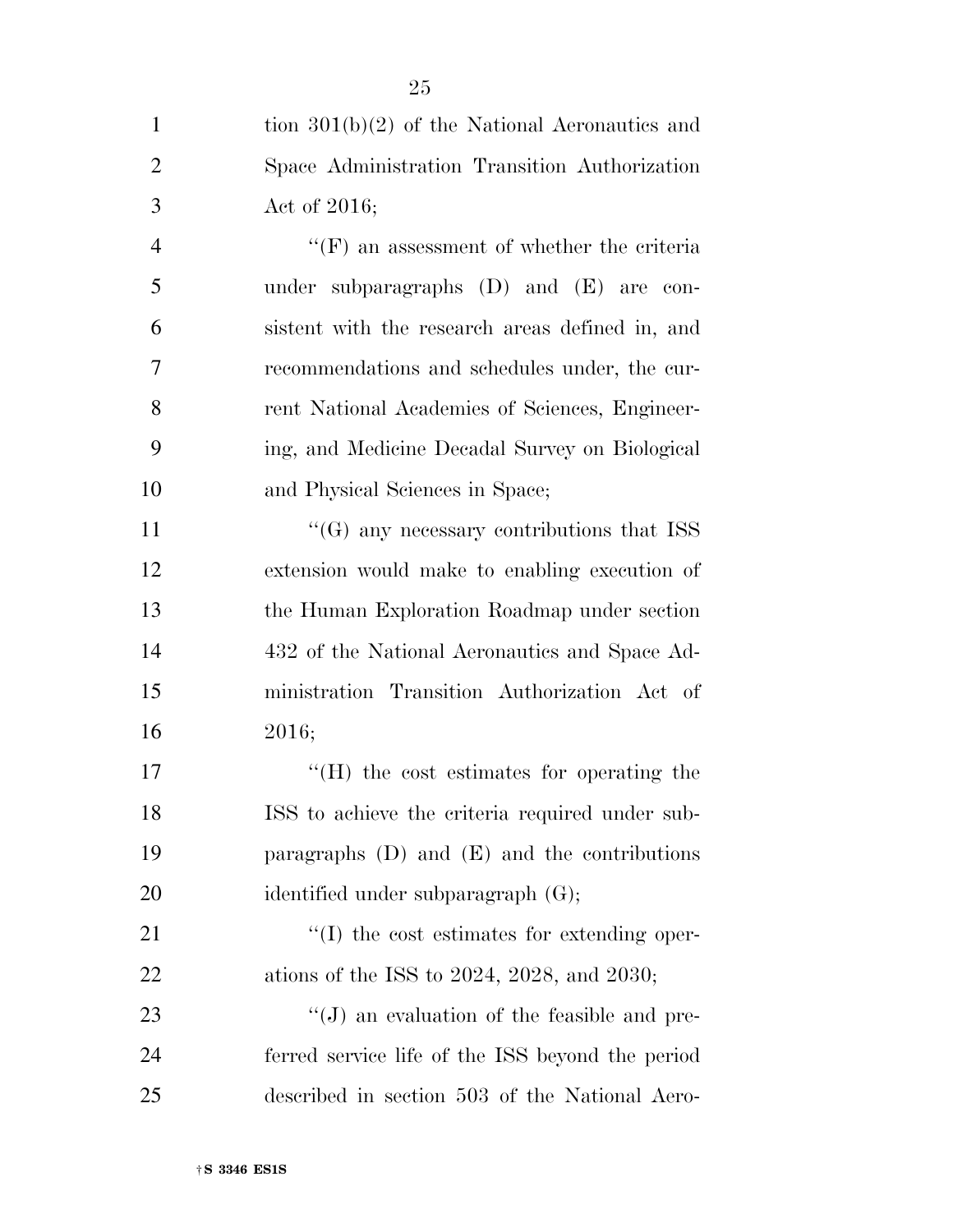tion 301(b)(2) of the National Aeronautics and Space Administration Transition Authorization Act of 2016;

''(F) an assessment of whether the criteria under subparagraphs (D) and (E) are consistent with the research areas defined in, and recommendations and schedules under, the current National Academies of Sciences, Engineering, and Medicine Decadal Survey on Biological and Physical Sciences in Space;

''(G) any necessary contributions that ISS extension would make to enabling execution of the Human Exploration Roadmap under section 432 of the National Aeronautics and Space Administration Transition Authorization Act of 2016;

''(H) the cost estimates for operating the ISS to achieve the criteria required under subparagraphs (D) and (E) and the contributions identified under subparagraph (G);

''(I) the cost estimates for extending operations of the ISS to 2024, 2028, and 2030;

''(J) an evaluation of the feasible and preferred service life of the ISS beyond the period described in section 503 of the National Aero-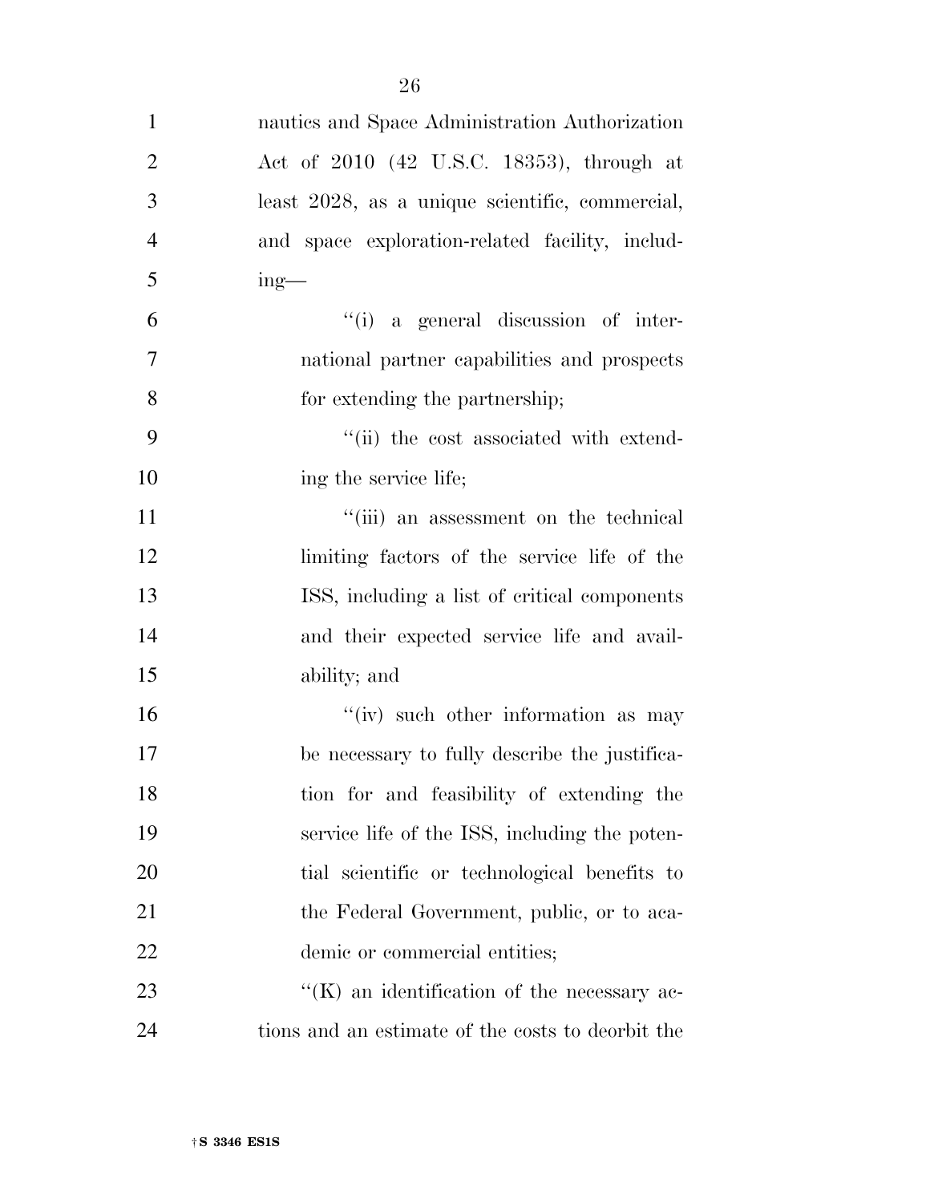nautics and Space Administration Authorization Act of 2010 (42 U.S.C. 18353), through at least 2028, as a unique scientific, commercial, and space exploration-related facility, including—

''(i) a general discussion of international partner capabilities and prospects for extending the partnership;

''(ii) the cost associated with extending the service life;

''(iii) an assessment on the technical limiting factors of the service life of the ISS, including a list of critical components and their expected service life and availability; and

''(iv) such other information as may be necessary to fully describe the justification for and feasibility of extending the service life of the ISS, including the potential scientific or technological benefits to the Federal Government, public, or to academic or commercial entities;

''(K) an identification of the necessary actions and an estimate of the costs to deorbit the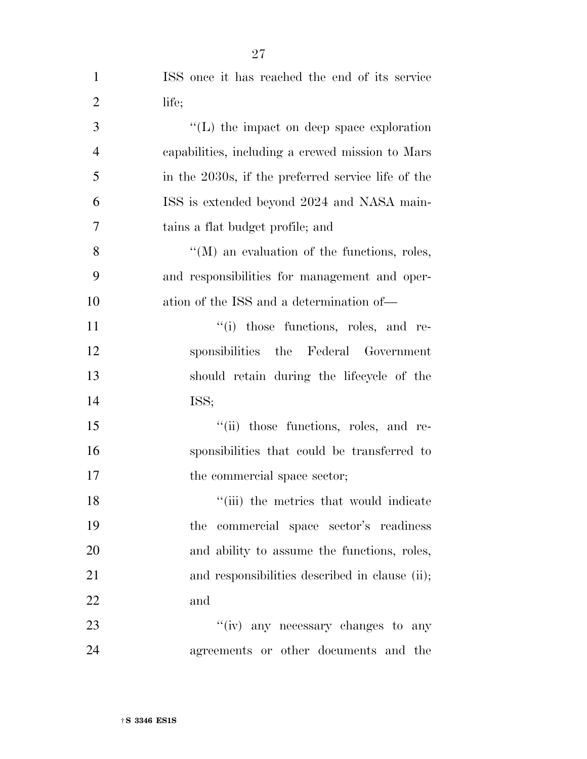ISS once it has reached the end of its service life;

''(L) the impact on deep space exploration capabilities, including a crewed mission to Mars in the 2030s, if the preferred service life of the ISS is extended beyond 2024 and NASA maintains a flat budget profile; and

''(M) an evaluation of the functions, roles, and responsibilities for management and operation of the ISS and a determination of—

''(i) those functions, roles, and responsibilities the Federal Government should retain during the lifecycle of the ISS;

''(ii) those functions, roles, and responsibilities that could be transferred to the commercial space sector;

''(iii) the metrics that would indicate the commercial space sector's readiness and ability to assume the functions, roles, and responsibilities described in clause (ii); and

''(iv) any necessary changes to any agreements or other documents and the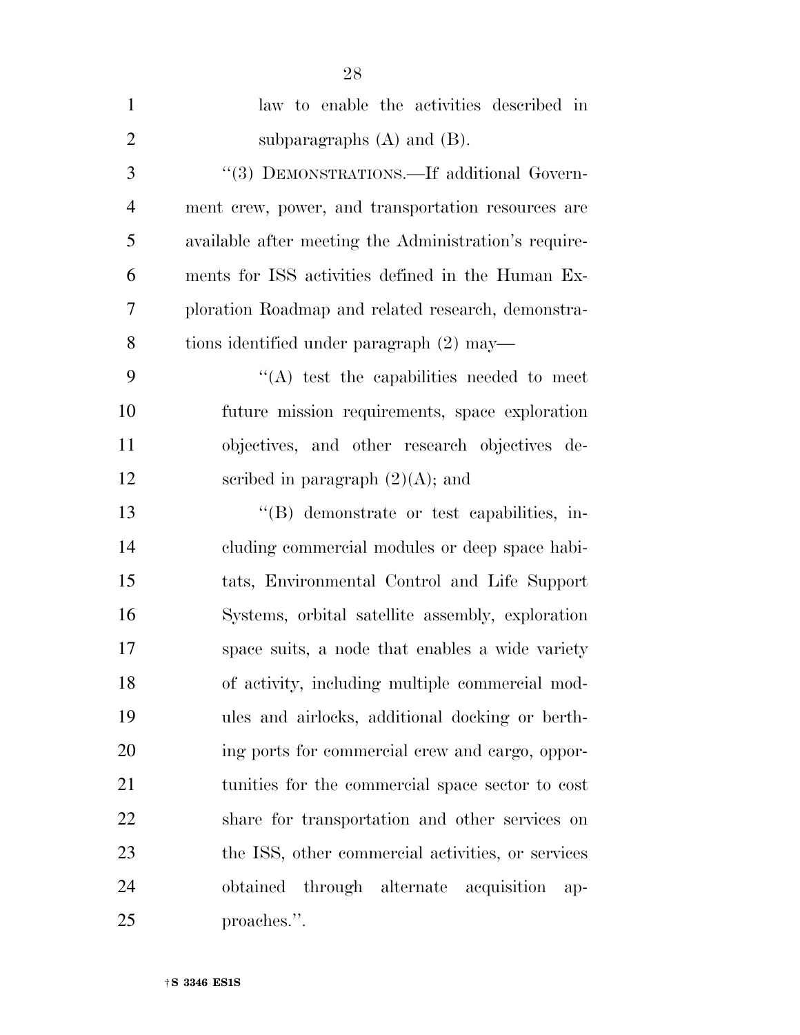law to enable the activities described in subparagraphs (A) and (B).

"(3) DEMONSTRATIONS.—If additional Government crew, power, and transportation resources are available after meeting the Administration's requirements for ISS activities defined in the Human Exploration Roadmap and related research, demonstrations identified under paragraph (2) may—

"(A) test the capabilities needed to meet future mission requirements, space exploration objectives, and other research objectives described in paragraph (2)(A); and

"(B) demonstrate or test capabilities, including commercial modules or deep space habitats, Environmental Control and Life Support Systems, orbital satellite assembly, exploration space suits, a node that enables a wide variety of activity, including multiple commercial modules and airlocks, additional docking or berthing ports for commercial crew and cargo, opportunities for the commercial space sector to cost share for transportation and other services on the ISS, other commercial activities, or services obtained through alternate acquisition approaches.".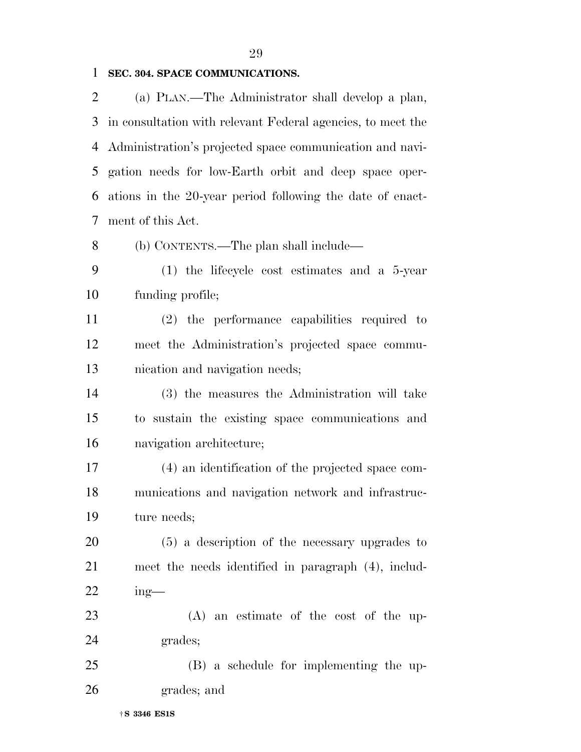**SEC. 304. SPACE COMMUNICATIONS.**

(a) PLAN.—The Administrator shall develop a plan, in consultation with relevant Federal agencies, to meet the Administration's projected space communication and navigation needs for low-Earth orbit and deep space operations in the 20-year period following the date of enactment of this Act.

(b) CONTENTS.—The plan shall include—

(1) the lifecycle cost estimates and a 5-year funding profile;

(2) the performance capabilities required to meet the Administration's projected space communication and navigation needs;

(3) the measures the Administration will take to sustain the existing space communications and navigation architecture;

(4) an identification of the projected space communications and navigation network and infrastructure needs;

(5) a description of the necessary upgrades to meet the needs identified in paragraph (4), including—

(A) an estimate of the cost of the upgrades;

(B) a schedule for implementing the upgrades; and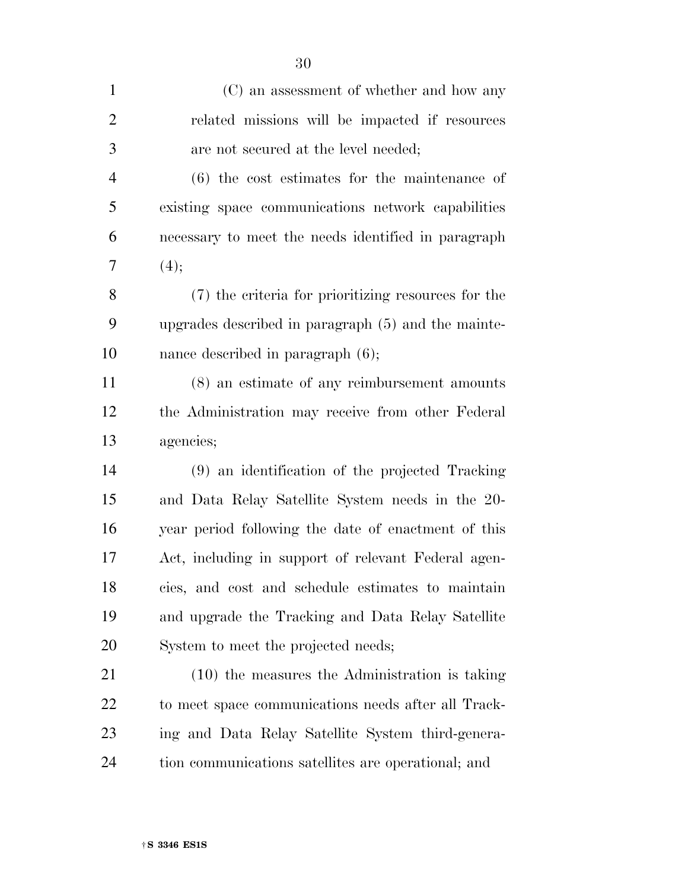(C) an assessment of whether and how any related missions will be impacted if resources are not secured at the level needed;

(6) the cost estimates for the maintenance of existing space communications network capabilities necessary to meet the needs identified in paragraph (4);

(7) the criteria for prioritizing resources for the upgrades described in paragraph (5) and the maintenance described in paragraph (6);

(8) an estimate of any reimbursement amounts the Administration may receive from other Federal agencies;

(9) an identification of the projected Tracking and Data Relay Satellite System needs in the 20-year period following the date of enactment of this Act, including in support of relevant Federal agencies, and cost and schedule estimates to maintain and upgrade the Tracking and Data Relay Satellite System to meet the projected needs;

(10) the measures the Administration is taking to meet space communications needs after all Tracking and Data Relay Satellite System third-generation communications satellites are operational; and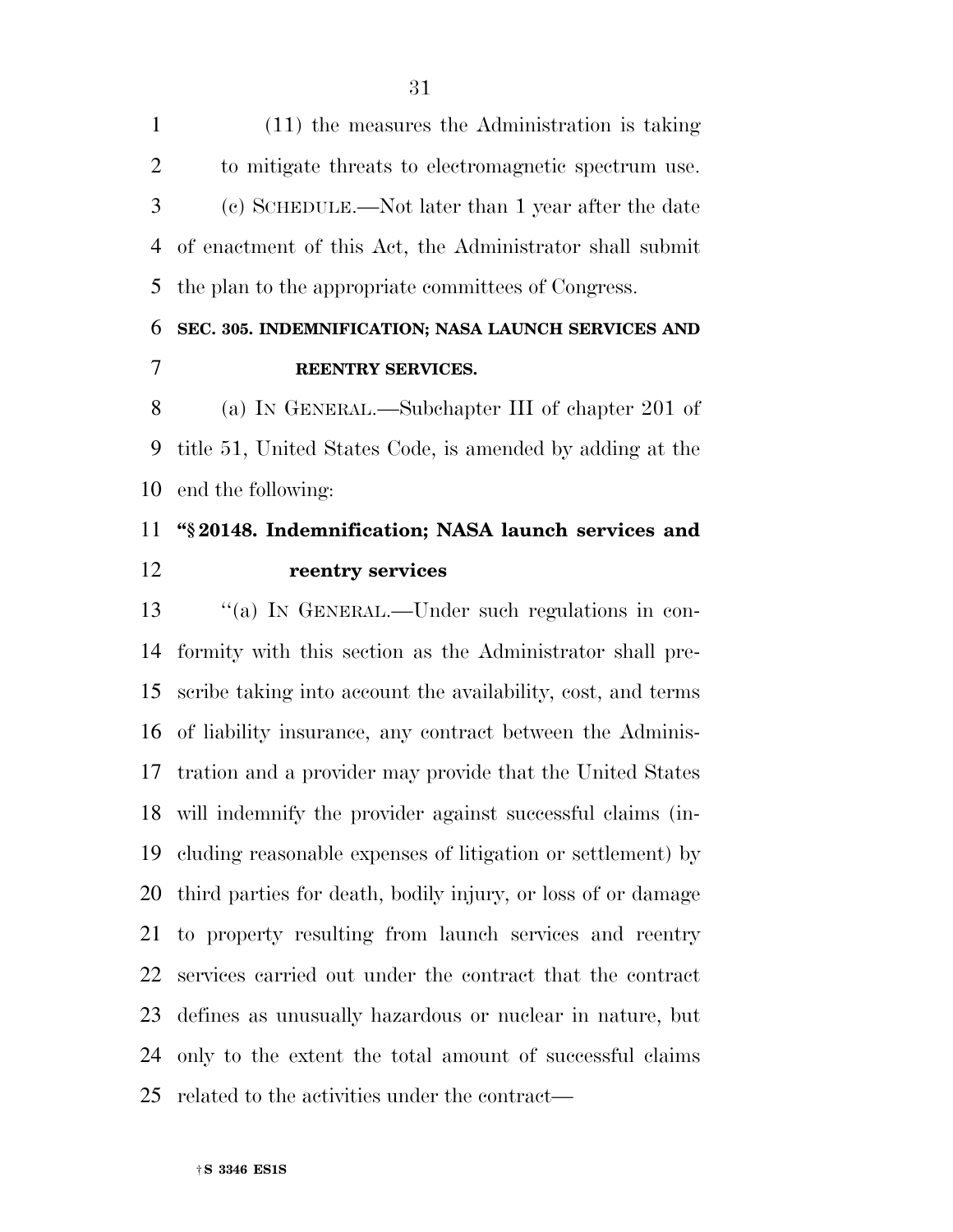(11) the measures the Administration is taking to mitigate threats to electromagnetic spectrum use.

(c) SCHEDULE.—Not later than 1 year after the date of enactment of this Act, the Administrator shall submit the plan to the appropriate committees of Congress.

**SEC. 305. INDEMNIFICATION; NASA LAUNCH SERVICES AND REENTRY SERVICES.**

(a) IN GENERAL.—Subchapter III of chapter 201 of title 51, United States Code, is amended by adding at the end the following:

**"§ 20148. Indemnification; NASA launch services and reentry services**

"(a) IN GENERAL.—Under such regulations in conformity with this section as the Administrator shall prescribe taking into account the availability, cost, and terms of liability insurance, any contract between the Administration and a provider may provide that the United States will indemnify the provider against successful claims (including reasonable expenses of litigation or settlement) by third parties for death, bodily injury, or loss of or damage to property resulting from launch services and reentry services carried out under the contract that the contract defines as unusually hazardous or nuclear in nature, but only to the extent the total amount of successful claims related to the activities under the contract—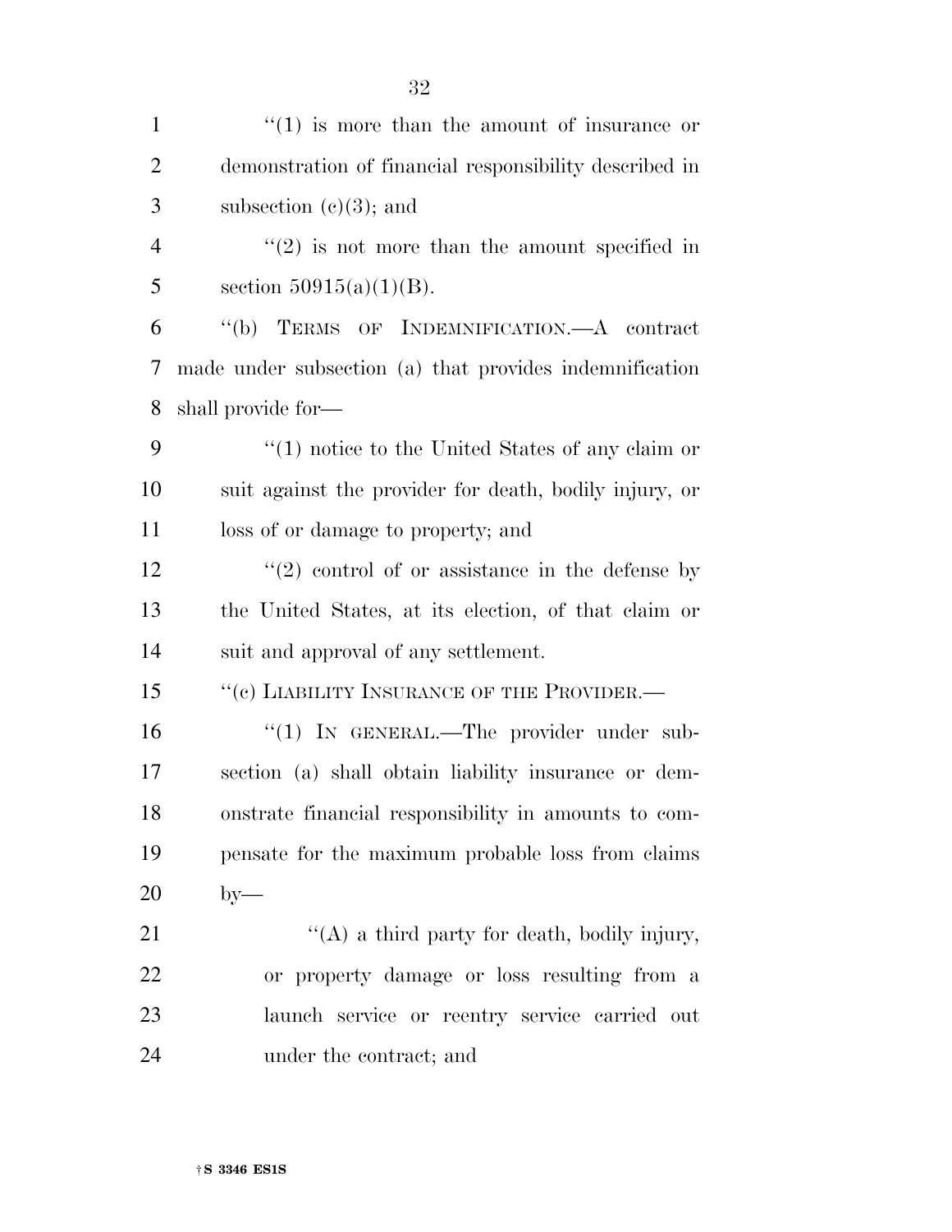"(1) is more than the amount of insurance or demonstration of financial responsibility described in subsection (c)(3); and

"(2) is not more than the amount specified in section 50915(a)(1)(B).

"(b) TERMS OF INDEMNIFICATION.—A contract made under subsection (a) that provides indemnification shall provide for—

"(1) notice to the United States of any claim or suit against the provider for death, bodily injury, or loss of or damage to property; and

"(2) control of or assistance in the defense by the United States, at its election, of that claim or suit and approval of any settlement.

"(c) LIABILITY INSURANCE OF THE PROVIDER.—

"(1) IN GENERAL.—The provider under subsection (a) shall obtain liability insurance or demonstrate financial responsibility in amounts to compensate for the maximum probable loss from claims by—

"(A) a third party for death, bodily injury, or property damage or loss resulting from a launch service or reentry service carried out under the contract; and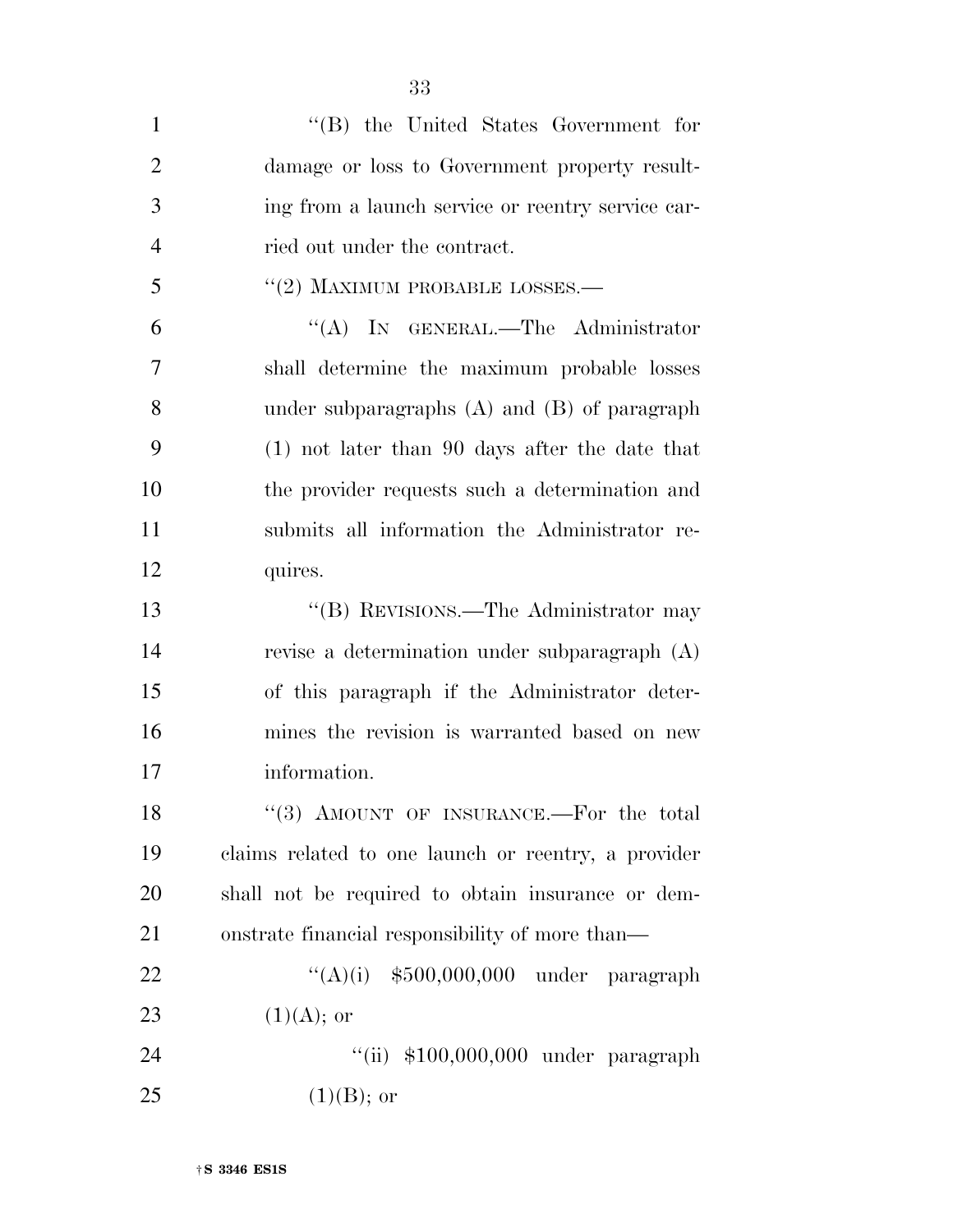''(B) the United States Government for damage or loss to Government property resulting from a launch service or reentry service carried out under the contract.

''(2) MAXIMUM PROBABLE LOSSES.—

''(A) IN GENERAL.—The Administrator shall determine the maximum probable losses under subparagraphs (A) and (B) of paragraph (1) not later than 90 days after the date that the provider requests such a determination and submits all information the Administrator requires.

''(B) REVISIONS.—The Administrator may revise a determination under subparagraph (A) of this paragraph if the Administrator determines the revision is warranted based on new information.

''(3) AMOUNT OF INSURANCE.—For the total claims related to one launch or reentry, a provider shall not be required to obtain insurance or demonstrate financial responsibility of more than—

''(A)(i) $500,000,000 under paragraph (1)(A); or

''(ii) $100,000,000 under paragraph (1)(B); or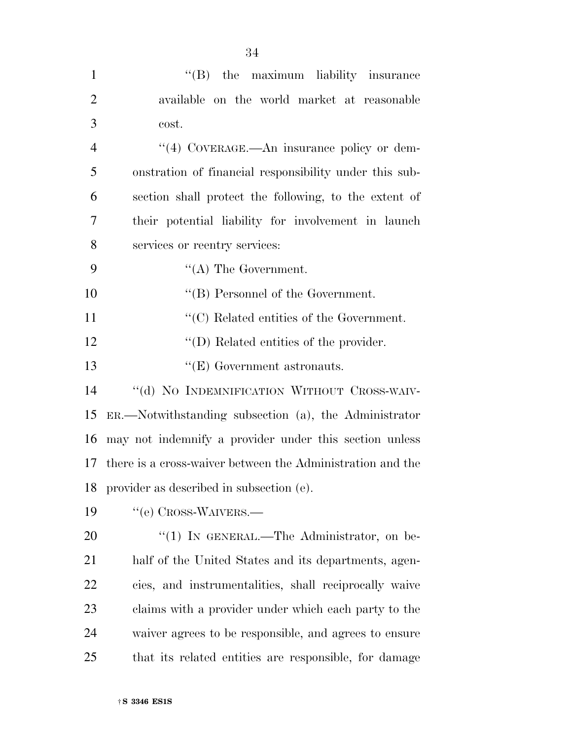''(B) the maximum liability insurance available on the world market at reasonable cost.

''(4) COVERAGE.—An insurance policy or demonstration of financial responsibility under this subsection shall protect the following, to the extent of their potential liability for involvement in launch services or reentry services:

''(A) The Government.

''(B) Personnel of the Government.

''(C) Related entities of the Government.

''(D) Related entities of the provider.

''(E) Government astronauts.

''(d) NO INDEMNIFICATION WITHOUT CROSS-WAIVER.—Notwithstanding subsection (a), the Administrator may not indemnify a provider under this section unless there is a cross-waiver between the Administration and the provider as described in subsection (e).

''(e) CROSS-WAIVERS.—

''(1) IN GENERAL.—The Administrator, on behalf of the United States and its departments, agencies, and instrumentalities, shall reciprocally waive claims with a provider under which each party to the waiver agrees to be responsible, and agrees to ensure that its related entities are responsible, for damage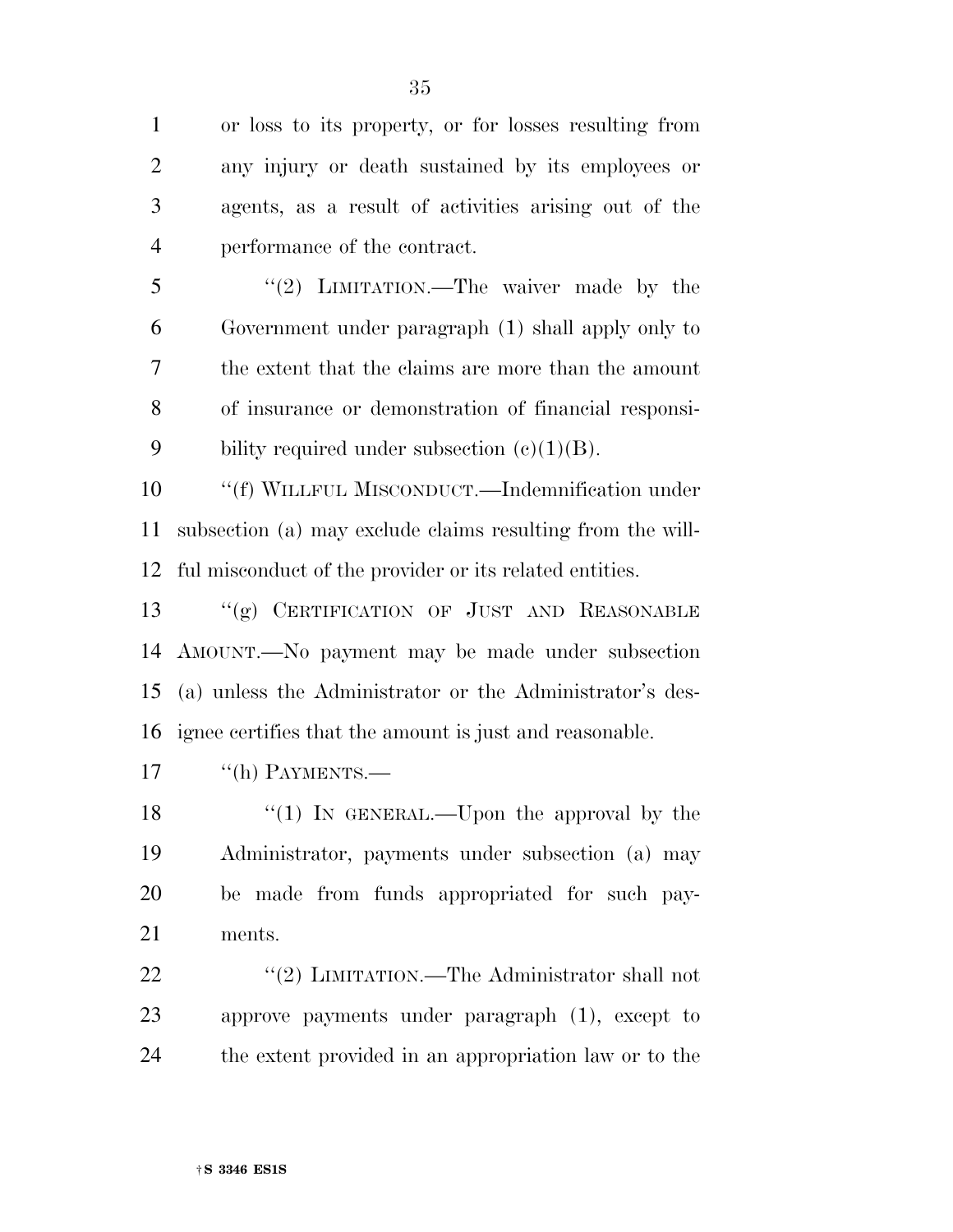or loss to its property, or for losses resulting from any injury or death sustained by its employees or agents, as a result of activities arising out of the performance of the contract.

''(2) LIMITATION.—The waiver made by the Government under paragraph (1) shall apply only to the extent that the claims are more than the amount of insurance or demonstration of financial responsibility required under subsection (c)(1)(B).

''(f) WILLFUL MISCONDUCT.—Indemnification under subsection (a) may exclude claims resulting from the willful misconduct of the provider or its related entities.

''(g) CERTIFICATION OF JUST AND REASONABLE AMOUNT.—No payment may be made under subsection (a) unless the Administrator or the Administrator's designee certifies that the amount is just and reasonable.

''(h) PAYMENTS.—

''(1) IN GENERAL.—Upon the approval by the Administrator, payments under subsection (a) may be made from funds appropriated for such payments.

''(2) LIMITATION.—The Administrator shall not approve payments under paragraph (1), except to the extent provided in an appropriation law or to the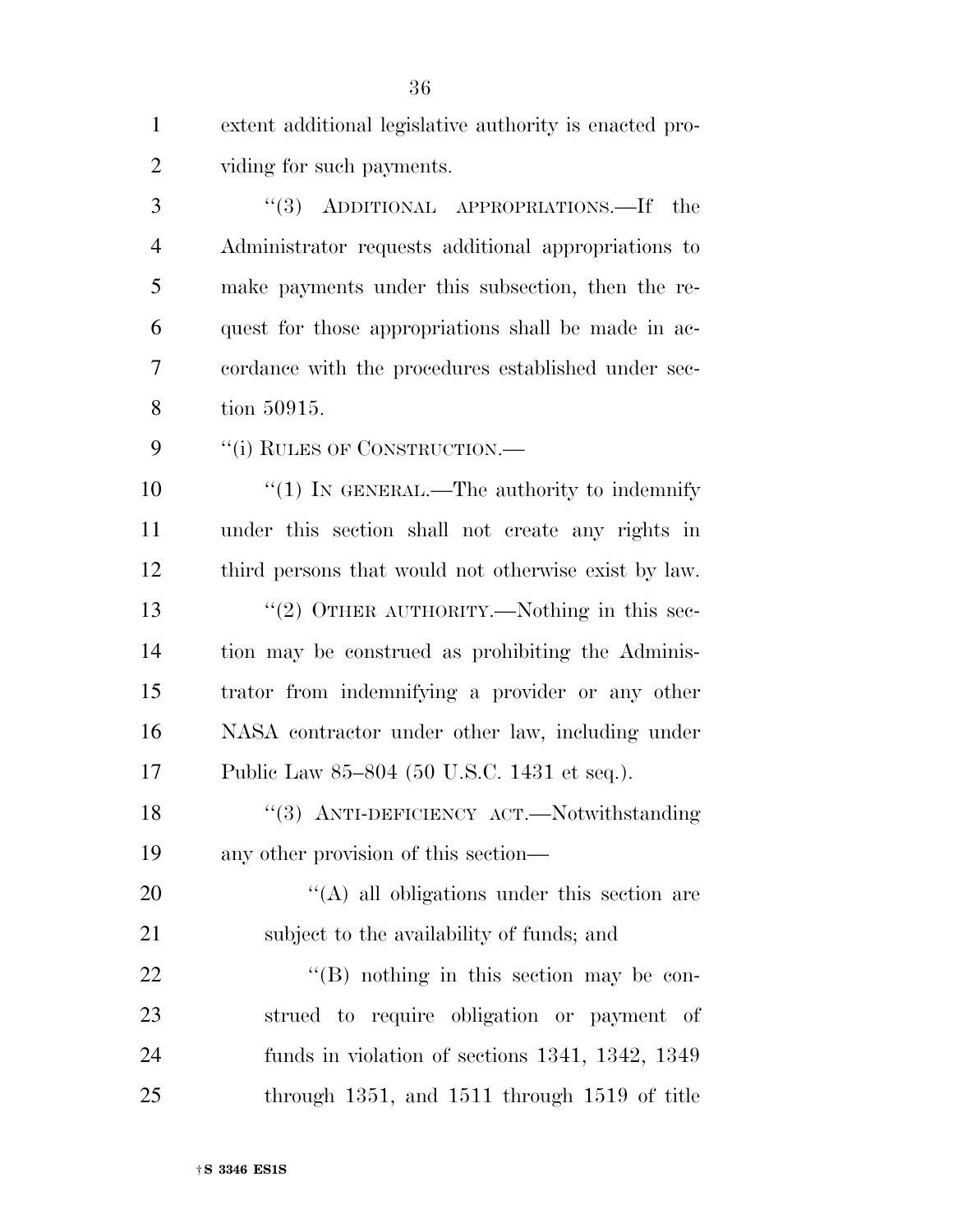extent additional legislative authority is enacted providing for such payments.

''(3) ADDITIONAL APPROPRIATIONS.—If the Administrator requests additional appropriations to make payments under this subsection, then the request for those appropriations shall be made in accordance with the procedures established under section 50915.

''(i) RULES OF CONSTRUCTION.—

''(1) IN GENERAL.—The authority to indemnify under this section shall not create any rights in third persons that would not otherwise exist by law.

''(2) OTHER AUTHORITY.—Nothing in this section may be construed as prohibiting the Administrator from indemnifying a provider or any other NASA contractor under other law, including under Public Law 85–804 (50 U.S.C. 1431 et seq.).

''(3) ANTI-DEFICIENCY ACT.—Notwithstanding any other provision of this section—

''(A) all obligations under this section are subject to the availability of funds; and

''(B) nothing in this section may be construed to require obligation or payment of funds in violation of sections 1341, 1342, 1349 through 1351, and 1511 through 1519 of title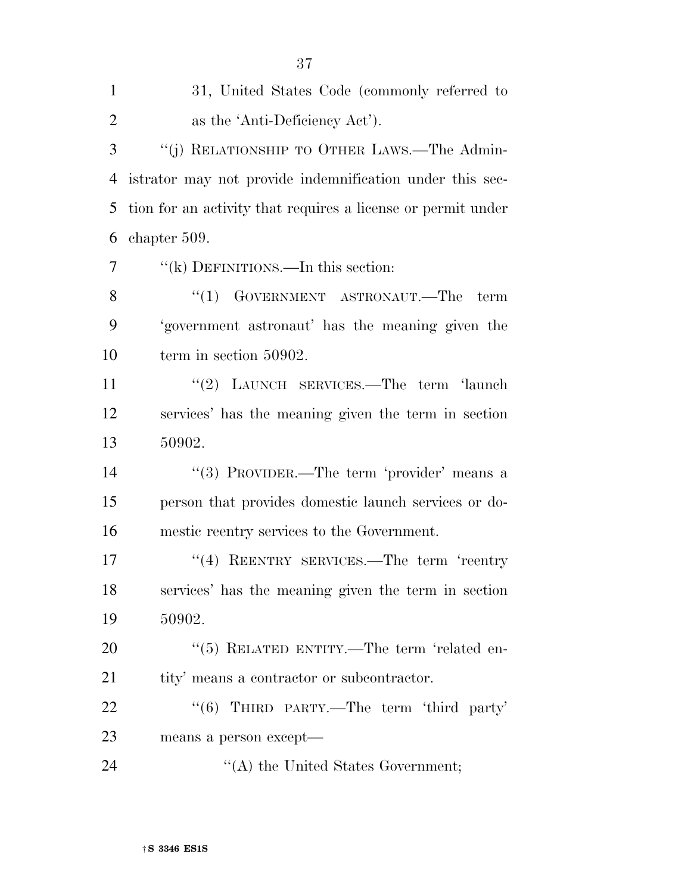31, United States Code (commonly referred to as the 'Anti-Deficiency Act').

''(j) RELATIONSHIP TO OTHER LAWS.—The Administrator may not provide indemnification under this section for an activity that requires a license or permit under chapter 509.

''(k) DEFINITIONS.—In this section:

''(1) GOVERNMENT ASTRONAUT.—The term 'government astronaut' has the meaning given the term in section 50902.

''(2) LAUNCH SERVICES.—The term 'launch services' has the meaning given the term in section 50902.

''(3) PROVIDER.—The term 'provider' means a person that provides domestic launch services or domestic reentry services to the Government.

''(4) REENTRY SERVICES.—The term 'reentry services' has the meaning given the term in section 50902.

''(5) RELATED ENTITY.—The term 'related entity' means a contractor or subcontractor.

''(6) THIRD PARTY.—The term 'third party' means a person except—

''(A) the United States Government;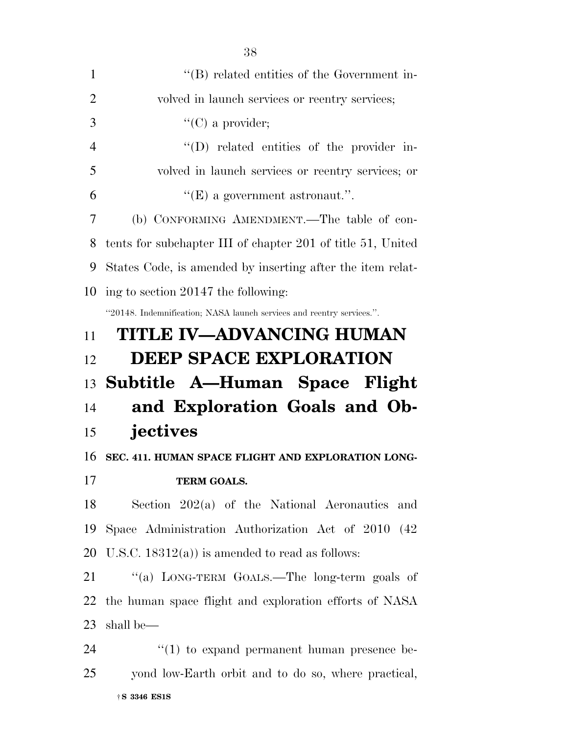"(B) related entities of the Government involved in launch services or reentry services;

"(C) a provider;

"(D) related entities of the provider involved in launch services or reentry services; or

"(E) a government astronaut.".

(b) CONFORMING AMENDMENT.—The table of contents for subchapter III of chapter 201 of title 51, United States Code, is amended by inserting after the item relating to section 20147 the following:

"20148. Indemnification; NASA launch services and reentry services.".

# TITLE IV—ADVANCING HUMAN DEEP SPACE EXPLORATION

## Subtitle A—Human Space Flight and Exploration Goals and Objectives

### SEC. 411. HUMAN SPACE FLIGHT AND EXPLORATION LONG-TERM GOALS.

Section 202(a) of the National Aeronautics and Space Administration Authorization Act of 2010 (42 U.S.C. 18312(a)) is amended to read as follows:

"(a) LONG-TERM GOALS.—The long-term goals of the human space flight and exploration efforts of NASA shall be—

"(1) to expand permanent human presence beyond low-Earth orbit and to do so, where practical,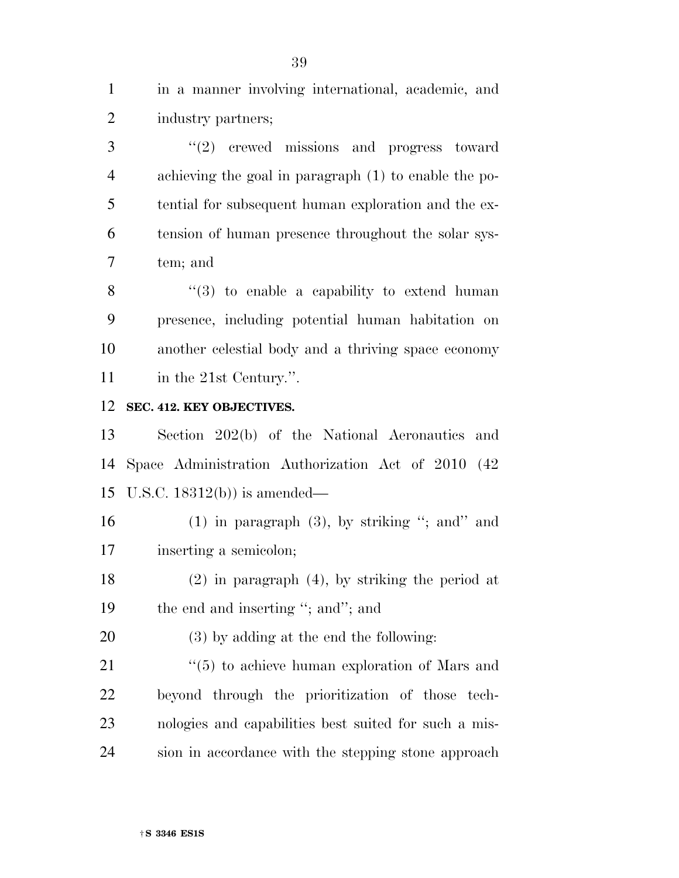in a manner involving international, academic, and industry partners;

''(2) crewed missions and progress toward achieving the goal in paragraph (1) to enable the potential for subsequent human exploration and the extension of human presence throughout the solar system; and

''(3) to enable a capability to extend human presence, including potential human habitation on another celestial body and a thriving space economy in the 21st Century.''.

**SEC. 412. KEY OBJECTIVES.**

Section 202(b) of the National Aeronautics and Space Administration Authorization Act of 2010 (42 U.S.C. 18312(b)) is amended—

(1) in paragraph (3), by striking ''; and'' and inserting a semicolon;

(2) in paragraph (4), by striking the period at the end and inserting ''; and''; and

(3) by adding at the end the following:

''(5) to achieve human exploration of Mars and beyond through the prioritization of those technologies and capabilities best suited for such a mission in accordance with the stepping stone approach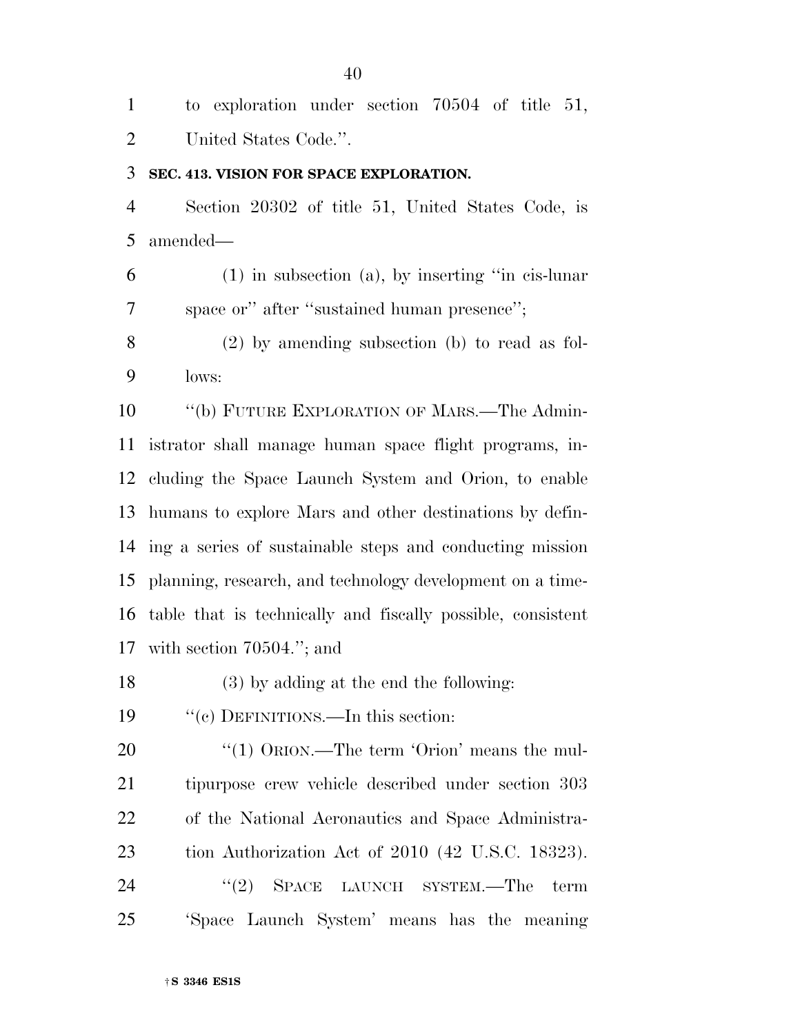to exploration under section 70504 of title 51, United States Code.''.

**SEC. 413. VISION FOR SPACE EXPLORATION.**

Section 20302 of title 51, United States Code, is amended—

(1) in subsection (a), by inserting ''in cis-lunar space or'' after ''sustained human presence'';

(2) by amending subsection (b) to read as follows:

''(b) FUTURE EXPLORATION OF MARS.—The Administrator shall manage human space flight programs, including the Space Launch System and Orion, to enable humans to explore Mars and other destinations by defining a series of sustainable steps and conducting mission planning, research, and technology development on a timetable that is technically and fiscally possible, consistent with section 70504.''; and

(3) by adding at the end the following:

''(c) DEFINITIONS.—In this section:

''(1) ORION.—The term 'Orion' means the multipurpose crew vehicle described under section 303 of the National Aeronautics and Space Administration Authorization Act of 2010 (42 U.S.C. 18323).

''(2) SPACE LAUNCH SYSTEM.—The term 'Space Launch System' means has the meaning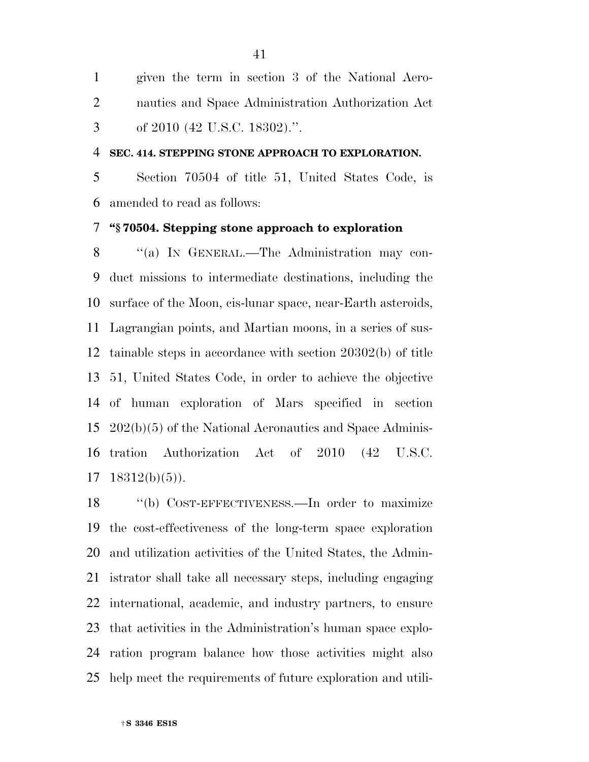given the term in section 3 of the National Aeronautics and Space Administration Authorization Act of 2010 (42 U.S.C. 18302).''.

**SEC. 414. STEPPING STONE APPROACH TO EXPLORATION.**

Section 70504 of title 51, United States Code, is amended to read as follows:

**''§ 70504. Stepping stone approach to exploration**

''(a) IN GENERAL.—The Administration may conduct missions to intermediate destinations, including the surface of the Moon, cis-lunar space, near-Earth asteroids, Lagrangian points, and Martian moons, in a series of sustainable steps in accordance with section 20302(b) of title 51, United States Code, in order to achieve the objective of human exploration of Mars specified in section 202(b)(5) of the National Aeronautics and Space Administration Authorization Act of 2010 (42 U.S.C. 18312(b)(5)).

''(b) COST-EFFECTIVENESS.—In order to maximize the cost-effectiveness of the long-term space exploration and utilization activities of the United States, the Administrator shall take all necessary steps, including engaging international, academic, and industry partners, to ensure that activities in the Administration's human space exploration program balance how those activities might also help meet the requirements of future exploration and utili-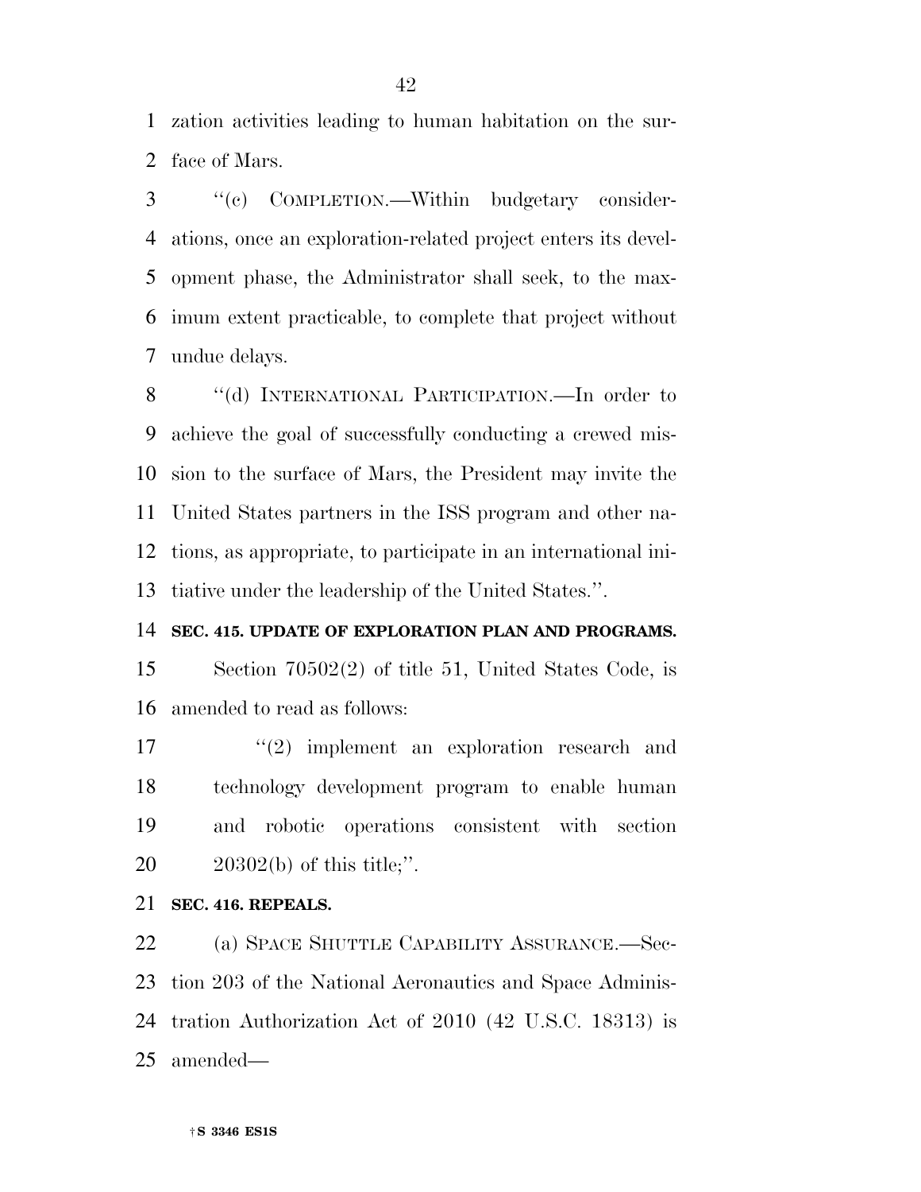zation activities leading to human habitation on the surface of Mars.

''(c) COMPLETION.—Within budgetary considerations, once an exploration-related project enters its development phase, the Administrator shall seek, to the maximum extent practicable, to complete that project without undue delays.

''(d) INTERNATIONAL PARTICIPATION.—In order to achieve the goal of successfully conducting a crewed mission to the surface of Mars, the President may invite the United States partners in the ISS program and other nations, as appropriate, to participate in an international initiative under the leadership of the United States.''.

**SEC. 415. UPDATE OF EXPLORATION PLAN AND PROGRAMS.**

Section 70502(2) of title 51, United States Code, is amended to read as follows:

> ''(2) implement an exploration research and technology development program to enable human and robotic operations consistent with section 20302(b) of this title;''.

**SEC. 416. REPEALS.**

(a) SPACE SHUTTLE CAPABILITY ASSURANCE.—Section 203 of the National Aeronautics and Space Administration Authorization Act of 2010 (42 U.S.C. 18313) is amended—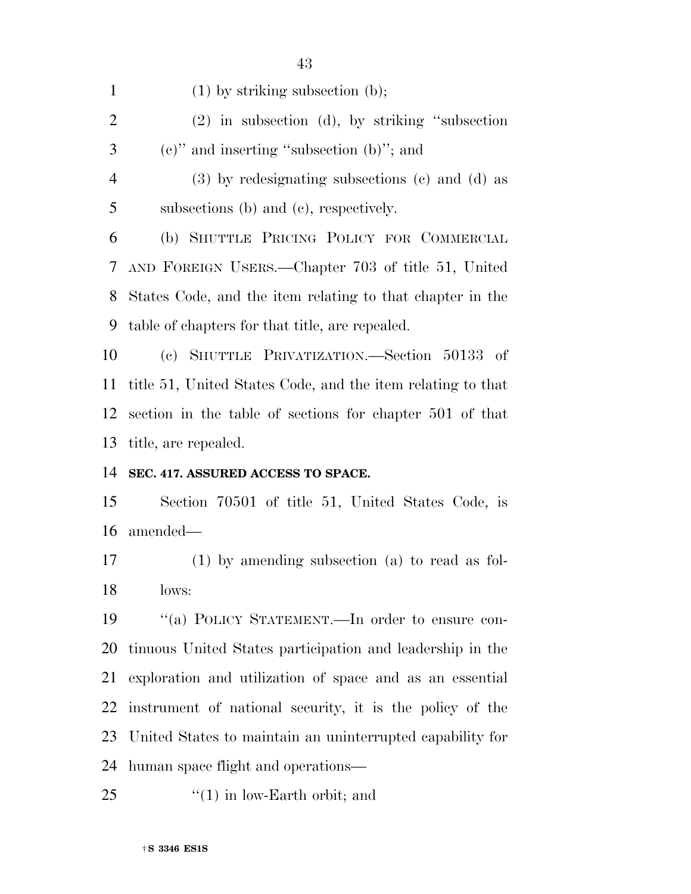(1) by striking subsection (b);

(2) in subsection (d), by striking "subsection (c)" and inserting "subsection (b)"; and

(3) by redesignating subsections (c) and (d) as subsections (b) and (c), respectively.

(b) SHUTTLE PRICING POLICY FOR COMMERCIAL AND FOREIGN USERS.—Chapter 703 of title 51, United States Code, and the item relating to that chapter in the table of chapters for that title, are repealed.

(c) SHUTTLE PRIVATIZATION.—Section 50133 of title 51, United States Code, and the item relating to that section in the table of sections for chapter 501 of that title, are repealed.

**SEC. 417. ASSURED ACCESS TO SPACE.**

Section 70501 of title 51, United States Code, is amended—

(1) by amending subsection (a) to read as follows:

"(a) POLICY STATEMENT.—In order to ensure continuous United States participation and leadership in the exploration and utilization of space and as an essential instrument of national security, it is the policy of the United States to maintain an uninterrupted capability for human space flight and operations—

"(1) in low-Earth orbit; and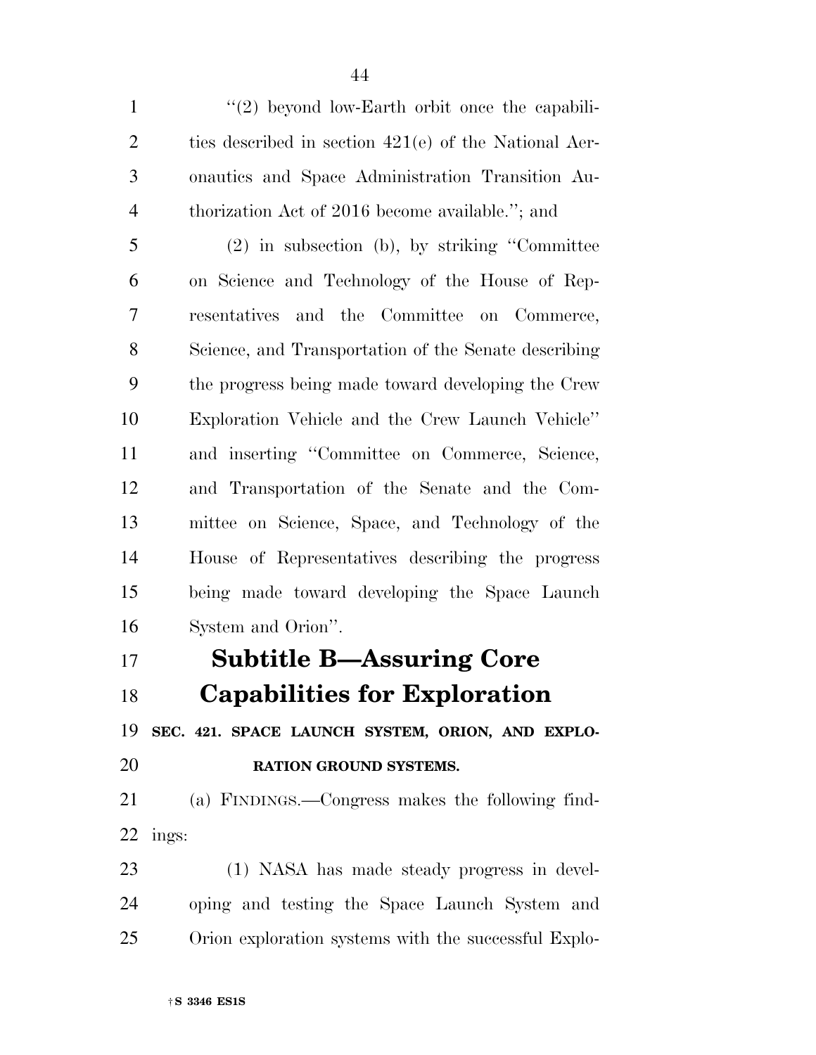"(2) beyond low-Earth orbit once the capabilities described in section 421(e) of the National Aeronautics and Space Administration Transition Authorization Act of 2016 become available."; and

(2) in subsection (b), by striking "Committee on Science and Technology of the House of Representatives and the Committee on Commerce, Science, and Transportation of the Senate describing the progress being made toward developing the Crew Exploration Vehicle and the Crew Launch Vehicle" and inserting "Committee on Commerce, Science, and Transportation of the Senate and the Committee on Science, Space, and Technology of the House of Representatives describing the progress being made toward developing the Space Launch System and Orion".

## Subtitle B—Assuring Core Capabilities for Exploration

### SEC. 421. SPACE LAUNCH SYSTEM, ORION, AND EXPLORATION GROUND SYSTEMS.

(a) FINDINGS.—Congress makes the following findings:

(1) NASA has made steady progress in developing and testing the Space Launch System and Orion exploration systems with the successful Explo-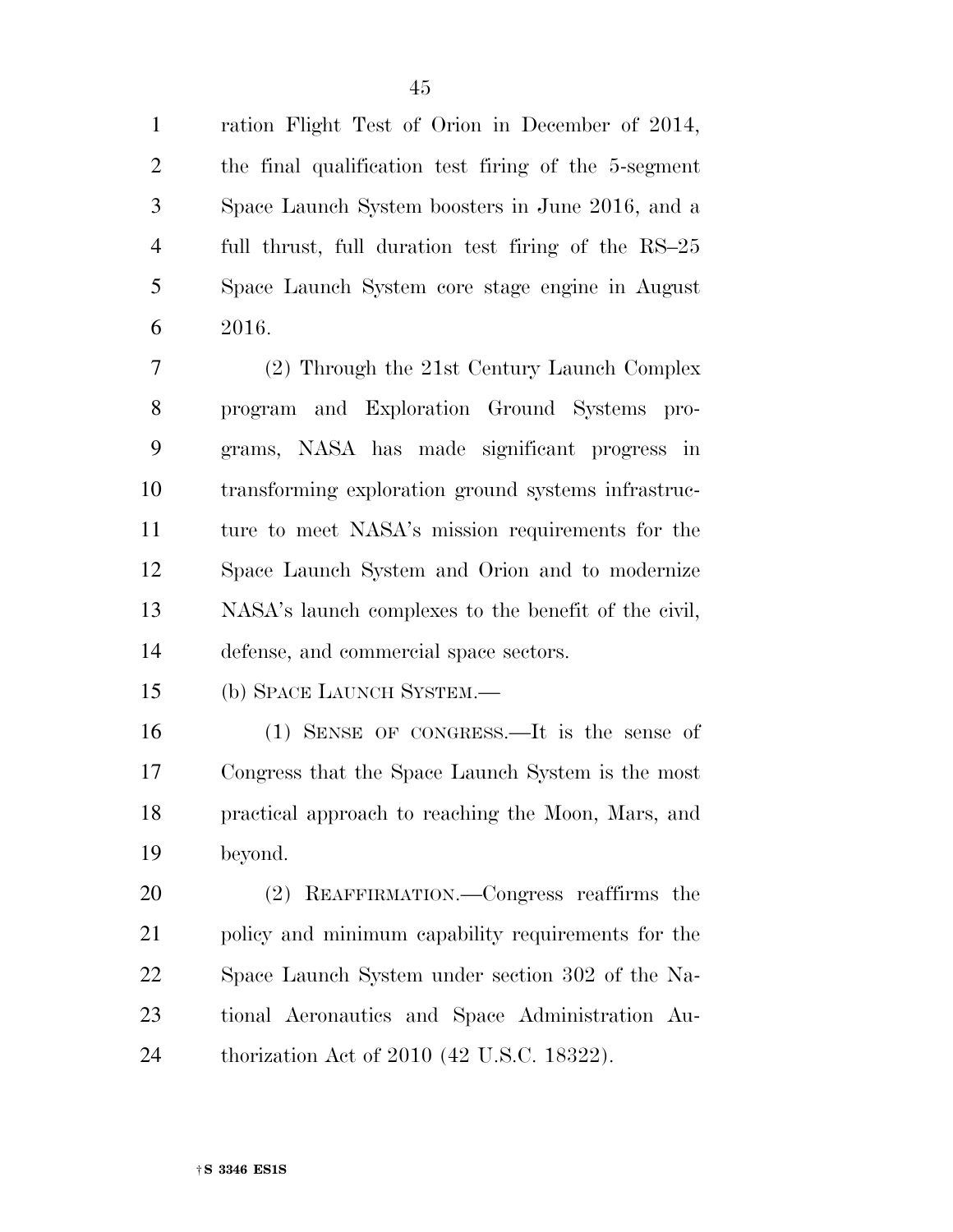ration Flight Test of Orion in December of 2014, the final qualification test firing of the 5-segment Space Launch System boosters in June 2016, and a full thrust, full duration test firing of the RS–25 Space Launch System core stage engine in August 2016.

(2) Through the 21st Century Launch Complex program and Exploration Ground Systems programs, NASA has made significant progress in transforming exploration ground systems infrastructure to meet NASA's mission requirements for the Space Launch System and Orion and to modernize NASA's launch complexes to the benefit of the civil, defense, and commercial space sectors.

(b) SPACE LAUNCH SYSTEM.—

(1) SENSE OF CONGRESS.—It is the sense of Congress that the Space Launch System is the most practical approach to reaching the Moon, Mars, and beyond.

(2) REAFFIRMATION.—Congress reaffirms the policy and minimum capability requirements for the Space Launch System under section 302 of the National Aeronautics and Space Administration Authorization Act of 2010 (42 U.S.C. 18322).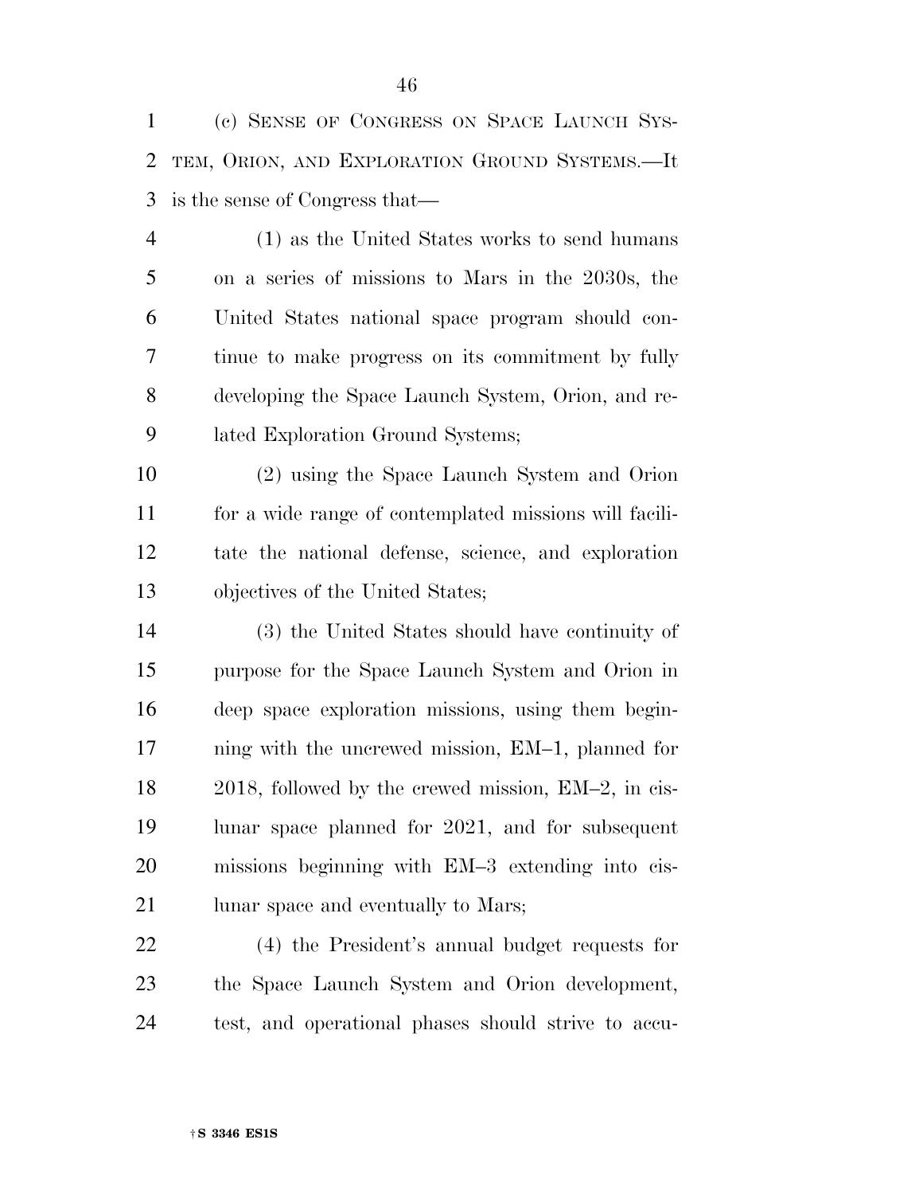(c) SENSE OF CONGRESS ON SPACE LAUNCH SYSTEM, ORION, AND EXPLORATION GROUND SYSTEMS.—It is the sense of Congress that—

(1) as the United States works to send humans on a series of missions to Mars in the 2030s, the United States national space program should continue to make progress on its commitment by fully developing the Space Launch System, Orion, and related Exploration Ground Systems;

(2) using the Space Launch System and Orion for a wide range of contemplated missions will facilitate the national defense, science, and exploration objectives of the United States;

(3) the United States should have continuity of purpose for the Space Launch System and Orion in deep space exploration missions, using them beginning with the uncrewed mission, EM–1, planned for 2018, followed by the crewed mission, EM–2, in cislunar space planned for 2021, and for subsequent missions beginning with EM–3 extending into cislunar space and eventually to Mars;

(4) the President's annual budget requests for the Space Launch System and Orion development, test, and operational phases should strive to accu-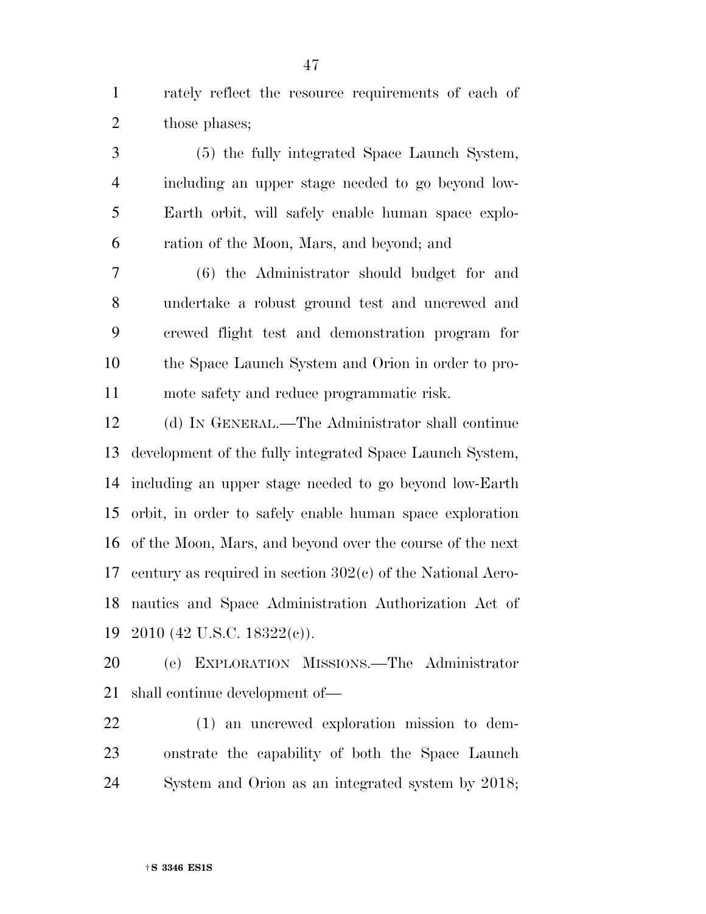rately reflect the resource requirements of each of those phases;

(5) the fully integrated Space Launch System, including an upper stage needed to go beyond low-Earth orbit, will safely enable human space exploration of the Moon, Mars, and beyond; and

(6) the Administrator should budget for and undertake a robust ground test and uncrewed and crewed flight test and demonstration program for the Space Launch System and Orion in order to promote safety and reduce programmatic risk.

(d) IN GENERAL.—The Administrator shall continue development of the fully integrated Space Launch System, including an upper stage needed to go beyond low-Earth orbit, in order to safely enable human space exploration of the Moon, Mars, and beyond over the course of the next century as required in section 302(c) of the National Aeronautics and Space Administration Authorization Act of 2010 (42 U.S.C. 18322(c)).

(e) EXPLORATION MISSIONS.—The Administrator shall continue development of—

(1) an uncrewed exploration mission to demonstrate the capability of both the Space Launch System and Orion as an integrated system by 2018;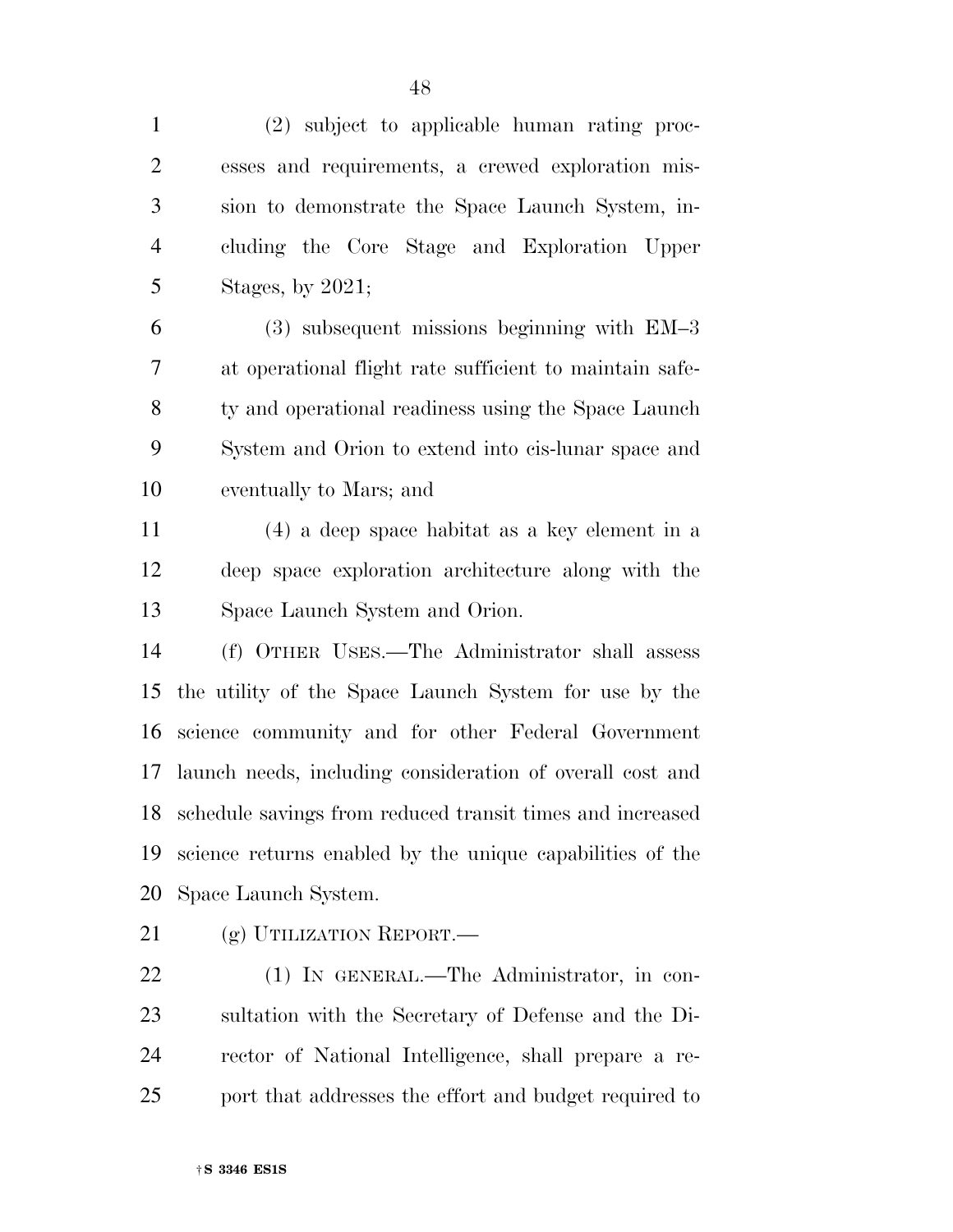(2) subject to applicable human rating processes and requirements, a crewed exploration mission to demonstrate the Space Launch System, including the Core Stage and Exploration Upper Stages, by 2021;

(3) subsequent missions beginning with EM–3 at operational flight rate sufficient to maintain safety and operational readiness using the Space Launch System and Orion to extend into cis-lunar space and eventually to Mars; and

(4) a deep space habitat as a key element in a deep space exploration architecture along with the Space Launch System and Orion.

(f) OTHER USES.—The Administrator shall assess the utility of the Space Launch System for use by the science community and for other Federal Government launch needs, including consideration of overall cost and schedule savings from reduced transit times and increased science returns enabled by the unique capabilities of the Space Launch System.

(g) UTILIZATION REPORT.—

(1) IN GENERAL.—The Administrator, in consultation with the Secretary of Defense and the Director of National Intelligence, shall prepare a report that addresses the effort and budget required to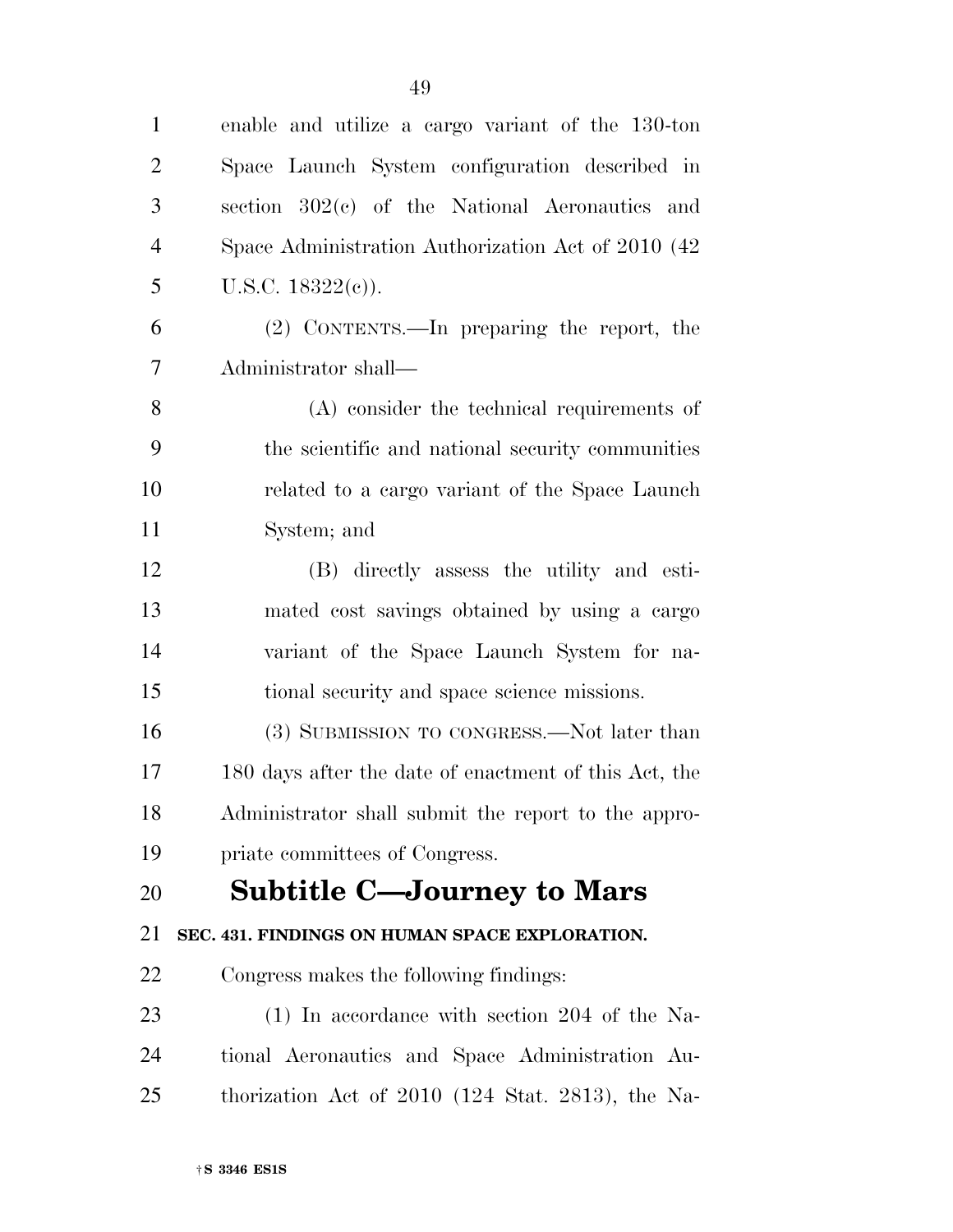enable and utilize a cargo variant of the 130-ton Space Launch System configuration described in section 302(c) of the National Aeronautics and Space Administration Authorization Act of 2010 (42 U.S.C. 18322(c)).

(2) CONTENTS.—In preparing the report, the Administrator shall—

(A) consider the technical requirements of the scientific and national security communities related to a cargo variant of the Space Launch System; and

(B) directly assess the utility and estimated cost savings obtained by using a cargo variant of the Space Launch System for national security and space science missions.

(3) SUBMISSION TO CONGRESS.—Not later than 180 days after the date of enactment of this Act, the Administrator shall submit the report to the appropriate committees of Congress.

## Subtitle C—Journey to Mars

**SEC. 431. FINDINGS ON HUMAN SPACE EXPLORATION.**

Congress makes the following findings:

(1) In accordance with section 204 of the National Aeronautics and Space Administration Authorization Act of 2010 (124 Stat. 2813), the Na-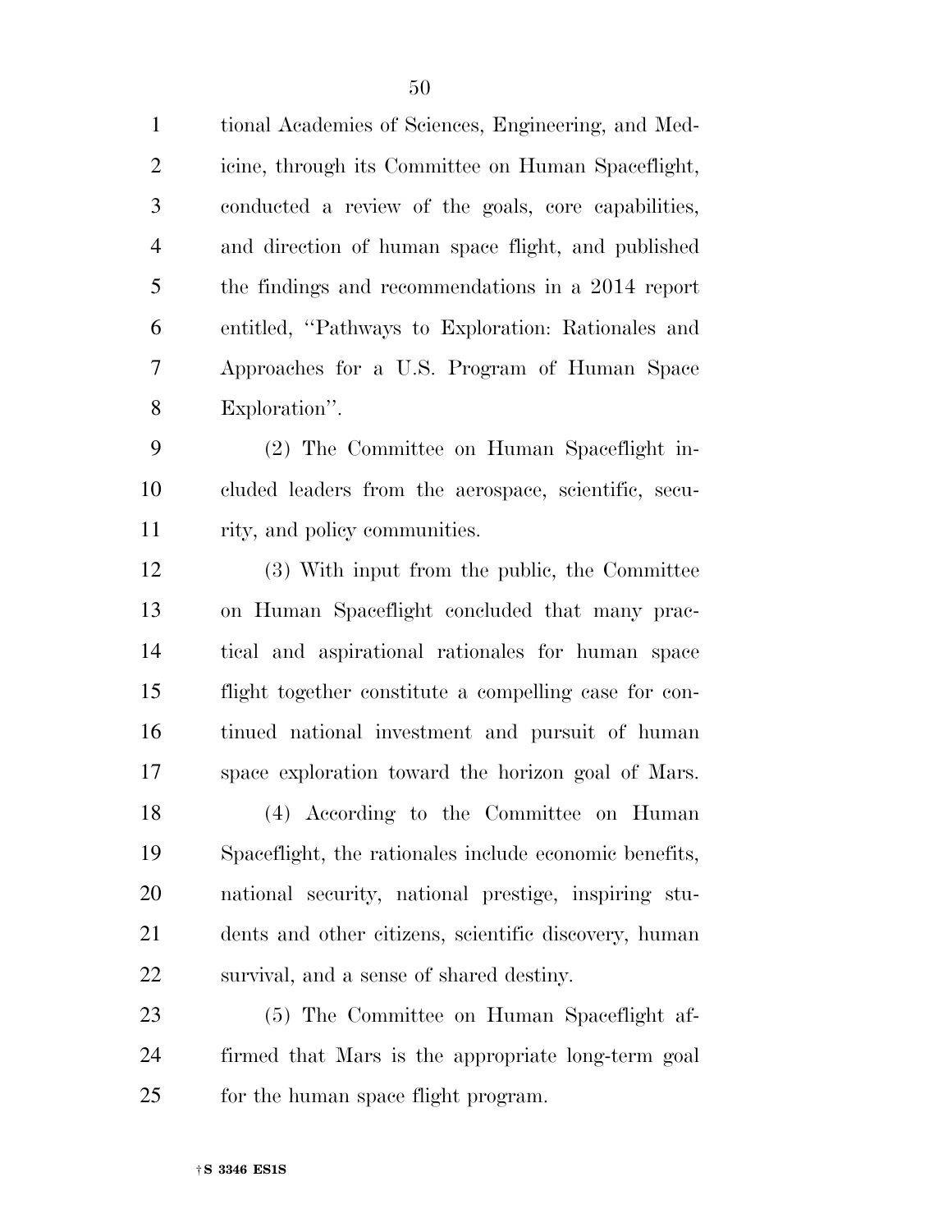tional Academies of Sciences, Engineering, and Medicine, through its Committee on Human Spaceflight, conducted a review of the goals, core capabilities, and direction of human space flight, and published the findings and recommendations in a 2014 report entitled, "Pathways to Exploration: Rationales and Approaches for a U.S. Program of Human Space Exploration".

(2) The Committee on Human Spaceflight included leaders from the aerospace, scientific, security, and policy communities.

(3) With input from the public, the Committee on Human Spaceflight concluded that many practical and aspirational rationales for human space flight together constitute a compelling case for continued national investment and pursuit of human space exploration toward the horizon goal of Mars.

(4) According to the Committee on Human Spaceflight, the rationales include economic benefits, national security, national prestige, inspiring students and other citizens, scientific discovery, human survival, and a sense of shared destiny.

(5) The Committee on Human Spaceflight affirmed that Mars is the appropriate long-term goal for the human space flight program.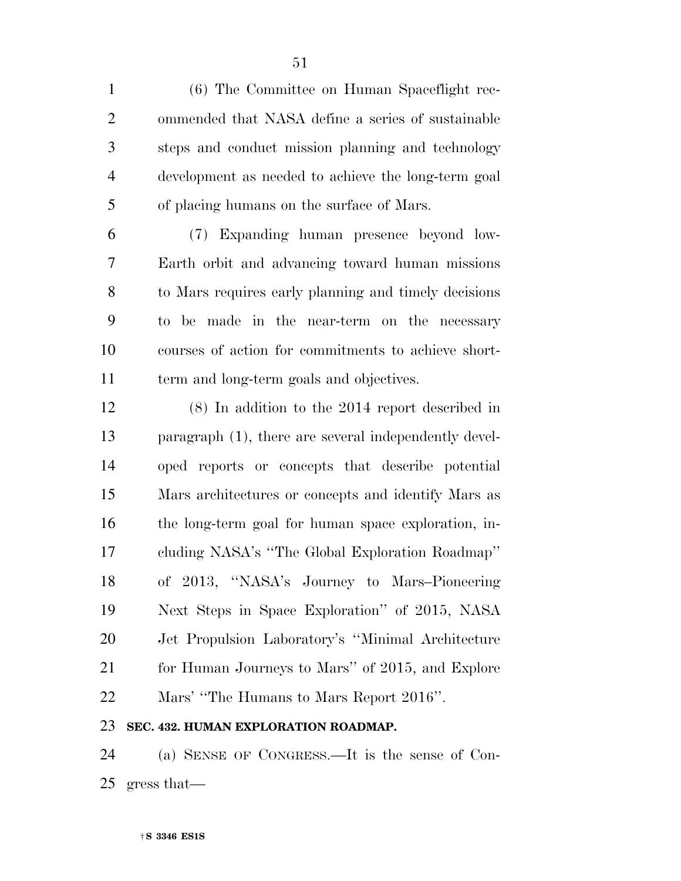(6) The Committee on Human Spaceflight recommended that NASA define a series of sustainable steps and conduct mission planning and technology development as needed to achieve the long-term goal of placing humans on the surface of Mars.

(7) Expanding human presence beyond low-Earth orbit and advancing toward human missions to Mars requires early planning and timely decisions to be made in the near-term on the necessary courses of action for commitments to achieve short-term and long-term goals and objectives.

(8) In addition to the 2014 report described in paragraph (1), there are several independently developed reports or concepts that describe potential Mars architectures or concepts and identify Mars as the long-term goal for human space exploration, including NASA's ''The Global Exploration Roadmap'' of 2013, ''NASA's Journey to Mars–Pioneering Next Steps in Space Exploration'' of 2015, NASA Jet Propulsion Laboratory's ''Minimal Architecture for Human Journeys to Mars'' of 2015, and Explore Mars' ''The Humans to Mars Report 2016''.

**SEC. 432. HUMAN EXPLORATION ROADMAP.**

(a) SENSE OF CONGRESS.—It is the sense of Congress that—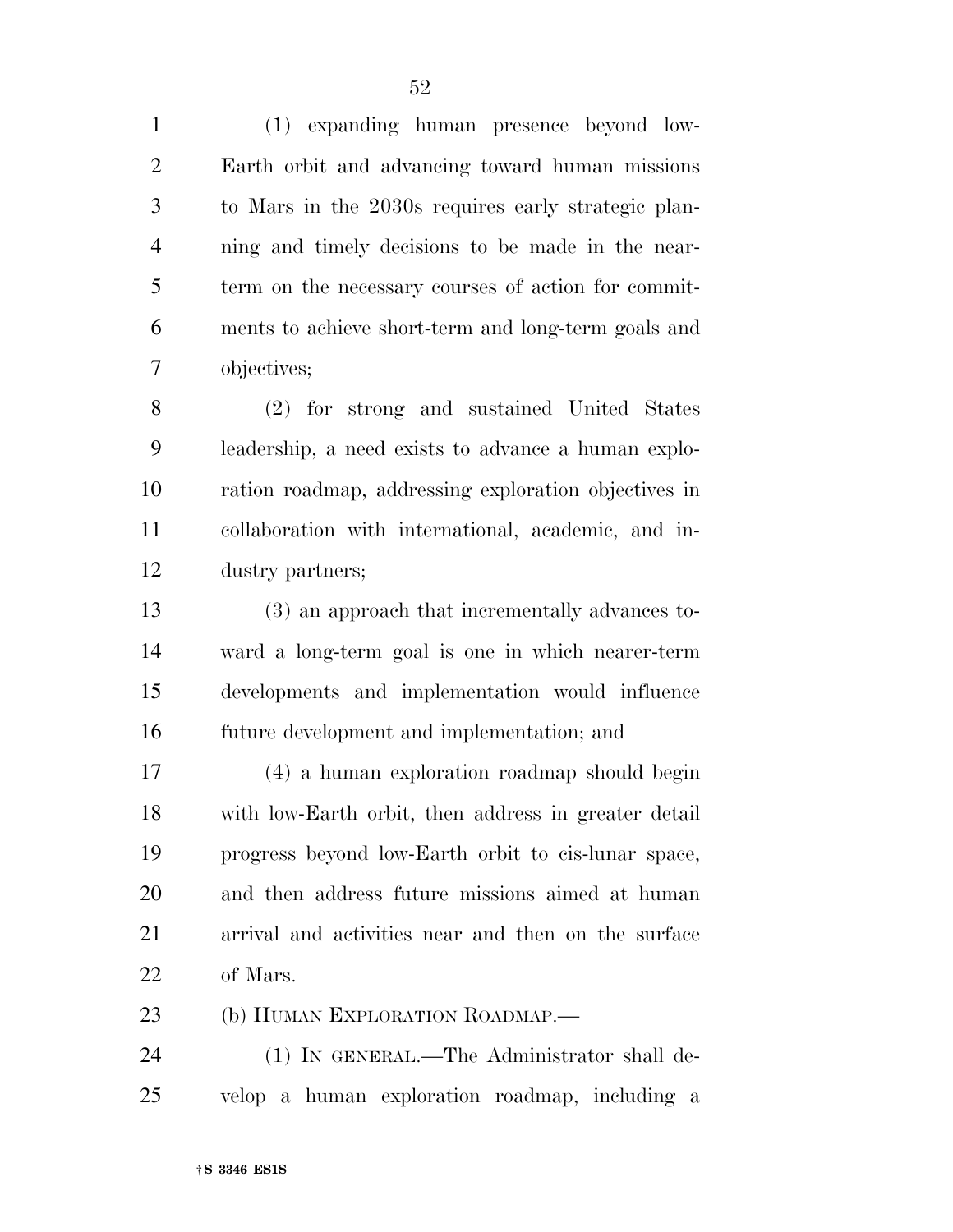(1) expanding human presence beyond low-Earth orbit and advancing toward human missions to Mars in the 2030s requires early strategic planning and timely decisions to be made in the near-term on the necessary courses of action for commitments to achieve short-term and long-term goals and objectives;

(2) for strong and sustained United States leadership, a need exists to advance a human exploration roadmap, addressing exploration objectives in collaboration with international, academic, and industry partners;

(3) an approach that incrementally advances toward a long-term goal is one in which nearer-term developments and implementation would influence future development and implementation; and

(4) a human exploration roadmap should begin with low-Earth orbit, then address in greater detail progress beyond low-Earth orbit to cis-lunar space, and then address future missions aimed at human arrival and activities near and then on the surface of Mars.

(b) HUMAN EXPLORATION ROADMAP.—

(1) IN GENERAL.—The Administrator shall develop a human exploration roadmap, including a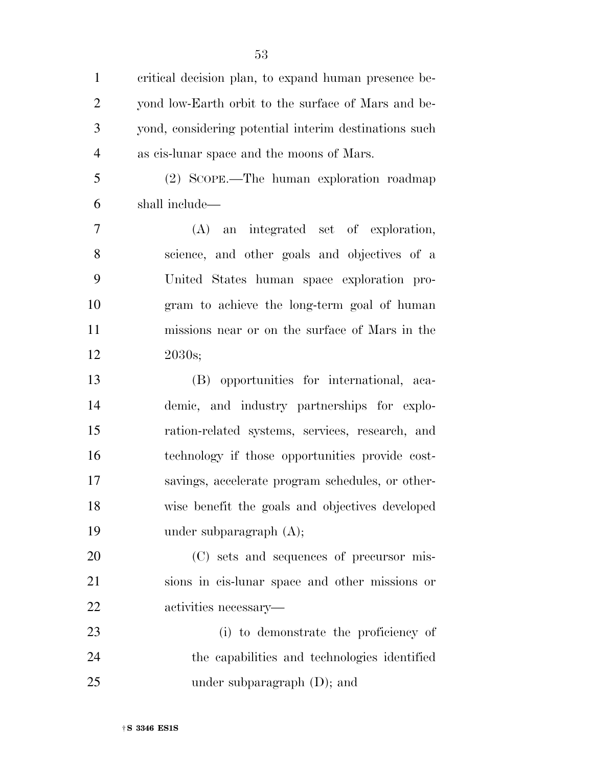critical decision plan, to expand human presence beyond low-Earth orbit to the surface of Mars and beyond, considering potential interim destinations such as cis-lunar space and the moons of Mars.

(2) SCOPE.—The human exploration roadmap shall include—

(A) an integrated set of exploration, science, and other goals and objectives of a United States human space exploration program to achieve the long-term goal of human missions near or on the surface of Mars in the 2030s;

(B) opportunities for international, academic, and industry partnerships for exploration-related systems, services, research, and technology if those opportunities provide cost-savings, accelerate program schedules, or otherwise benefit the goals and objectives developed under subparagraph (A);

(C) sets and sequences of precursor missions in cis-lunar space and other missions or activities necessary—

(i) to demonstrate the proficiency of the capabilities and technologies identified under subparagraph (D); and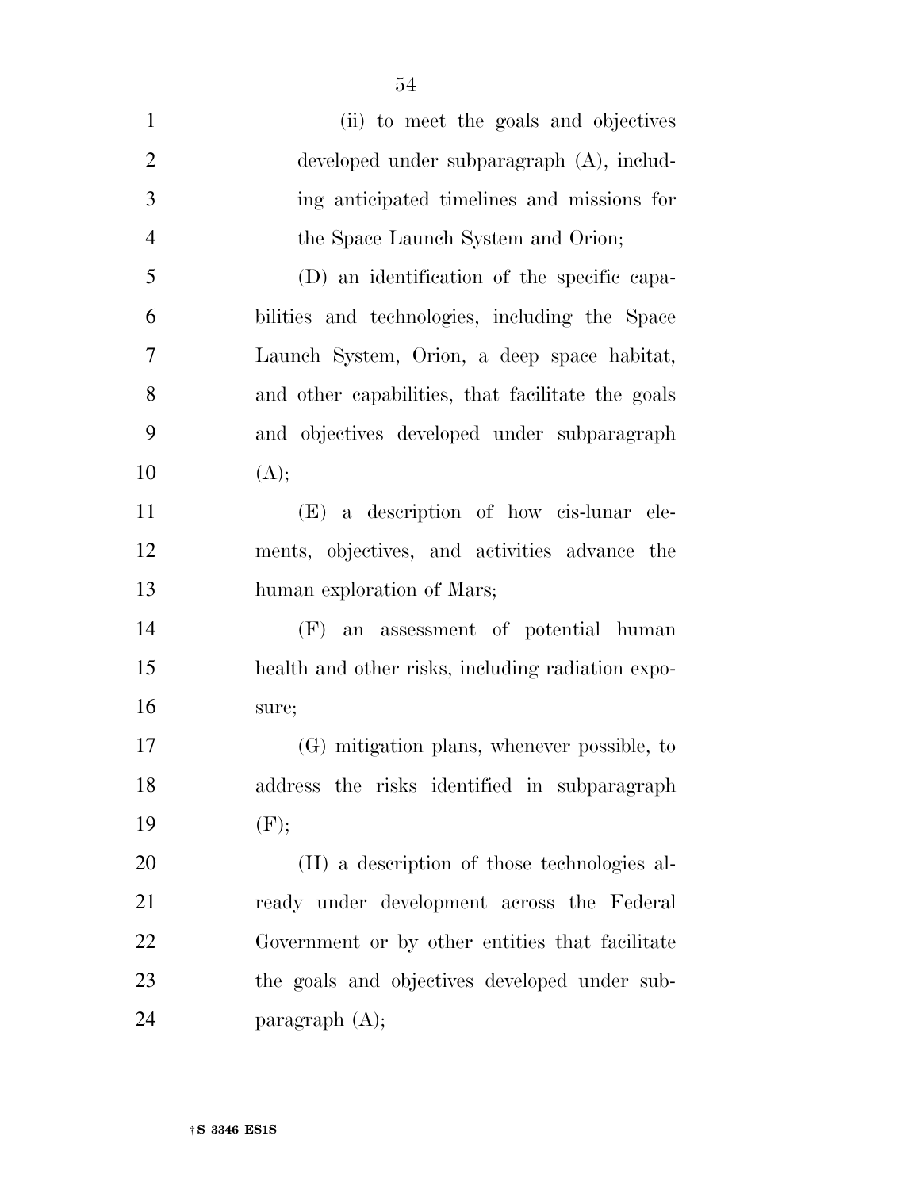(ii) to meet the goals and objectives developed under subparagraph (A), including anticipated timelines and missions for the Space Launch System and Orion;

(D) an identification of the specific capabilities and technologies, including the Space Launch System, Orion, a deep space habitat, and other capabilities, that facilitate the goals and objectives developed under subparagraph (A);

(E) a description of how cis-lunar elements, objectives, and activities advance the human exploration of Mars;

(F) an assessment of potential human health and other risks, including radiation exposure;

(G) mitigation plans, whenever possible, to address the risks identified in subparagraph (F);

(H) a description of those technologies already under development across the Federal Government or by other entities that facilitate the goals and objectives developed under subparagraph (A);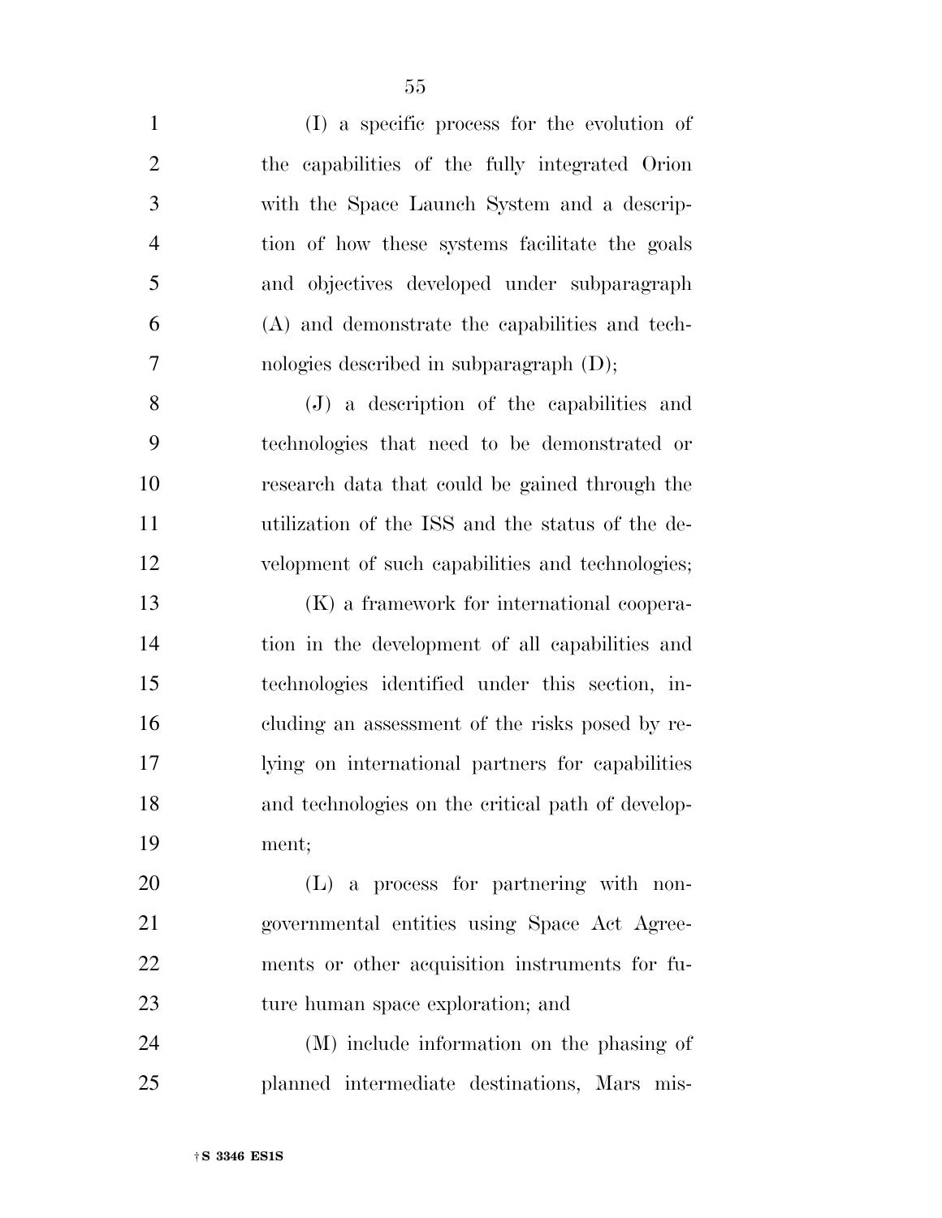(I) a specific process for the evolution of the capabilities of the fully integrated Orion with the Space Launch System and a description of how these systems facilitate the goals and objectives developed under subparagraph (A) and demonstrate the capabilities and technologies described in subparagraph (D);

(J) a description of the capabilities and technologies that need to be demonstrated or research data that could be gained through the utilization of the ISS and the status of the development of such capabilities and technologies;

(K) a framework for international cooperation in the development of all capabilities and technologies identified under this section, including an assessment of the risks posed by relying on international partners for capabilities and technologies on the critical path of development;

(L) a process for partnering with nongovernmental entities using Space Act Agreements or other acquisition instruments for future human space exploration; and

(M) include information on the phasing of planned intermediate destinations, Mars mis-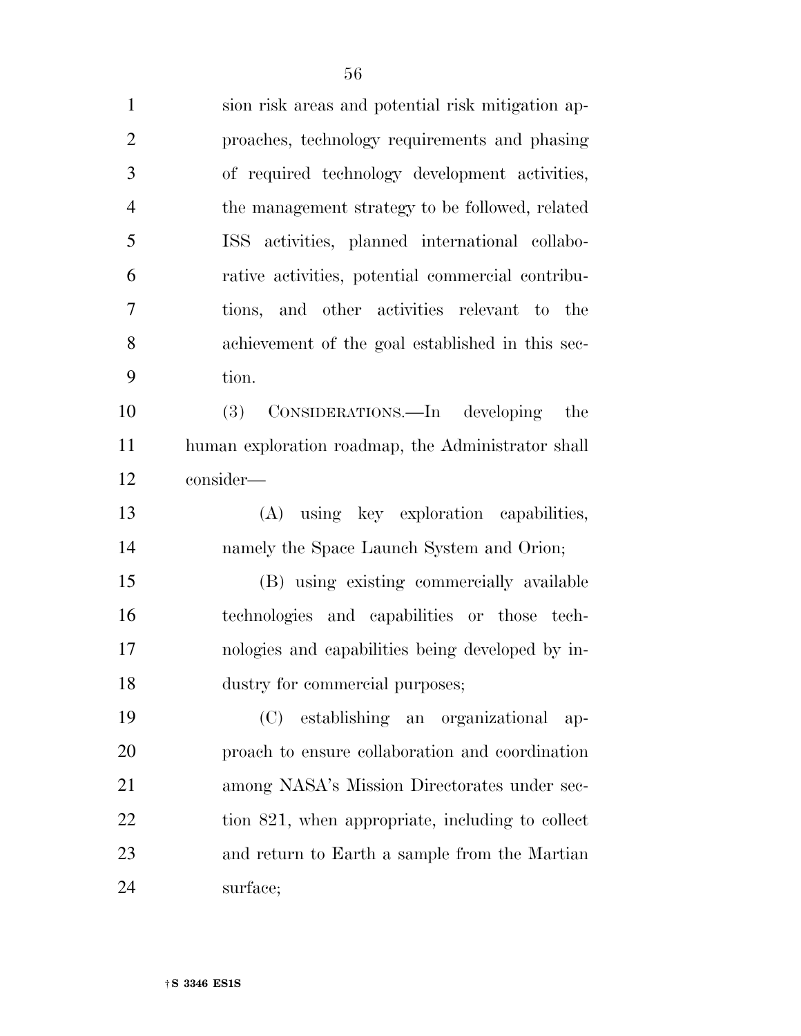sion risk areas and potential risk mitigation approaches, technology requirements and phasing of required technology development activities, the management strategy to be followed, related ISS activities, planned international collaborative activities, potential commercial contributions, and other activities relevant to the achievement of the goal established in this section.

(3) CONSIDERATIONS.—In developing the human exploration roadmap, the Administrator shall consider—

(A) using key exploration capabilities, namely the Space Launch System and Orion;

(B) using existing commercially available technologies and capabilities or those technologies and capabilities being developed by industry for commercial purposes;

(C) establishing an organizational approach to ensure collaboration and coordination among NASA's Mission Directorates under section 821, when appropriate, including to collect and return to Earth a sample from the Martian surface;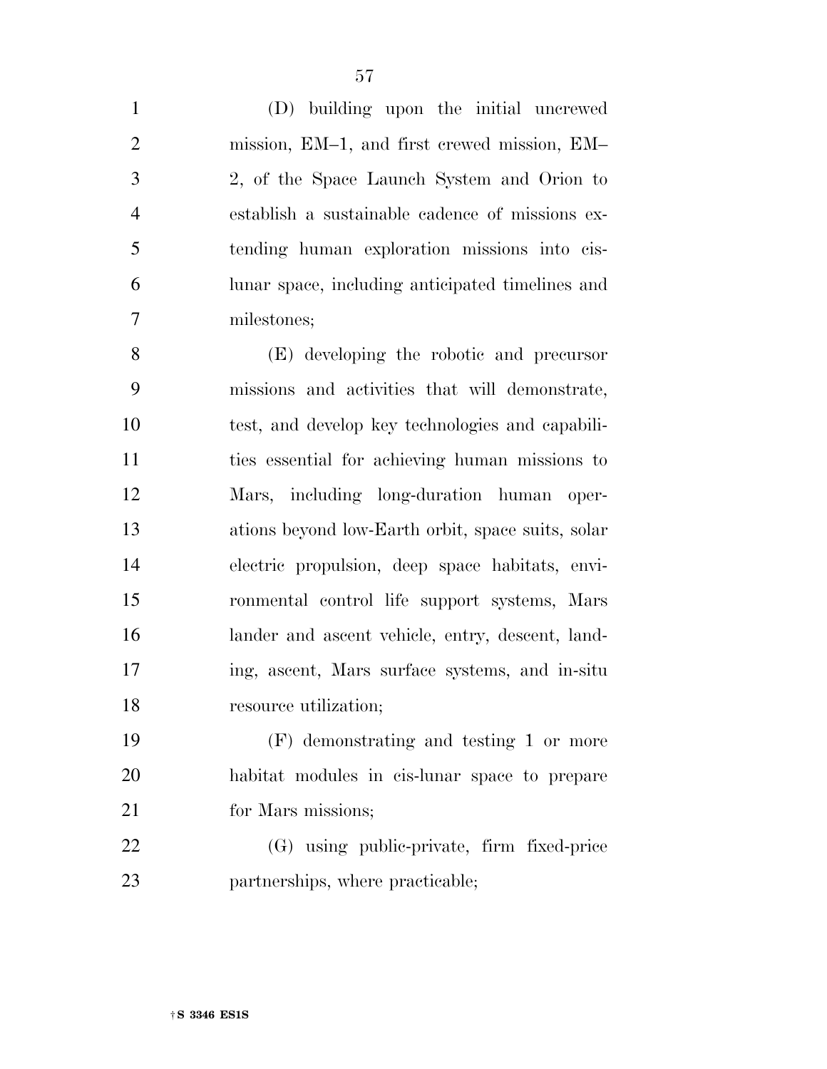(D) building upon the initial uncrewed mission, EM–1, and first crewed mission, EM–2, of the Space Launch System and Orion to establish a sustainable cadence of missions extending human exploration missions into cis-lunar space, including anticipated timelines and milestones;

(E) developing the robotic and precursor missions and activities that will demonstrate, test, and develop key technologies and capabilities essential for achieving human missions to Mars, including long-duration human operations beyond low-Earth orbit, space suits, solar electric propulsion, deep space habitats, environmental control life support systems, Mars lander and ascent vehicle, entry, descent, landing, ascent, Mars surface systems, and in-situ resource utilization;

(F) demonstrating and testing 1 or more habitat modules in cis-lunar space to prepare for Mars missions;

(G) using public-private, firm fixed-price partnerships, where practicable;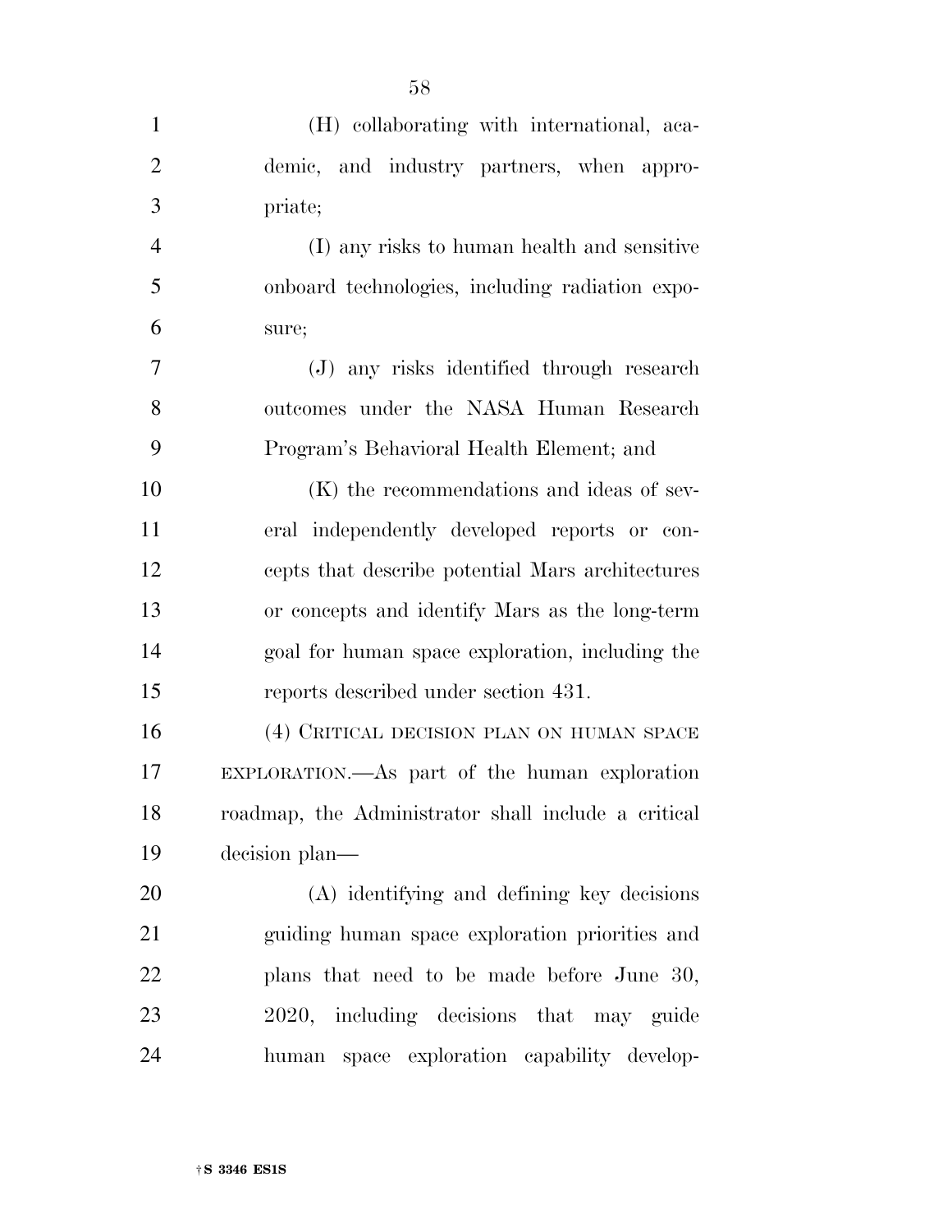(H) collaborating with international, academic, and industry partners, when appropriate;

(I) any risks to human health and sensitive onboard technologies, including radiation exposure;

(J) any risks identified through research outcomes under the NASA Human Research Program's Behavioral Health Element; and

(K) the recommendations and ideas of several independently developed reports or concepts that describe potential Mars architectures or concepts and identify Mars as the long-term goal for human space exploration, including the reports described under section 431.

(4) CRITICAL DECISION PLAN ON HUMAN SPACE EXPLORATION.—As part of the human exploration roadmap, the Administrator shall include a critical decision plan—

(A) identifying and defining key decisions guiding human space exploration priorities and plans that need to be made before June 30, 2020, including decisions that may guide human space exploration capability develop-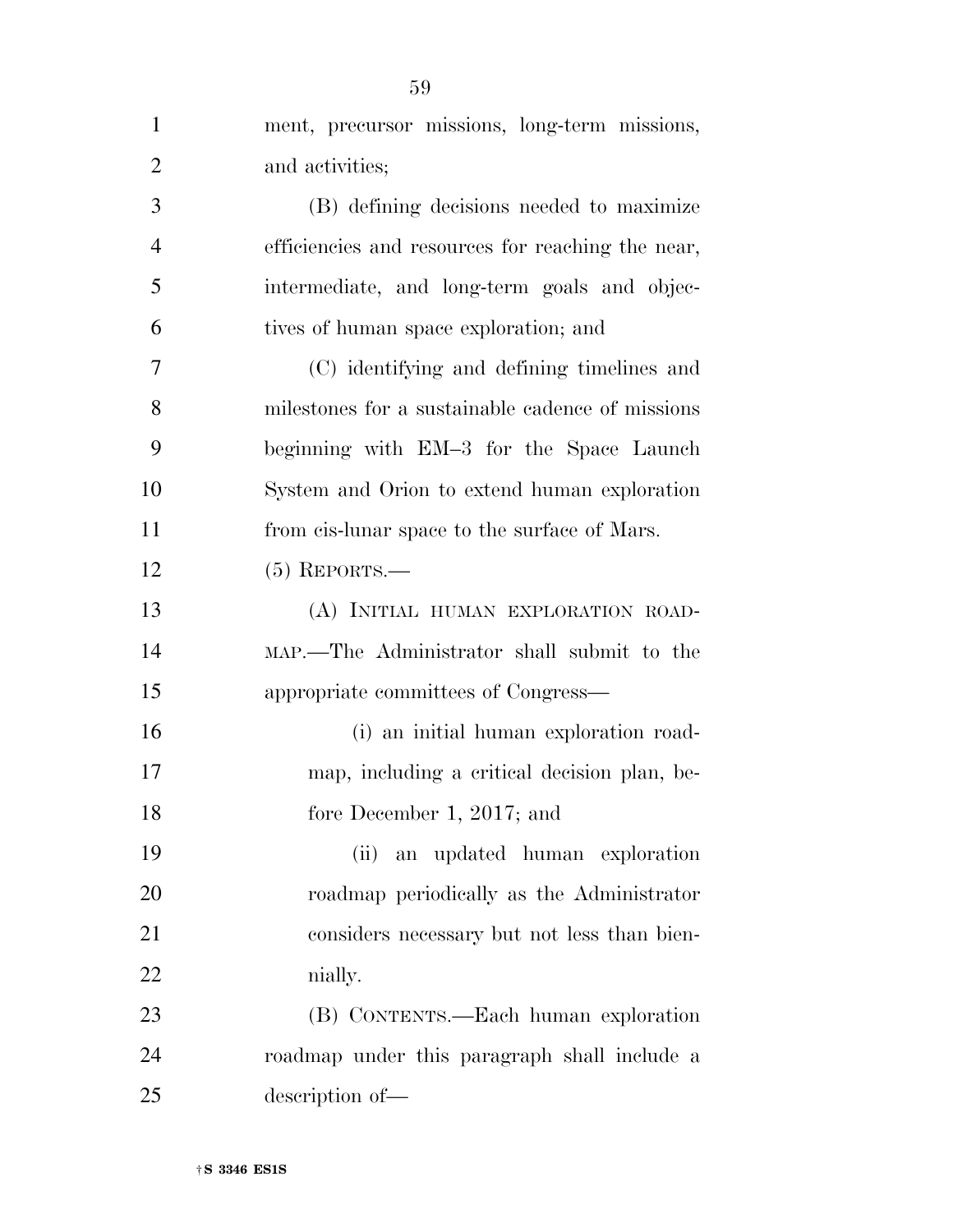ment, precursor missions, long-term missions, and activities;

(B) defining decisions needed to maximize efficiencies and resources for reaching the near, intermediate, and long-term goals and objectives of human space exploration; and

(C) identifying and defining timelines and milestones for a sustainable cadence of missions beginning with EM–3 for the Space Launch System and Orion to extend human exploration from cis-lunar space to the surface of Mars.

(5) REPORTS.—

(A) INITIAL HUMAN EXPLORATION ROADMAP.—The Administrator shall submit to the appropriate committees of Congress—

(i) an initial human exploration roadmap, including a critical decision plan, before December 1, 2017; and

(ii) an updated human exploration roadmap periodically as the Administrator considers necessary but not less than biennially.

(B) CONTENTS.—Each human exploration roadmap under this paragraph shall include a description of—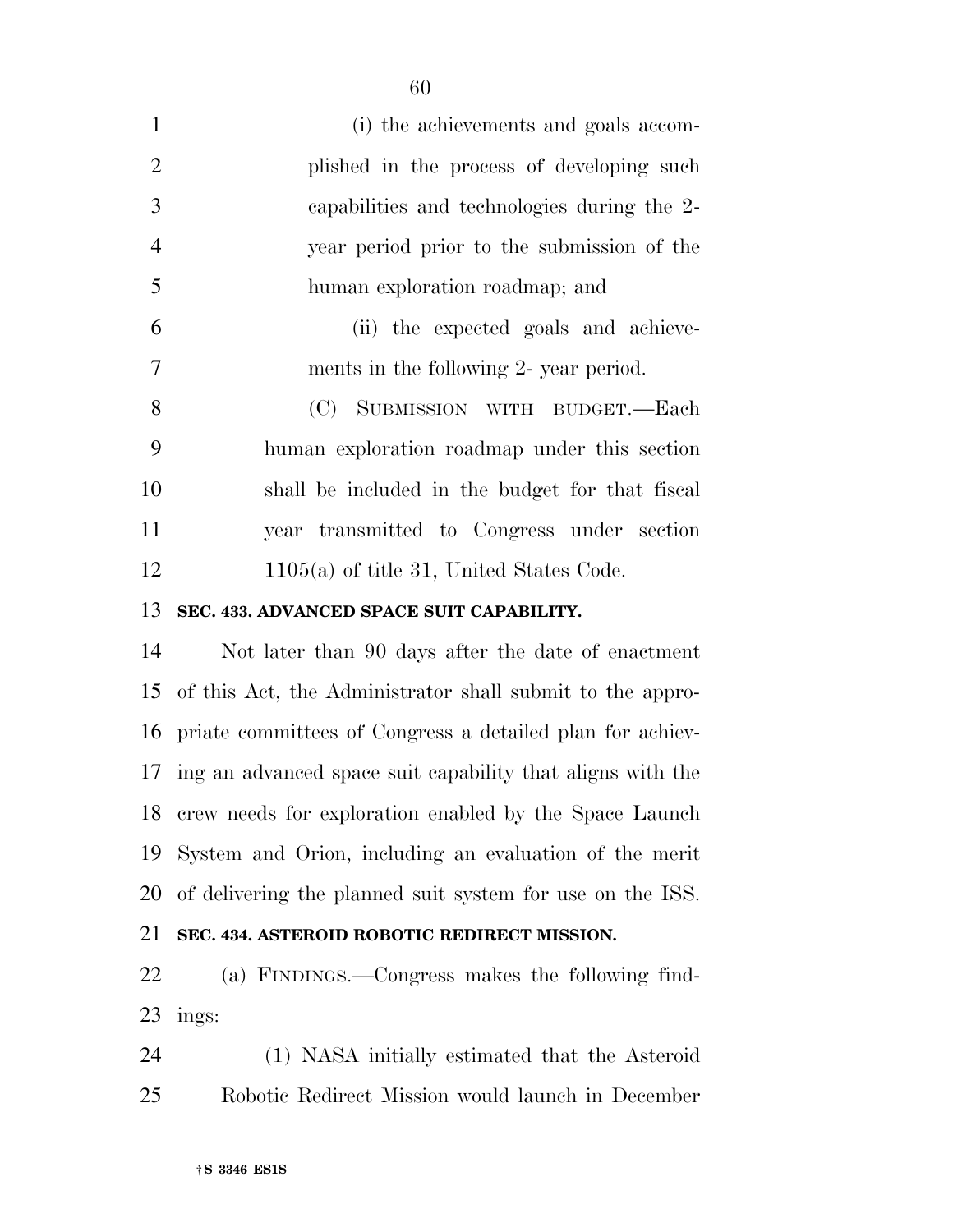(i) the achievements and goals accomplished in the process of developing such capabilities and technologies during the 2-year period prior to the submission of the human exploration roadmap; and

(ii) the expected goals and achievements in the following 2- year period.

(C) SUBMISSION WITH BUDGET.—Each human exploration roadmap under this section shall be included in the budget for that fiscal year transmitted to Congress under section 1105(a) of title 31, United States Code.

**SEC. 433. ADVANCED SPACE SUIT CAPABILITY.**

Not later than 90 days after the date of enactment of this Act, the Administrator shall submit to the appropriate committees of Congress a detailed plan for achieving an advanced space suit capability that aligns with the crew needs for exploration enabled by the Space Launch System and Orion, including an evaluation of the merit of delivering the planned suit system for use on the ISS.

**SEC. 434. ASTEROID ROBOTIC REDIRECT MISSION.**

(a) FINDINGS.—Congress makes the following findings:

(1) NASA initially estimated that the Asteroid Robotic Redirect Mission would launch in December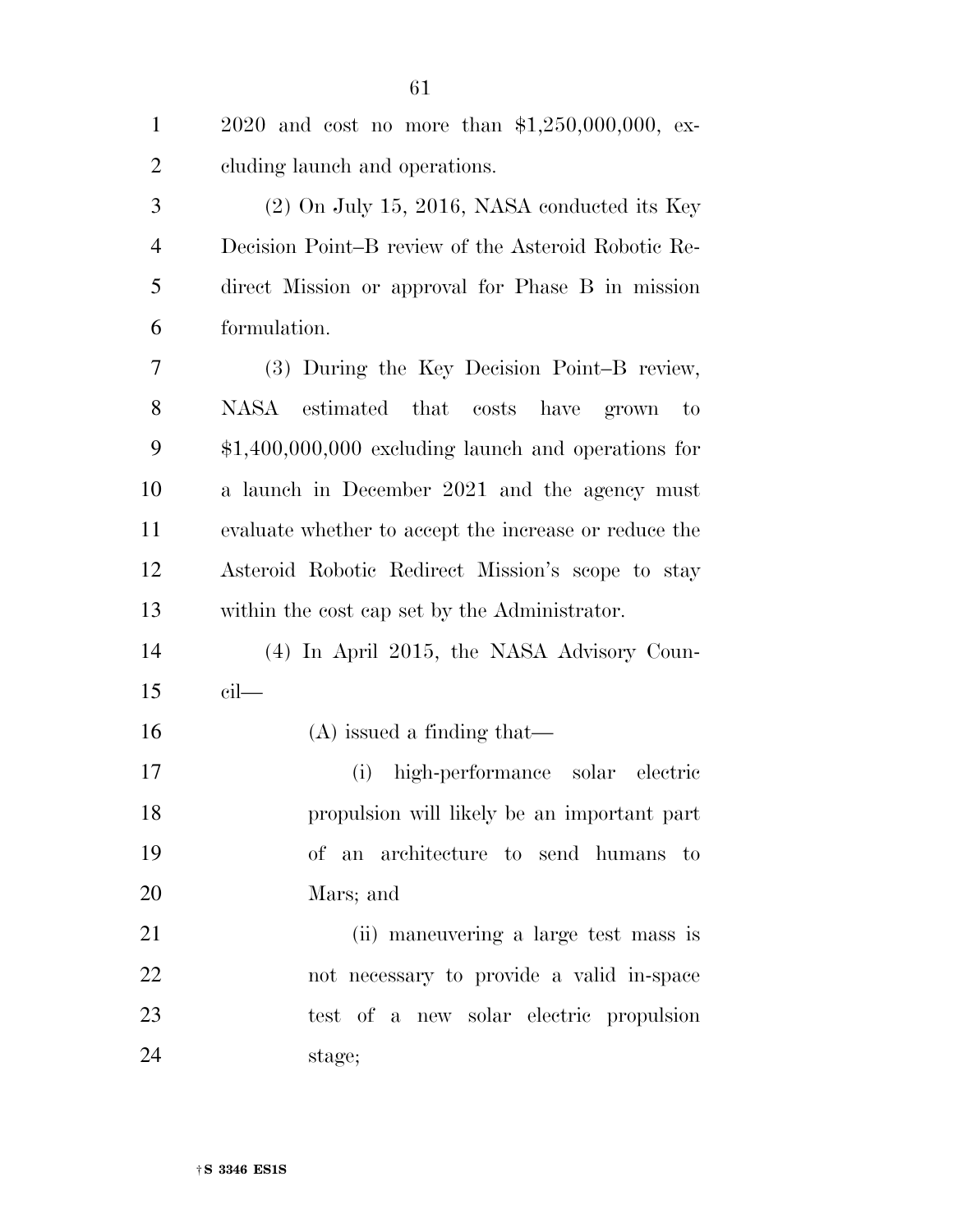2020 and cost no more than $1,250,000,000, excluding launch and operations.

(2) On July 15, 2016, NASA conducted its Key Decision Point–B review of the Asteroid Robotic Redirect Mission or approval for Phase B in mission formulation.

(3) During the Key Decision Point–B review, NASA estimated that costs have grown to $1,400,000,000 excluding launch and operations for a launch in December 2021 and the agency must evaluate whether to accept the increase or reduce the Asteroid Robotic Redirect Mission's scope to stay within the cost cap set by the Administrator.

(4) In April 2015, the NASA Advisory Council—

(A) issued a finding that—

(i) high-performance solar electric propulsion will likely be an important part of an architecture to send humans to Mars; and

(ii) maneuvering a large test mass is not necessary to provide a valid in-space test of a new solar electric propulsion stage;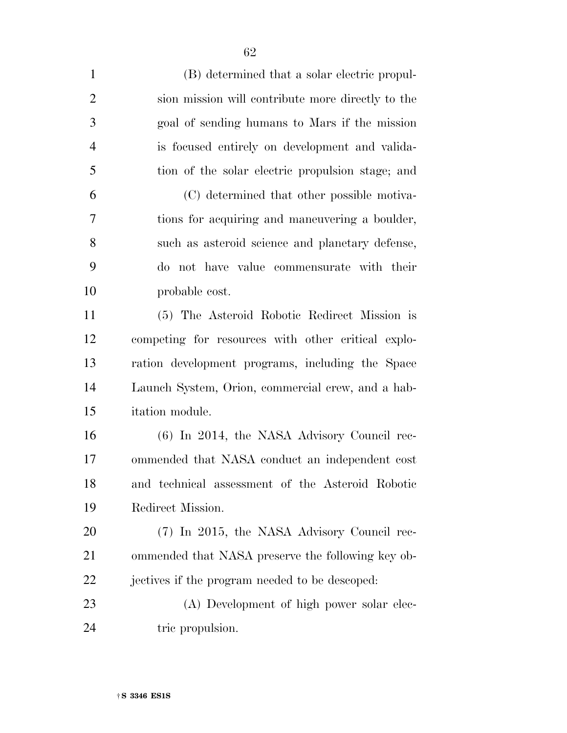(B) determined that a solar electric propulsion mission will contribute more directly to the goal of sending humans to Mars if the mission is focused entirely on development and validation of the solar electric propulsion stage; and

(C) determined that other possible motivations for acquiring and maneuvering a boulder, such as asteroid science and planetary defense, do not have value commensurate with their probable cost.

(5) The Asteroid Robotic Redirect Mission is competing for resources with other critical exploration development programs, including the Space Launch System, Orion, commercial crew, and a habitation module.

(6) In 2014, the NASA Advisory Council recommended that NASA conduct an independent cost and technical assessment of the Asteroid Robotic Redirect Mission.

(7) In 2015, the NASA Advisory Council recommended that NASA preserve the following key objectives if the program needed to be descoped:

(A) Development of high power solar electric propulsion.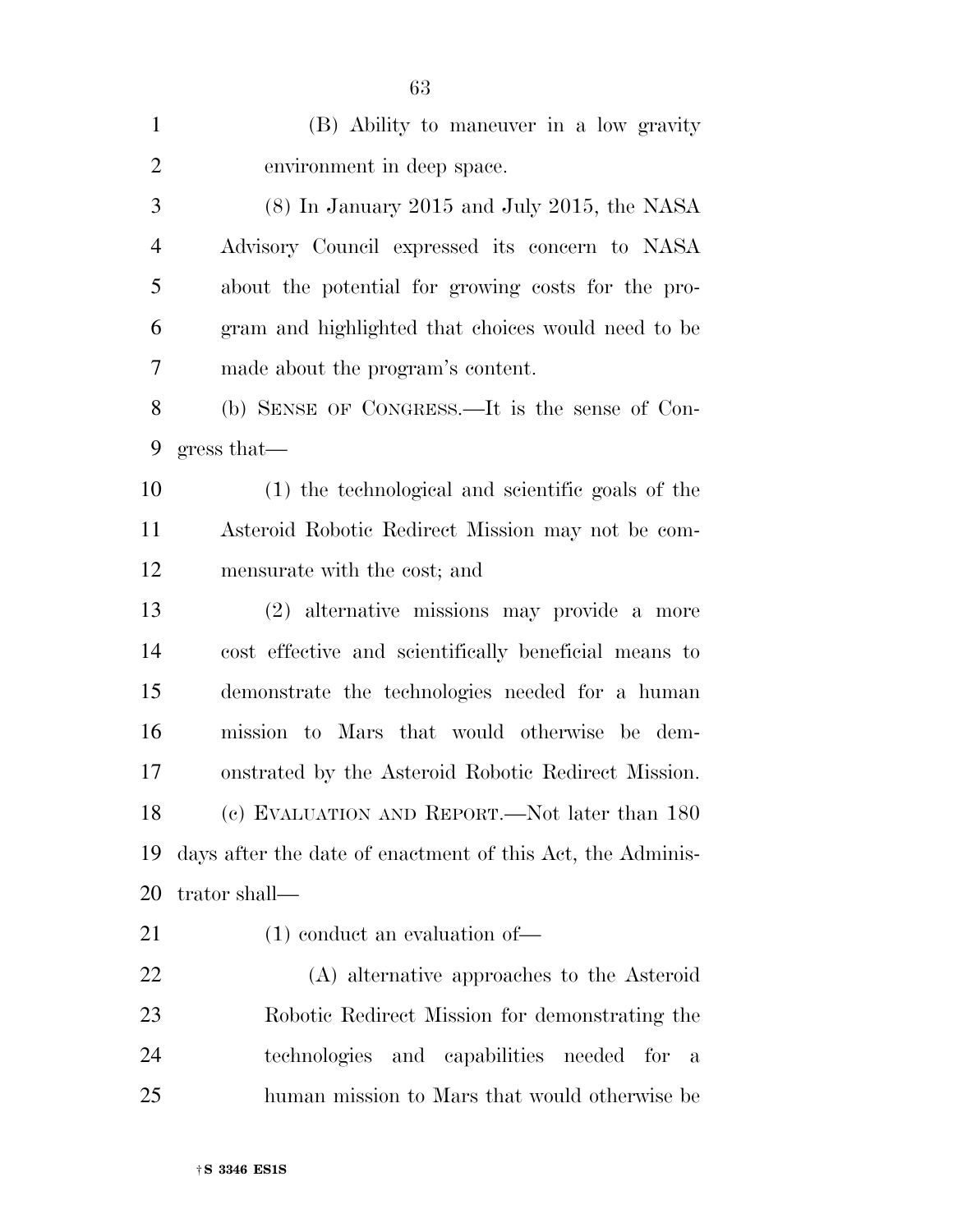(B) Ability to maneuver in a low gravity environment in deep space.

(8) In January 2015 and July 2015, the NASA Advisory Council expressed its concern to NASA about the potential for growing costs for the program and highlighted that choices would need to be made about the program's content.

(b) SENSE OF CONGRESS.—It is the sense of Congress that—

(1) the technological and scientific goals of the Asteroid Robotic Redirect Mission may not be commensurate with the cost; and

(2) alternative missions may provide a more cost effective and scientifically beneficial means to demonstrate the technologies needed for a human mission to Mars that would otherwise be demonstrated by the Asteroid Robotic Redirect Mission.

(c) EVALUATION AND REPORT.—Not later than 180 days after the date of enactment of this Act, the Administrator shall—

(1) conduct an evaluation of—

(A) alternative approaches to the Asteroid Robotic Redirect Mission for demonstrating the technologies and capabilities needed for a human mission to Mars that would otherwise be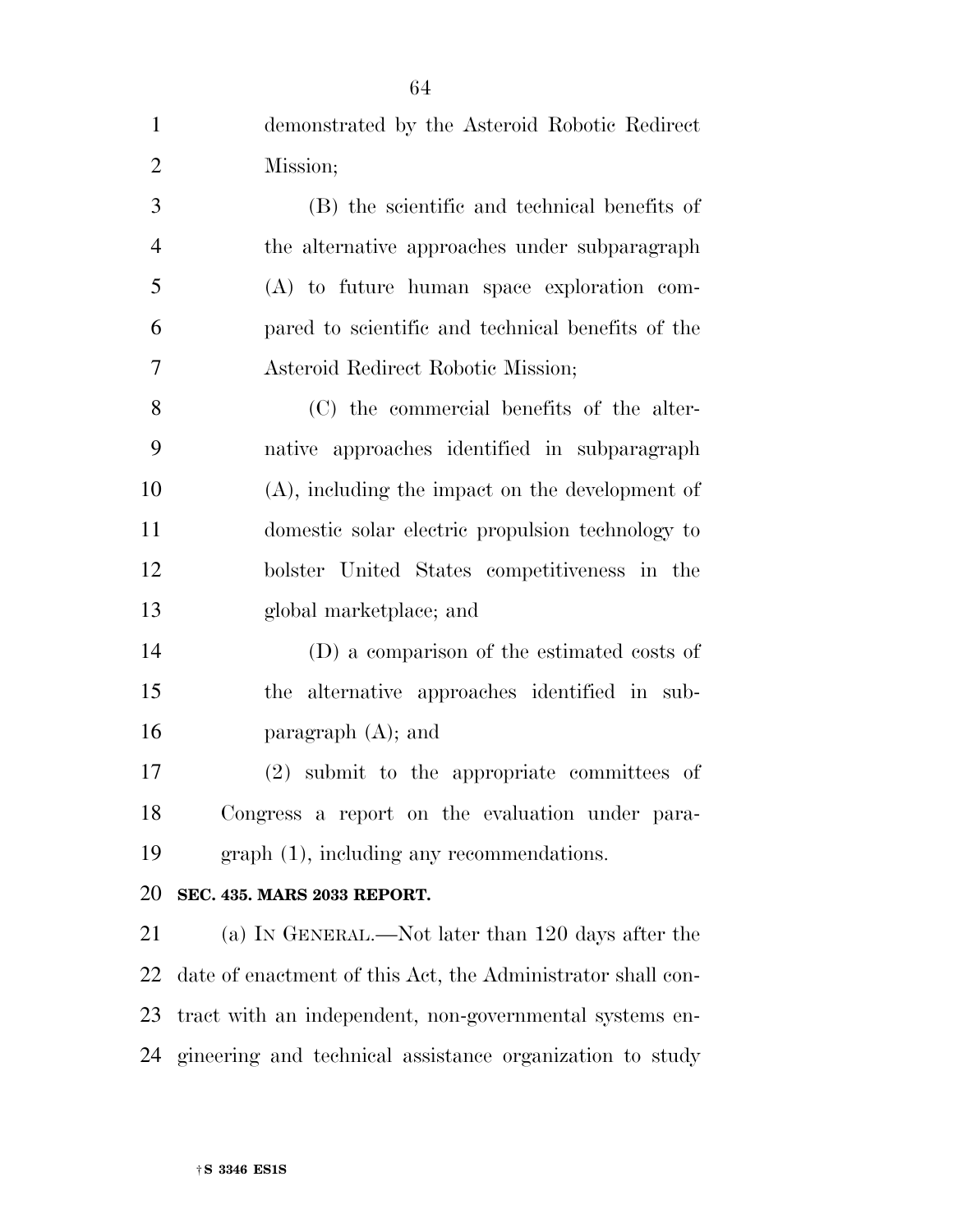demonstrated by the Asteroid Robotic Redirect Mission;

(B) the scientific and technical benefits of the alternative approaches under subparagraph (A) to future human space exploration compared to scientific and technical benefits of the Asteroid Redirect Robotic Mission;

(C) the commercial benefits of the alternative approaches identified in subparagraph (A), including the impact on the development of domestic solar electric propulsion technology to bolster United States competitiveness in the global marketplace; and

(D) a comparison of the estimated costs of the alternative approaches identified in subparagraph (A); and

(2) submit to the appropriate committees of Congress a report on the evaluation under paragraph (1), including any recommendations.

**SEC. 435. MARS 2033 REPORT.**

(a) IN GENERAL.—Not later than 120 days after the date of enactment of this Act, the Administrator shall contract with an independent, non-governmental systems engineering and technical assistance organization to study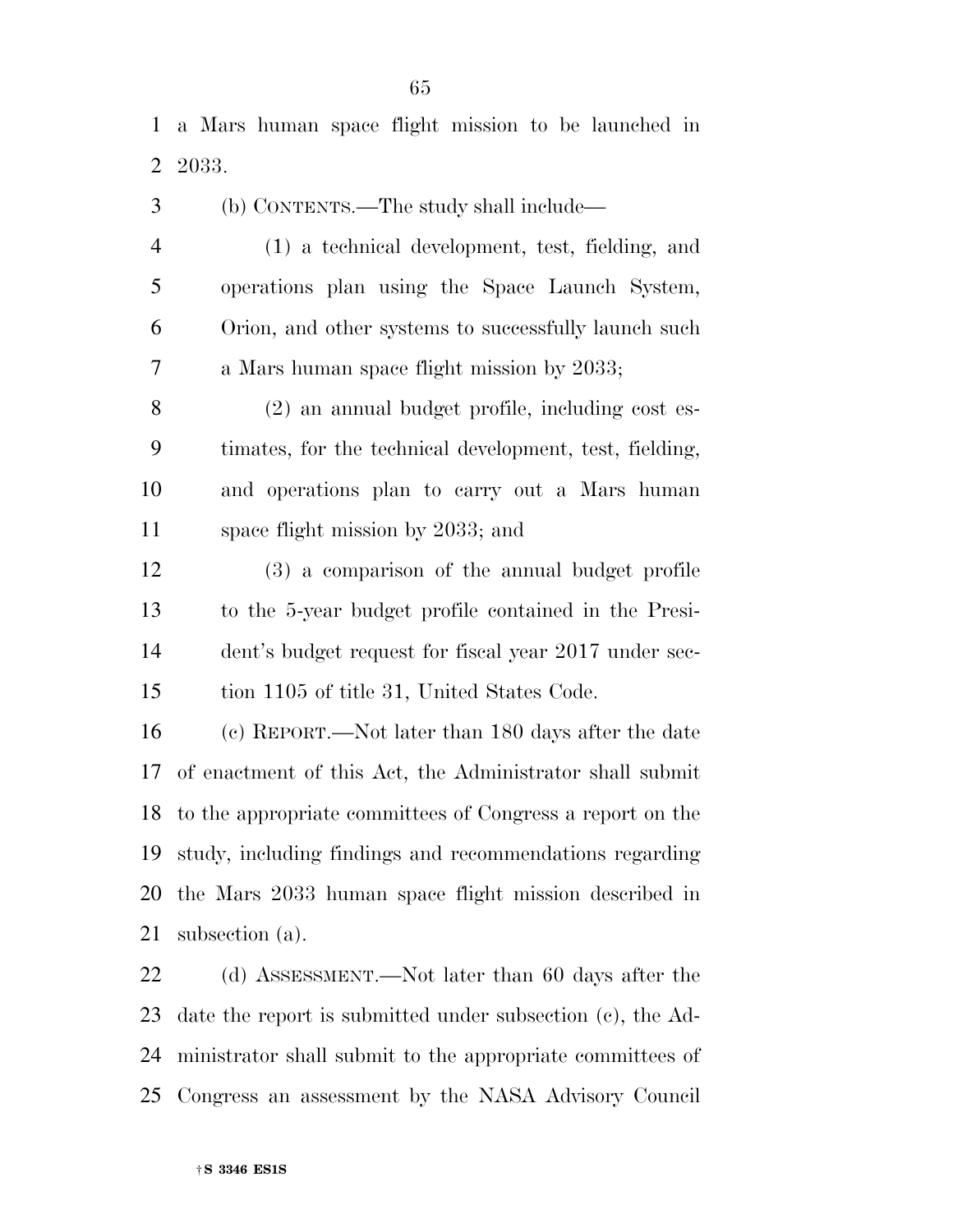a Mars human space flight mission to be launched in 2033.

(b) CONTENTS.—The study shall include—

(1) a technical development, test, fielding, and operations plan using the Space Launch System, Orion, and other systems to successfully launch such a Mars human space flight mission by 2033;

(2) an annual budget profile, including cost estimates, for the technical development, test, fielding, and operations plan to carry out a Mars human space flight mission by 2033; and

(3) a comparison of the annual budget profile to the 5-year budget profile contained in the President's budget request for fiscal year 2017 under section 1105 of title 31, United States Code.

(c) REPORT.—Not later than 180 days after the date of enactment of this Act, the Administrator shall submit to the appropriate committees of Congress a report on the study, including findings and recommendations regarding the Mars 2033 human space flight mission described in subsection (a).

(d) ASSESSMENT.—Not later than 60 days after the date the report is submitted under subsection (c), the Administrator shall submit to the appropriate committees of Congress an assessment by the NASA Advisory Council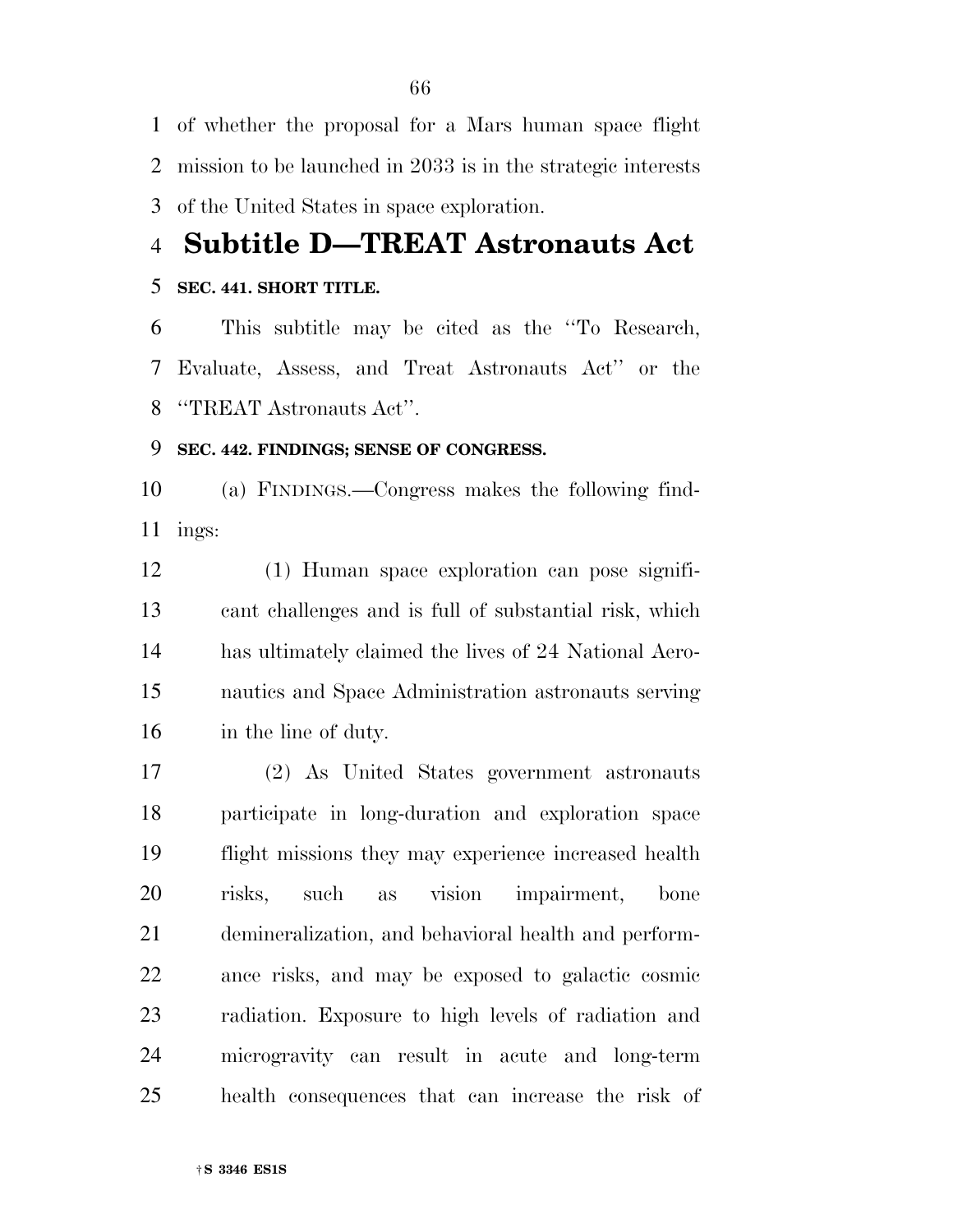of whether the proposal for a Mars human space flight mission to be launched in 2033 is in the strategic interests of the United States in space exploration.

## Subtitle D—TREAT Astronauts Act

### SEC. 441. SHORT TITLE.

This subtitle may be cited as the ''To Research, Evaluate, Assess, and Treat Astronauts Act'' or the ''TREAT Astronauts Act''.

### SEC. 442. FINDINGS; SENSE OF CONGRESS.

(a) FINDINGS.—Congress makes the following findings:

(1) Human space exploration can pose significant challenges and is full of substantial risk, which has ultimately claimed the lives of 24 National Aeronautics and Space Administration astronauts serving in the line of duty.

(2) As United States government astronauts participate in long-duration and exploration space flight missions they may experience increased health risks, such as vision impairment, bone demineralization, and behavioral health and performance risks, and may be exposed to galactic cosmic radiation. Exposure to high levels of radiation and microgravity can result in acute and long-term health consequences that can increase the risk of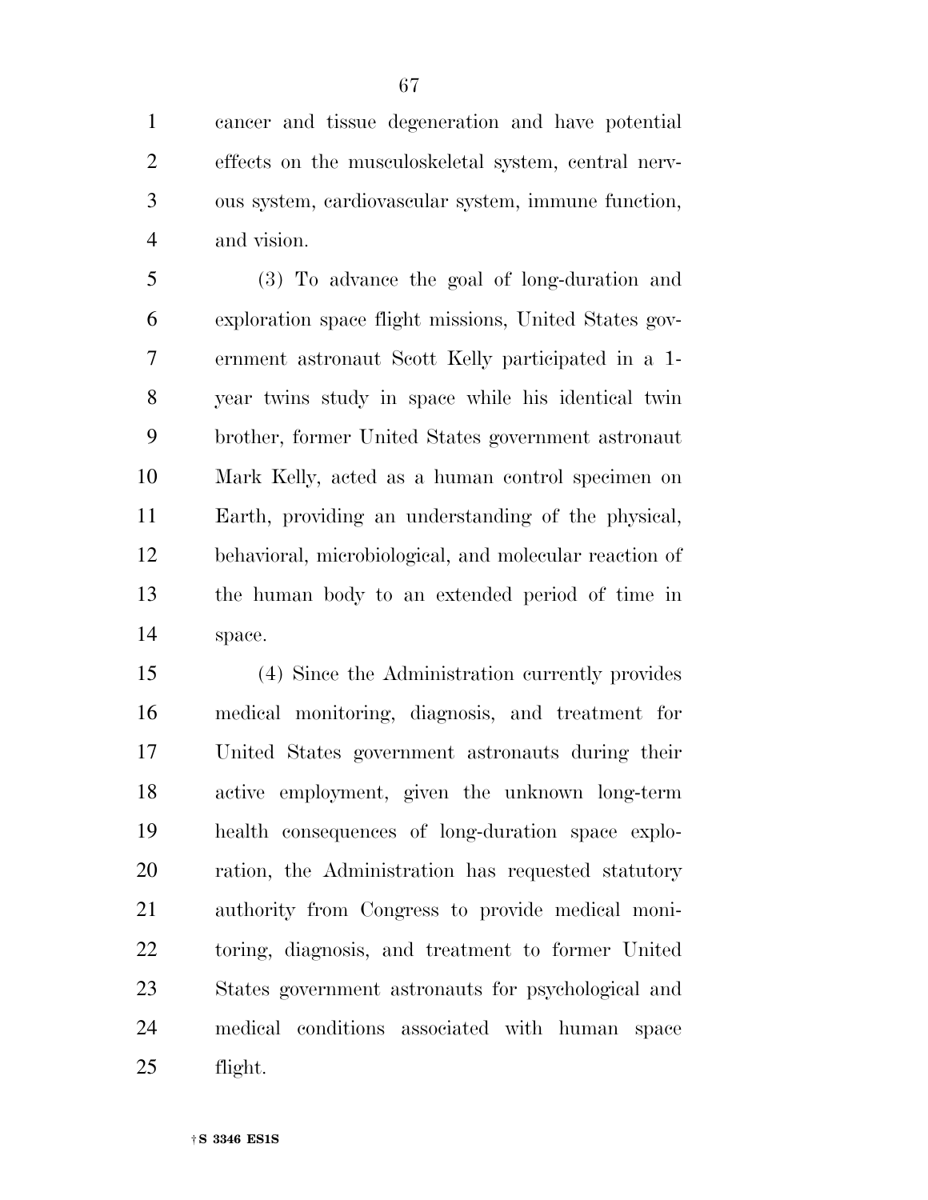cancer and tissue degeneration and have potential effects on the musculoskeletal system, central nervous system, cardiovascular system, immune function, and vision.

(3) To advance the goal of long-duration and exploration space flight missions, United States government astronaut Scott Kelly participated in a 1-year twins study in space while his identical twin brother, former United States government astronaut Mark Kelly, acted as a human control specimen on Earth, providing an understanding of the physical, behavioral, microbiological, and molecular reaction of the human body to an extended period of time in space.

(4) Since the Administration currently provides medical monitoring, diagnosis, and treatment for United States government astronauts during their active employment, given the unknown long-term health consequences of long-duration space exploration, the Administration has requested statutory authority from Congress to provide medical monitoring, diagnosis, and treatment to former United States government astronauts for psychological and medical conditions associated with human space flight.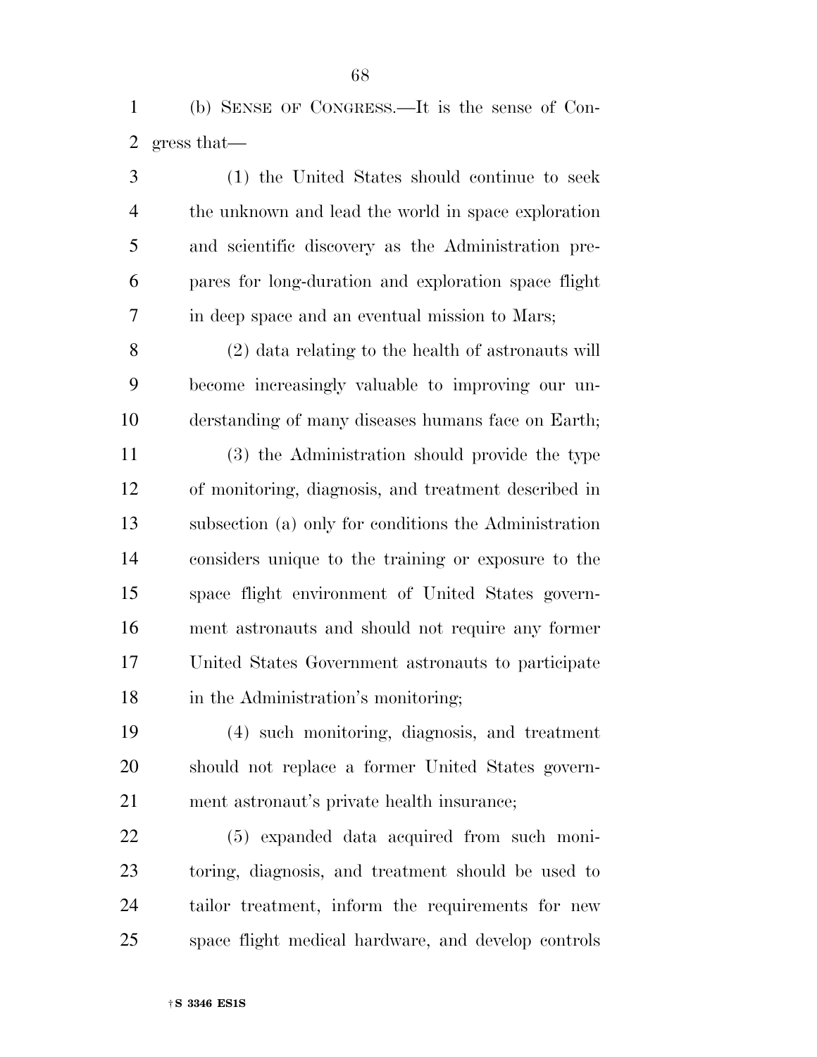(b) SENSE OF CONGRESS.—It is the sense of Congress that—

(1) the United States should continue to seek the unknown and lead the world in space exploration and scientific discovery as the Administration prepares for long-duration and exploration space flight in deep space and an eventual mission to Mars;

(2) data relating to the health of astronauts will become increasingly valuable to improving our understanding of many diseases humans face on Earth;

(3) the Administration should provide the type of monitoring, diagnosis, and treatment described in subsection (a) only for conditions the Administration considers unique to the training or exposure to the space flight environment of United States government astronauts and should not require any former United States Government astronauts to participate in the Administration's monitoring;

(4) such monitoring, diagnosis, and treatment should not replace a former United States government astronaut's private health insurance;

(5) expanded data acquired from such monitoring, diagnosis, and treatment should be used to tailor treatment, inform the requirements for new space flight medical hardware, and develop controls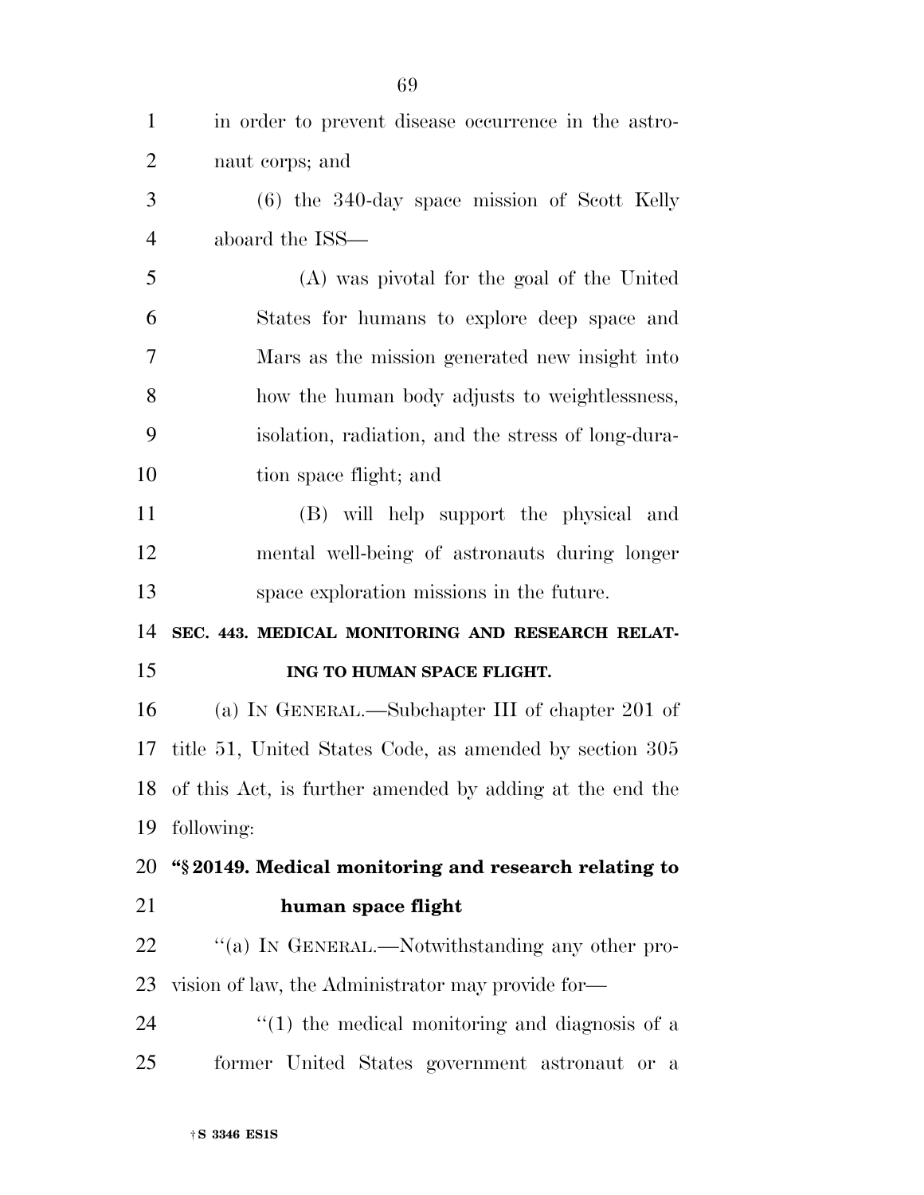in order to prevent disease occurrence in the astronaut corps; and

(6) the 340-day space mission of Scott Kelly aboard the ISS—

(A) was pivotal for the goal of the United States for humans to explore deep space and Mars as the mission generated new insight into how the human body adjusts to weightlessness, isolation, radiation, and the stress of long-duration space flight; and

(B) will help support the physical and mental well-being of astronauts during longer space exploration missions in the future.

**SEC. 443. MEDICAL MONITORING AND RESEARCH RELATING TO HUMAN SPACE FLIGHT.**

(a) IN GENERAL.—Subchapter III of chapter 201 of title 51, United States Code, as amended by section 305 of this Act, is further amended by adding at the end the following:

**"§ 20149. Medical monitoring and research relating to human space flight**

"(a) IN GENERAL.—Notwithstanding any other provision of law, the Administrator may provide for—

"(1) the medical monitoring and diagnosis of a former United States government astronaut or a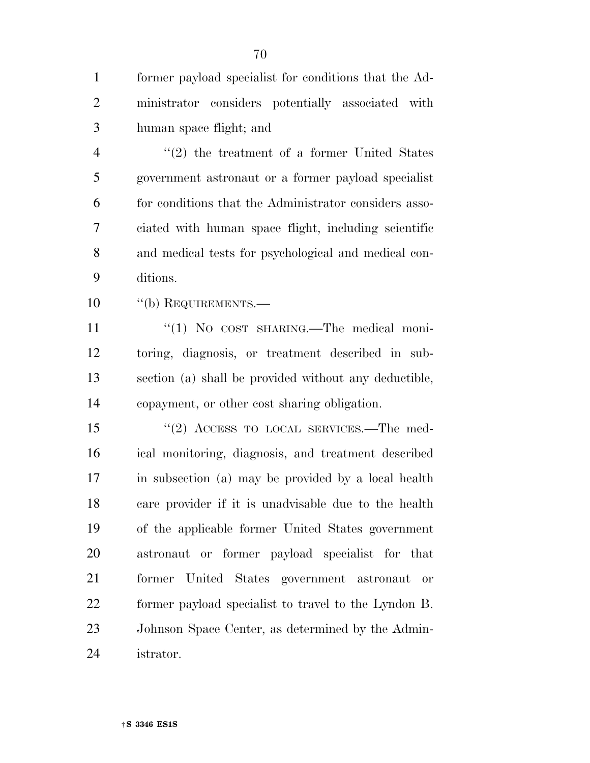former payload specialist for conditions that the Administrator considers potentially associated with human space flight; and

''(2) the treatment of a former United States government astronaut or a former payload specialist for conditions that the Administrator considers associated with human space flight, including scientific and medical tests for psychological and medical conditions.

''(b) REQUIREMENTS.—

''(1) NO COST SHARING.—The medical monitoring, diagnosis, or treatment described in subsection (a) shall be provided without any deductible, copayment, or other cost sharing obligation.

''(2) ACCESS TO LOCAL SERVICES.—The medical monitoring, diagnosis, and treatment described in subsection (a) may be provided by a local health care provider if it is unadvisable due to the health of the applicable former United States government astronaut or former payload specialist for that former United States government astronaut or former payload specialist to travel to the Lyndon B. Johnson Space Center, as determined by the Administrator.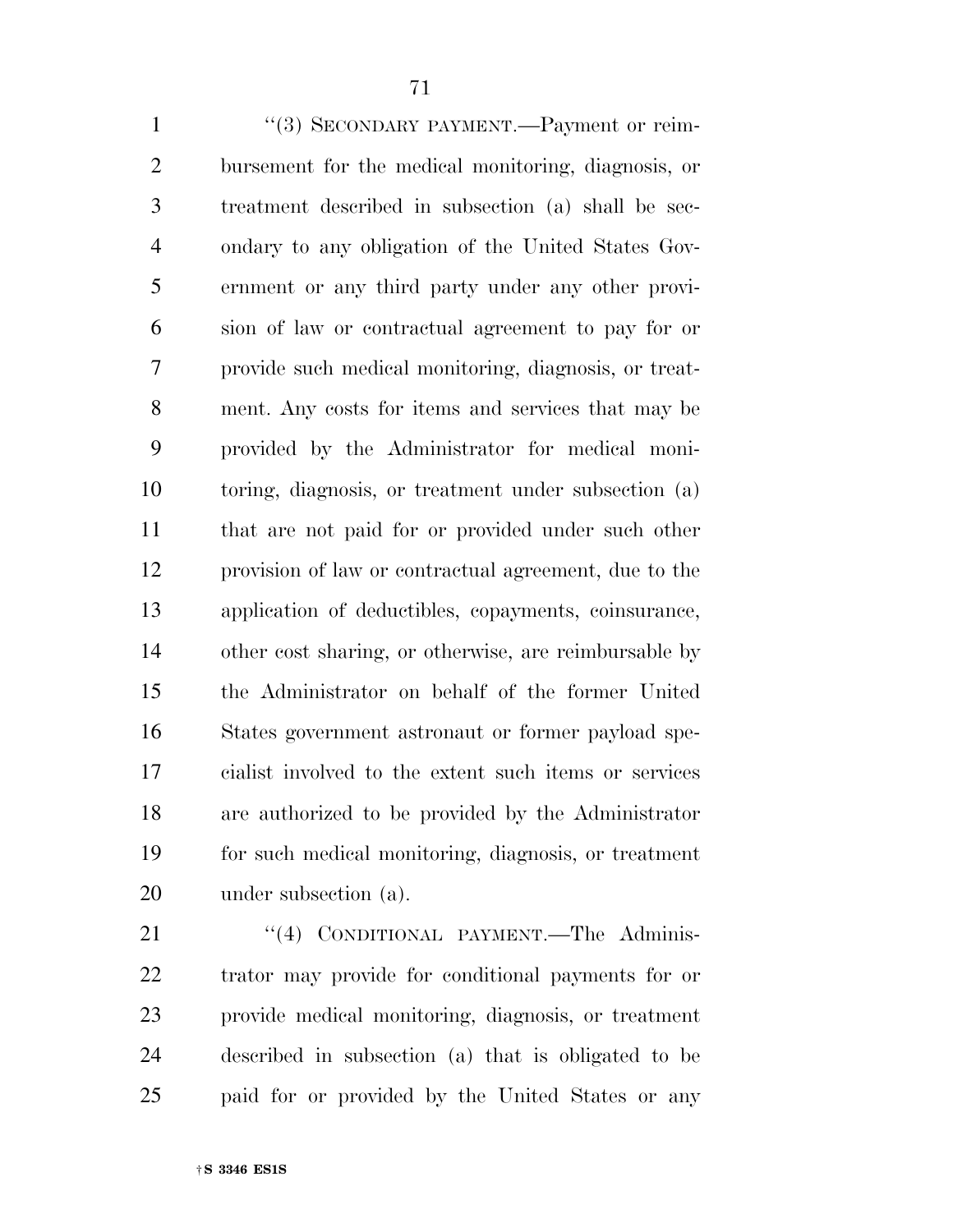"(3) SECONDARY PAYMENT.—Payment or reimbursement for the medical monitoring, diagnosis, or treatment described in subsection (a) shall be secondary to any obligation of the United States Government or any third party under any other provision of law or contractual agreement to pay for or provide such medical monitoring, diagnosis, or treatment. Any costs for items and services that may be provided by the Administrator for medical monitoring, diagnosis, or treatment under subsection (a) that are not paid for or provided under such other provision of law or contractual agreement, due to the application of deductibles, copayments, coinsurance, other cost sharing, or otherwise, are reimbursable by the Administrator on behalf of the former United States government astronaut or former payload specialist involved to the extent such items or services are authorized to be provided by the Administrator for such medical monitoring, diagnosis, or treatment under subsection (a).

"(4) CONDITIONAL PAYMENT.—The Administrator may provide for conditional payments for or provide medical monitoring, diagnosis, or treatment described in subsection (a) that is obligated to be paid for or provided by the United States or any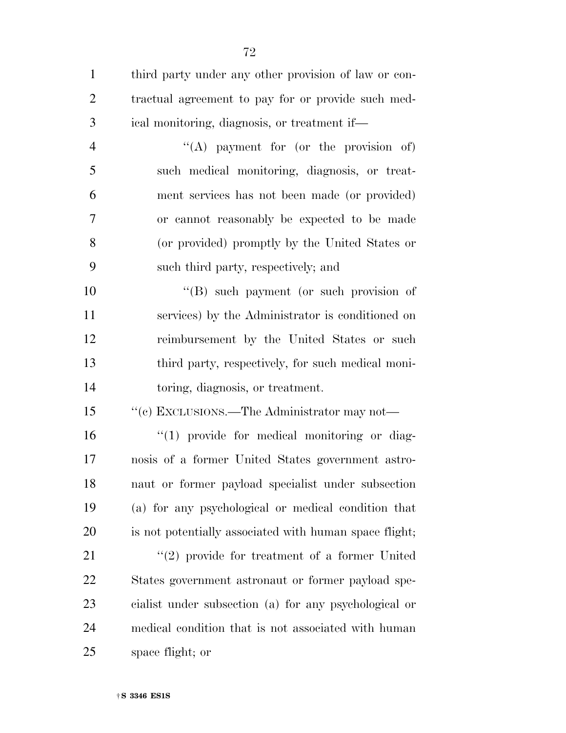third party under any other provision of law or contractual agreement to pay for or provide such medical monitoring, diagnosis, or treatment if—

''(A) payment for (or the provision of) such medical monitoring, diagnosis, or treatment services has not been made (or provided) or cannot reasonably be expected to be made (or provided) promptly by the United States or such third party, respectively; and

''(B) such payment (or such provision of services) by the Administrator is conditioned on reimbursement by the United States or such third party, respectively, for such medical monitoring, diagnosis, or treatment.

''(c) EXCLUSIONS.—The Administrator may not—

''(1) provide for medical monitoring or diagnosis of a former United States government astronaut or former payload specialist under subsection (a) for any psychological or medical condition that is not potentially associated with human space flight;

''(2) provide for treatment of a former United States government astronaut or former payload specialist under subsection (a) for any psychological or medical condition that is not associated with human space flight; or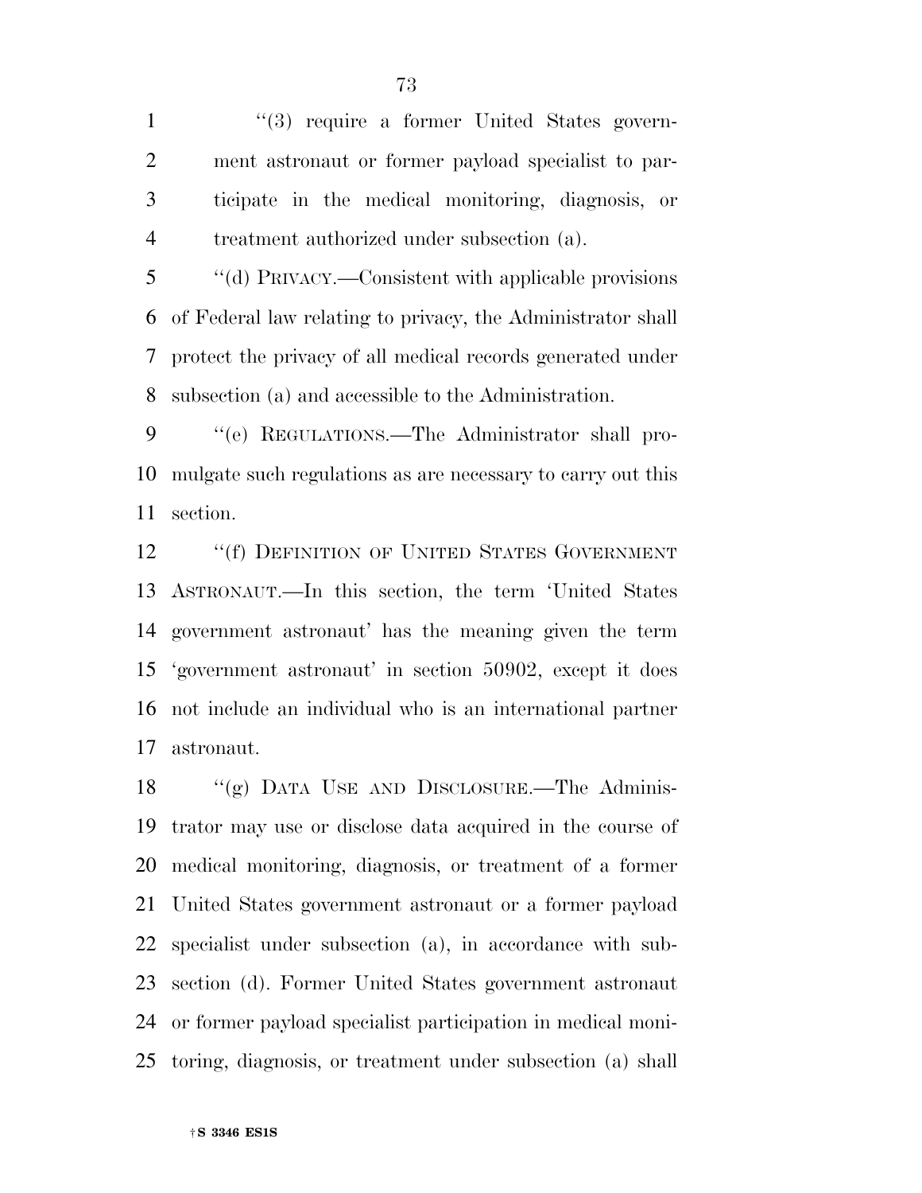"(3) require a former United States government astronaut or former payload specialist to participate in the medical monitoring, diagnosis, or treatment authorized under subsection (a).

"(d) PRIVACY.—Consistent with applicable provisions of Federal law relating to privacy, the Administrator shall protect the privacy of all medical records generated under subsection (a) and accessible to the Administration.

"(e) REGULATIONS.—The Administrator shall promulgate such regulations as are necessary to carry out this section.

"(f) DEFINITION OF UNITED STATES GOVERNMENT ASTRONAUT.—In this section, the term 'United States government astronaut' has the meaning given the term 'government astronaut' in section 50902, except it does not include an individual who is an international partner astronaut.

"(g) DATA USE AND DISCLOSURE.—The Administrator may use or disclose data acquired in the course of medical monitoring, diagnosis, or treatment of a former United States government astronaut or a former payload specialist under subsection (a), in accordance with subsection (d). Former United States government astronaut or former payload specialist participation in medical monitoring, diagnosis, or treatment under subsection (a) shall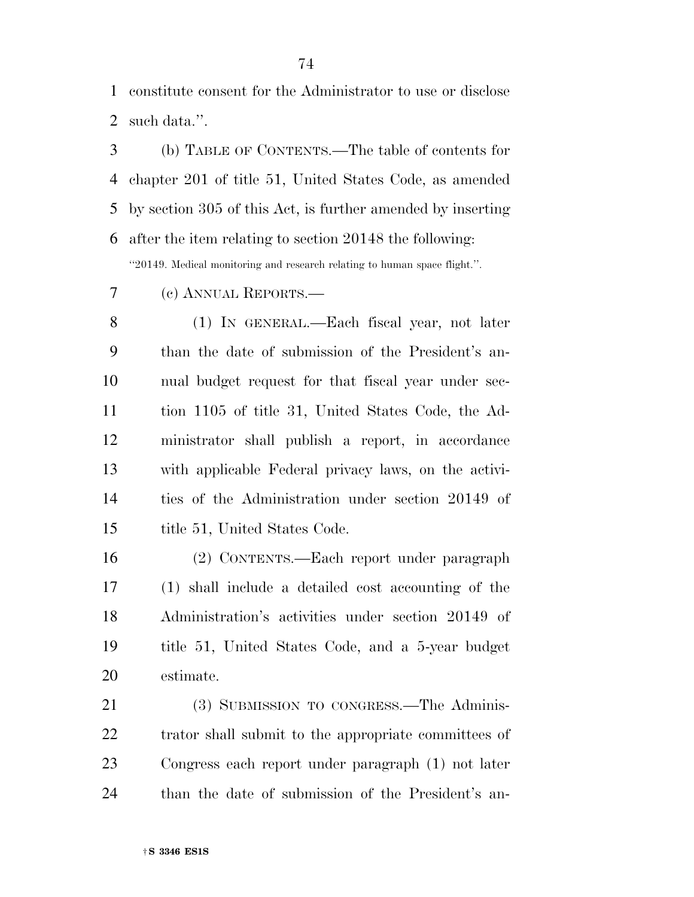constitute consent for the Administrator to use or disclose such data.''.

(b) TABLE OF CONTENTS.—The table of contents for chapter 201 of title 51, United States Code, as amended by section 305 of this Act, is further amended by inserting after the item relating to section 20148 the following:

"20149. Medical monitoring and research relating to human space flight.''.

(c) ANNUAL REPORTS.—

(1) IN GENERAL.—Each fiscal year, not later than the date of submission of the President's annual budget request for that fiscal year under section 1105 of title 31, United States Code, the Administrator shall publish a report, in accordance with applicable Federal privacy laws, on the activities of the Administration under section 20149 of title 51, United States Code.

(2) CONTENTS.—Each report under paragraph (1) shall include a detailed cost accounting of the Administration's activities under section 20149 of title 51, United States Code, and a 5-year budget estimate.

(3) SUBMISSION TO CONGRESS.—The Administrator shall submit to the appropriate committees of Congress each report under paragraph (1) not later than the date of submission of the President's an-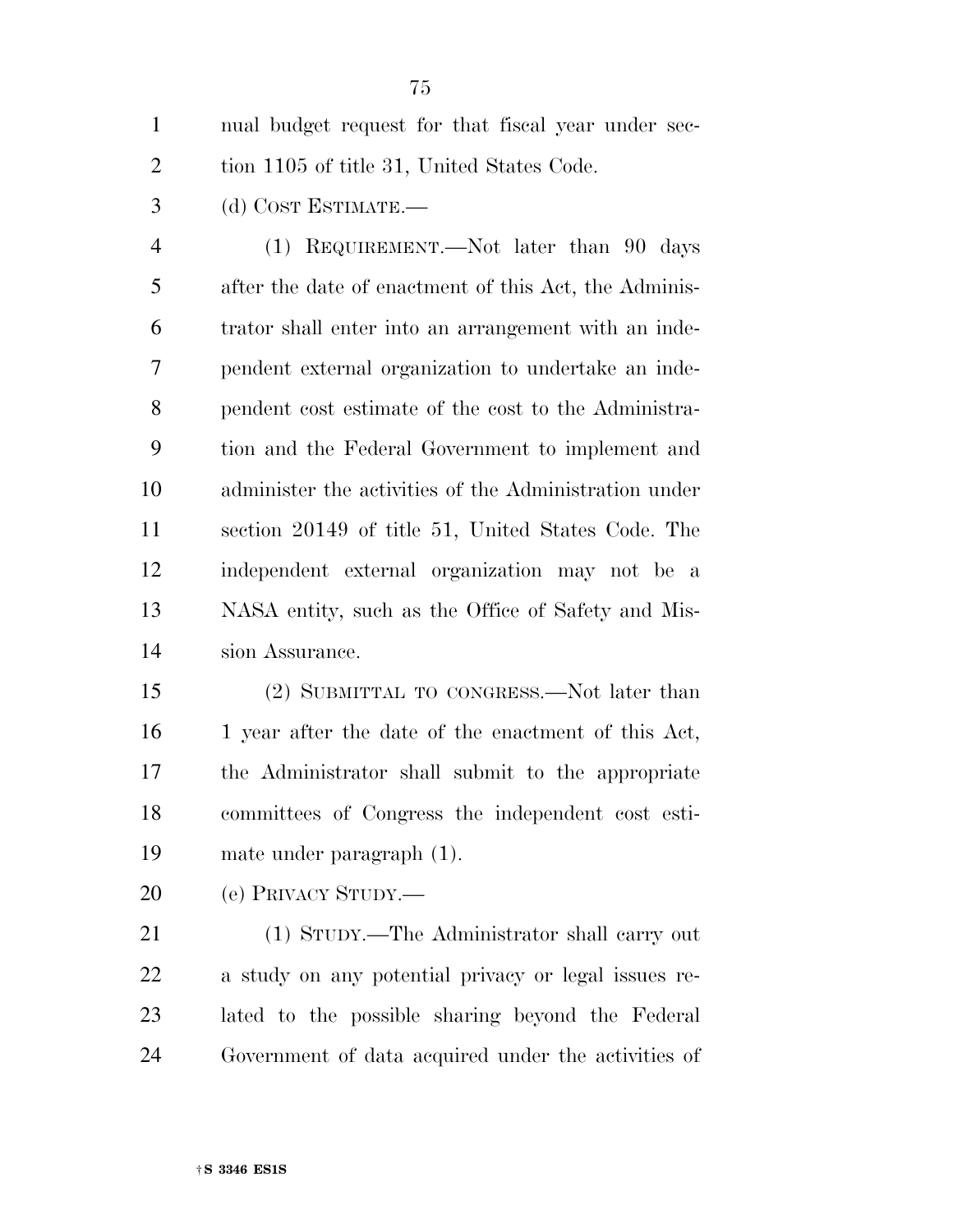nual budget request for that fiscal year under section 1105 of title 31, United States Code.

(d) COST ESTIMATE.—

(1) REQUIREMENT.—Not later than 90 days after the date of enactment of this Act, the Administrator shall enter into an arrangement with an independent external organization to undertake an independent cost estimate of the cost to the Administration and the Federal Government to implement and administer the activities of the Administration under section 20149 of title 51, United States Code. The independent external organization may not be a NASA entity, such as the Office of Safety and Mission Assurance.

(2) SUBMITTAL TO CONGRESS.—Not later than 1 year after the date of the enactment of this Act, the Administrator shall submit to the appropriate committees of Congress the independent cost estimate under paragraph (1).

(e) PRIVACY STUDY.—

(1) STUDY.—The Administrator shall carry out a study on any potential privacy or legal issues related to the possible sharing beyond the Federal Government of data acquired under the activities of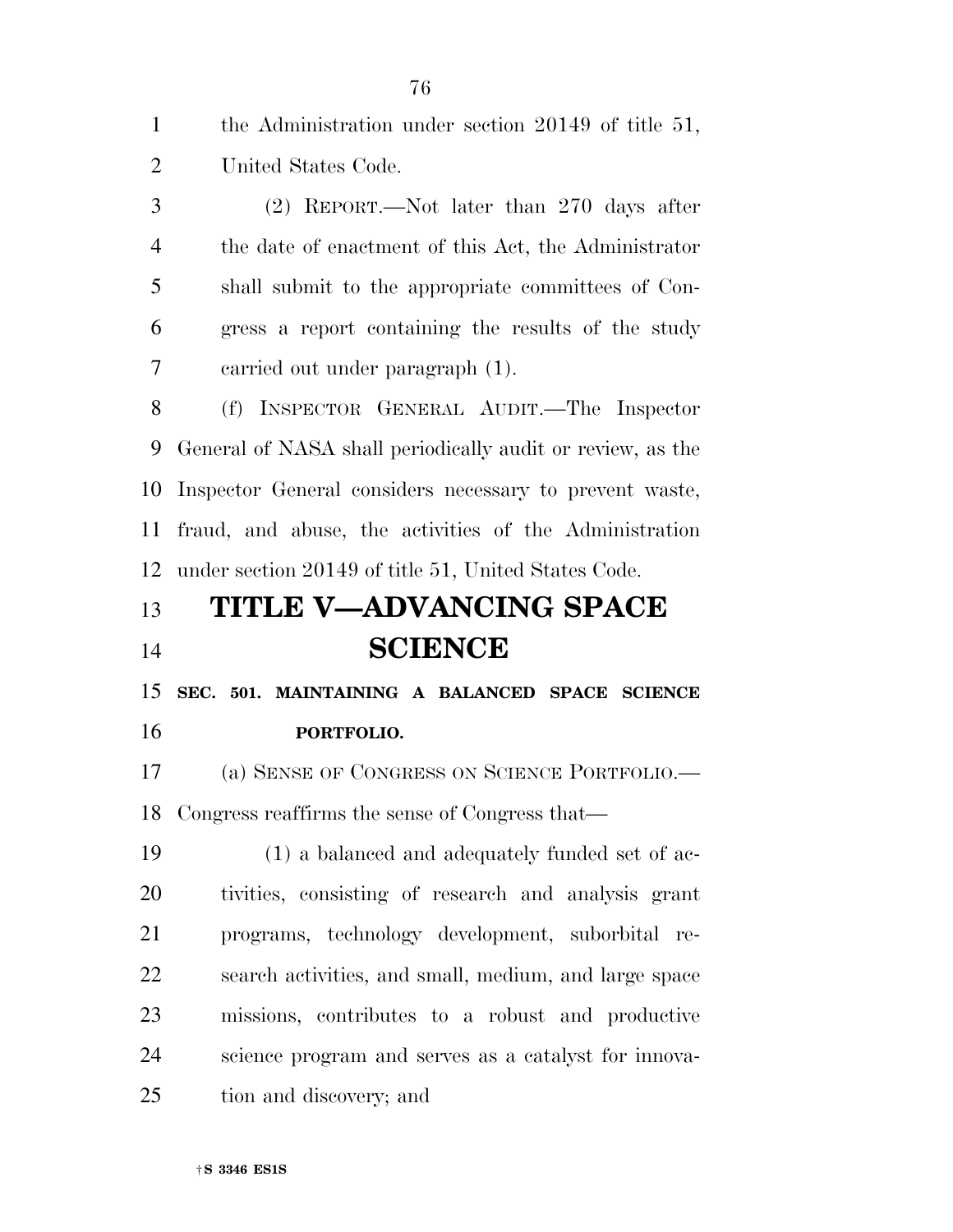the Administration under section 20149 of title 51, United States Code.

(2) REPORT.—Not later than 270 days after the date of enactment of this Act, the Administrator shall submit to the appropriate committees of Congress a report containing the results of the study carried out under paragraph (1).

(f) INSPECTOR GENERAL AUDIT.—The Inspector General of NASA shall periodically audit or review, as the Inspector General considers necessary to prevent waste, fraud, and abuse, the activities of the Administration under section 20149 of title 51, United States Code.

# TITLE V—ADVANCING SPACE SCIENCE

### SEC. 501. MAINTAINING A BALANCED SPACE SCIENCE PORTFOLIO.

(a) SENSE OF CONGRESS ON SCIENCE PORTFOLIO.—Congress reaffirms the sense of Congress that—

(1) a balanced and adequately funded set of activities, consisting of research and analysis grant programs, technology development, suborbital research activities, and small, medium, and large space missions, contributes to a robust and productive science program and serves as a catalyst for innovation and discovery; and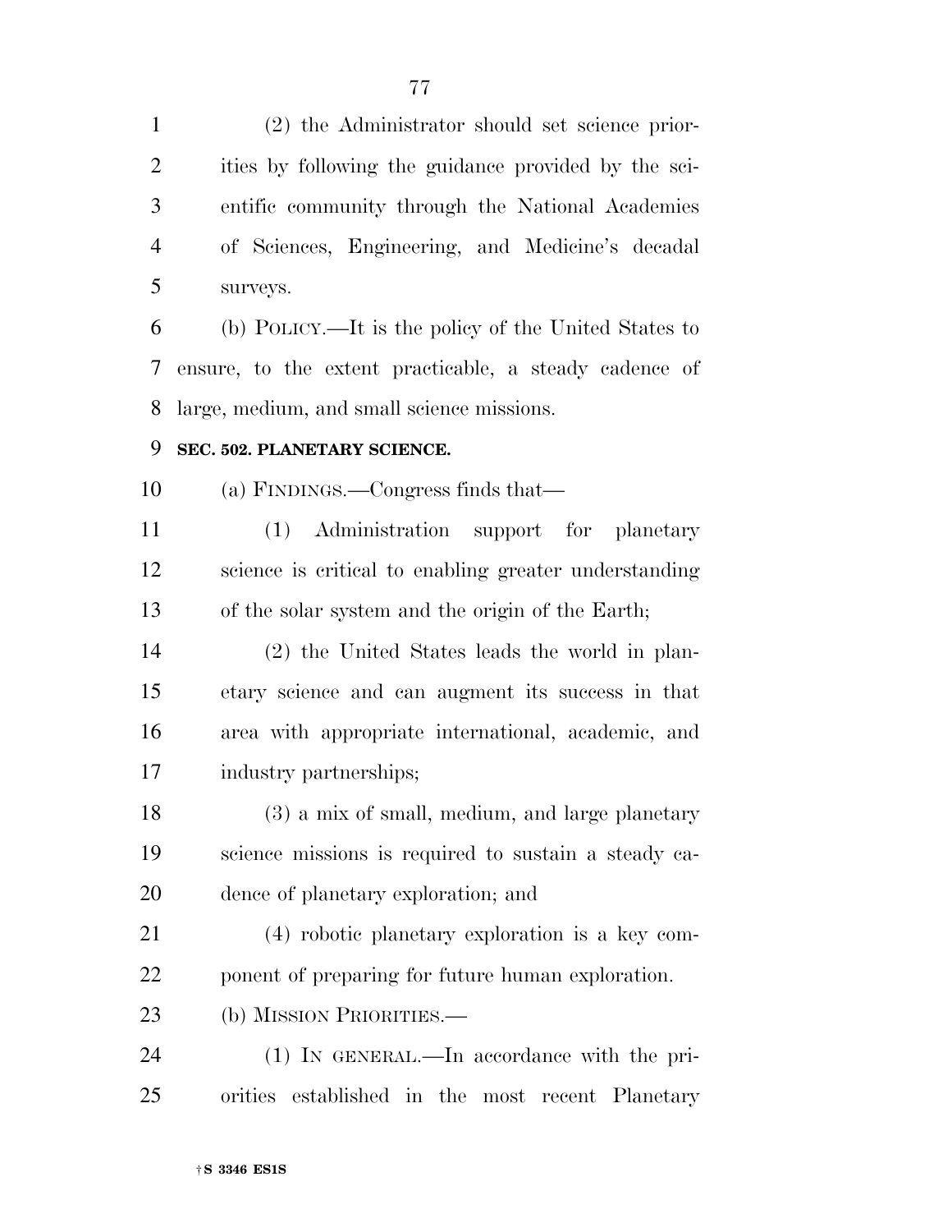(2) the Administrator should set science priorities by following the guidance provided by the scientific community through the National Academies of Sciences, Engineering, and Medicine's decadal surveys.

(b) POLICY.—It is the policy of the United States to ensure, to the extent practicable, a steady cadence of large, medium, and small science missions.

**SEC. 502. PLANETARY SCIENCE.**

(a) FINDINGS.—Congress finds that—

(1) Administration support for planetary science is critical to enabling greater understanding of the solar system and the origin of the Earth;

(2) the United States leads the world in planetary science and can augment its success in that area with appropriate international, academic, and industry partnerships;

(3) a mix of small, medium, and large planetary science missions is required to sustain a steady cadence of planetary exploration; and

(4) robotic planetary exploration is a key component of preparing for future human exploration.

(b) MISSION PRIORITIES.—

(1) IN GENERAL.—In accordance with the priorities established in the most recent Planetary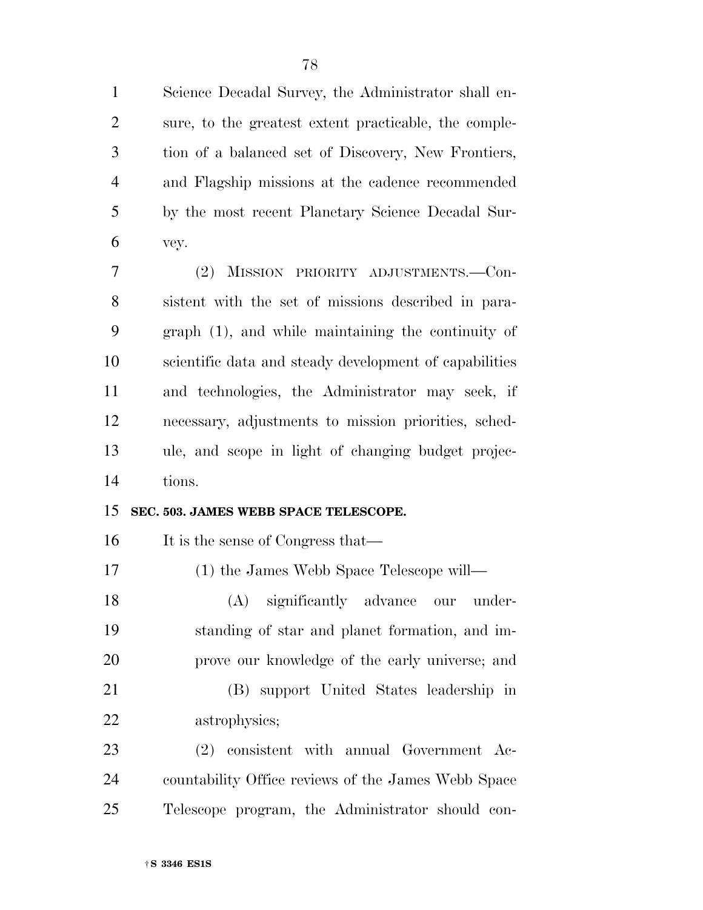Science Decadal Survey, the Administrator shall ensure, to the greatest extent practicable, the completion of a balanced set of Discovery, New Frontiers, and Flagship missions at the cadence recommended by the most recent Planetary Science Decadal Survey.

(2) MISSION PRIORITY ADJUSTMENTS.—Consistent with the set of missions described in paragraph (1), and while maintaining the continuity of scientific data and steady development of capabilities and technologies, the Administrator may seek, if necessary, adjustments to mission priorities, schedule, and scope in light of changing budget projections.

**SEC. 503. JAMES WEBB SPACE TELESCOPE.**

It is the sense of Congress that—

(1) the James Webb Space Telescope will—

(A) significantly advance our understanding of star and planet formation, and improve our knowledge of the early universe; and

(B) support United States leadership in astrophysics;

(2) consistent with annual Government Accountability Office reviews of the James Webb Space Telescope program, the Administrator should con-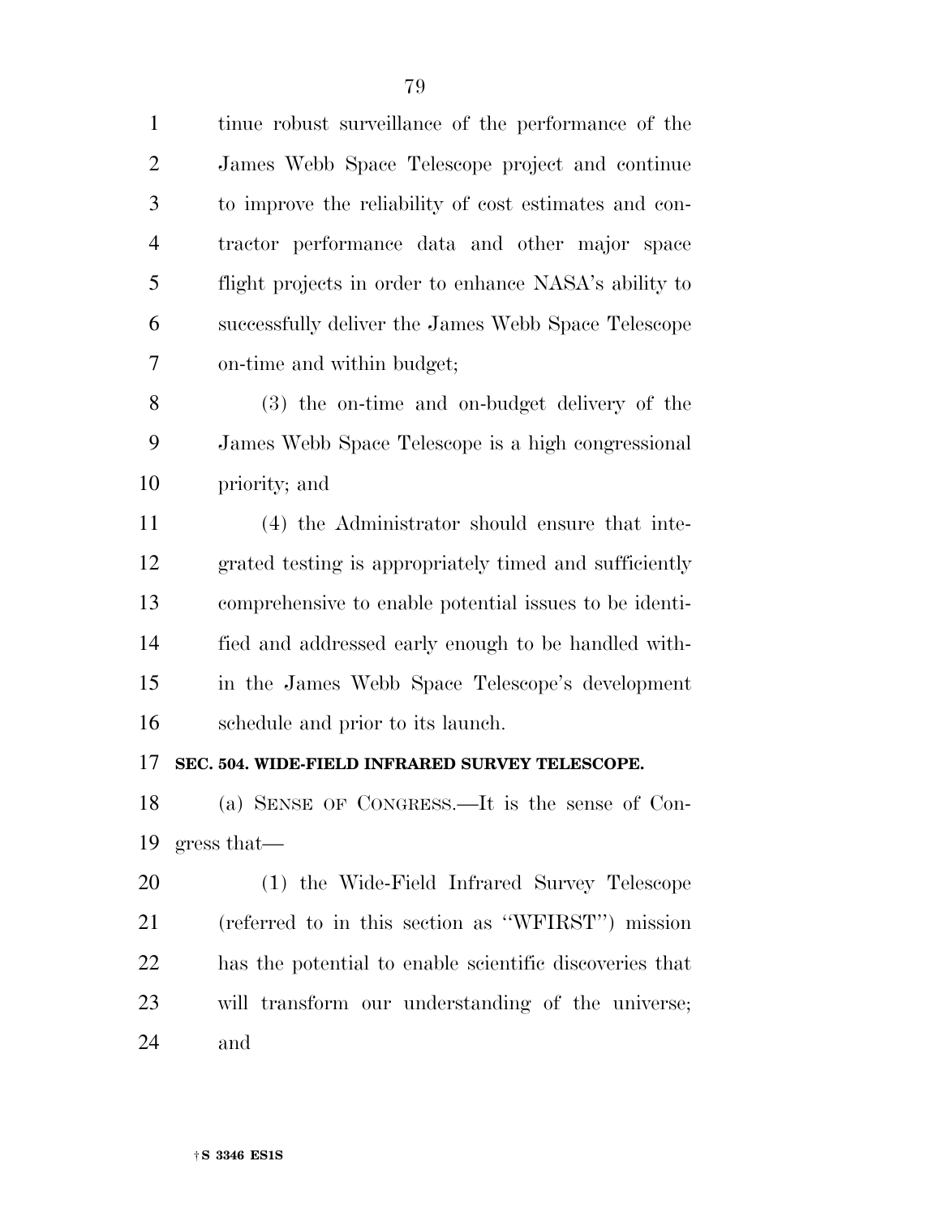tinue robust surveillance of the performance of the James Webb Space Telescope project and continue to improve the reliability of cost estimates and contractor performance data and other major space flight projects in order to enhance NASA's ability to successfully deliver the James Webb Space Telescope on-time and within budget;

(3) the on-time and on-budget delivery of the James Webb Space Telescope is a high congressional priority; and

(4) the Administrator should ensure that integrated testing is appropriately timed and sufficiently comprehensive to enable potential issues to be identified and addressed early enough to be handled within the James Webb Space Telescope's development schedule and prior to its launch.

**SEC. 504. WIDE-FIELD INFRARED SURVEY TELESCOPE.**

(a) SENSE OF CONGRESS.—It is the sense of Congress that—

(1) the Wide-Field Infrared Survey Telescope (referred to in this section as ''WFIRST'') mission has the potential to enable scientific discoveries that will transform our understanding of the universe; and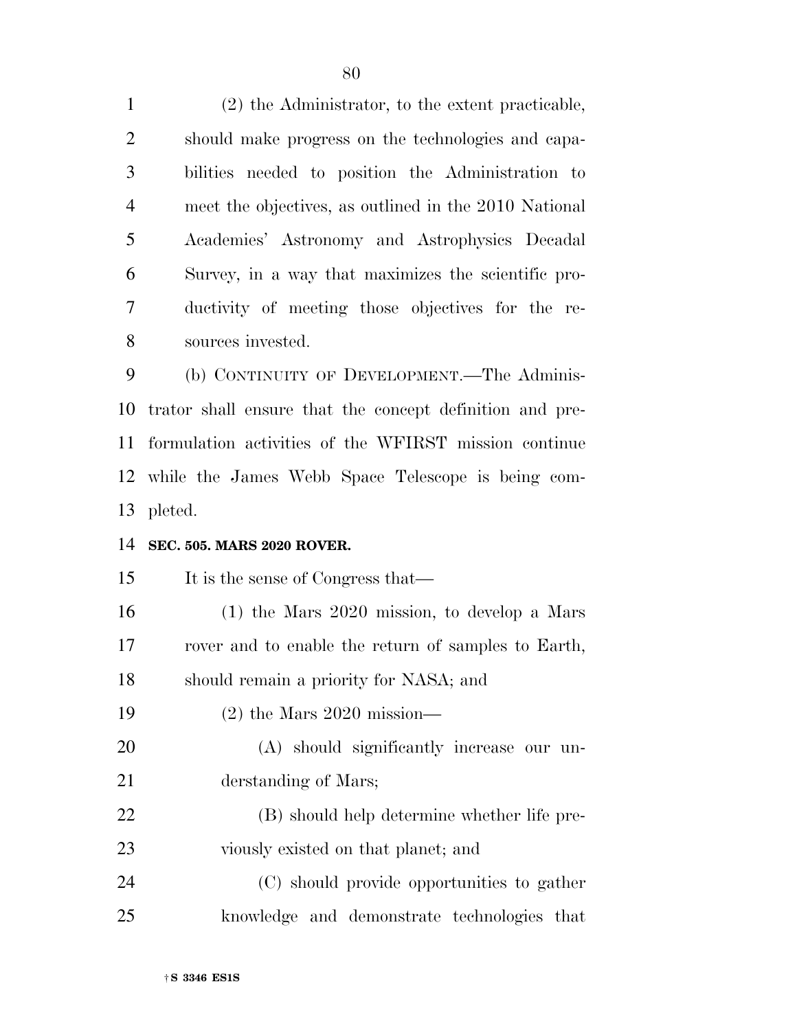(2) the Administrator, to the extent practicable, should make progress on the technologies and capabilities needed to position the Administration to meet the objectives, as outlined in the 2010 National Academies' Astronomy and Astrophysics Decadal Survey, in a way that maximizes the scientific productivity of meeting those objectives for the resources invested.

(b) CONTINUITY OF DEVELOPMENT.—The Administrator shall ensure that the concept definition and pre-formulation activities of the WFIRST mission continue while the James Webb Space Telescope is being completed.

**SEC. 505. MARS 2020 ROVER.**

It is the sense of Congress that—

(1) the Mars 2020 mission, to develop a Mars rover and to enable the return of samples to Earth, should remain a priority for NASA; and

(2) the Mars 2020 mission—

(A) should significantly increase our understanding of Mars;

(B) should help determine whether life previously existed on that planet; and

(C) should provide opportunities to gather knowledge and demonstrate technologies that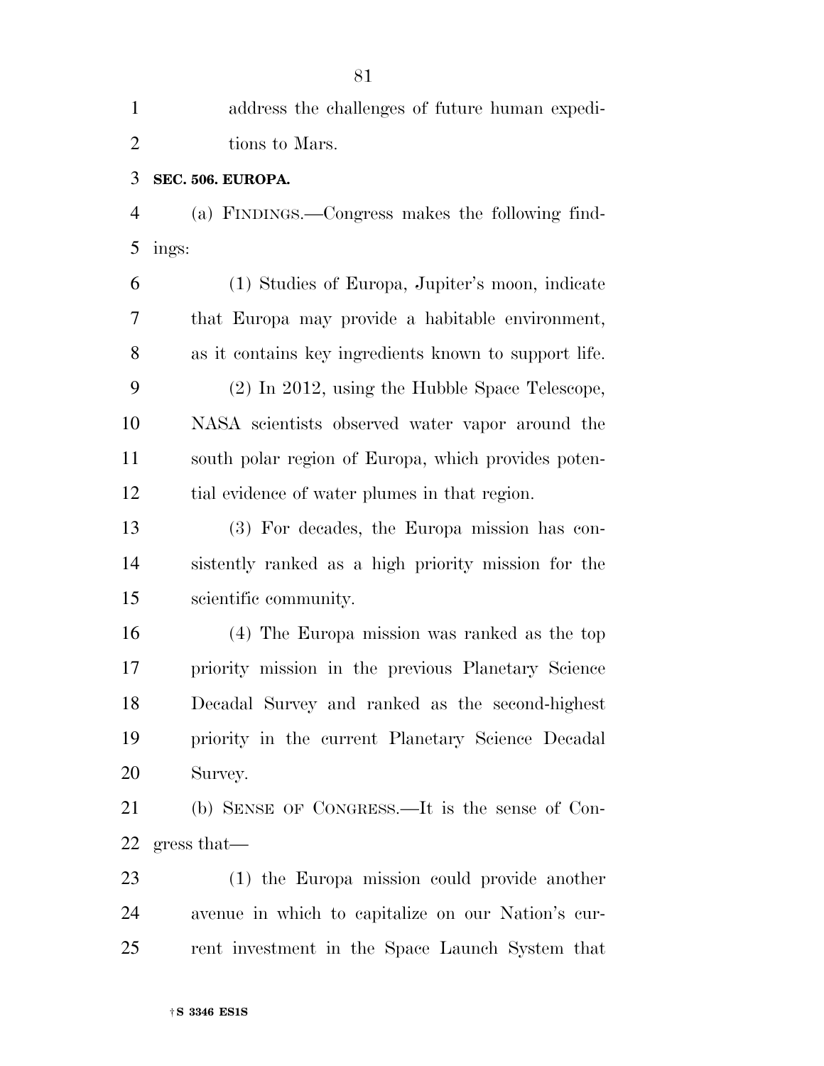address the challenges of future human expeditions to Mars.

**SEC. 506. EUROPA.**

(a) FINDINGS.—Congress makes the following findings:

(1) Studies of Europa, Jupiter's moon, indicate that Europa may provide a habitable environment, as it contains key ingredients known to support life.

(2) In 2012, using the Hubble Space Telescope, NASA scientists observed water vapor around the south polar region of Europa, which provides potential evidence of water plumes in that region.

(3) For decades, the Europa mission has consistently ranked as a high priority mission for the scientific community.

(4) The Europa mission was ranked as the top priority mission in the previous Planetary Science Decadal Survey and ranked as the second-highest priority in the current Planetary Science Decadal Survey.

(b) SENSE OF CONGRESS.—It is the sense of Congress that—

(1) the Europa mission could provide another avenue in which to capitalize on our Nation's current investment in the Space Launch System that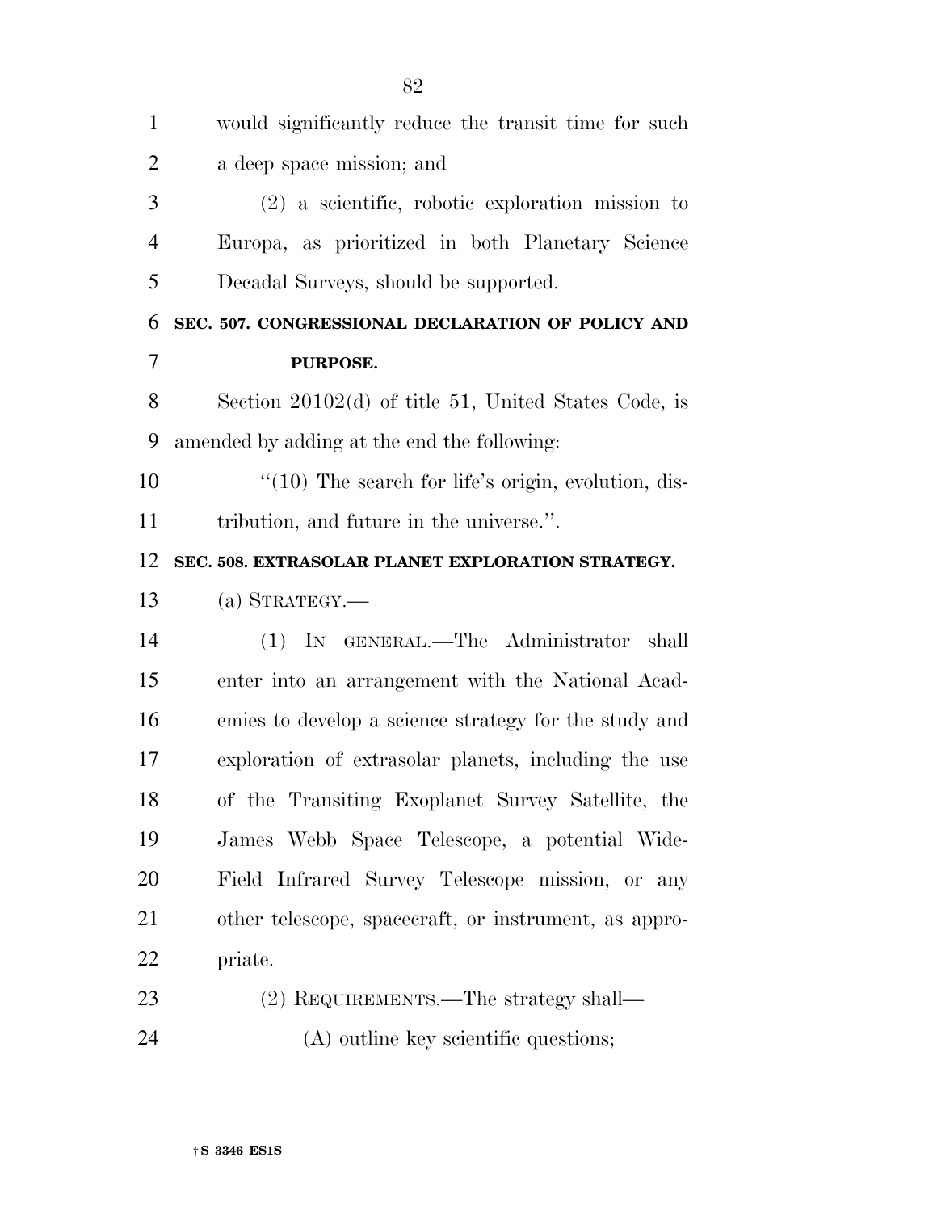would significantly reduce the transit time for such a deep space mission; and

(2) a scientific, robotic exploration mission to Europa, as prioritized in both Planetary Science Decadal Surveys, should be supported.

**SEC. 507. CONGRESSIONAL DECLARATION OF POLICY AND PURPOSE.**

Section 20102(d) of title 51, United States Code, is amended by adding at the end the following:

''(10) The search for life's origin, evolution, distribution, and future in the universe.''.

**SEC. 508. EXTRASOLAR PLANET EXPLORATION STRATEGY.**

(a) STRATEGY.—

(1) IN GENERAL.—The Administrator shall enter into an arrangement with the National Academies to develop a science strategy for the study and exploration of extrasolar planets, including the use of the Transiting Exoplanet Survey Satellite, the James Webb Space Telescope, a potential Wide-Field Infrared Survey Telescope mission, or any other telescope, spacecraft, or instrument, as appropriate.

(2) REQUIREMENTS.—The strategy shall—

(A) outline key scientific questions;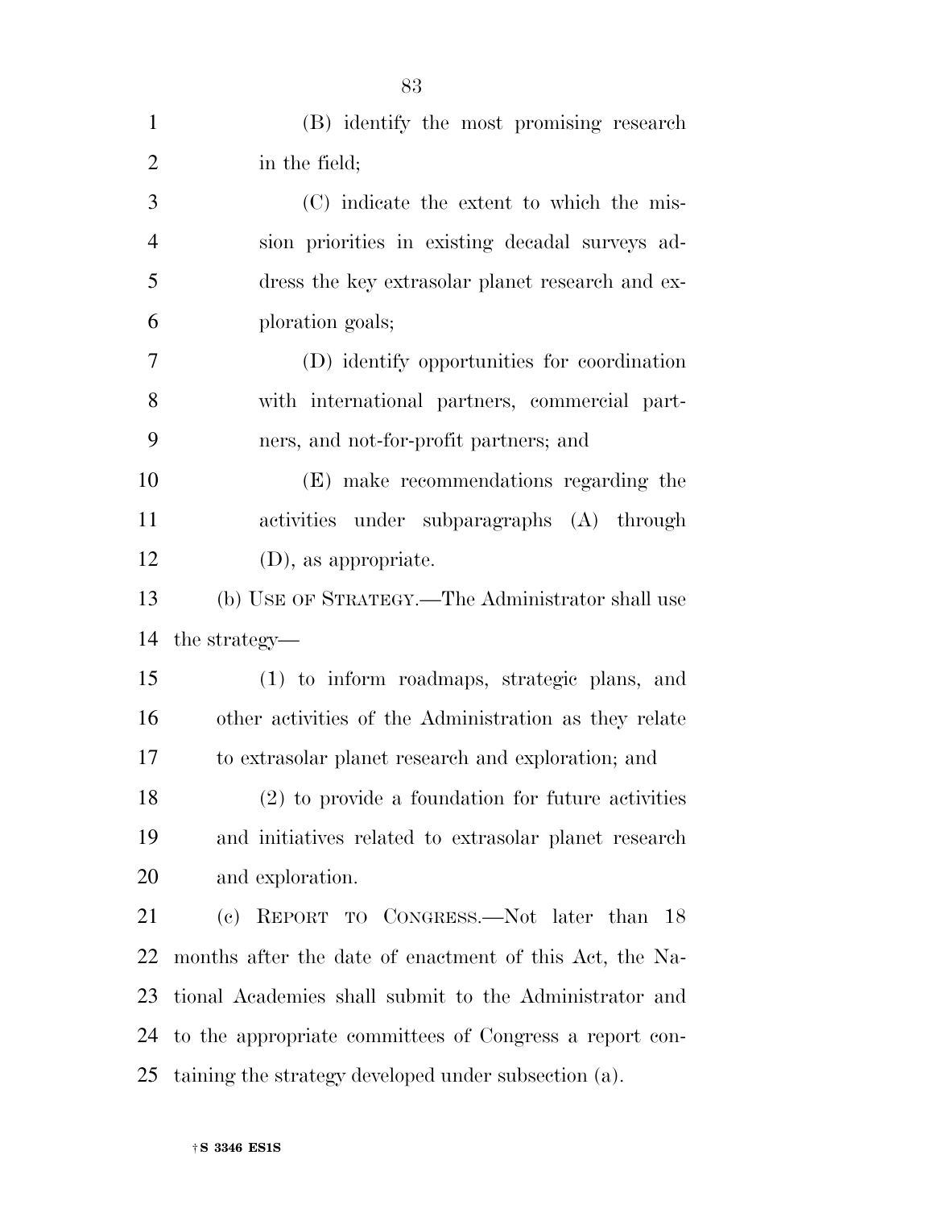(B) identify the most promising research in the field;

(C) indicate the extent to which the mission priorities in existing decadal surveys address the key extrasolar planet research and exploration goals;

(D) identify opportunities for coordination with international partners, commercial partners, and not-for-profit partners; and

(E) make recommendations regarding the activities under subparagraphs (A) through (D), as appropriate.

(b) USE OF STRATEGY.—The Administrator shall use the strategy—

(1) to inform roadmaps, strategic plans, and other activities of the Administration as they relate to extrasolar planet research and exploration; and

(2) to provide a foundation for future activities and initiatives related to extrasolar planet research and exploration.

(c) REPORT TO CONGRESS.—Not later than 18 months after the date of enactment of this Act, the National Academies shall submit to the Administrator and to the appropriate committees of Congress a report containing the strategy developed under subsection (a).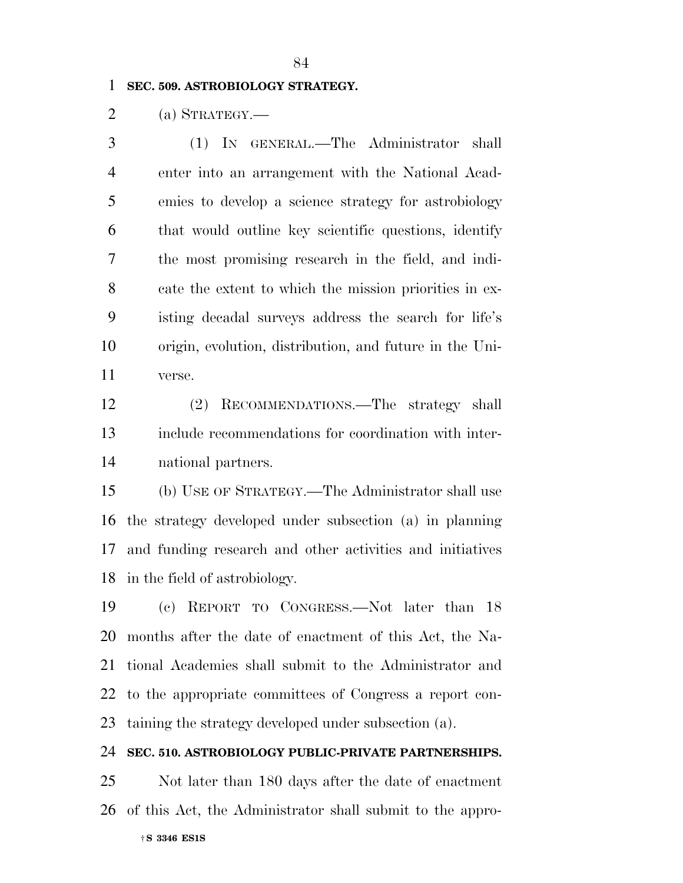**SEC. 509. ASTROBIOLOGY STRATEGY.**

(a) STRATEGY.—

(1) IN GENERAL.—The Administrator shall enter into an arrangement with the National Academies to develop a science strategy for astrobiology that would outline key scientific questions, identify the most promising research in the field, and indicate the extent to which the mission priorities in existing decadal surveys address the search for life's origin, evolution, distribution, and future in the Universe.

(2) RECOMMENDATIONS.—The strategy shall include recommendations for coordination with international partners.

(b) USE OF STRATEGY.—The Administrator shall use the strategy developed under subsection (a) in planning and funding research and other activities and initiatives in the field of astrobiology.

(c) REPORT TO CONGRESS.—Not later than 18 months after the date of enactment of this Act, the National Academies shall submit to the Administrator and to the appropriate committees of Congress a report containing the strategy developed under subsection (a).

**SEC. 510. ASTROBIOLOGY PUBLIC-PRIVATE PARTNERSHIPS.**

Not later than 180 days after the date of enactment of this Act, the Administrator shall submit to the appro-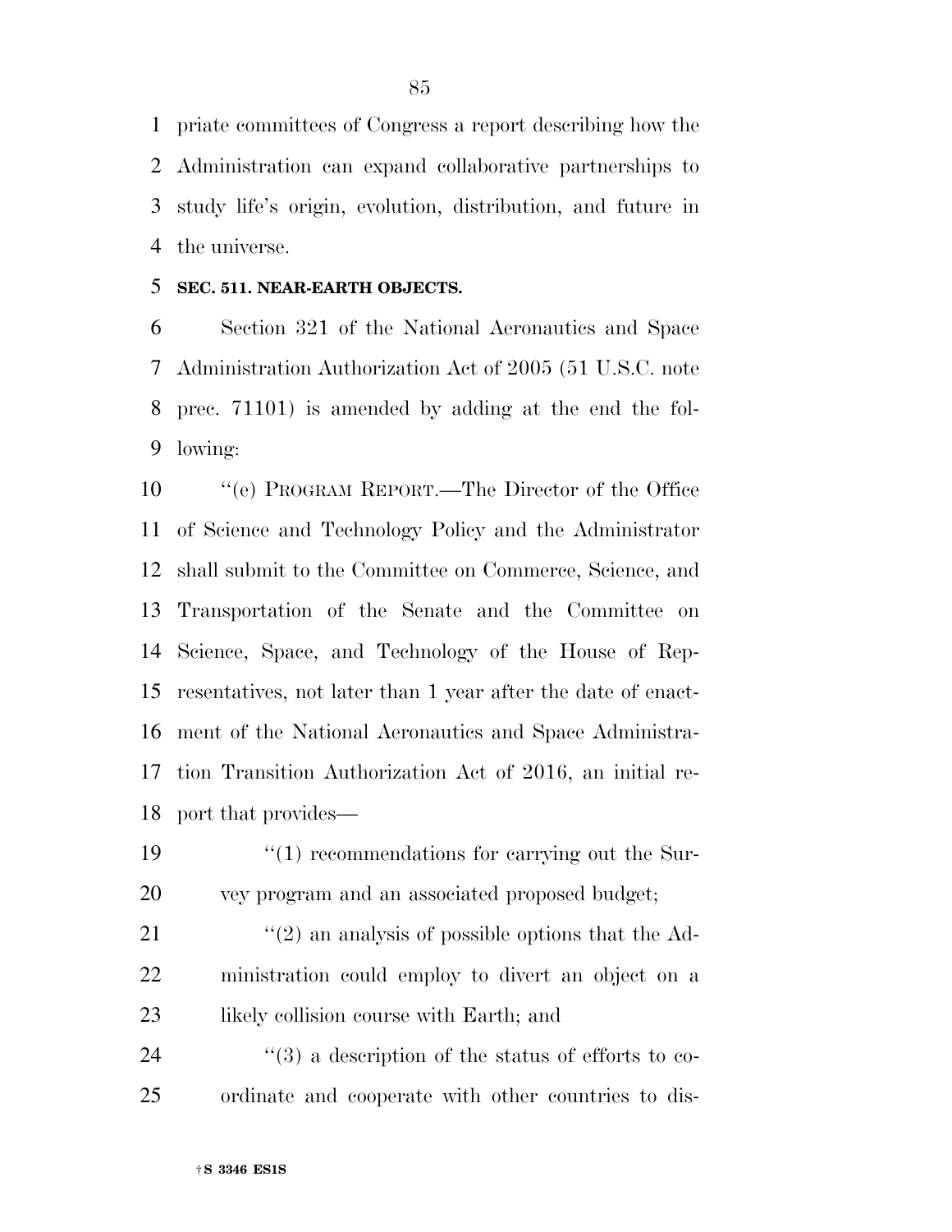priate committees of Congress a report describing how the Administration can expand collaborative partnerships to study life's origin, evolution, distribution, and future in the universe.

**SEC. 511. NEAR-EARTH OBJECTS.**

Section 321 of the National Aeronautics and Space Administration Authorization Act of 2005 (51 U.S.C. note prec. 71101) is amended by adding at the end the following:

"(e) PROGRAM REPORT.—The Director of the Office of Science and Technology Policy and the Administrator shall submit to the Committee on Commerce, Science, and Transportation of the Senate and the Committee on Science, Space, and Technology of the House of Representatives, not later than 1 year after the date of enactment of the National Aeronautics and Space Administration Transition Authorization Act of 2016, an initial report that provides—

"(1) recommendations for carrying out the Survey program and an associated proposed budget;

"(2) an analysis of possible options that the Administration could employ to divert an object on a likely collision course with Earth; and

"(3) a description of the status of efforts to coordinate and cooperate with other countries to dis-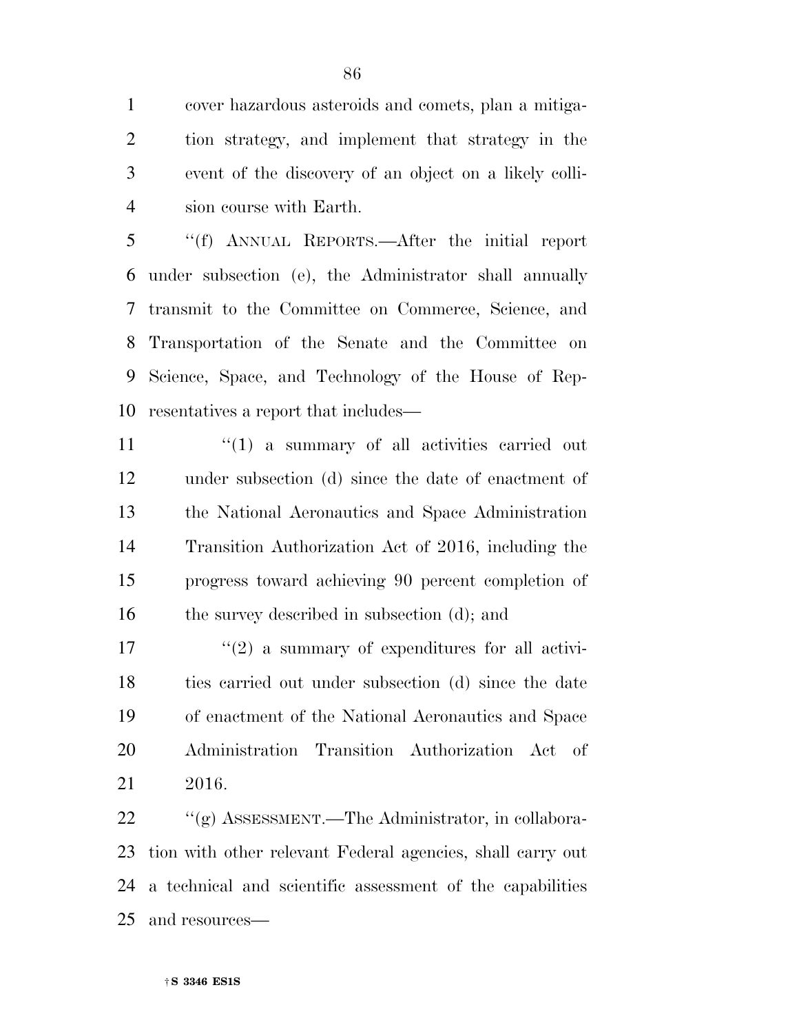cover hazardous asteroids and comets, plan a mitigation strategy, and implement that strategy in the event of the discovery of an object on a likely collision course with Earth.

''(f) ANNUAL REPORTS.—After the initial report under subsection (e), the Administrator shall annually transmit to the Committee on Commerce, Science, and Transportation of the Senate and the Committee on Science, Space, and Technology of the House of Representatives a report that includes—

''(1) a summary of all activities carried out under subsection (d) since the date of enactment of the National Aeronautics and Space Administration Transition Authorization Act of 2016, including the progress toward achieving 90 percent completion of the survey described in subsection (d); and

''(2) a summary of expenditures for all activities carried out under subsection (d) since the date of enactment of the National Aeronautics and Space Administration Transition Authorization Act of 2016.

''(g) ASSESSMENT.—The Administrator, in collaboration with other relevant Federal agencies, shall carry out a technical and scientific assessment of the capabilities and resources—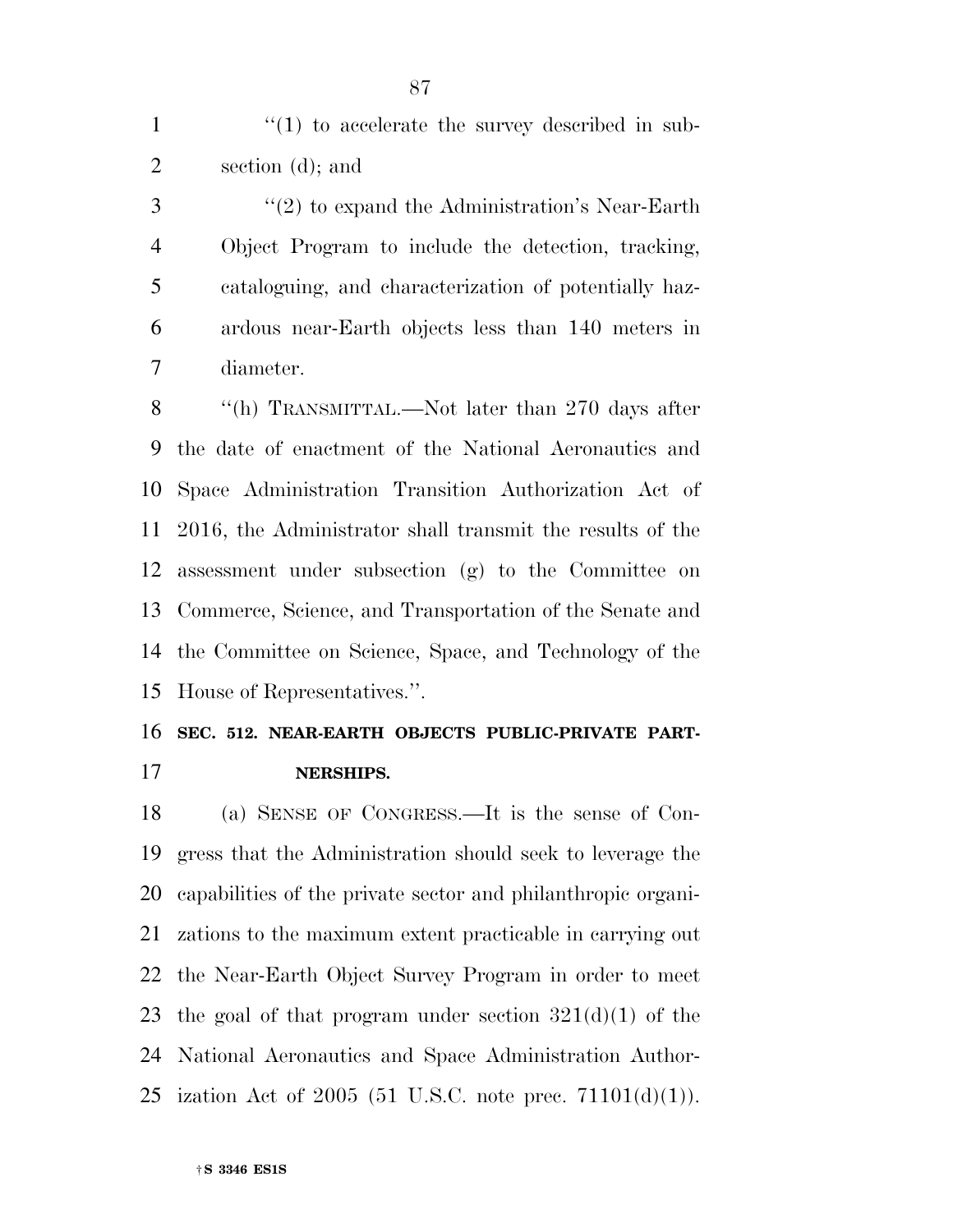''(1) to accelerate the survey described in subsection (d); and

''(2) to expand the Administration's Near-Earth Object Program to include the detection, tracking, cataloguing, and characterization of potentially hazardous near-Earth objects less than 140 meters in diameter.

''(h) TRANSMITTAL.—Not later than 270 days after the date of enactment of the National Aeronautics and Space Administration Transition Authorization Act of 2016, the Administrator shall transmit the results of the assessment under subsection (g) to the Committee on Commerce, Science, and Transportation of the Senate and the Committee on Science, Space, and Technology of the House of Representatives.''.

**SEC. 512. NEAR-EARTH OBJECTS PUBLIC-PRIVATE PARTNERSHIPS.**

(a) SENSE OF CONGRESS.—It is the sense of Congress that the Administration should seek to leverage the capabilities of the private sector and philanthropic organizations to the maximum extent practicable in carrying out the Near-Earth Object Survey Program in order to meet the goal of that program under section 321(d)(1) of the National Aeronautics and Space Administration Authorization Act of 2005 (51 U.S.C. note prec. 71101(d)(1)).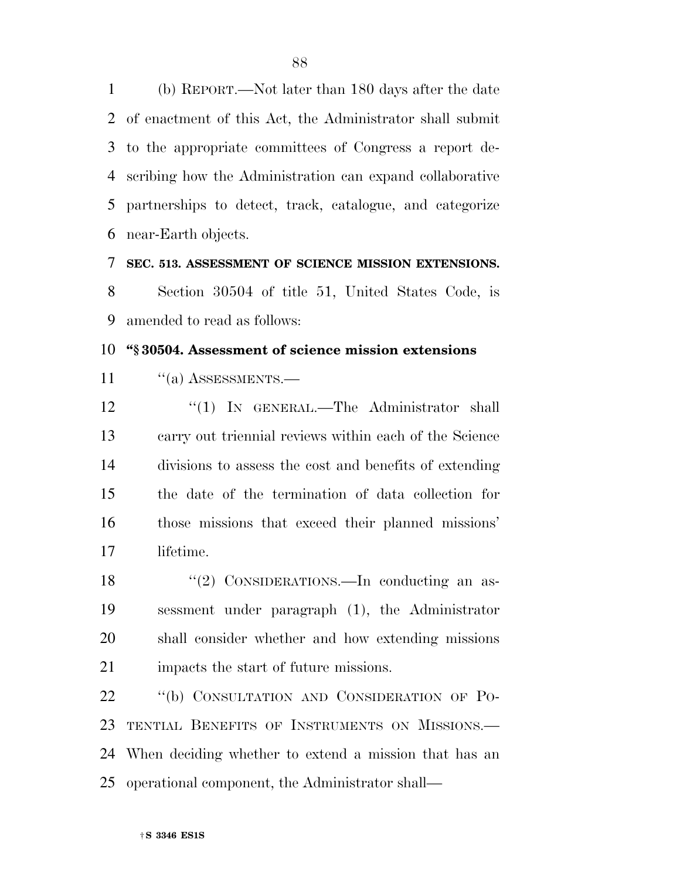(b) REPORT.—Not later than 180 days after the date of enactment of this Act, the Administrator shall submit to the appropriate committees of Congress a report describing how the Administration can expand collaborative partnerships to detect, track, catalogue, and categorize near-Earth objects.

**SEC. 513. ASSESSMENT OF SCIENCE MISSION EXTENSIONS.**

Section 30504 of title 51, United States Code, is amended to read as follows:

**"§ 30504. Assessment of science mission extensions**

"(a) ASSESSMENTS.—

"(1) IN GENERAL.—The Administrator shall carry out triennial reviews within each of the Science divisions to assess the cost and benefits of extending the date of the termination of data collection for those missions that exceed their planned missions' lifetime.

"(2) CONSIDERATIONS.—In conducting an assessment under paragraph (1), the Administrator shall consider whether and how extending missions impacts the start of future missions.

"(b) CONSULTATION AND CONSIDERATION OF POTENTIAL BENEFITS OF INSTRUMENTS ON MISSIONS.—When deciding whether to extend a mission that has an operational component, the Administrator shall—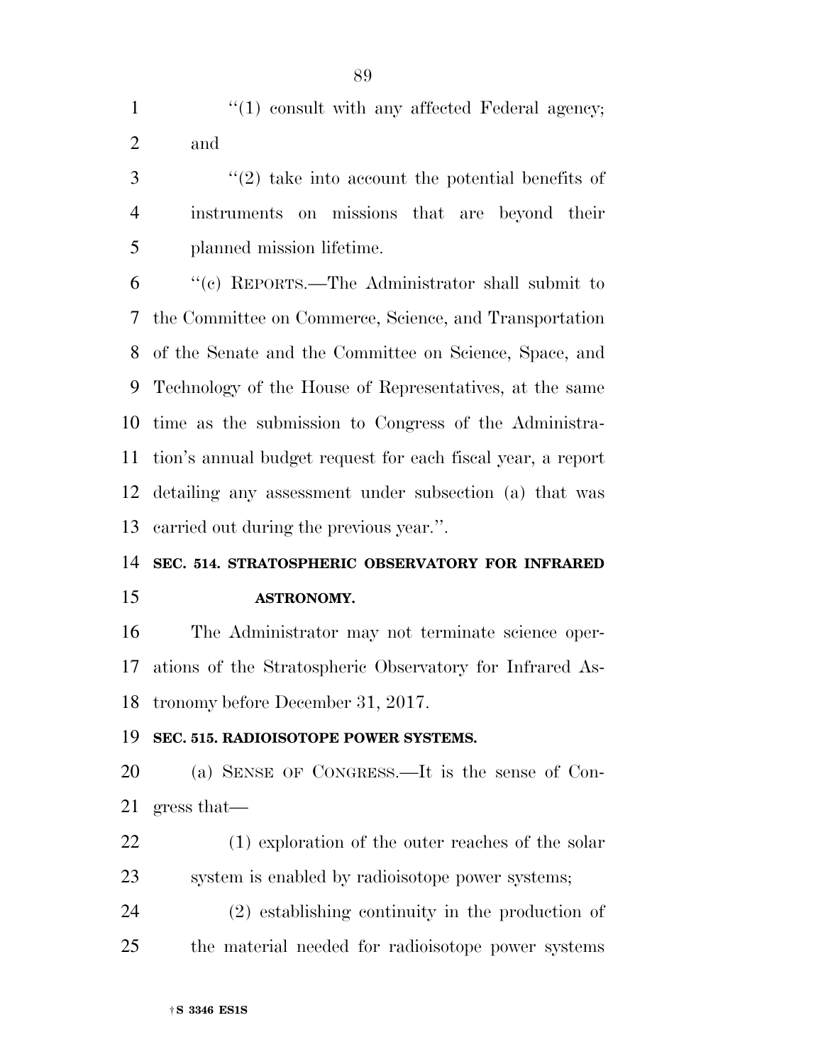''(1) consult with any affected Federal agency; and

''(2) take into account the potential benefits of instruments on missions that are beyond their planned mission lifetime.

''(c) REPORTS.—The Administrator shall submit to the Committee on Commerce, Science, and Transportation of the Senate and the Committee on Science, Space, and Technology of the House of Representatives, at the same time as the submission to Congress of the Administration's annual budget request for each fiscal year, a report detailing any assessment under subsection (a) that was carried out during the previous year.''.

**SEC. 514. STRATOSPHERIC OBSERVATORY FOR INFRARED ASTRONOMY.**

The Administrator may not terminate science operations of the Stratospheric Observatory for Infrared Astronomy before December 31, 2017.

**SEC. 515. RADIOISOTOPE POWER SYSTEMS.**

(a) SENSE OF CONGRESS.—It is the sense of Congress that—

(1) exploration of the outer reaches of the solar system is enabled by radioisotope power systems;

(2) establishing continuity in the production of the material needed for radioisotope power systems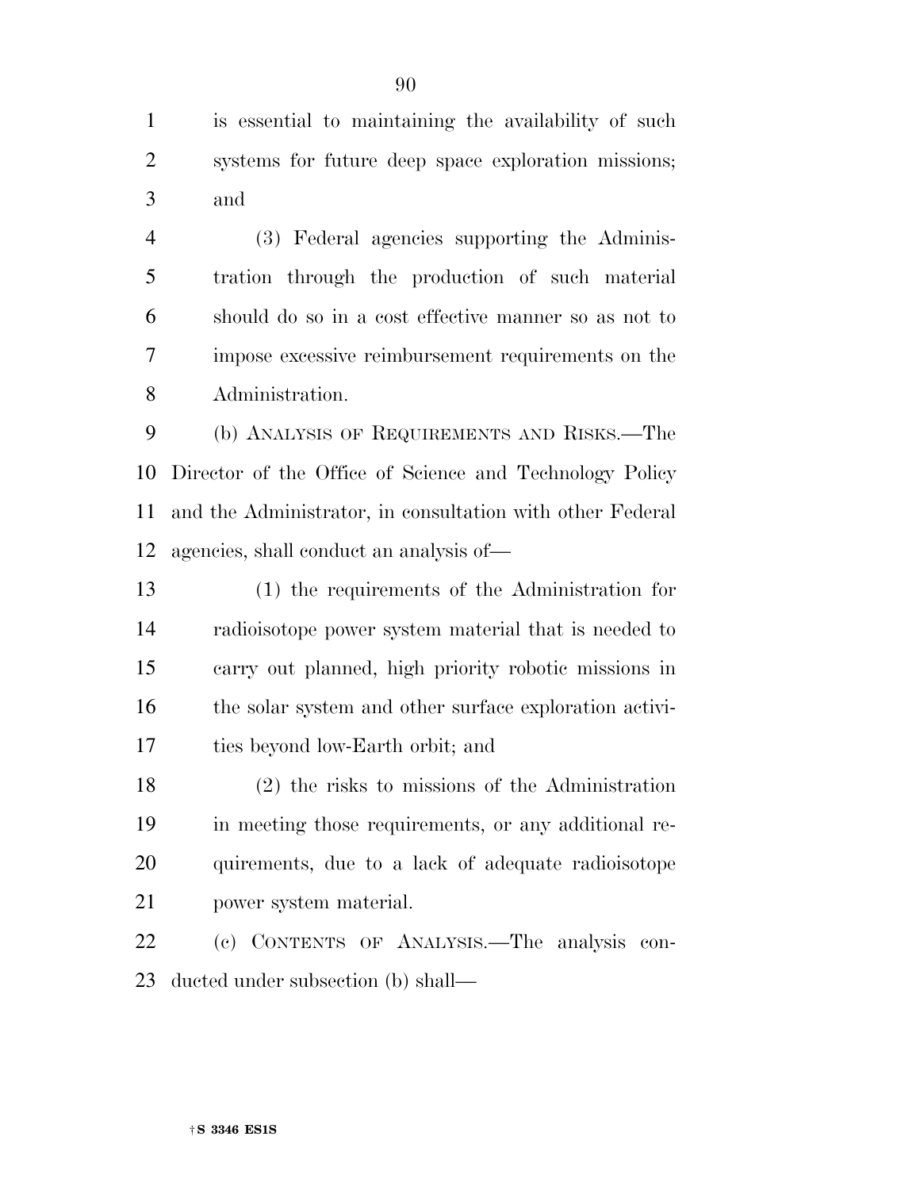is essential to maintaining the availability of such systems for future deep space exploration missions; and

(3) Federal agencies supporting the Administration through the production of such material should do so in a cost effective manner so as not to impose excessive reimbursement requirements on the Administration.

(b) ANALYSIS OF REQUIREMENTS AND RISKS.—The Director of the Office of Science and Technology Policy and the Administrator, in consultation with other Federal agencies, shall conduct an analysis of—

(1) the requirements of the Administration for radioisotope power system material that is needed to carry out planned, high priority robotic missions in the solar system and other surface exploration activities beyond low-Earth orbit; and

(2) the risks to missions of the Administration in meeting those requirements, or any additional requirements, due to a lack of adequate radioisotope power system material.

(c) CONTENTS OF ANALYSIS.—The analysis conducted under subsection (b) shall—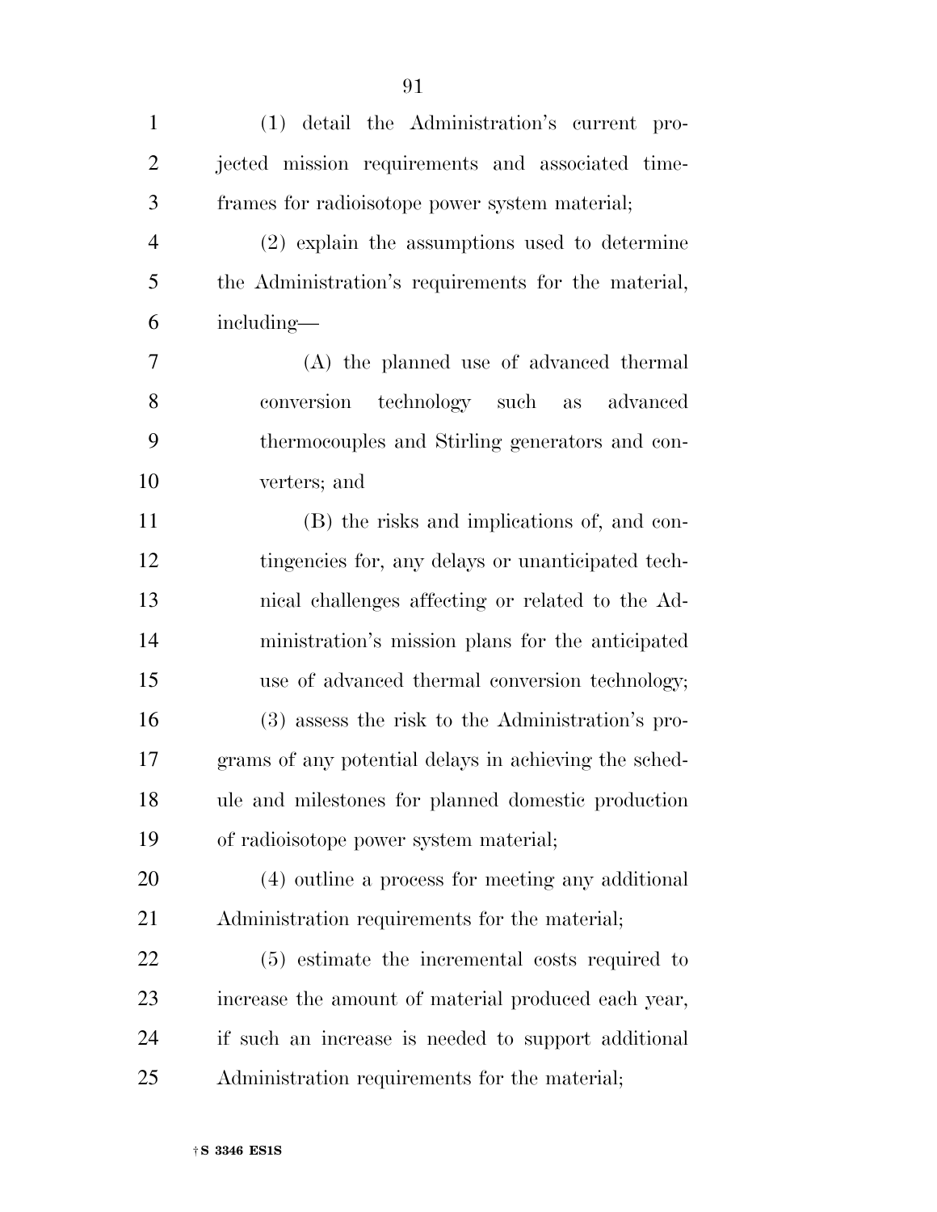(1) detail the Administration's current projected mission requirements and associated timeframes for radioisotope power system material;

(2) explain the assumptions used to determine the Administration's requirements for the material, including—

(A) the planned use of advanced thermal conversion technology such as advanced thermocouples and Stirling generators and converters; and

(B) the risks and implications of, and contingencies for, any delays or unanticipated technical challenges affecting or related to the Administration's mission plans for the anticipated use of advanced thermal conversion technology;

(3) assess the risk to the Administration's programs of any potential delays in achieving the schedule and milestones for planned domestic production of radioisotope power system material;

(4) outline a process for meeting any additional Administration requirements for the material;

(5) estimate the incremental costs required to increase the amount of material produced each year, if such an increase is needed to support additional Administration requirements for the material;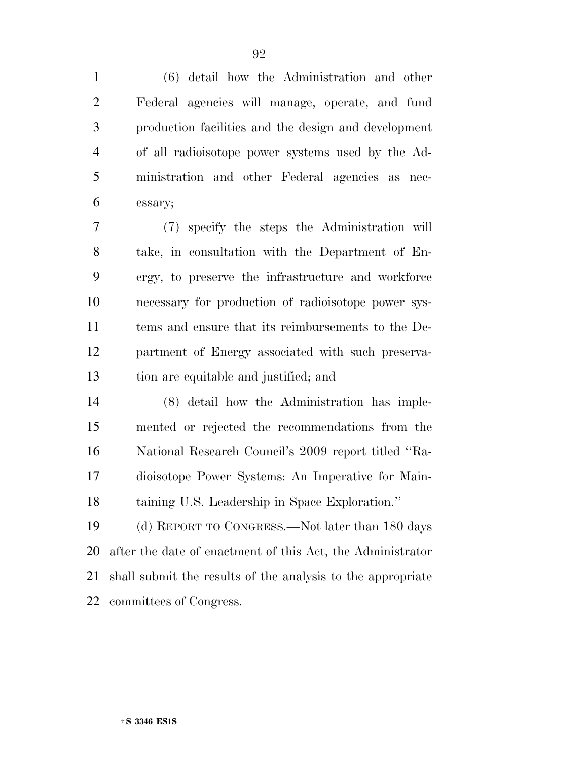(6) detail how the Administration and other Federal agencies will manage, operate, and fund production facilities and the design and development of all radioisotope power systems used by the Administration and other Federal agencies as necessary;

(7) specify the steps the Administration will take, in consultation with the Department of Energy, to preserve the infrastructure and workforce necessary for production of radioisotope power systems and ensure that its reimbursements to the Department of Energy associated with such preservation are equitable and justified; and

(8) detail how the Administration has implemented or rejected the recommendations from the National Research Council's 2009 report titled ''Radioisotope Power Systems: An Imperative for Maintaining U.S. Leadership in Space Exploration.''

(d) REPORT TO CONGRESS.—Not later than 180 days after the date of enactment of this Act, the Administrator shall submit the results of the analysis to the appropriate committees of Congress.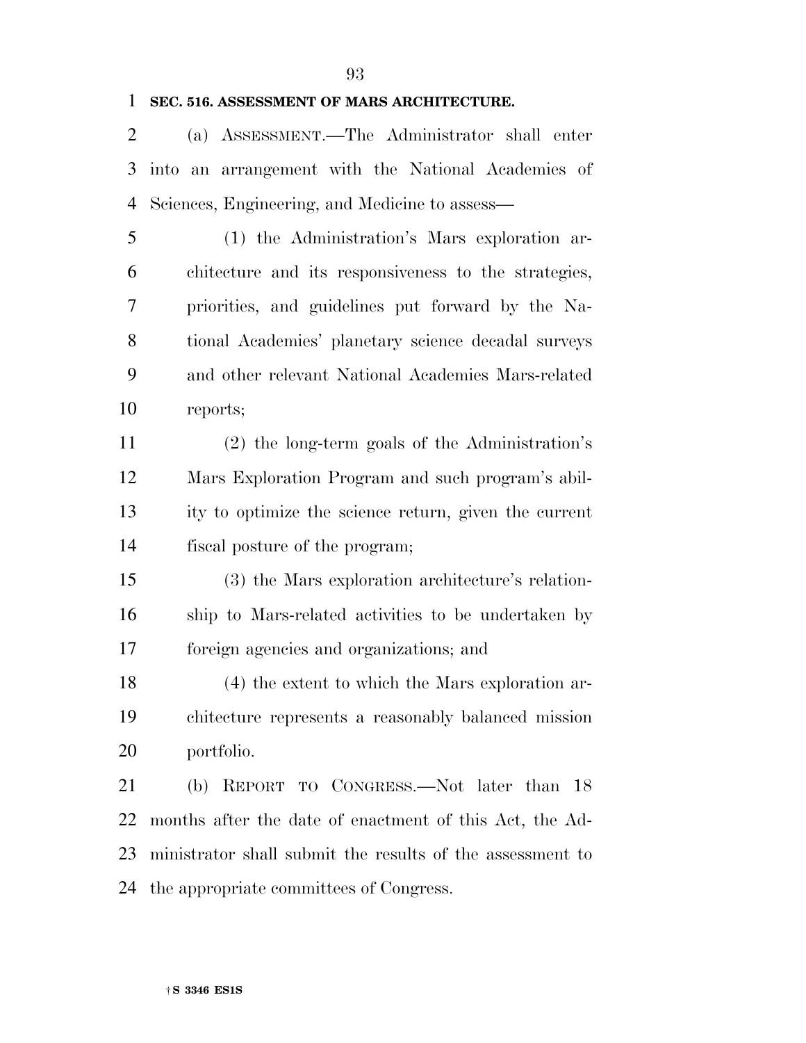**SEC. 516. ASSESSMENT OF MARS ARCHITECTURE.**

(a) ASSESSMENT.—The Administrator shall enter into an arrangement with the National Academies of Sciences, Engineering, and Medicine to assess—

(1) the Administration's Mars exploration architecture and its responsiveness to the strategies, priorities, and guidelines put forward by the National Academies' planetary science decadal surveys and other relevant National Academies Mars-related reports;

(2) the long-term goals of the Administration's Mars Exploration Program and such program's ability to optimize the science return, given the current fiscal posture of the program;

(3) the Mars exploration architecture's relationship to Mars-related activities to be undertaken by foreign agencies and organizations; and

(4) the extent to which the Mars exploration architecture represents a reasonably balanced mission portfolio.

(b) REPORT TO CONGRESS.—Not later than 18 months after the date of enactment of this Act, the Administrator shall submit the results of the assessment to the appropriate committees of Congress.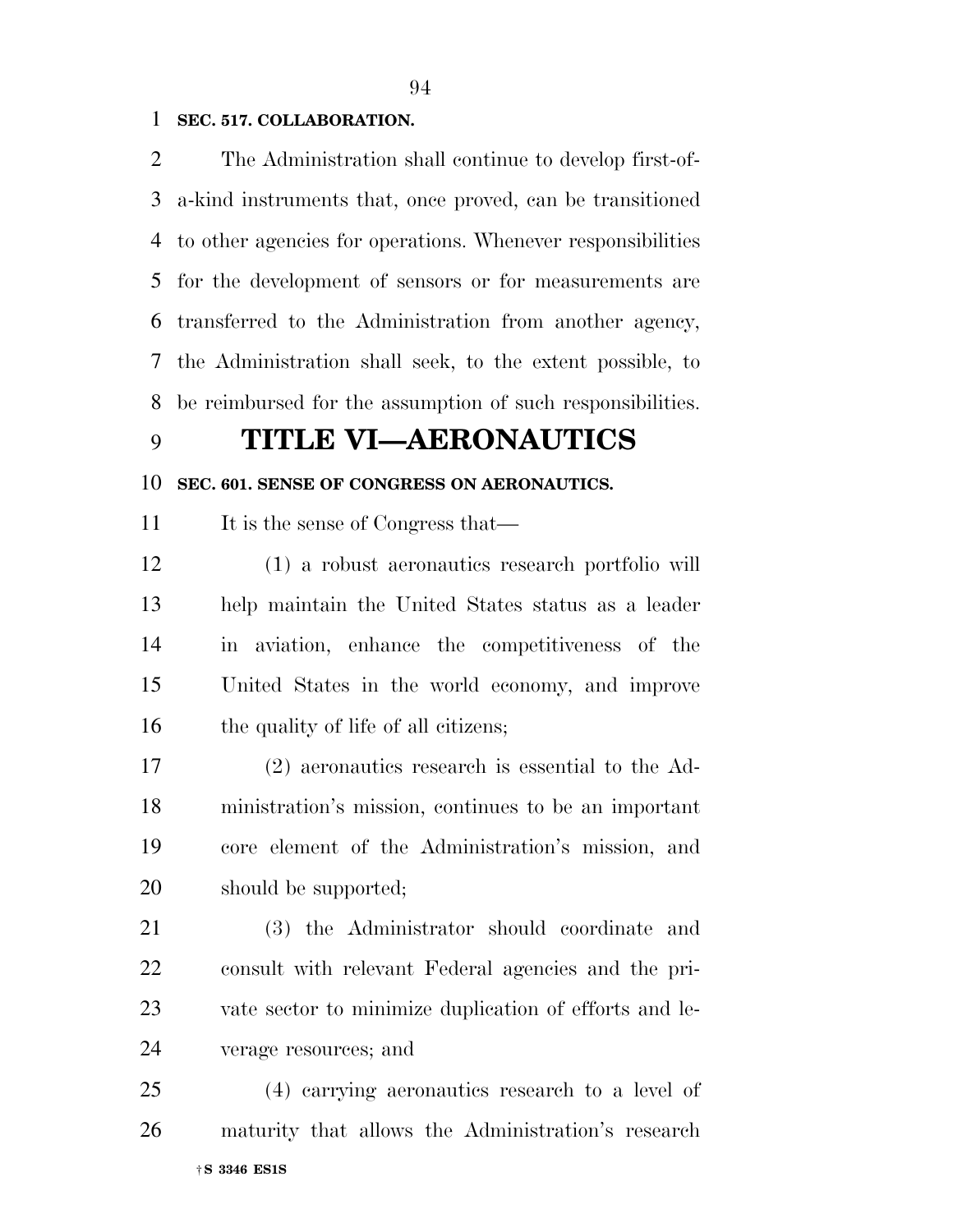**SEC. 517. COLLABORATION.**

The Administration shall continue to develop first-of-a-kind instruments that, once proved, can be transitioned to other agencies for operations. Whenever responsibilities for the development of sensors or for measurements are transferred to the Administration from another agency, the Administration shall seek, to the extent possible, to be reimbursed for the assumption of such responsibilities.

# TITLE VI—AERONAUTICS

**SEC. 601. SENSE OF CONGRESS ON AERONAUTICS.**

It is the sense of Congress that—

(1) a robust aeronautics research portfolio will help maintain the United States status as a leader in aviation, enhance the competitiveness of the United States in the world economy, and improve the quality of life of all citizens;

(2) aeronautics research is essential to the Administration's mission, continues to be an important core element of the Administration's mission, and should be supported;

(3) the Administrator should coordinate and consult with relevant Federal agencies and the private sector to minimize duplication of efforts and leverage resources; and

(4) carrying aeronautics research to a level of maturity that allows the Administration's research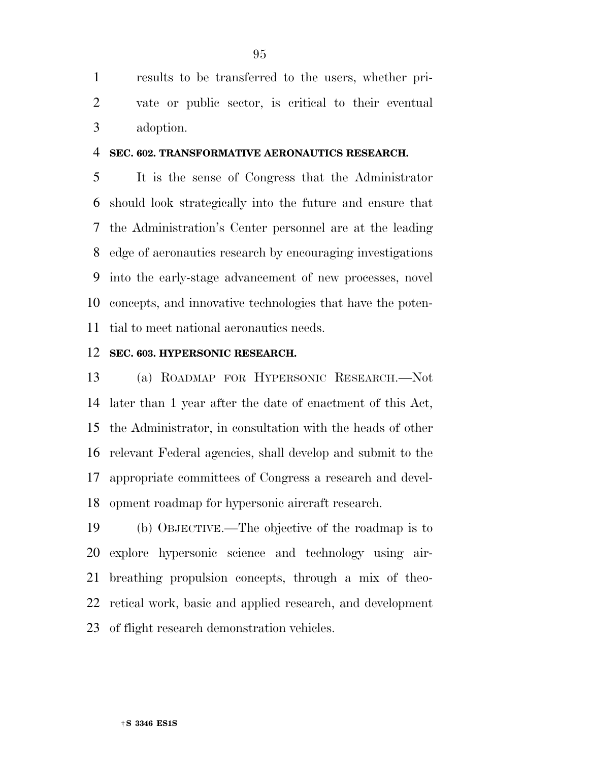results to be transferred to the users, whether private or public sector, is critical to their eventual adoption.

**SEC. 602. TRANSFORMATIVE AERONAUTICS RESEARCH.**

It is the sense of Congress that the Administrator should look strategically into the future and ensure that the Administration's Center personnel are at the leading edge of aeronautics research by encouraging investigations into the early-stage advancement of new processes, novel concepts, and innovative technologies that have the potential to meet national aeronautics needs.

**SEC. 603. HYPERSONIC RESEARCH.**

(a) ROADMAP FOR HYPERSONIC RESEARCH.—Not later than 1 year after the date of enactment of this Act, the Administrator, in consultation with the heads of other relevant Federal agencies, shall develop and submit to the appropriate committees of Congress a research and development roadmap for hypersonic aircraft research.

(b) OBJECTIVE.—The objective of the roadmap is to explore hypersonic science and technology using air-breathing propulsion concepts, through a mix of theoretical work, basic and applied research, and development of flight research demonstration vehicles.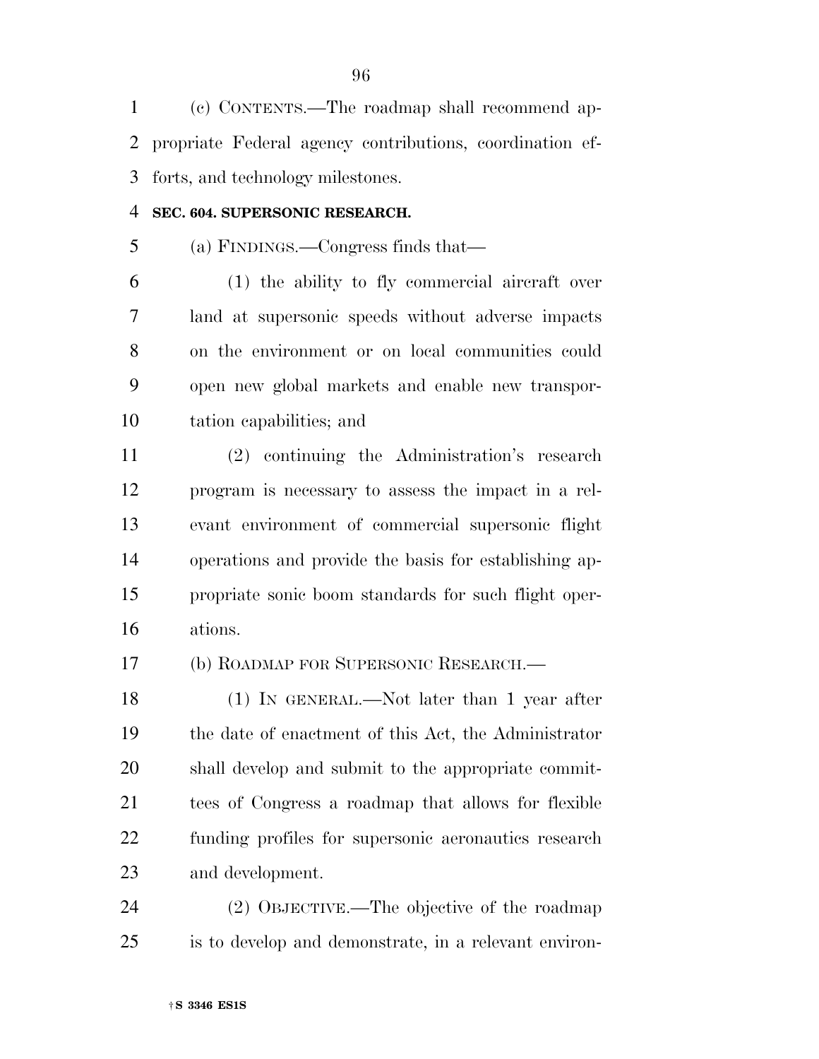(c) CONTENTS.—The roadmap shall recommend appropriate Federal agency contributions, coordination efforts, and technology milestones.

**SEC. 604. SUPERSONIC RESEARCH.**

(a) FINDINGS.—Congress finds that—

(1) the ability to fly commercial aircraft over land at supersonic speeds without adverse impacts on the environment or on local communities could open new global markets and enable new transportation capabilities; and

(2) continuing the Administration's research program is necessary to assess the impact in a relevant environment of commercial supersonic flight operations and provide the basis for establishing appropriate sonic boom standards for such flight operations.

(b) ROADMAP FOR SUPERSONIC RESEARCH.—

(1) IN GENERAL.—Not later than 1 year after the date of enactment of this Act, the Administrator shall develop and submit to the appropriate committees of Congress a roadmap that allows for flexible funding profiles for supersonic aeronautics research and development.

(2) OBJECTIVE.—The objective of the roadmap is to develop and demonstrate, in a relevant environ-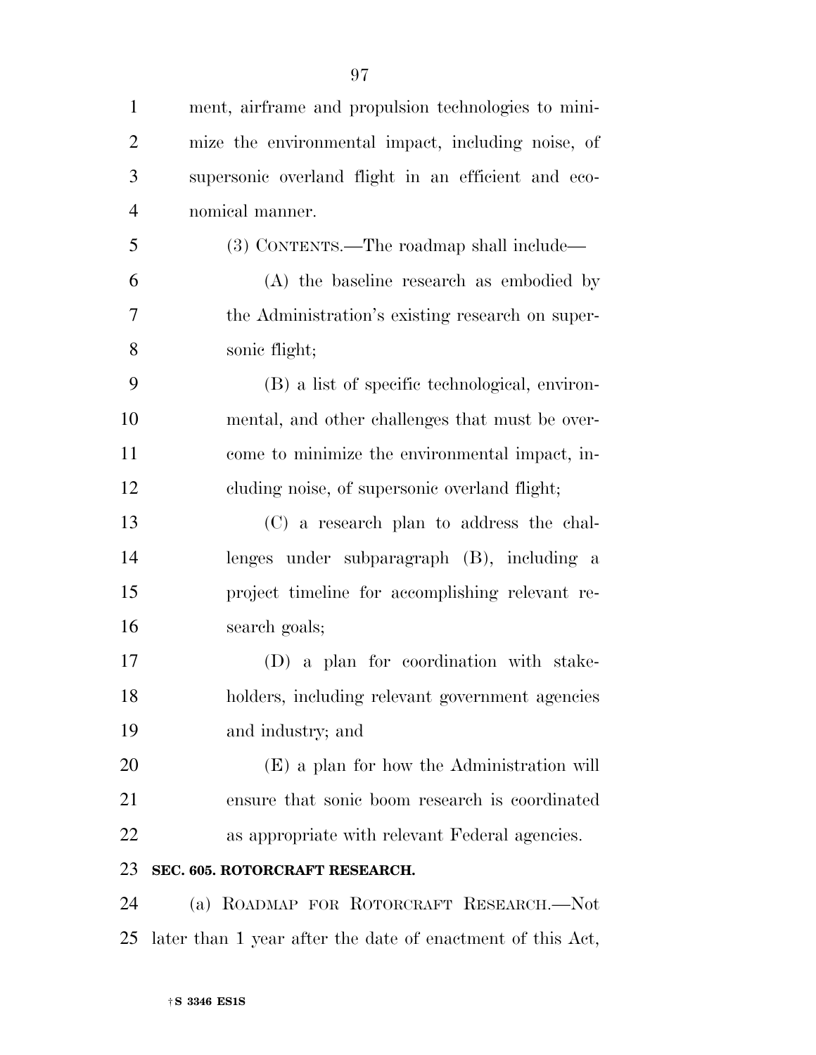ment, airframe and propulsion technologies to minimize the environmental impact, including noise, of supersonic overland flight in an efficient and economical manner.

(3) CONTENTS.—The roadmap shall include—

(A) the baseline research as embodied by the Administration's existing research on supersonic flight;

(B) a list of specific technological, environmental, and other challenges that must be overcome to minimize the environmental impact, including noise, of supersonic overland flight;

(C) a research plan to address the challenges under subparagraph (B), including a project timeline for accomplishing relevant research goals;

(D) a plan for coordination with stakeholders, including relevant government agencies and industry; and

(E) a plan for how the Administration will ensure that sonic boom research is coordinated as appropriate with relevant Federal agencies.

**SEC. 605. ROTORCRAFT RESEARCH.**

(a) ROADMAP FOR ROTORCRAFT RESEARCH.—Not later than 1 year after the date of enactment of this Act,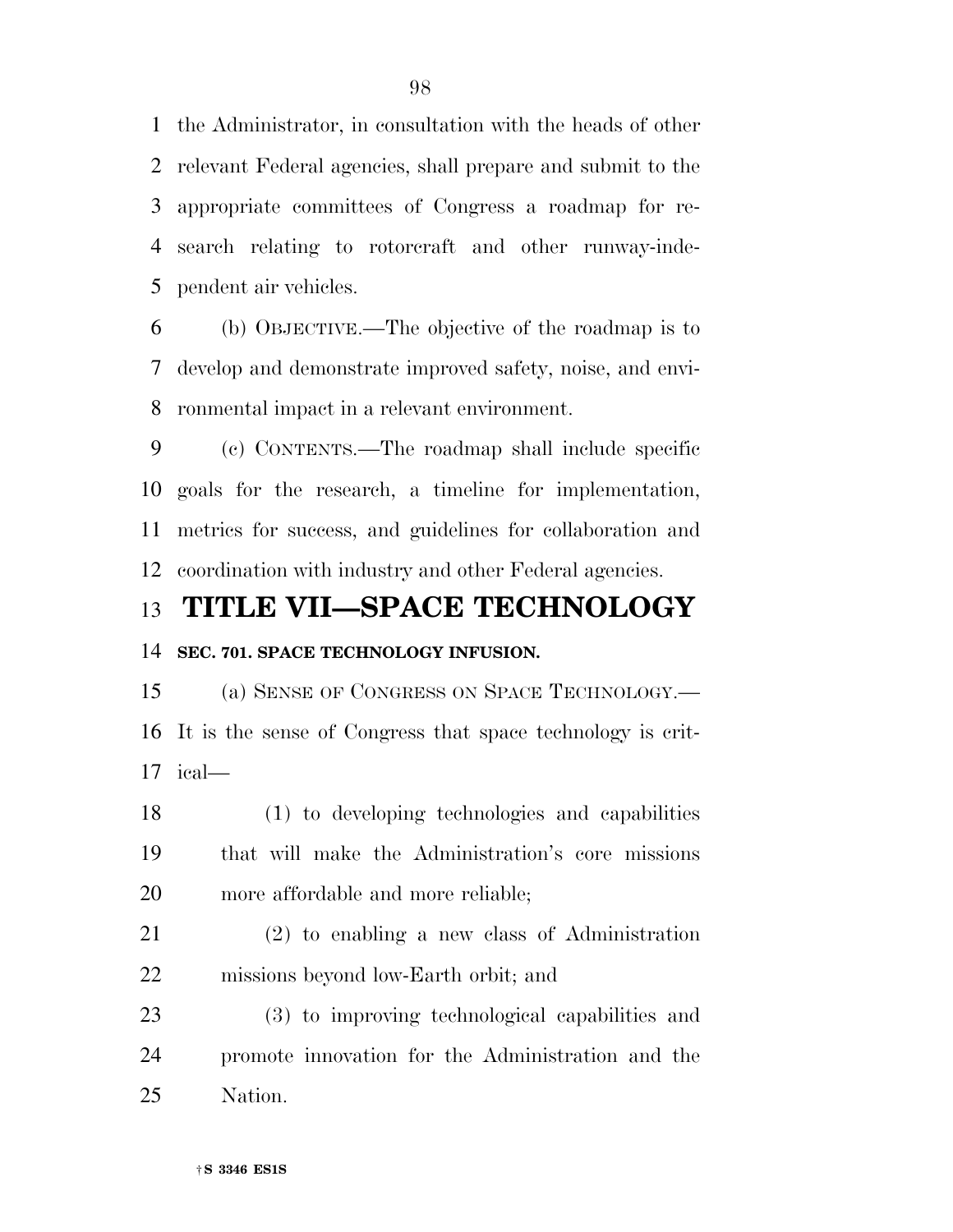the Administrator, in consultation with the heads of other relevant Federal agencies, shall prepare and submit to the appropriate committees of Congress a roadmap for research relating to rotorcraft and other runway-independent air vehicles.

(b) OBJECTIVE.—The objective of the roadmap is to develop and demonstrate improved safety, noise, and environmental impact in a relevant environment.

(c) CONTENTS.—The roadmap shall include specific goals for the research, a timeline for implementation, metrics for success, and guidelines for collaboration and coordination with industry and other Federal agencies.

# TITLE VII—SPACE TECHNOLOGY

## SEC. 701. SPACE TECHNOLOGY INFUSION.

(a) SENSE OF CONGRESS ON SPACE TECHNOLOGY.—It is the sense of Congress that space technology is critical—

(1) to developing technologies and capabilities that will make the Administration's core missions more affordable and more reliable;

(2) to enabling a new class of Administration missions beyond low-Earth orbit; and

(3) to improving technological capabilities and promote innovation for the Administration and the Nation.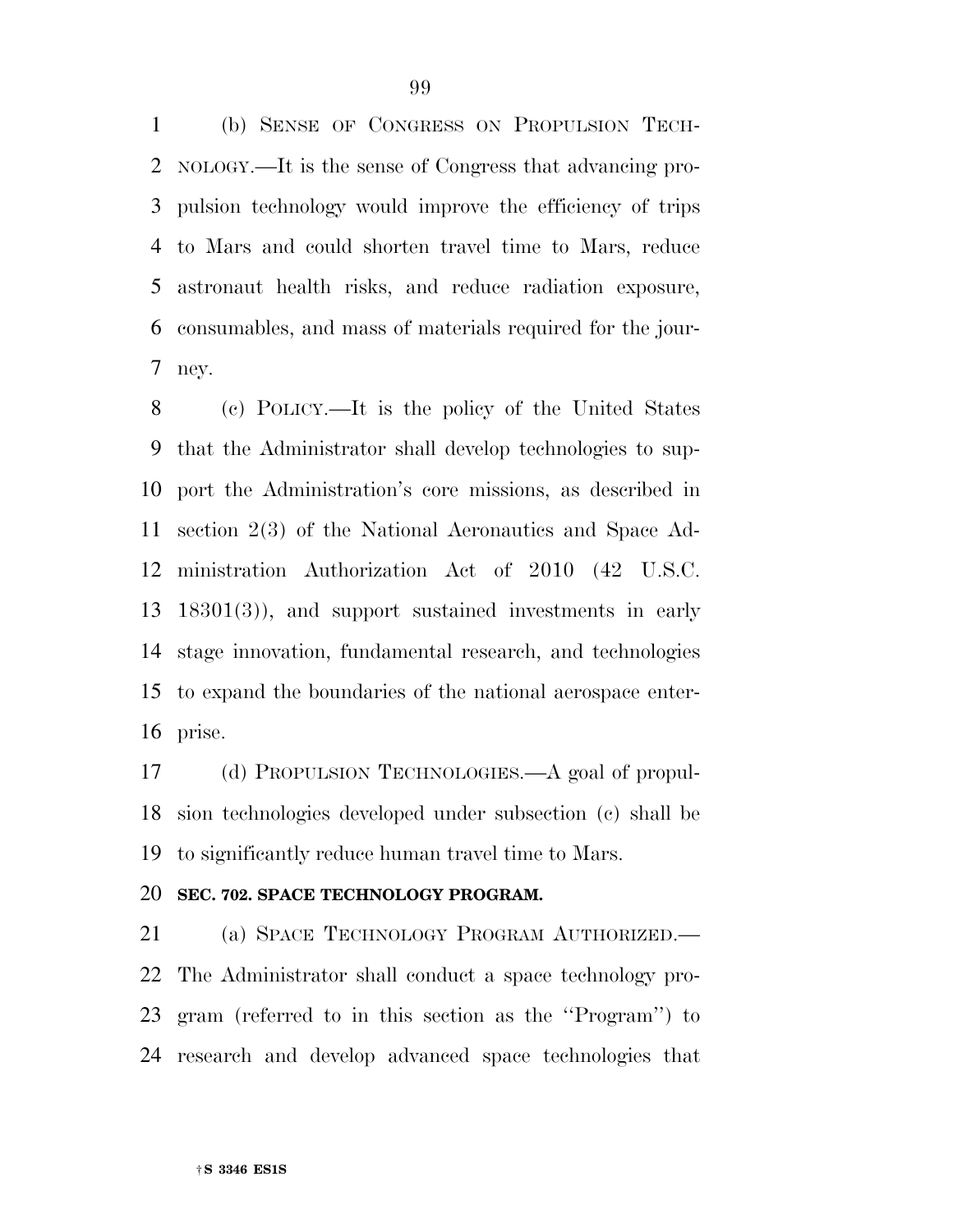(b) SENSE OF CONGRESS ON PROPULSION TECHNOLOGY.—It is the sense of Congress that advancing propulsion technology would improve the efficiency of trips to Mars and could shorten travel time to Mars, reduce astronaut health risks, and reduce radiation exposure, consumables, and mass of materials required for the journey.

(c) POLICY.—It is the policy of the United States that the Administrator shall develop technologies to support the Administration's core missions, as described in section 2(3) of the National Aeronautics and Space Administration Authorization Act of 2010 (42 U.S.C. 18301(3)), and support sustained investments in early stage innovation, fundamental research, and technologies to expand the boundaries of the national aerospace enterprise.

(d) PROPULSION TECHNOLOGIES.—A goal of propulsion technologies developed under subsection (c) shall be to significantly reduce human travel time to Mars.

**SEC. 702. SPACE TECHNOLOGY PROGRAM.**

(a) SPACE TECHNOLOGY PROGRAM AUTHORIZED.—The Administrator shall conduct a space technology program (referred to in this section as the ''Program'') to research and develop advanced space technologies that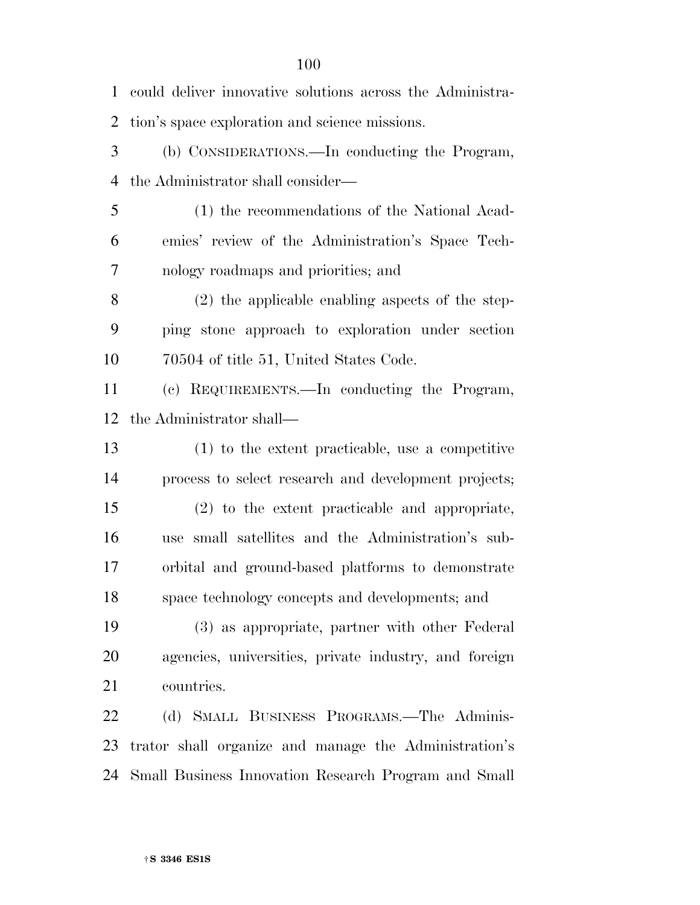could deliver innovative solutions across the Administration's space exploration and science missions.

(b) CONSIDERATIONS.—In conducting the Program, the Administrator shall consider—

(1) the recommendations of the National Academies' review of the Administration's Space Technology roadmaps and priorities; and

(2) the applicable enabling aspects of the stepping stone approach to exploration under section 70504 of title 51, United States Code.

(c) REQUIREMENTS.—In conducting the Program, the Administrator shall—

(1) to the extent practicable, use a competitive process to select research and development projects;

(2) to the extent practicable and appropriate, use small satellites and the Administration's suborbital and ground-based platforms to demonstrate space technology concepts and developments; and

(3) as appropriate, partner with other Federal agencies, universities, private industry, and foreign countries.

(d) SMALL BUSINESS PROGRAMS.—The Administrator shall organize and manage the Administration's Small Business Innovation Research Program and Small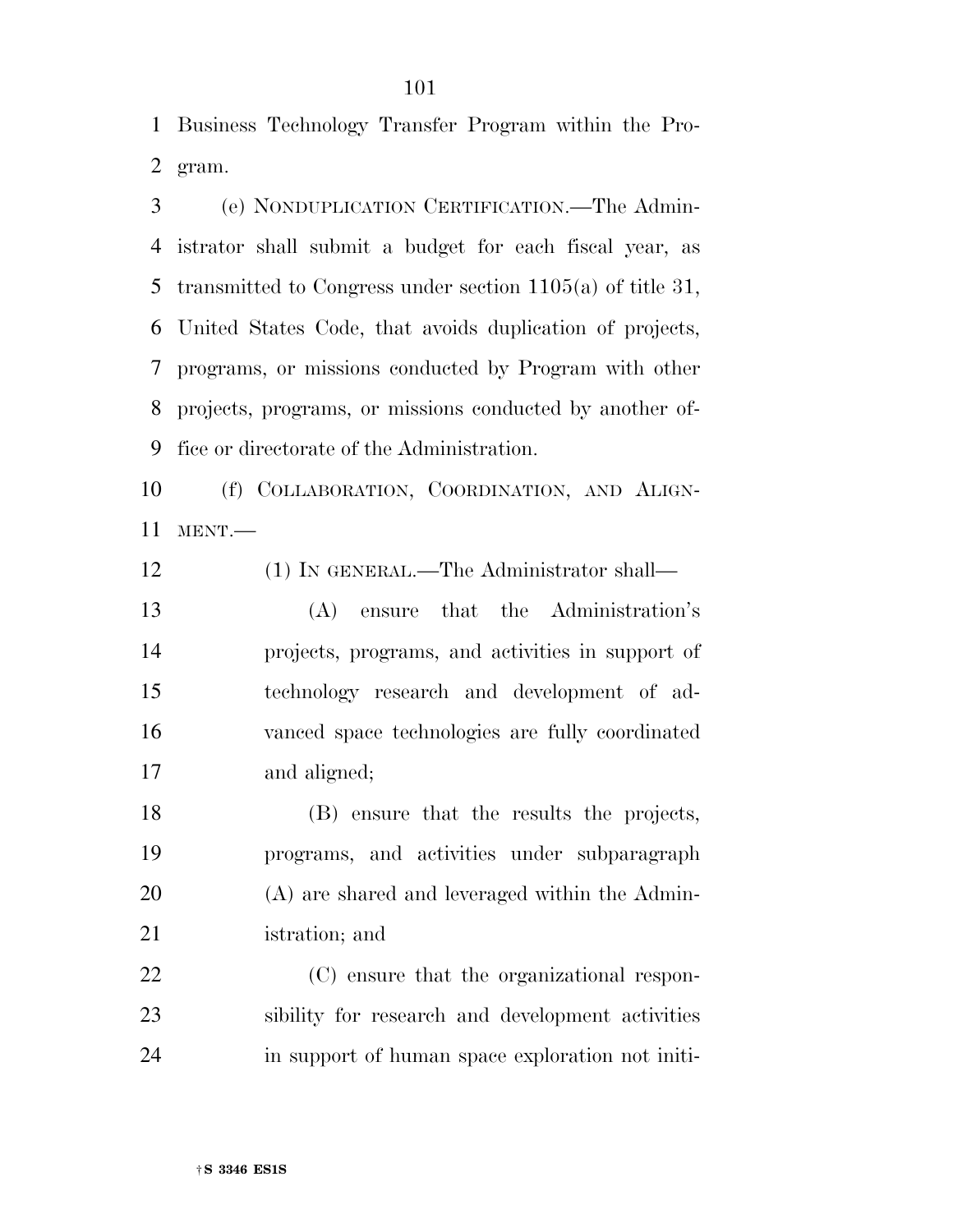Business Technology Transfer Program within the Program.

(e) NONDUPLICATION CERTIFICATION.—The Administrator shall submit a budget for each fiscal year, as transmitted to Congress under section 1105(a) of title 31, United States Code, that avoids duplication of projects, programs, or missions conducted by Program with other projects, programs, or missions conducted by another office or directorate of the Administration.

(f) COLLABORATION, COORDINATION, AND ALIGNMENT.—

(1) IN GENERAL.—The Administrator shall—

(A) ensure that the Administration's projects, programs, and activities in support of technology research and development of advanced space technologies are fully coordinated and aligned;

(B) ensure that the results the projects, programs, and activities under subparagraph (A) are shared and leveraged within the Administration; and

(C) ensure that the organizational responsibility for research and development activities in support of human space exploration not initi-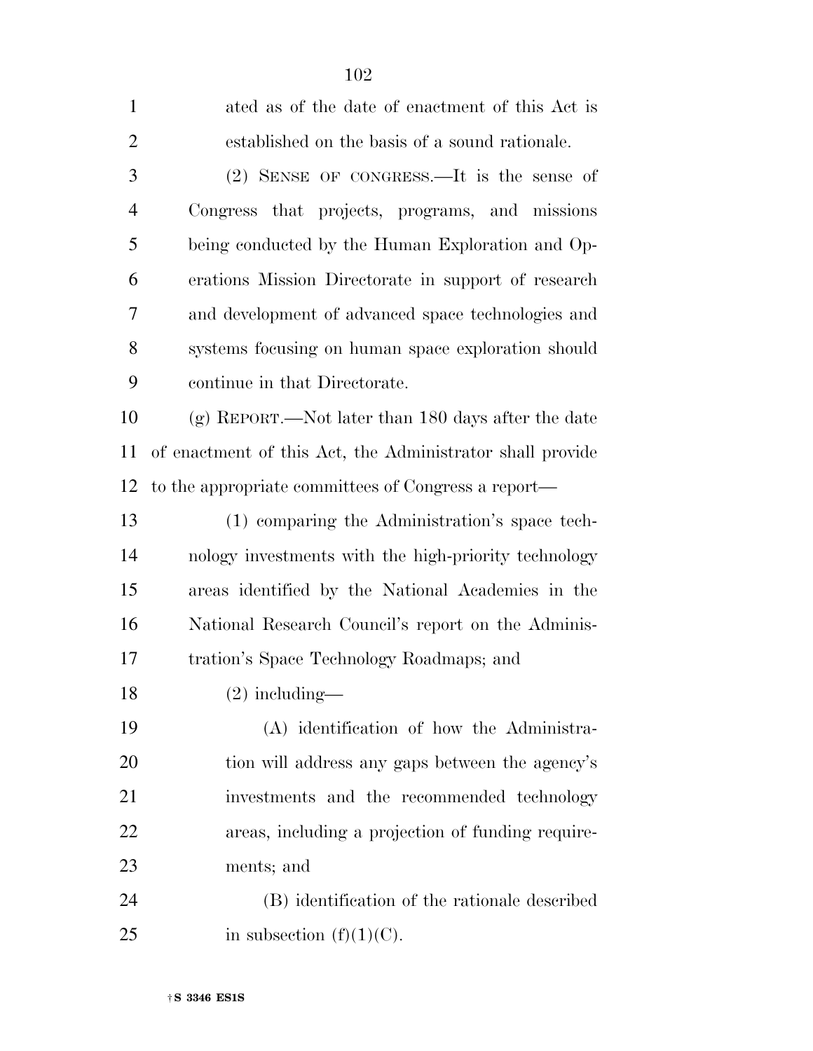ated as of the date of enactment of this Act is established on the basis of a sound rationale.

(2) SENSE OF CONGRESS.—It is the sense of Congress that projects, programs, and missions being conducted by the Human Exploration and Operations Mission Directorate in support of research and development of advanced space technologies and systems focusing on human space exploration should continue in that Directorate.

(g) REPORT.—Not later than 180 days after the date of enactment of this Act, the Administrator shall provide to the appropriate committees of Congress a report—

(1) comparing the Administration's space technology investments with the high-priority technology areas identified by the National Academies in the National Research Council's report on the Administration's Space Technology Roadmaps; and

(2) including—

(A) identification of how the Administration will address any gaps between the agency's investments and the recommended technology areas, including a projection of funding requirements; and

(B) identification of the rationale described in subsection (f)(1)(C).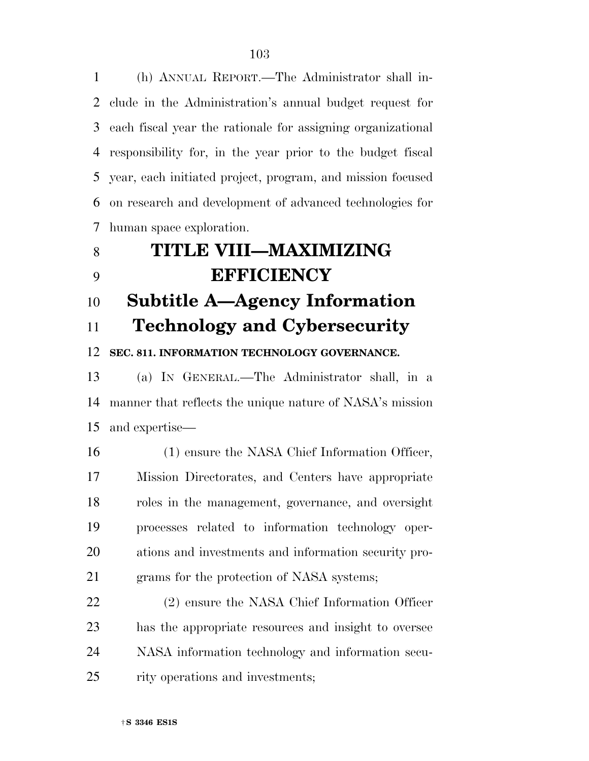(h) ANNUAL REPORT.—The Administrator shall include in the Administration's annual budget request for each fiscal year the rationale for assigning organizational responsibility for, in the year prior to the budget fiscal year, each initiated project, program, and mission focused on research and development of advanced technologies for human space exploration.

# TITLE VIII—MAXIMIZING EFFICIENCY

## Subtitle A—Agency Information Technology and Cybersecurity

### SEC. 811. INFORMATION TECHNOLOGY GOVERNANCE.

(a) IN GENERAL.—The Administrator shall, in a manner that reflects the unique nature of NASA's mission and expertise—

(1) ensure the NASA Chief Information Officer, Mission Directorates, and Centers have appropriate roles in the management, governance, and oversight processes related to information technology operations and investments and information security programs for the protection of NASA systems;

(2) ensure the NASA Chief Information Officer has the appropriate resources and insight to oversee NASA information technology and information security operations and investments;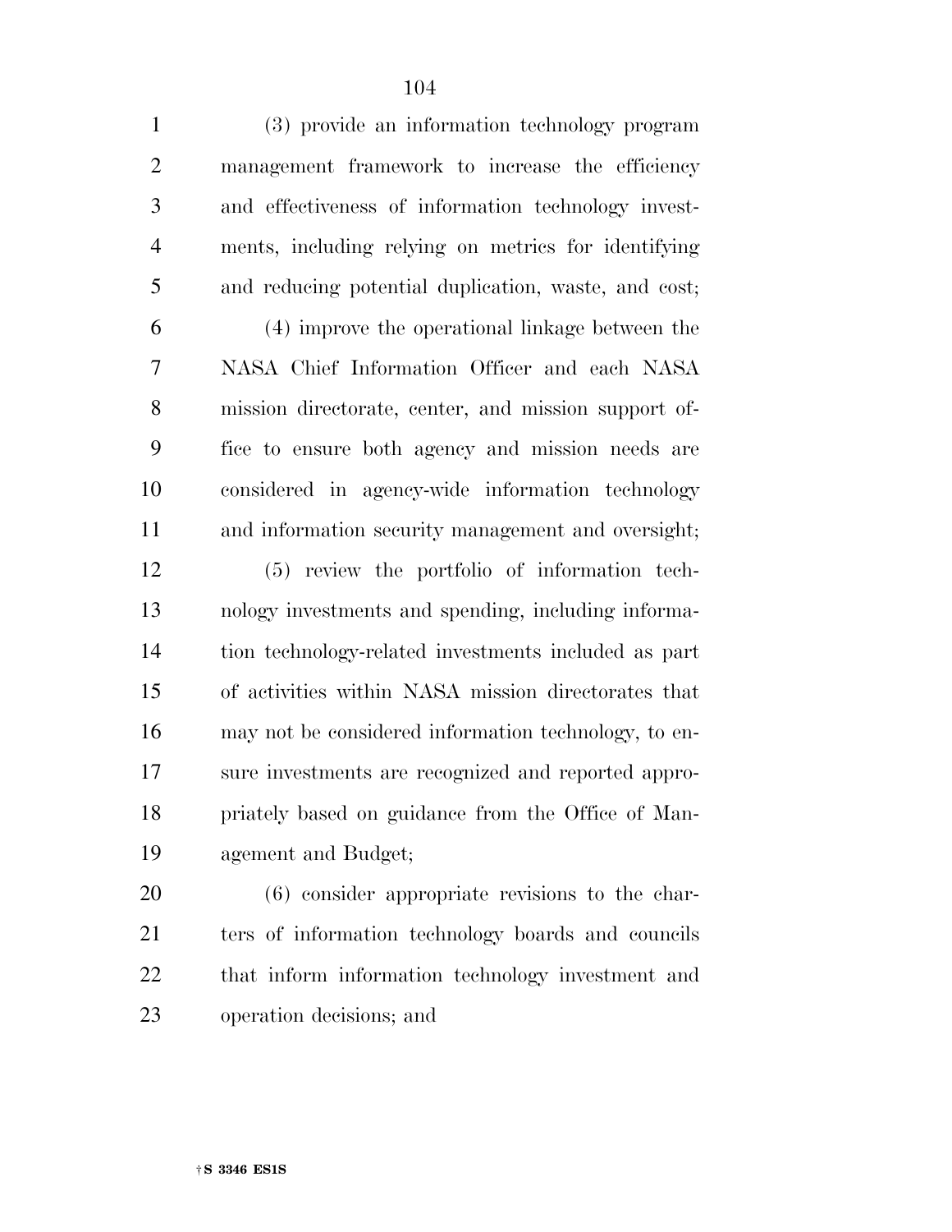(3) provide an information technology program management framework to increase the efficiency and effectiveness of information technology investments, including relying on metrics for identifying and reducing potential duplication, waste, and cost;

(4) improve the operational linkage between the NASA Chief Information Officer and each NASA mission directorate, center, and mission support office to ensure both agency and mission needs are considered in agency-wide information technology and information security management and oversight;

(5) review the portfolio of information technology investments and spending, including information technology-related investments included as part of activities within NASA mission directorates that may not be considered information technology, to ensure investments are recognized and reported appropriately based on guidance from the Office of Management and Budget;

(6) consider appropriate revisions to the charters of information technology boards and councils that inform information technology investment and operation decisions; and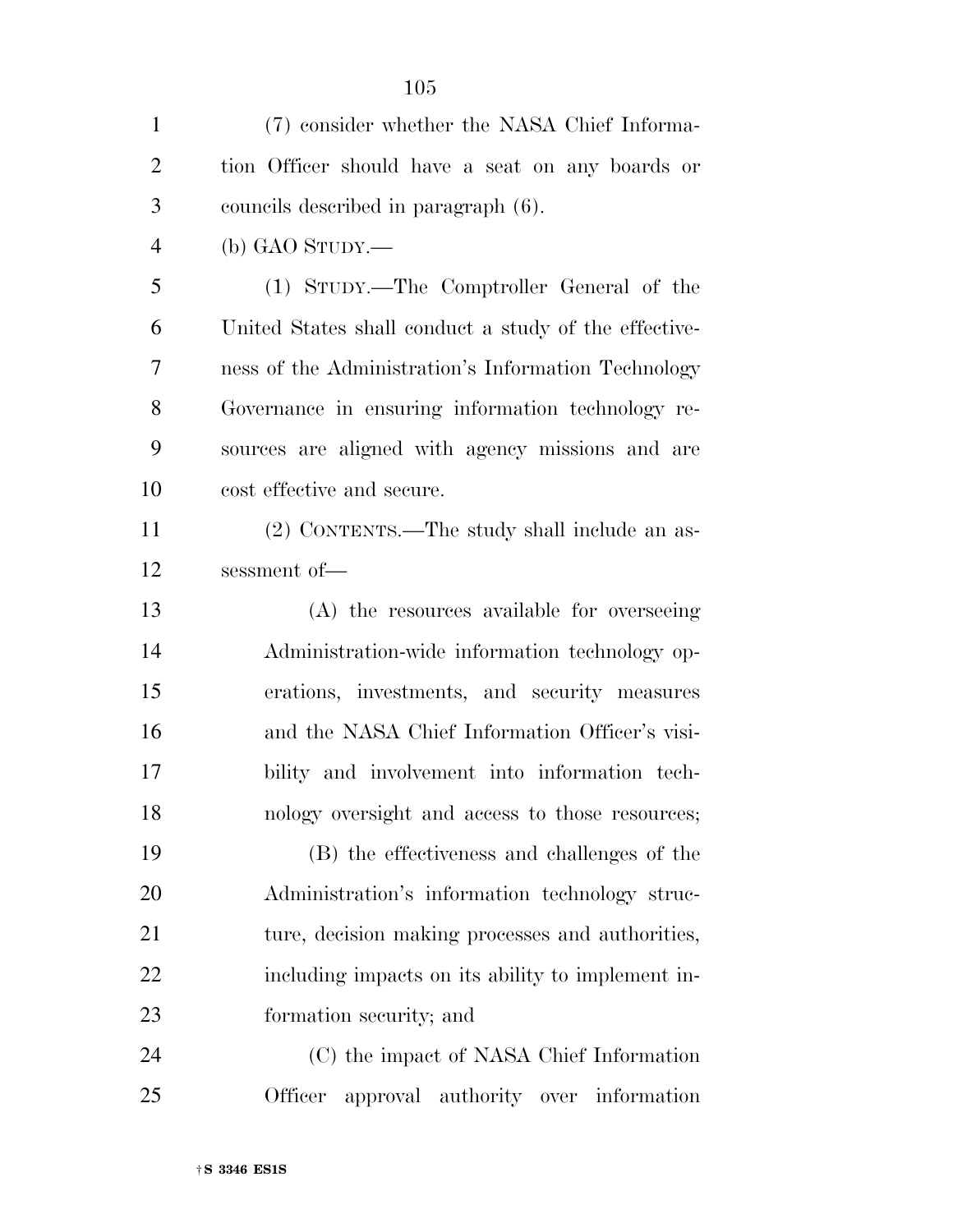(7) consider whether the NASA Chief Information Officer should have a seat on any boards or councils described in paragraph (6).

(b) GAO STUDY.—

(1) STUDY.—The Comptroller General of the United States shall conduct a study of the effectiveness of the Administration's Information Technology Governance in ensuring information technology resources are aligned with agency missions and are cost effective and secure.

(2) CONTENTS.—The study shall include an assessment of—

(A) the resources available for overseeing Administration-wide information technology operations, investments, and security measures and the NASA Chief Information Officer's visibility and involvement into information technology oversight and access to those resources;

(B) the effectiveness and challenges of the Administration's information technology structure, decision making processes and authorities, including impacts on its ability to implement information security; and

(C) the impact of NASA Chief Information Officer approval authority over information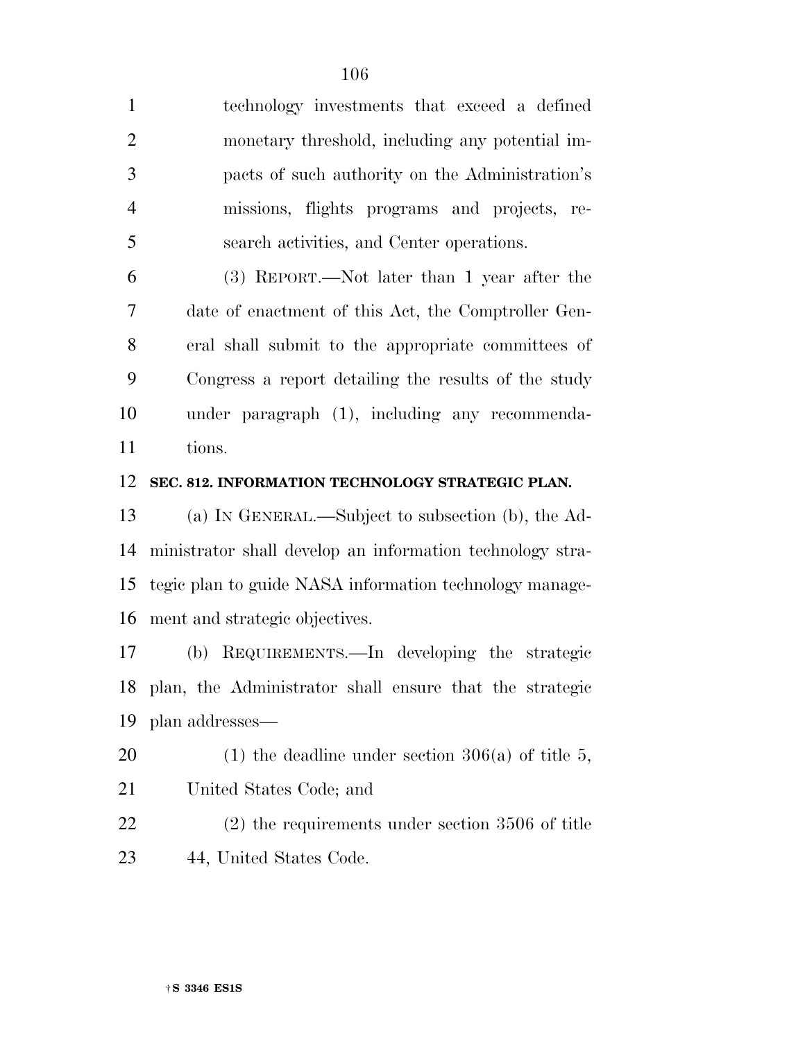technology investments that exceed a defined monetary threshold, including any potential impacts of such authority on the Administration's missions, flights programs and projects, research activities, and Center operations.

(3) REPORT.—Not later than 1 year after the date of enactment of this Act, the Comptroller General shall submit to the appropriate committees of Congress a report detailing the results of the study under paragraph (1), including any recommendations.

**SEC. 812. INFORMATION TECHNOLOGY STRATEGIC PLAN.**

(a) IN GENERAL.—Subject to subsection (b), the Administrator shall develop an information technology strategic plan to guide NASA information technology management and strategic objectives.

(b) REQUIREMENTS.—In developing the strategic plan, the Administrator shall ensure that the strategic plan addresses—

(1) the deadline under section 306(a) of title 5, United States Code; and

(2) the requirements under section 3506 of title 44, United States Code.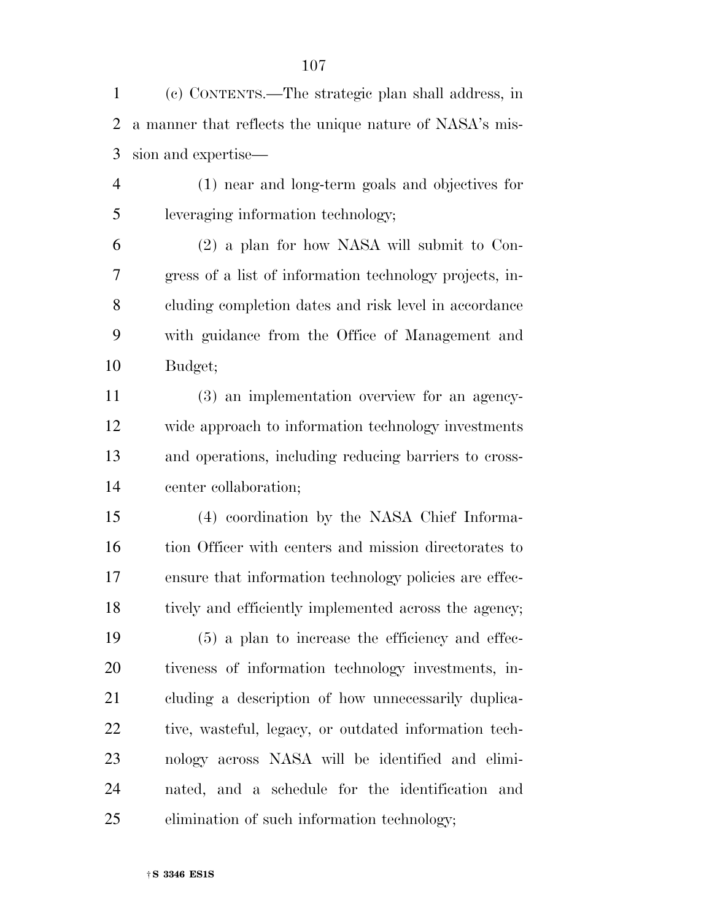(c) CONTENTS.—The strategic plan shall address, in a manner that reflects the unique nature of NASA's mission and expertise—

(1) near and long-term goals and objectives for leveraging information technology;

(2) a plan for how NASA will submit to Congress of a list of information technology projects, including completion dates and risk level in accordance with guidance from the Office of Management and Budget;

(3) an implementation overview for an agency-wide approach to information technology investments and operations, including reducing barriers to cross-center collaboration;

(4) coordination by the NASA Chief Information Officer with centers and mission directorates to ensure that information technology policies are effectively and efficiently implemented across the agency;

(5) a plan to increase the efficiency and effectiveness of information technology investments, including a description of how unnecessarily duplicative, wasteful, legacy, or outdated information technology across NASA will be identified and eliminated, and a schedule for the identification and elimination of such information technology;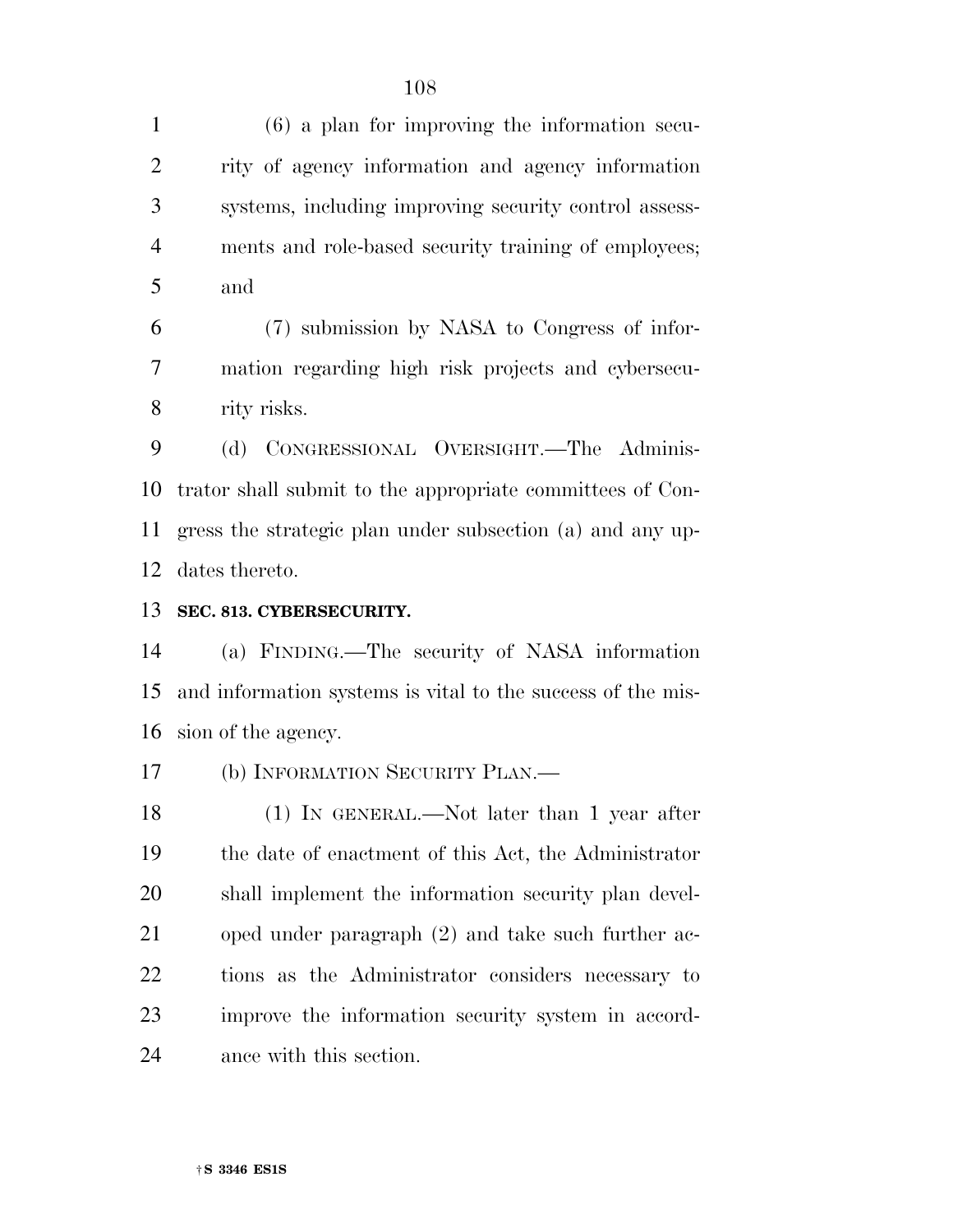(6) a plan for improving the information security of agency information and agency information systems, including improving security control assessments and role-based security training of employees; and

(7) submission by NASA to Congress of information regarding high risk projects and cybersecurity risks.

(d) CONGRESSIONAL OVERSIGHT.—The Administrator shall submit to the appropriate committees of Congress the strategic plan under subsection (a) and any updates thereto.

**SEC. 813. CYBERSECURITY.**

(a) FINDING.—The security of NASA information and information systems is vital to the success of the mission of the agency.

(b) INFORMATION SECURITY PLAN.—

(1) IN GENERAL.—Not later than 1 year after the date of enactment of this Act, the Administrator shall implement the information security plan developed under paragraph (2) and take such further actions as the Administrator considers necessary to improve the information security system in accordance with this section.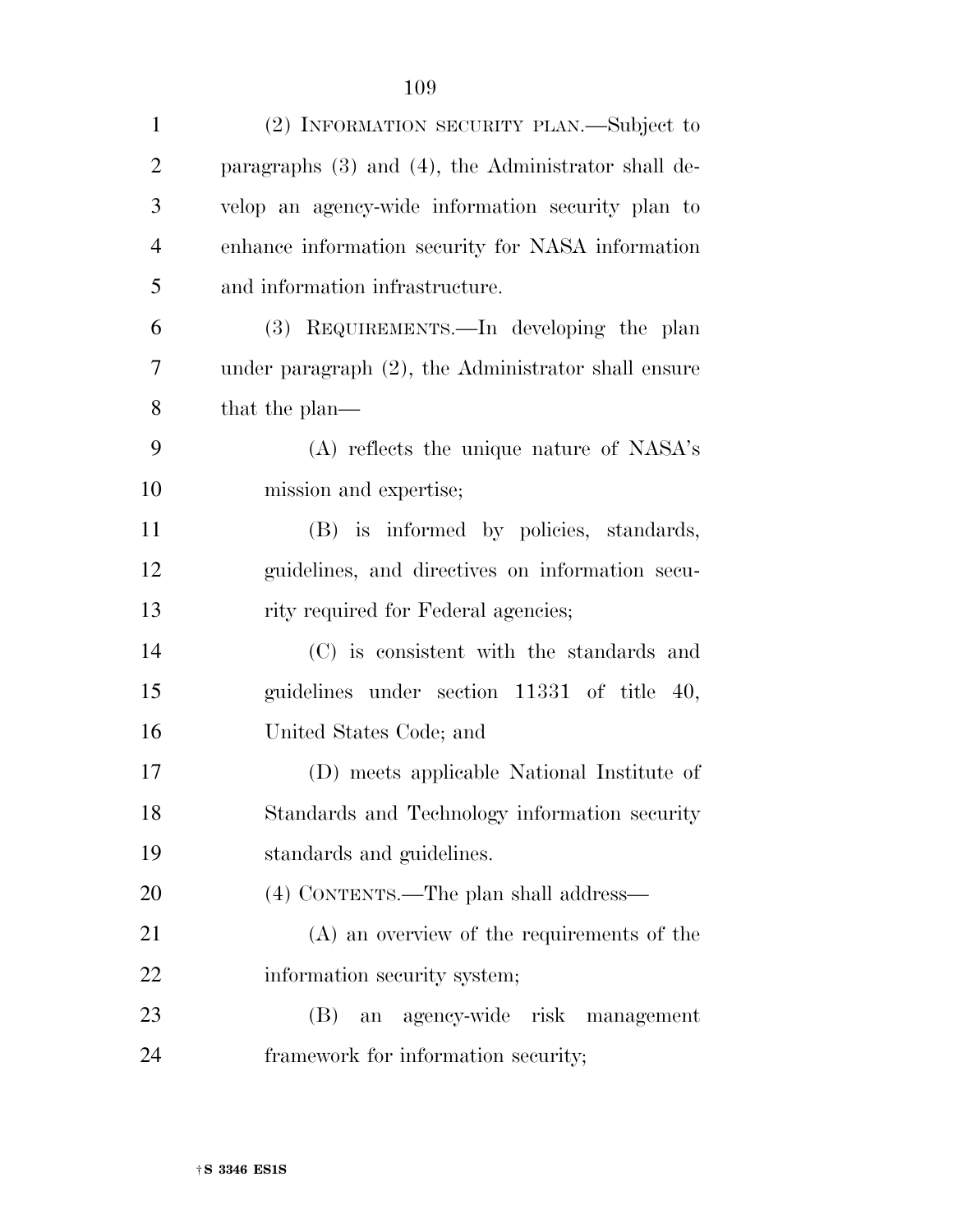(2) INFORMATION SECURITY PLAN.—Subject to paragraphs (3) and (4), the Administrator shall develop an agency-wide information security plan to enhance information security for NASA information and information infrastructure.

(3) REQUIREMENTS.—In developing the plan under paragraph (2), the Administrator shall ensure that the plan—

(A) reflects the unique nature of NASA's mission and expertise;

(B) is informed by policies, standards, guidelines, and directives on information security required for Federal agencies;

(C) is consistent with the standards and guidelines under section 11331 of title 40, United States Code; and

(D) meets applicable National Institute of Standards and Technology information security standards and guidelines.

(4) CONTENTS.—The plan shall address—

(A) an overview of the requirements of the information security system;

(B) an agency-wide risk management framework for information security;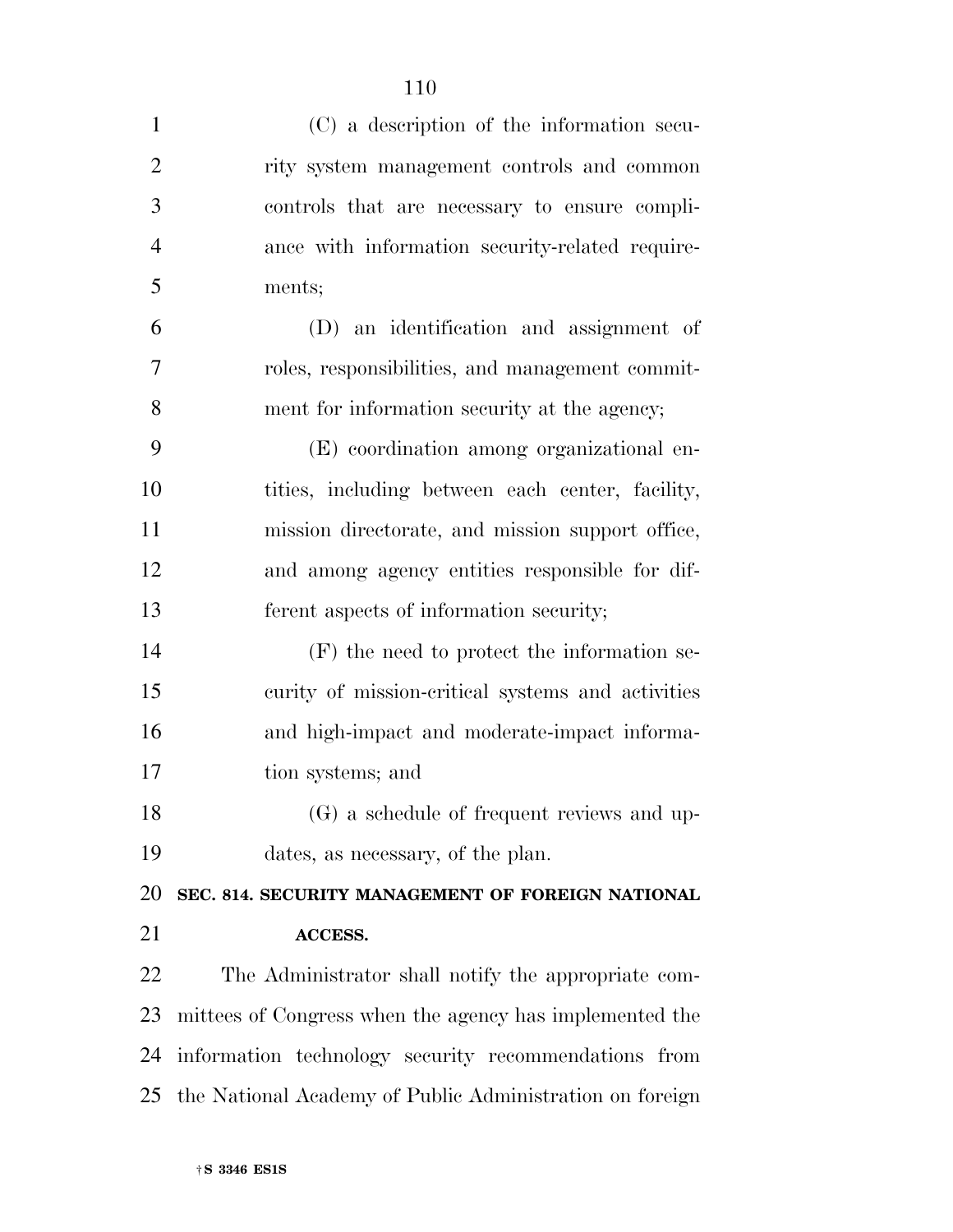(C) a description of the information security system management controls and common controls that are necessary to ensure compliance with information security-related requirements;

(D) an identification and assignment of roles, responsibilities, and management commitment for information security at the agency;

(E) coordination among organizational entities, including between each center, facility, mission directorate, and mission support office, and among agency entities responsible for different aspects of information security;

(F) the need to protect the information security of mission-critical systems and activities and high-impact and moderate-impact information systems; and

(G) a schedule of frequent reviews and updates, as necessary, of the plan.

**SEC. 814. SECURITY MANAGEMENT OF FOREIGN NATIONAL ACCESS.**

The Administrator shall notify the appropriate committees of Congress when the agency has implemented the information technology security recommendations from the National Academy of Public Administration on foreign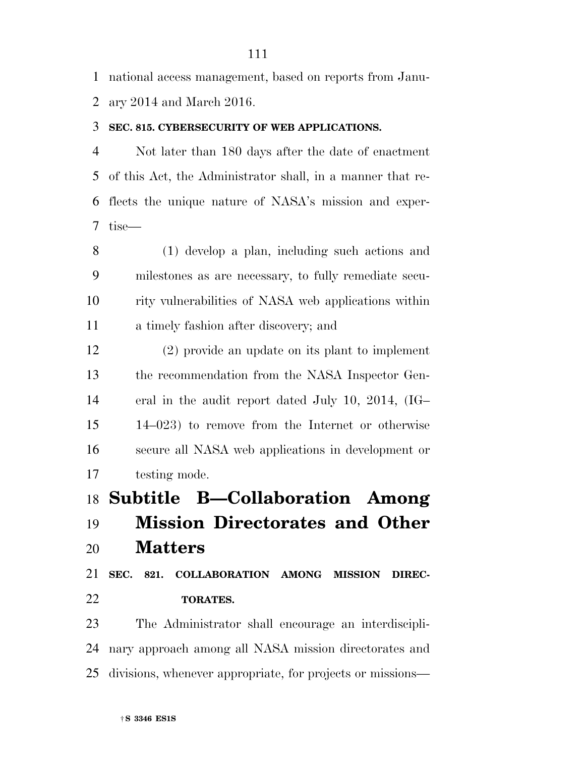national access management, based on reports from January 2014 and March 2016.

**SEC. 815. CYBERSECURITY OF WEB APPLICATIONS.**

Not later than 180 days after the date of enactment of this Act, the Administrator shall, in a manner that reflects the unique nature of NASA's mission and expertise—

(1) develop a plan, including such actions and milestones as are necessary, to fully remediate security vulnerabilities of NASA web applications within a timely fashion after discovery; and

(2) provide an update on its plant to implement the recommendation from the NASA Inspector General in the audit report dated July 10, 2014, (IG–14–023) to remove from the Internet or otherwise secure all NASA web applications in development or testing mode.

# Subtitle B—Collaboration Among Mission Directorates and Other Matters

**SEC. 821. COLLABORATION AMONG MISSION DIRECTORATES.**

The Administrator shall encourage an interdisciplinary approach among all NASA mission directorates and divisions, whenever appropriate, for projects or missions—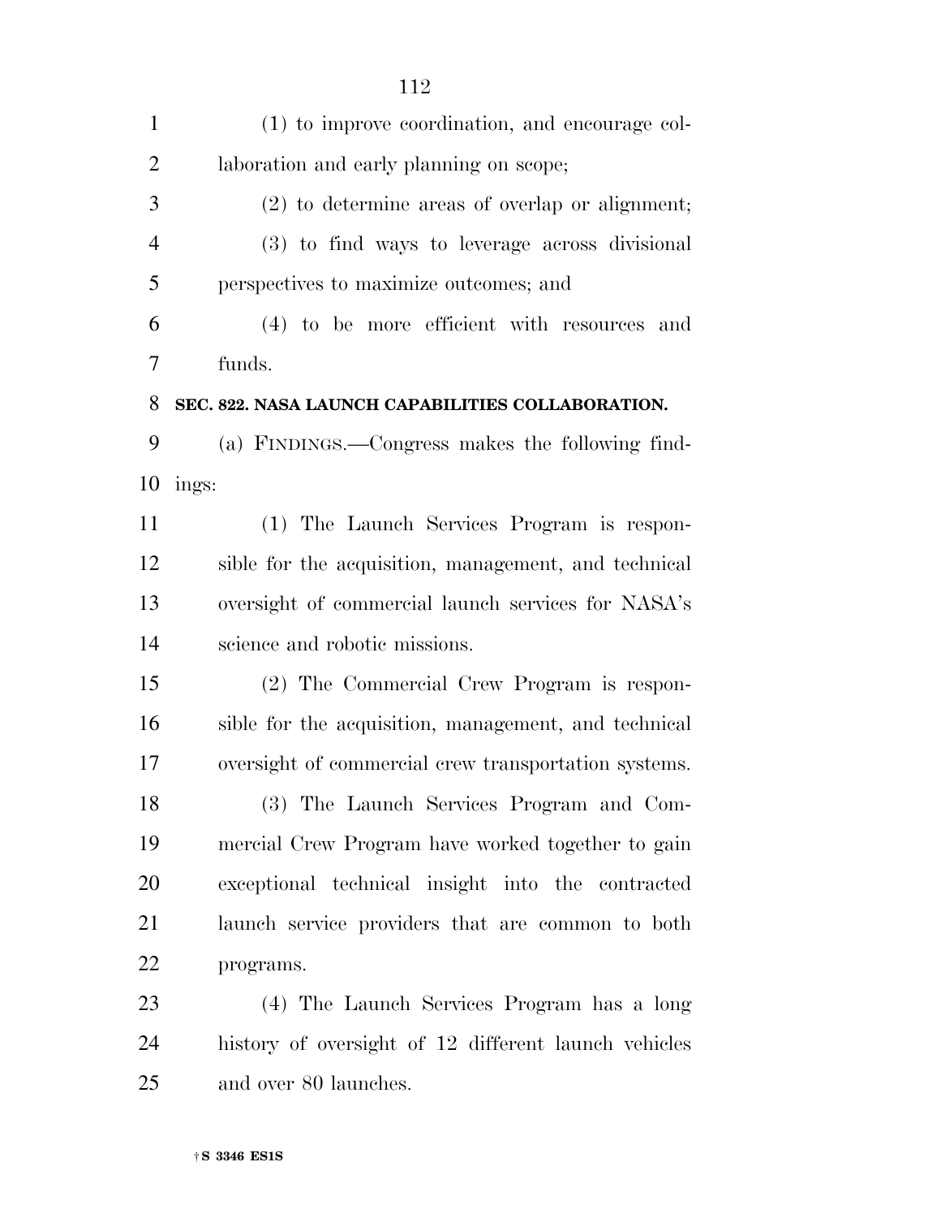(1) to improve coordination, and encourage collaboration and early planning on scope;

(2) to determine areas of overlap or alignment;

(3) to find ways to leverage across divisional perspectives to maximize outcomes; and

(4) to be more efficient with resources and funds.

**SEC. 822. NASA LAUNCH CAPABILITIES COLLABORATION.**

(a) FINDINGS.—Congress makes the following findings:

(1) The Launch Services Program is responsible for the acquisition, management, and technical oversight of commercial launch services for NASA's science and robotic missions.

(2) The Commercial Crew Program is responsible for the acquisition, management, and technical oversight of commercial crew transportation systems.

(3) The Launch Services Program and Commercial Crew Program have worked together to gain exceptional technical insight into the contracted launch service providers that are common to both programs.

(4) The Launch Services Program has a long history of oversight of 12 different launch vehicles and over 80 launches.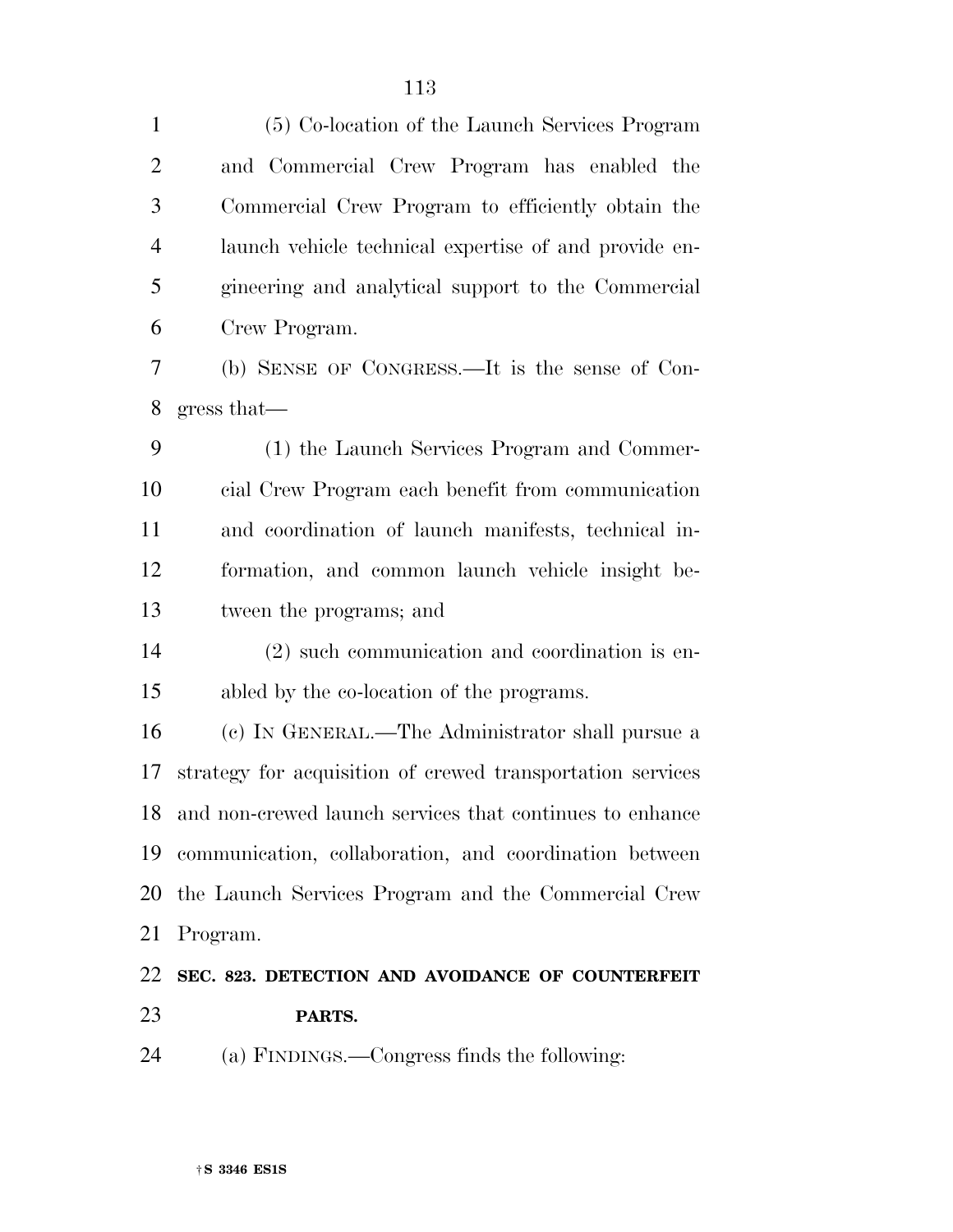(5) Co-location of the Launch Services Program and Commercial Crew Program has enabled the Commercial Crew Program to efficiently obtain the launch vehicle technical expertise of and provide engineering and analytical support to the Commercial Crew Program.

(b) SENSE OF CONGRESS.—It is the sense of Congress that—

(1) the Launch Services Program and Commercial Crew Program each benefit from communication and coordination of launch manifests, technical information, and common launch vehicle insight between the programs; and

(2) such communication and coordination is enabled by the co-location of the programs.

(c) IN GENERAL.—The Administrator shall pursue a strategy for acquisition of crewed transportation services and non-crewed launch services that continues to enhance communication, collaboration, and coordination between the Launch Services Program and the Commercial Crew Program.

**SEC. 823. DETECTION AND AVOIDANCE OF COUNTERFEIT PARTS.**

(a) FINDINGS.—Congress finds the following: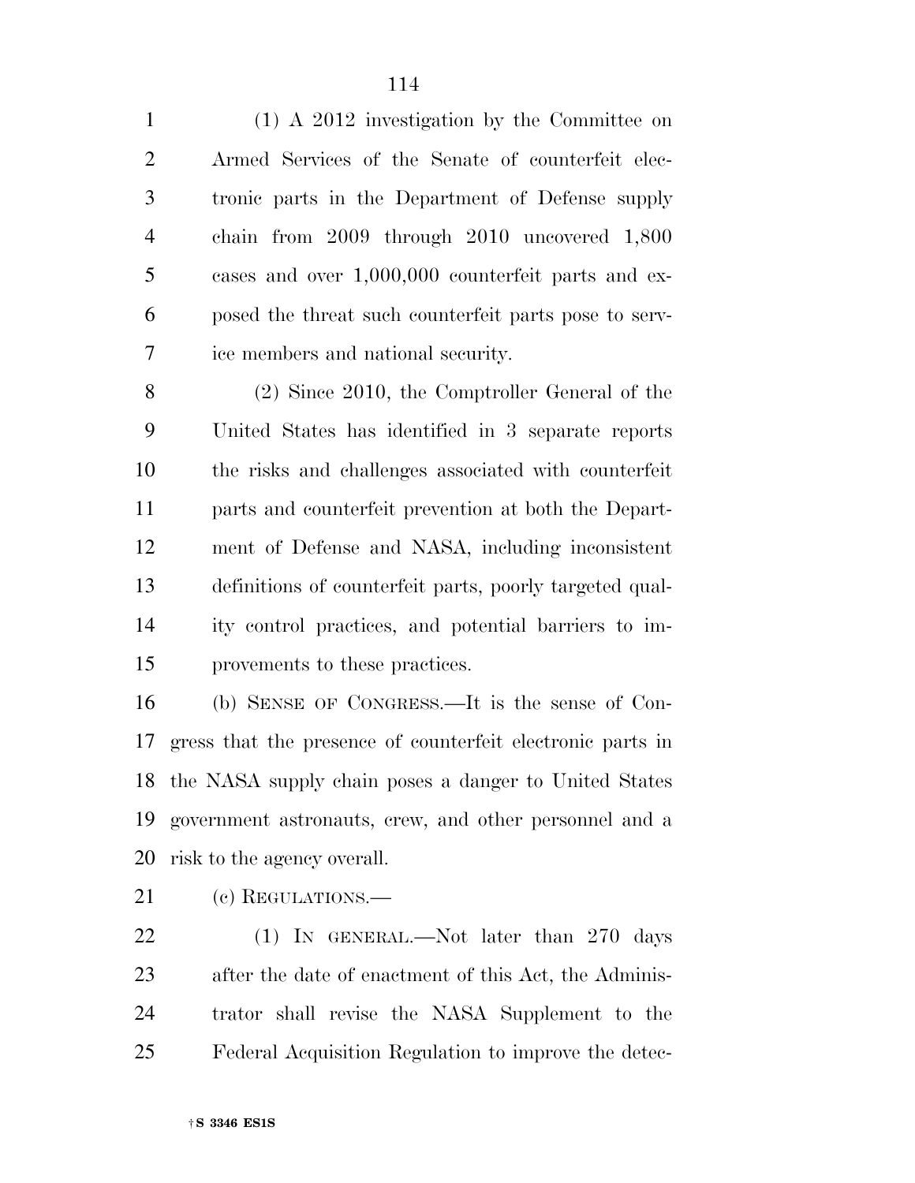(1) A 2012 investigation by the Committee on Armed Services of the Senate of counterfeit electronic parts in the Department of Defense supply chain from 2009 through 2010 uncovered 1,800 cases and over 1,000,000 counterfeit parts and exposed the threat such counterfeit parts pose to service members and national security.

(2) Since 2010, the Comptroller General of the United States has identified in 3 separate reports the risks and challenges associated with counterfeit parts and counterfeit prevention at both the Department of Defense and NASA, including inconsistent definitions of counterfeit parts, poorly targeted quality control practices, and potential barriers to improvements to these practices.

(b) SENSE OF CONGRESS.—It is the sense of Congress that the presence of counterfeit electronic parts in the NASA supply chain poses a danger to United States government astronauts, crew, and other personnel and a risk to the agency overall.

(c) REGULATIONS.—

(1) IN GENERAL.—Not later than 270 days after the date of enactment of this Act, the Administrator shall revise the NASA Supplement to the Federal Acquisition Regulation to improve the detec-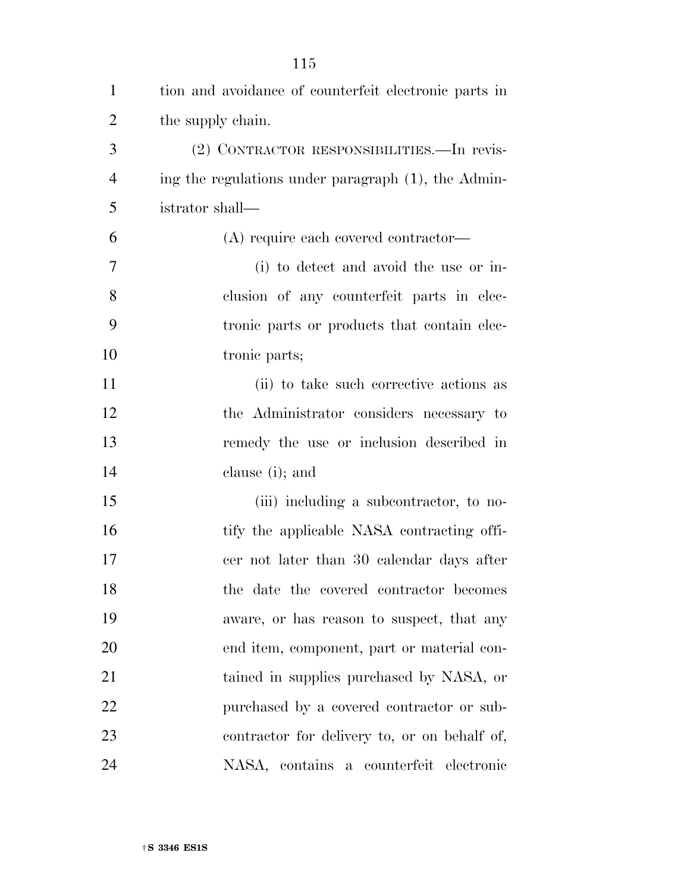tion and avoidance of counterfeit electronic parts in the supply chain.

(2) CONTRACTOR RESPONSIBILITIES.—In revising the regulations under paragraph (1), the Administrator shall—

(A) require each covered contractor—

(i) to detect and avoid the use or inclusion of any counterfeit parts in electronic parts or products that contain electronic parts;

(ii) to take such corrective actions as the Administrator considers necessary to remedy the use or inclusion described in clause (i); and

(iii) including a subcontractor, to notify the applicable NASA contracting officer not later than 30 calendar days after the date the covered contractor becomes aware, or has reason to suspect, that any end item, component, part or material contained in supplies purchased by NASA, or purchased by a covered contractor or subcontractor for delivery to, or on behalf of, NASA, contains a counterfeit electronic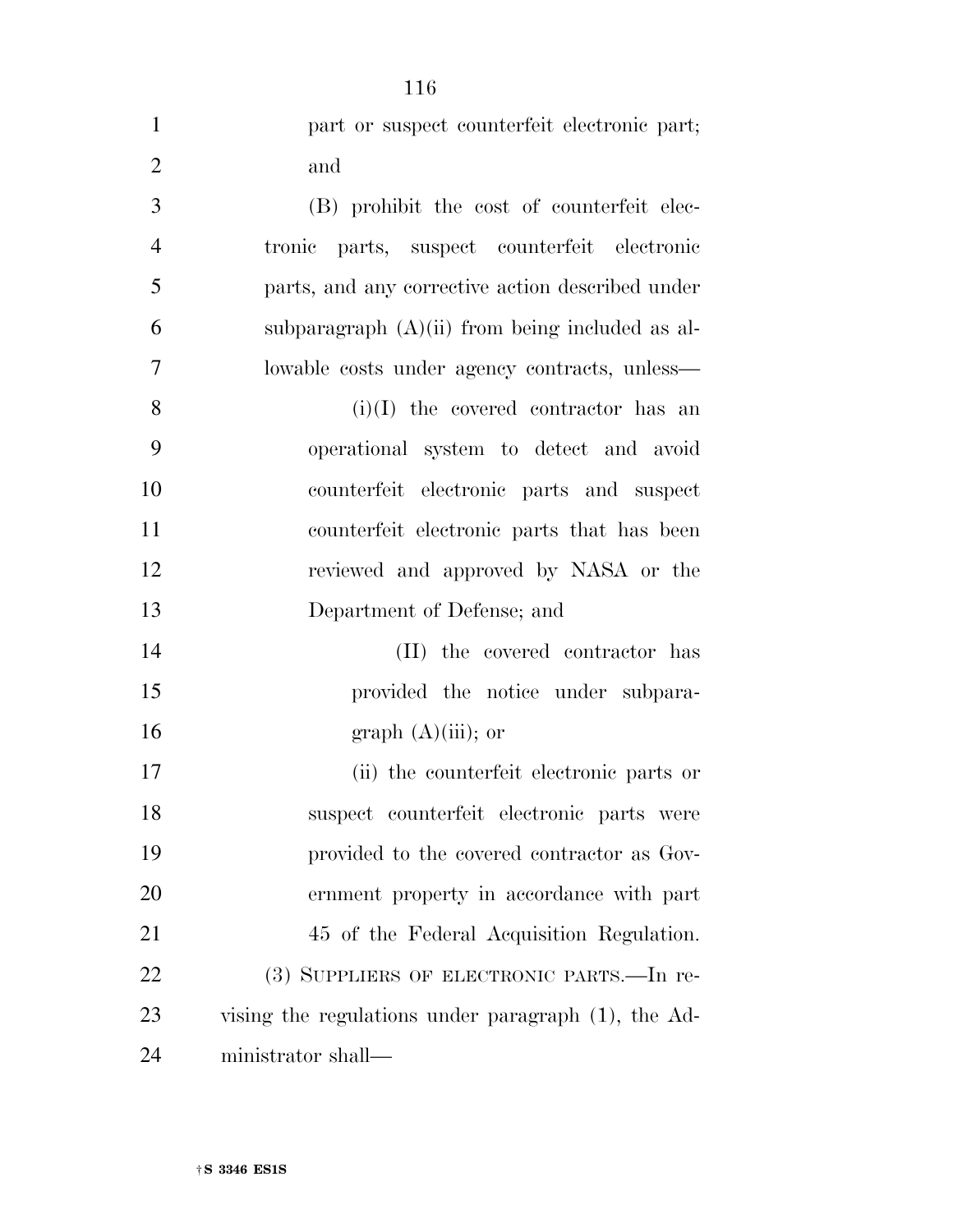part or suspect counterfeit electronic part; and

(B) prohibit the cost of counterfeit electronic parts, suspect counterfeit electronic parts, and any corrective action described under subparagraph (A)(ii) from being included as allowable costs under agency contracts, unless—

(i)(I) the covered contractor has an operational system to detect and avoid counterfeit electronic parts and suspect counterfeit electronic parts that has been reviewed and approved by NASA or the Department of Defense; and

(II) the covered contractor has provided the notice under subparagraph (A)(iii); or

(ii) the counterfeit electronic parts or suspect counterfeit electronic parts were provided to the covered contractor as Government property in accordance with part 45 of the Federal Acquisition Regulation.

(3) SUPPLIERS OF ELECTRONIC PARTS.—In revising the regulations under paragraph (1), the Administrator shall—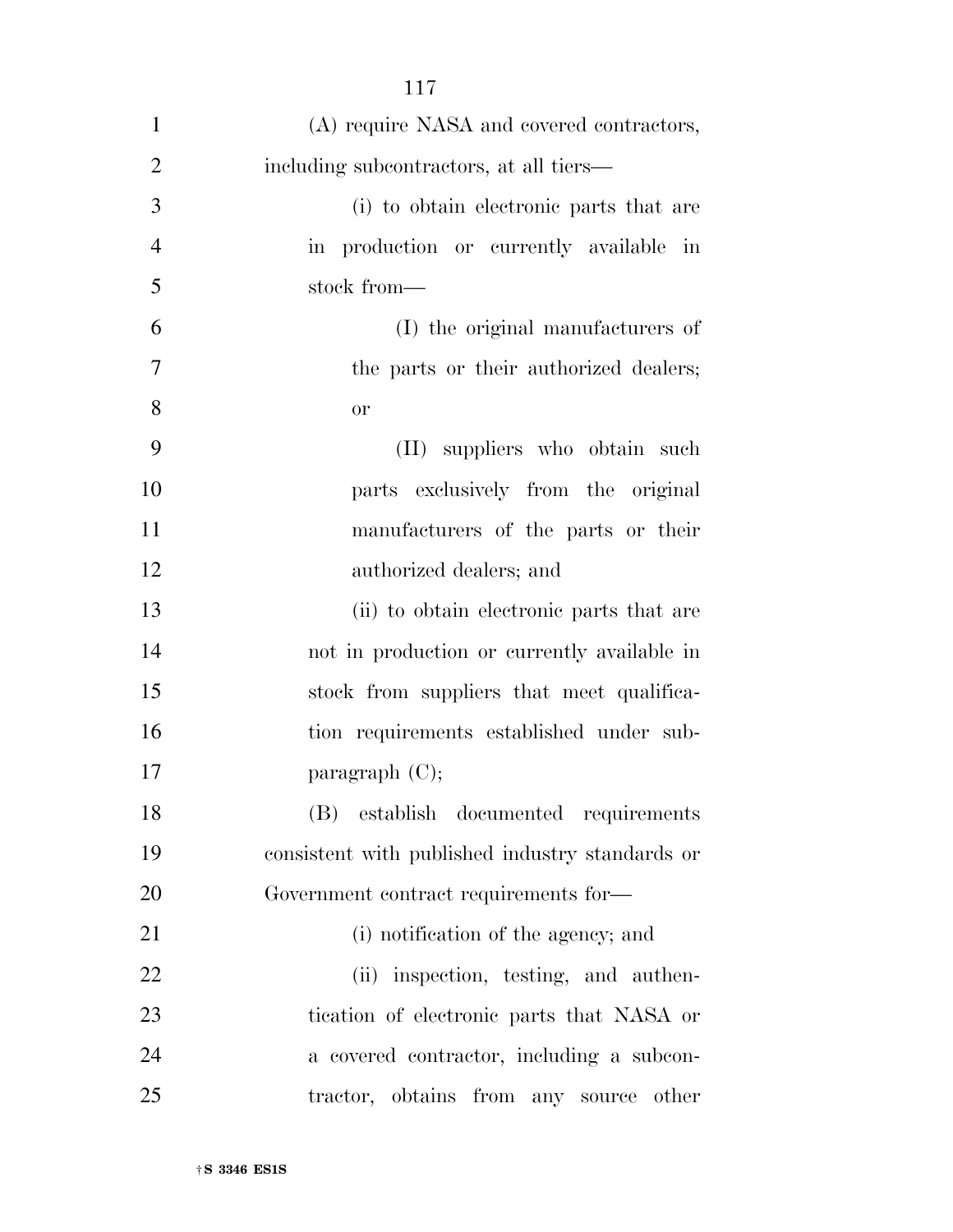(A) require NASA and covered contractors, including subcontractors, at all tiers—

(i) to obtain electronic parts that are in production or currently available in stock from—

(I) the original manufacturers of the parts or their authorized dealers; or

(II) suppliers who obtain such parts exclusively from the original manufacturers of the parts or their authorized dealers; and

(ii) to obtain electronic parts that are not in production or currently available in stock from suppliers that meet qualification requirements established under subparagraph (C);

(B) establish documented requirements consistent with published industry standards or Government contract requirements for—

(i) notification of the agency; and

(ii) inspection, testing, and authentication of electronic parts that NASA or a covered contractor, including a subcontractor, obtains from any source other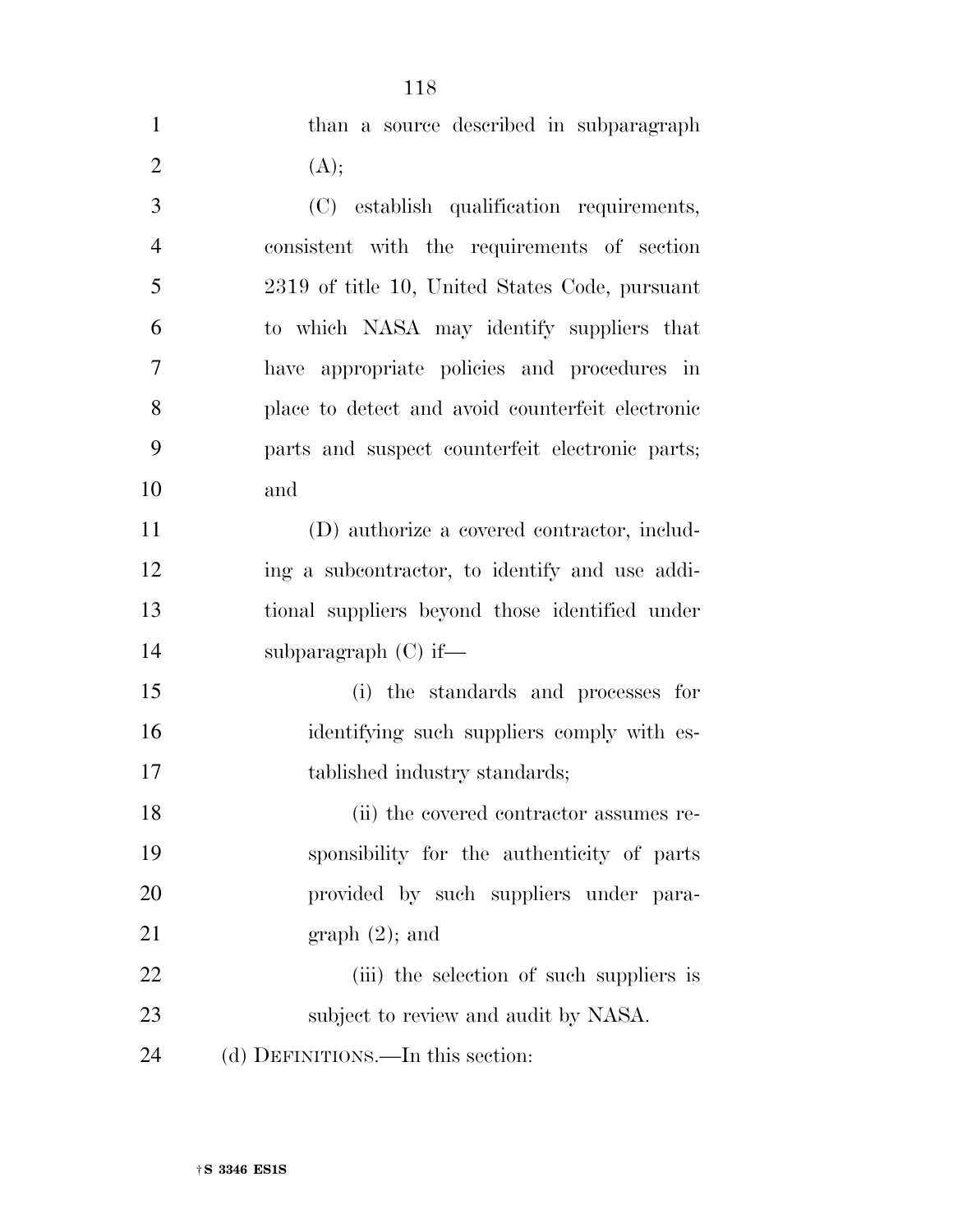than a source described in subparagraph (A);

(C) establish qualification requirements, consistent with the requirements of section 2319 of title 10, United States Code, pursuant to which NASA may identify suppliers that have appropriate policies and procedures in place to detect and avoid counterfeit electronic parts and suspect counterfeit electronic parts; and

(D) authorize a covered contractor, including a subcontractor, to identify and use additional suppliers beyond those identified under subparagraph (C) if—

(i) the standards and processes for identifying such suppliers comply with established industry standards;

(ii) the covered contractor assumes responsibility for the authenticity of parts provided by such suppliers under paragraph (2); and

(iii) the selection of such suppliers is subject to review and audit by NASA.

(d) DEFINITIONS.—In this section: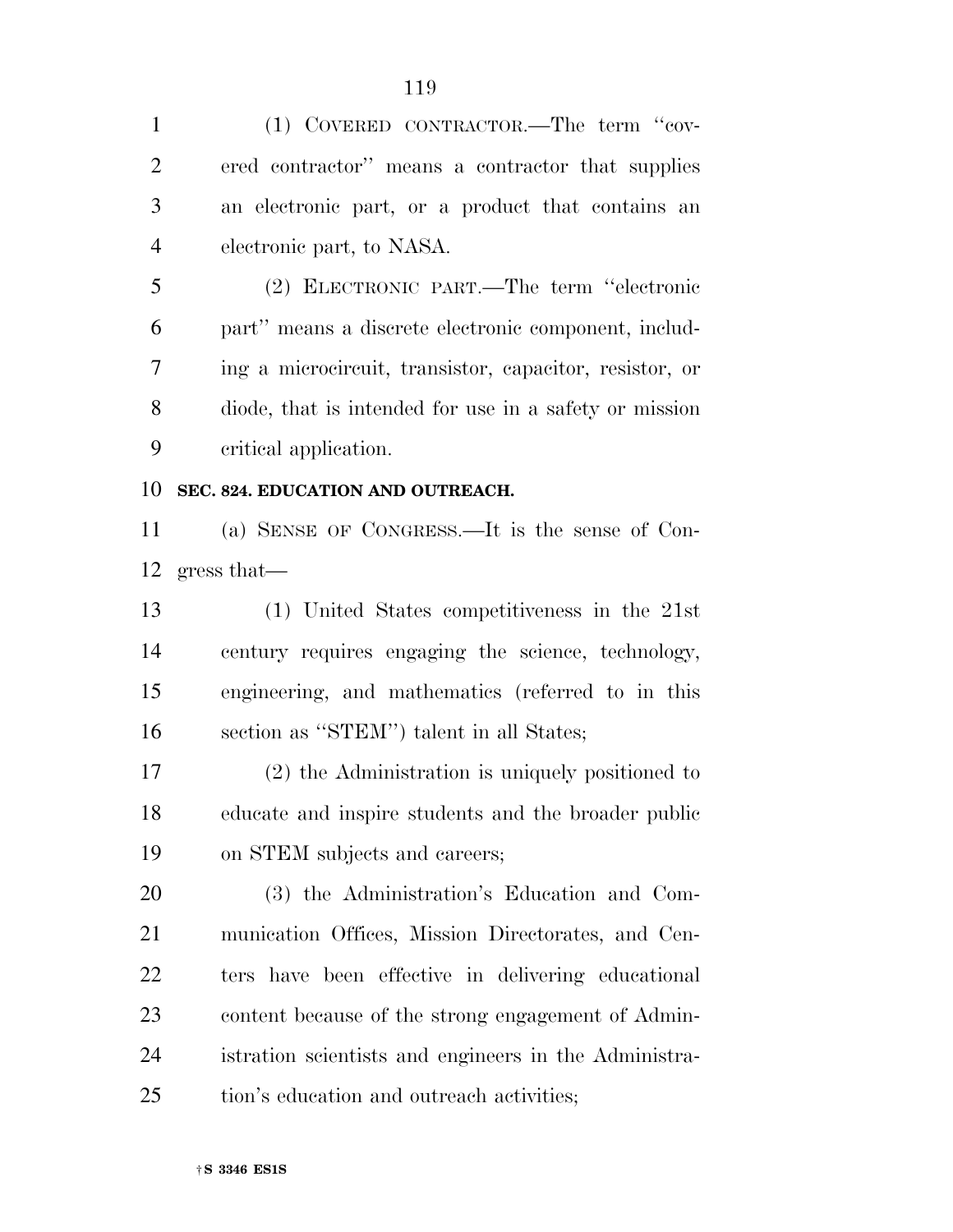(1) COVERED CONTRACTOR.—The term ''covered contractor'' means a contractor that supplies an electronic part, or a product that contains an electronic part, to NASA.

(2) ELECTRONIC PART.—The term ''electronic part'' means a discrete electronic component, including a microcircuit, transistor, capacitor, resistor, or diode, that is intended for use in a safety or mission critical application.

**SEC. 824. EDUCATION AND OUTREACH.**

(a) SENSE OF CONGRESS.—It is the sense of Congress that—

(1) United States competitiveness in the 21st century requires engaging the science, technology, engineering, and mathematics (referred to in this section as ''STEM'') talent in all States;

(2) the Administration is uniquely positioned to educate and inspire students and the broader public on STEM subjects and careers;

(3) the Administration's Education and Communication Offices, Mission Directorates, and Centers have been effective in delivering educational content because of the strong engagement of Administration scientists and engineers in the Administration's education and outreach activities;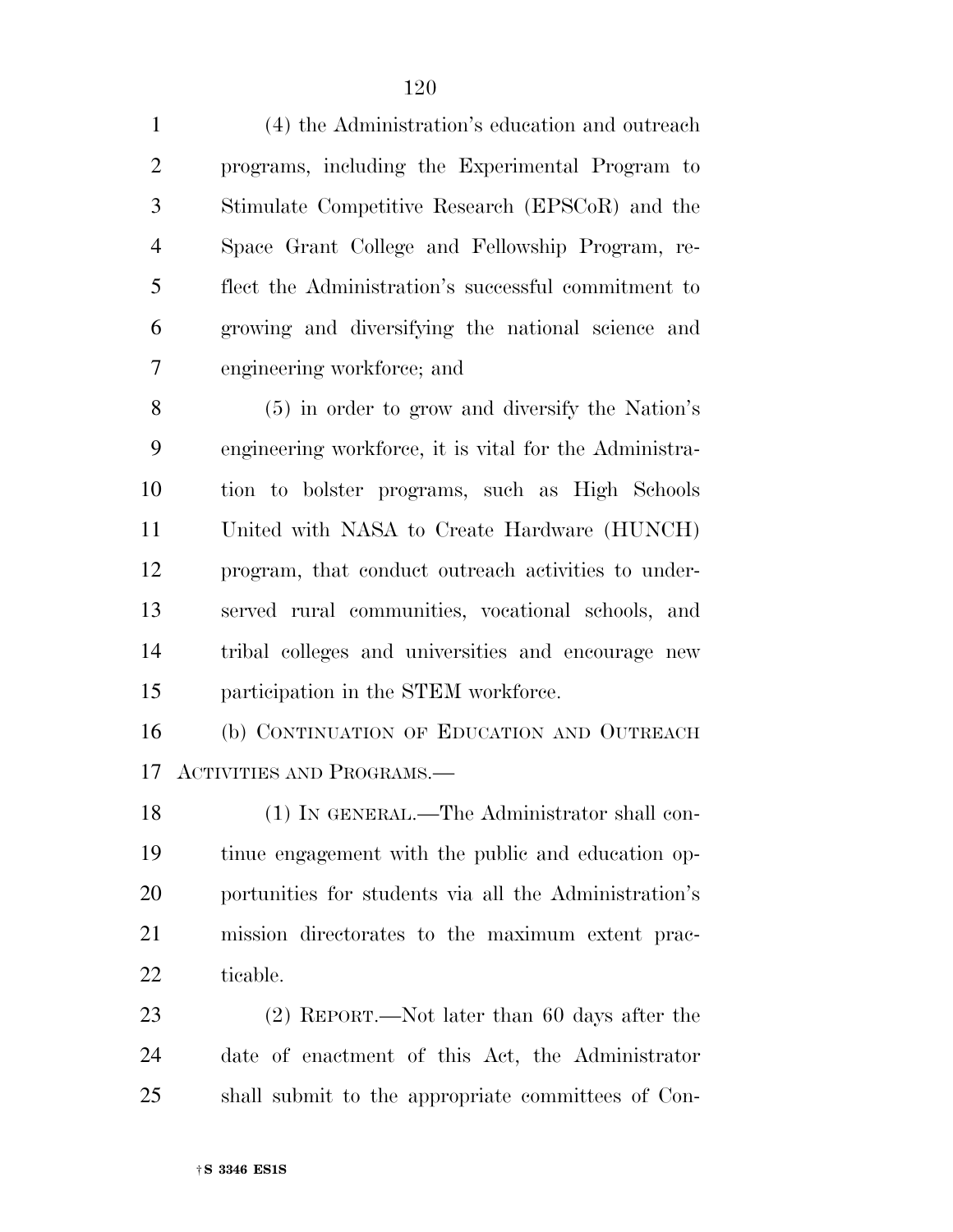(4) the Administration's education and outreach programs, including the Experimental Program to Stimulate Competitive Research (EPSCoR) and the Space Grant College and Fellowship Program, reflect the Administration's successful commitment to growing and diversifying the national science and engineering workforce; and

(5) in order to grow and diversify the Nation's engineering workforce, it is vital for the Administration to bolster programs, such as High Schools United with NASA to Create Hardware (HUNCH) program, that conduct outreach activities to underserved rural communities, vocational schools, and tribal colleges and universities and encourage new participation in the STEM workforce.

(b) CONTINUATION OF EDUCATION AND OUTREACH ACTIVITIES AND PROGRAMS.—

(1) IN GENERAL.—The Administrator shall continue engagement with the public and education opportunities for students via all the Administration's mission directorates to the maximum extent practicable.

(2) REPORT.—Not later than 60 days after the date of enactment of this Act, the Administrator shall submit to the appropriate committees of Con-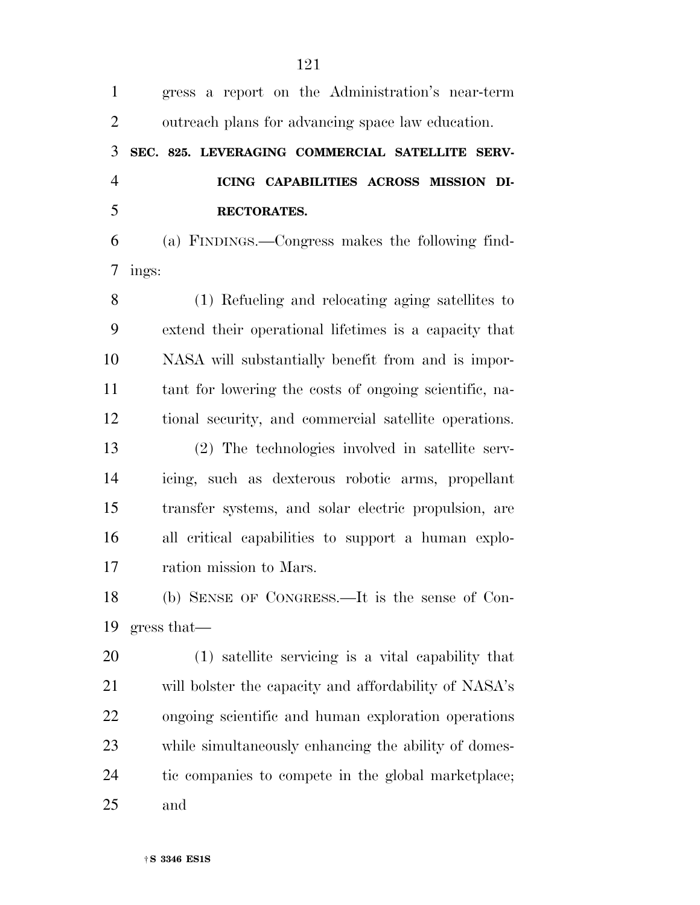gress a report on the Administration's near-term outreach plans for advancing space law education.

**SEC. 825. LEVERAGING COMMERCIAL SATELLITE SERVICING CAPABILITIES ACROSS MISSION DIRECTORATES.**

(a) FINDINGS.—Congress makes the following findings:

(1) Refueling and relocating aging satellites to extend their operational lifetimes is a capacity that NASA will substantially benefit from and is important for lowering the costs of ongoing scientific, national security, and commercial satellite operations.

(2) The technologies involved in satellite servicing, such as dexterous robotic arms, propellant transfer systems, and solar electric propulsion, are all critical capabilities to support a human exploration mission to Mars.

(b) SENSE OF CONGRESS.—It is the sense of Congress that—

(1) satellite servicing is a vital capability that will bolster the capacity and affordability of NASA's ongoing scientific and human exploration operations while simultaneously enhancing the ability of domestic companies to compete in the global marketplace; and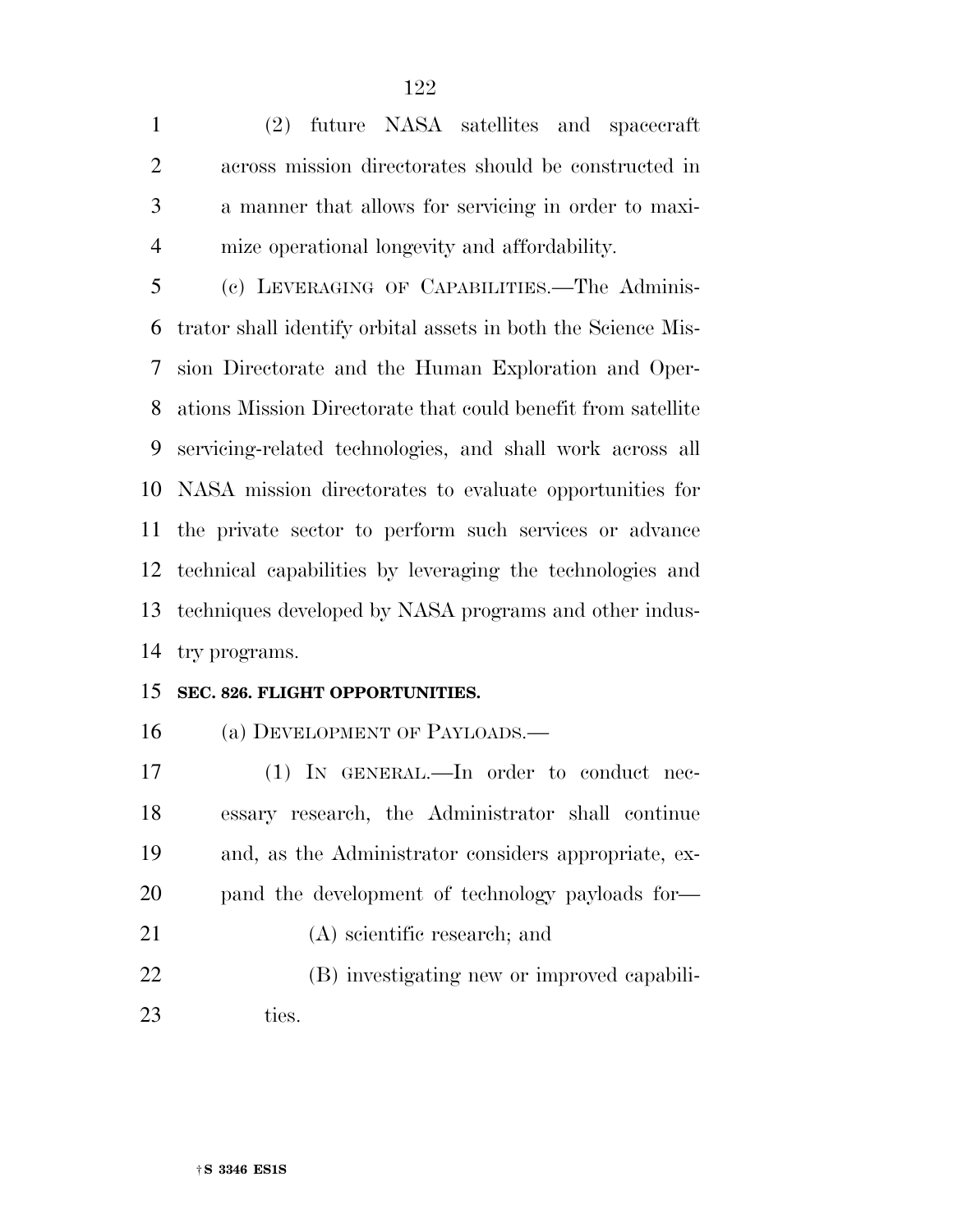(2) future NASA satellites and spacecraft across mission directorates should be constructed in a manner that allows for servicing in order to maximize operational longevity and affordability.

(c) LEVERAGING OF CAPABILITIES.—The Administrator shall identify orbital assets in both the Science Mission Directorate and the Human Exploration and Operations Mission Directorate that could benefit from satellite servicing-related technologies, and shall work across all NASA mission directorates to evaluate opportunities for the private sector to perform such services or advance technical capabilities by leveraging the technologies and techniques developed by NASA programs and other industry programs.

**SEC. 826. FLIGHT OPPORTUNITIES.**

(a) DEVELOPMENT OF PAYLOADS.—

(1) IN GENERAL.—In order to conduct necessary research, the Administrator shall continue and, as the Administrator considers appropriate, expand the development of technology payloads for—

(A) scientific research; and

(B) investigating new or improved capabilities.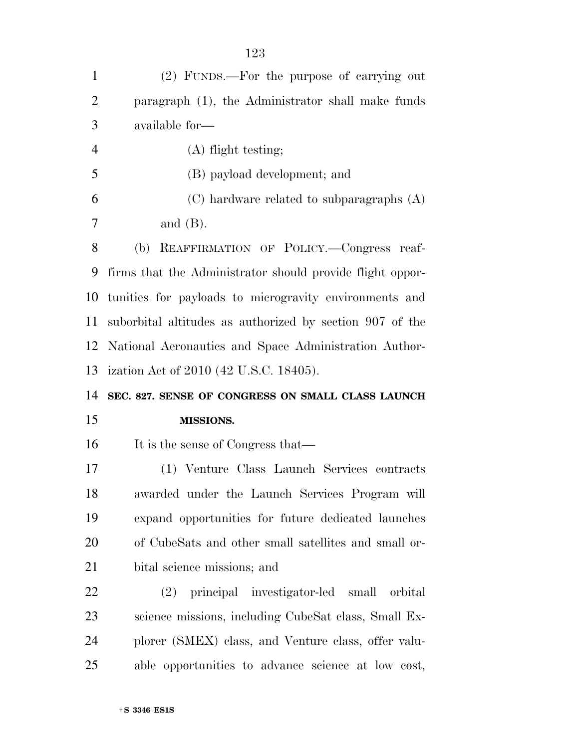(2) FUNDS.—For the purpose of carrying out paragraph (1), the Administrator shall make funds available for—

(A) flight testing;

(B) payload development; and

(C) hardware related to subparagraphs (A) and (B).

(b) REAFFIRMATION OF POLICY.—Congress reaffirms that the Administrator should provide flight opportunities for payloads to microgravity environments and suborbital altitudes as authorized by section 907 of the National Aeronautics and Space Administration Authorization Act of 2010 (42 U.S.C. 18405).

**SEC. 827. SENSE OF CONGRESS ON SMALL CLASS LAUNCH MISSIONS.**

It is the sense of Congress that—

(1) Venture Class Launch Services contracts awarded under the Launch Services Program will expand opportunities for future dedicated launches of CubeSats and other small satellites and small orbital science missions; and

(2) principal investigator-led small orbital science missions, including CubeSat class, Small Explorer (SMEX) class, and Venture class, offer valuable opportunities to advance science at low cost,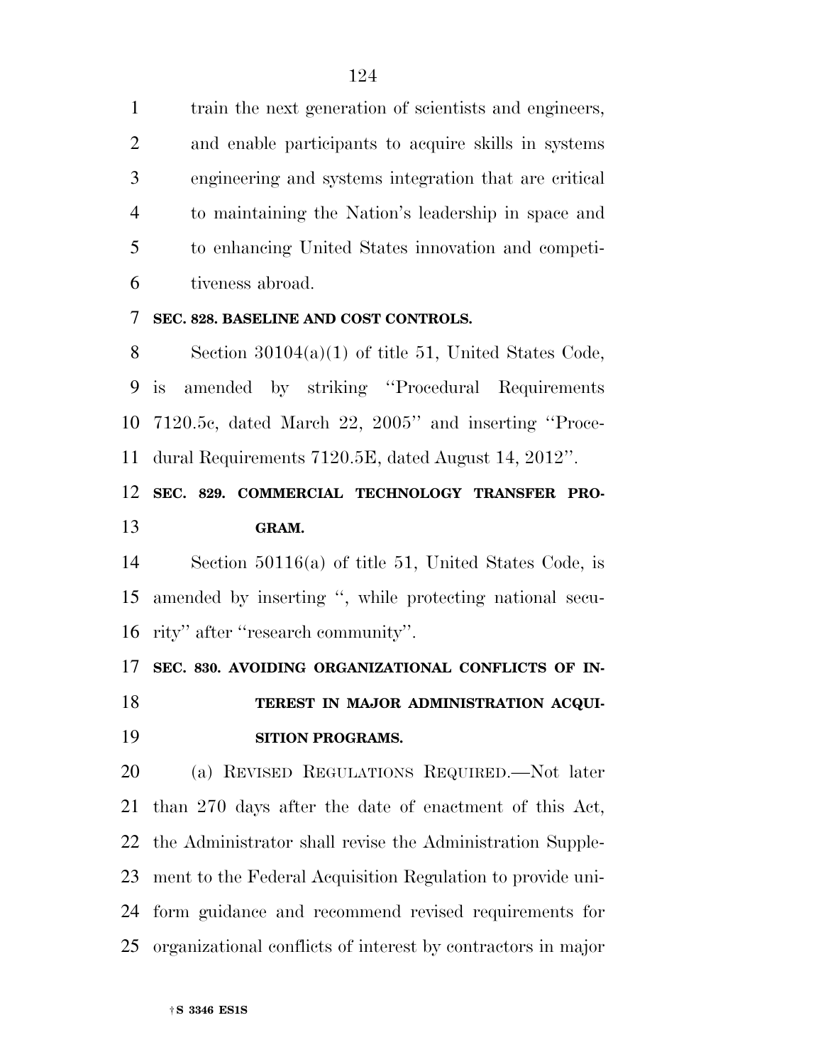train the next generation of scientists and engineers, and enable participants to acquire skills in systems engineering and systems integration that are critical to maintaining the Nation's leadership in space and to enhancing United States innovation and competitiveness abroad.

**SEC. 828. BASELINE AND COST CONTROLS.**

Section 30104(a)(1) of title 51, United States Code, is amended by striking ''Procedural Requirements 7120.5c, dated March 22, 2005'' and inserting ''Procedural Requirements 7120.5E, dated August 14, 2012''.

**SEC. 829. COMMERCIAL TECHNOLOGY TRANSFER PROGRAM.**

Section 50116(a) of title 51, United States Code, is amended by inserting '', while protecting national security'' after ''research community''.

**SEC. 830. AVOIDING ORGANIZATIONAL CONFLICTS OF INTEREST IN MAJOR ADMINISTRATION ACQUISITION PROGRAMS.**

(a) REVISED REGULATIONS REQUIRED.—Not later than 270 days after the date of enactment of this Act, the Administrator shall revise the Administration Supplement to the Federal Acquisition Regulation to provide uniform guidance and recommend revised requirements for organizational conflicts of interest by contractors in major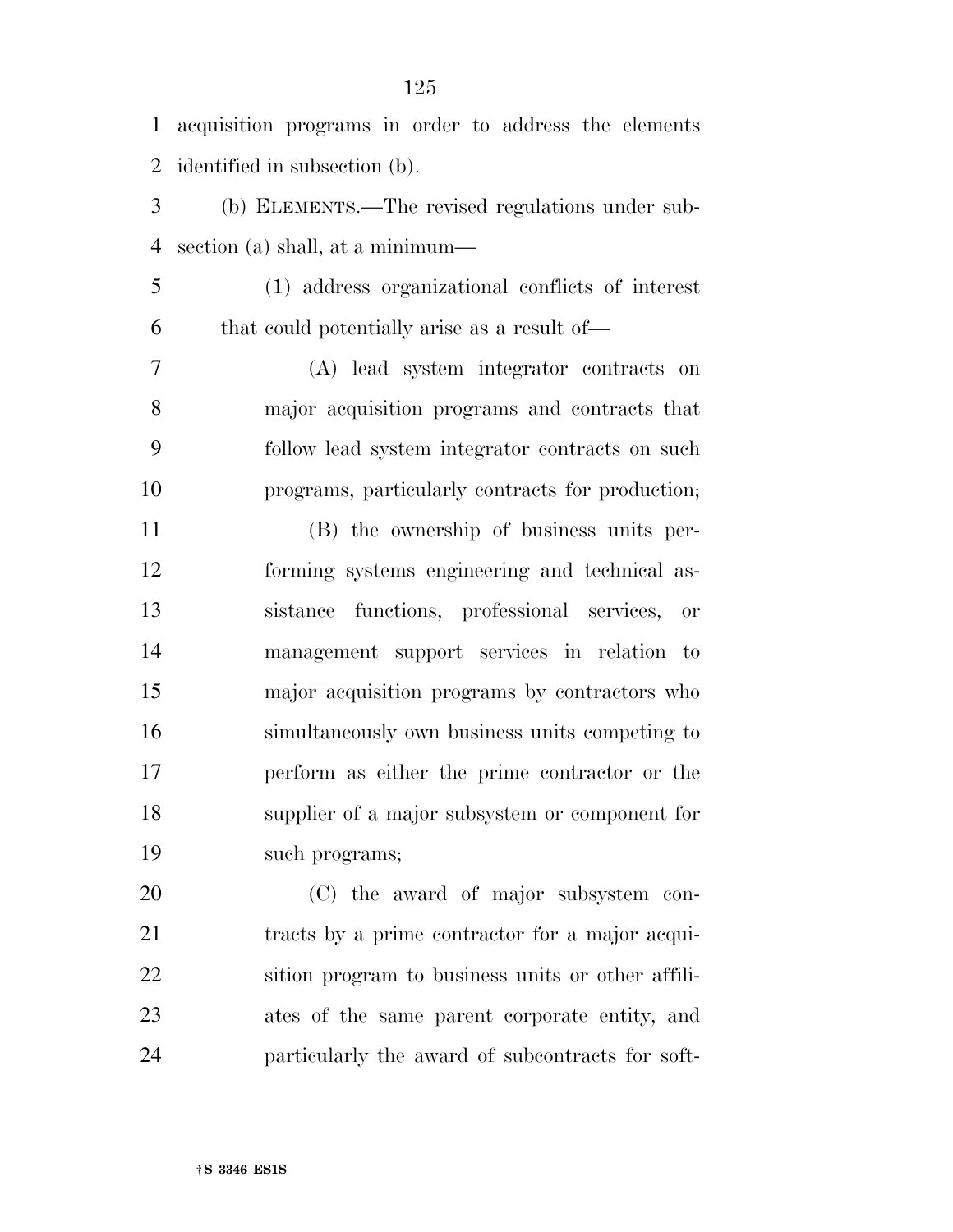acquisition programs in order to address the elements identified in subsection (b).

(b) ELEMENTS.—The revised regulations under subsection (a) shall, at a minimum—

(1) address organizational conflicts of interest that could potentially arise as a result of—

(A) lead system integrator contracts on major acquisition programs and contracts that follow lead system integrator contracts on such programs, particularly contracts for production;

(B) the ownership of business units performing systems engineering and technical assistance functions, professional services, or management support services in relation to major acquisition programs by contractors who simultaneously own business units competing to perform as either the prime contractor or the supplier of a major subsystem or component for such programs;

(C) the award of major subsystem contracts by a prime contractor for a major acquisition program to business units or other affiliates of the same parent corporate entity, and particularly the award of subcontracts for soft-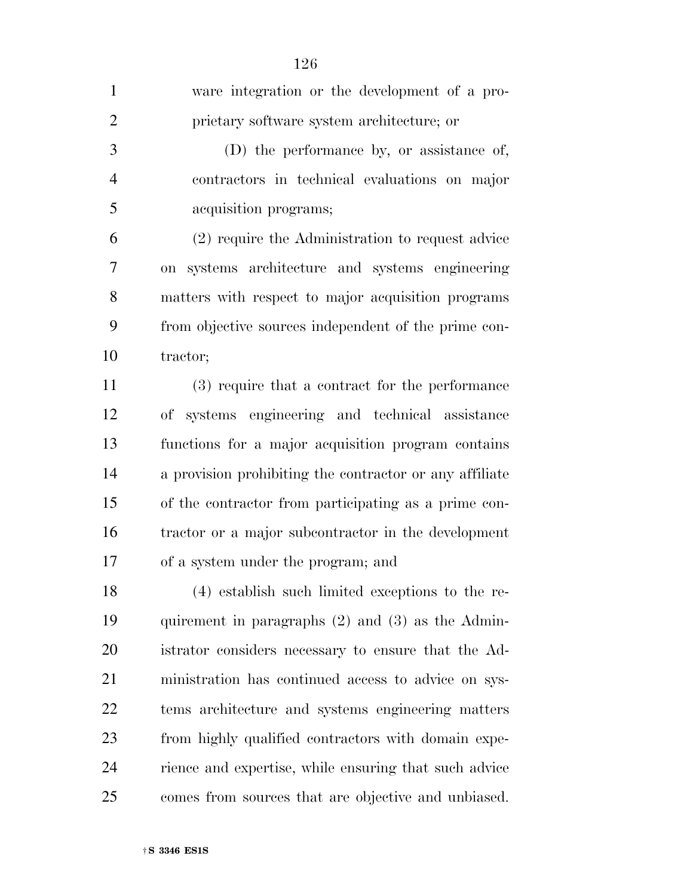ware integration or the development of a proprietary software system architecture; or

(D) the performance by, or assistance of, contractors in technical evaluations on major acquisition programs;

(2) require the Administration to request advice on systems architecture and systems engineering matters with respect to major acquisition programs from objective sources independent of the prime contractor;

(3) require that a contract for the performance of systems engineering and technical assistance functions for a major acquisition program contains a provision prohibiting the contractor or any affiliate of the contractor from participating as a prime contractor or a major subcontractor in the development of a system under the program; and

(4) establish such limited exceptions to the requirement in paragraphs (2) and (3) as the Administrator considers necessary to ensure that the Administration has continued access to advice on systems architecture and systems engineering matters from highly qualified contractors with domain experience and expertise, while ensuring that such advice comes from sources that are objective and unbiased.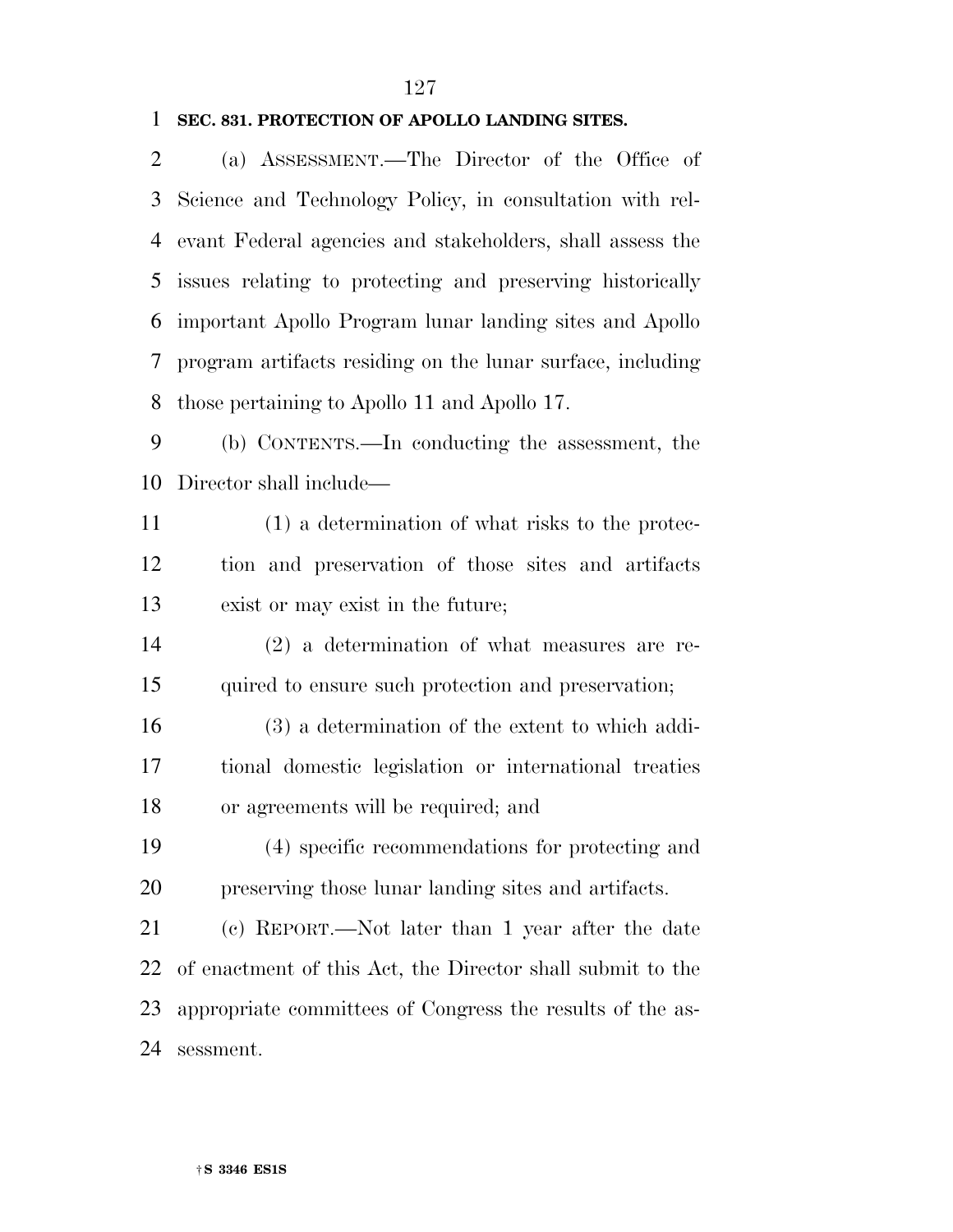**SEC. 831. PROTECTION OF APOLLO LANDING SITES.**

(a) ASSESSMENT.—The Director of the Office of Science and Technology Policy, in consultation with relevant Federal agencies and stakeholders, shall assess the issues relating to protecting and preserving historically important Apollo Program lunar landing sites and Apollo program artifacts residing on the lunar surface, including those pertaining to Apollo 11 and Apollo 17.

(b) CONTENTS.—In conducting the assessment, the Director shall include—

(1) a determination of what risks to the protection and preservation of those sites and artifacts exist or may exist in the future;

(2) a determination of what measures are required to ensure such protection and preservation;

(3) a determination of the extent to which additional domestic legislation or international treaties or agreements will be required; and

(4) specific recommendations for protecting and preserving those lunar landing sites and artifacts.

(c) REPORT.—Not later than 1 year after the date of enactment of this Act, the Director shall submit to the appropriate committees of Congress the results of the assessment.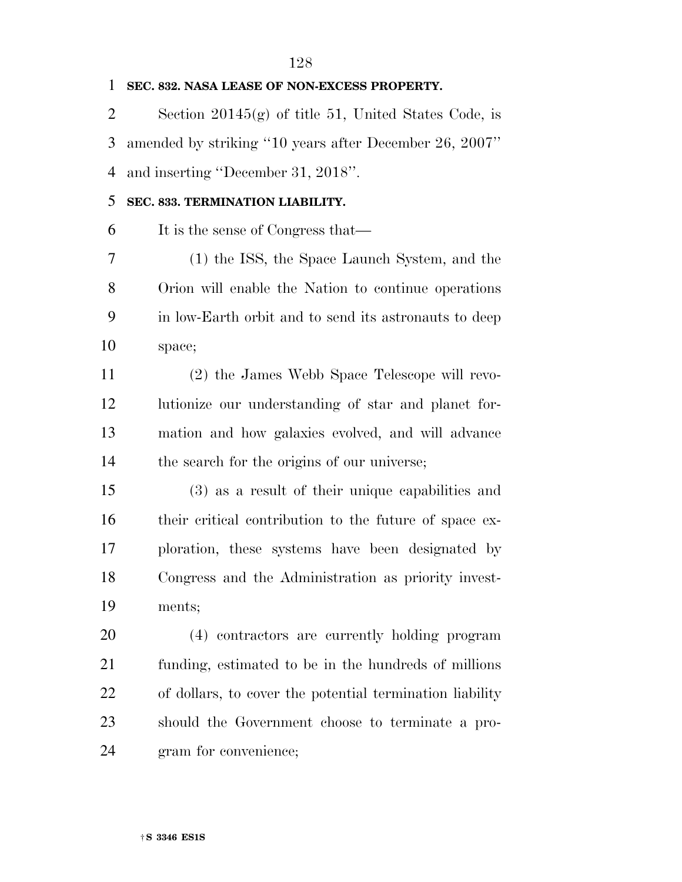**SEC. 832. NASA LEASE OF NON-EXCESS PROPERTY.**

Section 20145(g) of title 51, United States Code, is amended by striking ''10 years after December 26, 2007'' and inserting ''December 31, 2018''.

**SEC. 833. TERMINATION LIABILITY.**

It is the sense of Congress that—

(1) the ISS, the Space Launch System, and the Orion will enable the Nation to continue operations in low-Earth orbit and to send its astronauts to deep space;

(2) the James Webb Space Telescope will revolutionize our understanding of star and planet formation and how galaxies evolved, and will advance the search for the origins of our universe;

(3) as a result of their unique capabilities and their critical contribution to the future of space exploration, these systems have been designated by Congress and the Administration as priority investments;

(4) contractors are currently holding program funding, estimated to be in the hundreds of millions of dollars, to cover the potential termination liability should the Government choose to terminate a program for convenience;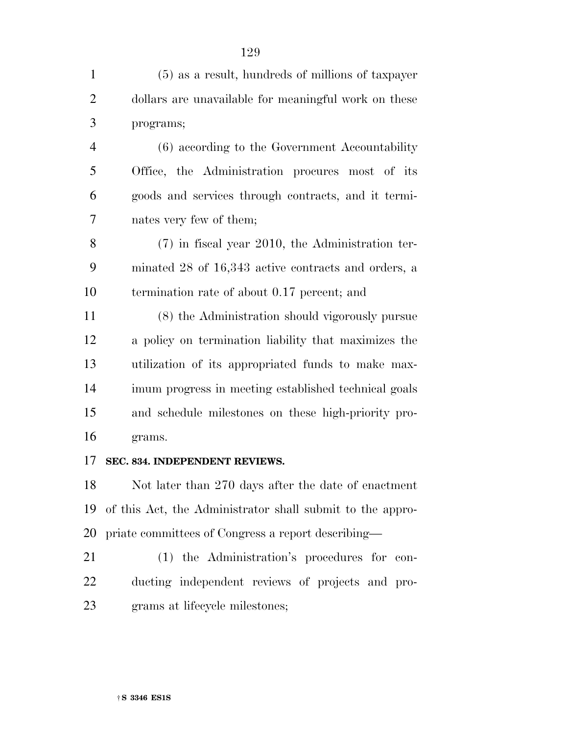(5) as a result, hundreds of millions of taxpayer dollars are unavailable for meaningful work on these programs;

(6) according to the Government Accountability Office, the Administration procures most of its goods and services through contracts, and it terminates very few of them;

(7) in fiscal year 2010, the Administration terminated 28 of 16,343 active contracts and orders, a termination rate of about 0.17 percent; and

(8) the Administration should vigorously pursue a policy on termination liability that maximizes the utilization of its appropriated funds to make maximum progress in meeting established technical goals and schedule milestones on these high-priority programs.

**SEC. 834. INDEPENDENT REVIEWS.**

Not later than 270 days after the date of enactment of this Act, the Administrator shall submit to the appropriate committees of Congress a report describing—

(1) the Administration's procedures for conducting independent reviews of projects and programs at lifecycle milestones;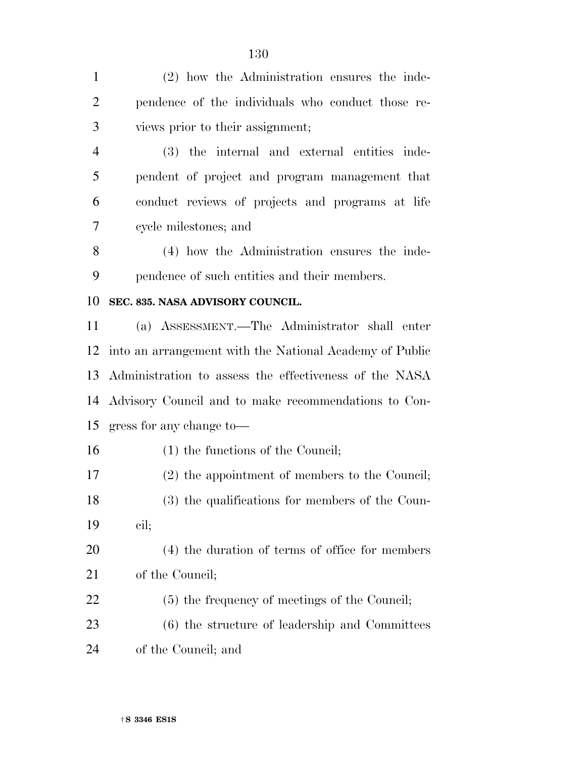(2) how the Administration ensures the independence of the individuals who conduct those reviews prior to their assignment;

(3) the internal and external entities independent of project and program management that conduct reviews of projects and programs at life cycle milestones; and

(4) how the Administration ensures the independence of such entities and their members.

**SEC. 835. NASA ADVISORY COUNCIL.**

(a) ASSESSMENT.—The Administrator shall enter into an arrangement with the National Academy of Public Administration to assess the effectiveness of the NASA Advisory Council and to make recommendations to Congress for any change to—

(1) the functions of the Council;

(2) the appointment of members to the Council;

(3) the qualifications for members of the Council;

(4) the duration of terms of office for members of the Council;

(5) the frequency of meetings of the Council;

(6) the structure of leadership and Committees of the Council; and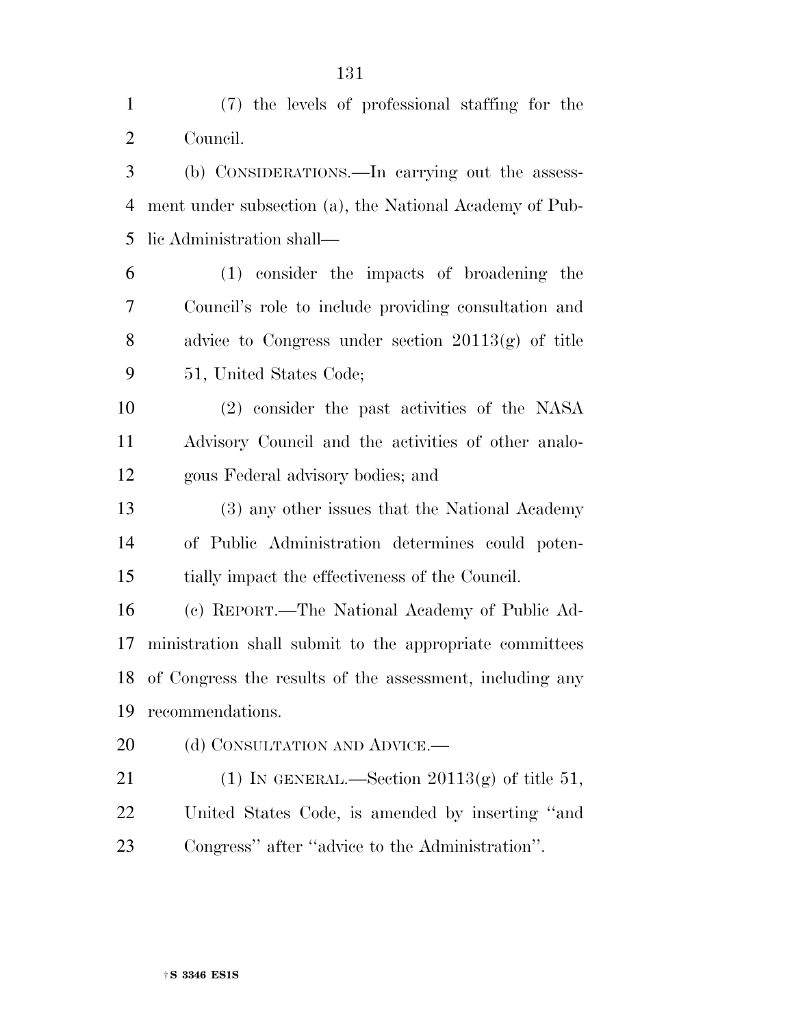(7) the levels of professional staffing for the Council.

(b) CONSIDERATIONS.—In carrying out the assessment under subsection (a), the National Academy of Public Administration shall—

(1) consider the impacts of broadening the Council's role to include providing consultation and advice to Congress under section 20113(g) of title 51, United States Code;

(2) consider the past activities of the NASA Advisory Council and the activities of other analogous Federal advisory bodies; and

(3) any other issues that the National Academy of Public Administration determines could potentially impact the effectiveness of the Council.

(c) REPORT.—The National Academy of Public Administration shall submit to the appropriate committees of Congress the results of the assessment, including any recommendations.

(d) CONSULTATION AND ADVICE.—

(1) IN GENERAL.—Section 20113(g) of title 51, United States Code, is amended by inserting ''and Congress'' after ''advice to the Administration''.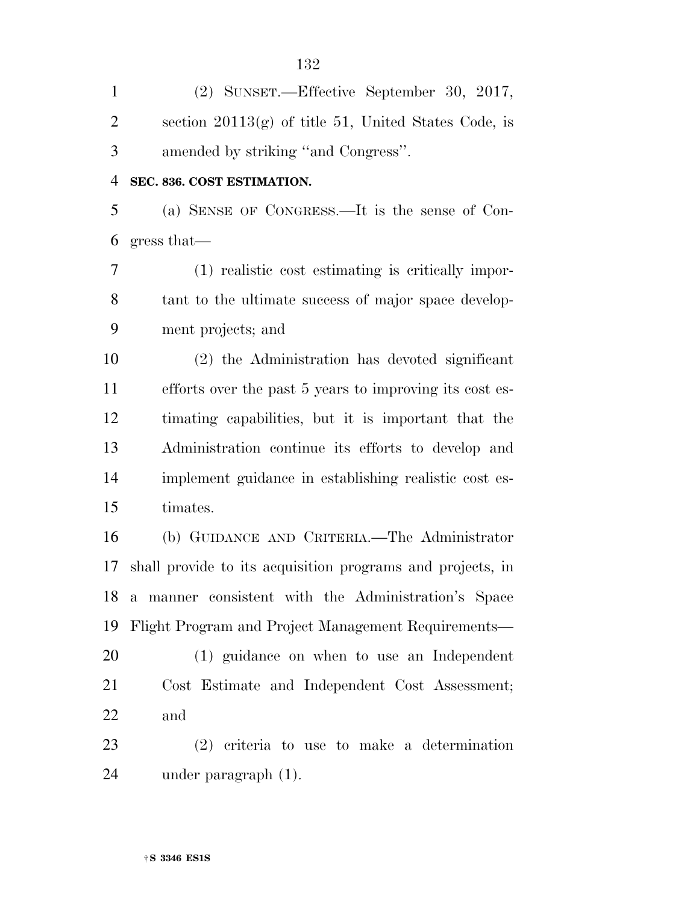(2) SUNSET.—Effective September 30, 2017, section 20113(g) of title 51, United States Code, is amended by striking "and Congress".

**SEC. 836. COST ESTIMATION.**

(a) SENSE OF CONGRESS.—It is the sense of Congress that—

(1) realistic cost estimating is critically important to the ultimate success of major space development projects; and

(2) the Administration has devoted significant efforts over the past 5 years to improving its cost estimating capabilities, but it is important that the Administration continue its efforts to develop and implement guidance in establishing realistic cost estimates.

(b) GUIDANCE AND CRITERIA.—The Administrator shall provide to its acquisition programs and projects, in a manner consistent with the Administration's Space Flight Program and Project Management Requirements—

(1) guidance on when to use an Independent Cost Estimate and Independent Cost Assessment; and

(2) criteria to use to make a determination under paragraph (1).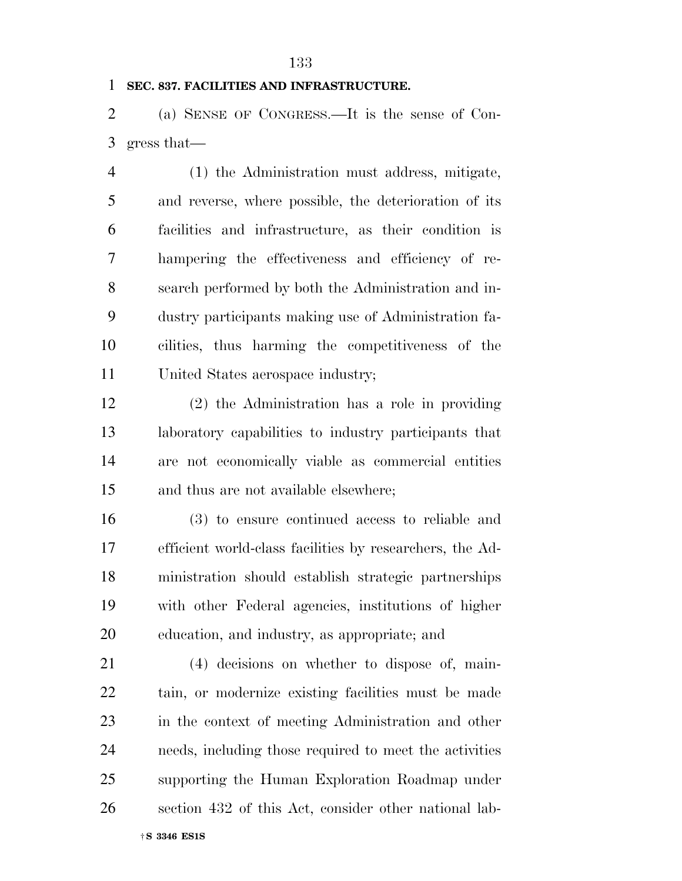**SEC. 837. FACILITIES AND INFRASTRUCTURE.**

(a) SENSE OF CONGRESS.—It is the sense of Congress that—

(1) the Administration must address, mitigate, and reverse, where possible, the deterioration of its facilities and infrastructure, as their condition is hampering the effectiveness and efficiency of research performed by both the Administration and industry participants making use of Administration facilities, thus harming the competitiveness of the United States aerospace industry;

(2) the Administration has a role in providing laboratory capabilities to industry participants that are not economically viable as commercial entities and thus are not available elsewhere;

(3) to ensure continued access to reliable and efficient world-class facilities by researchers, the Administration should establish strategic partnerships with other Federal agencies, institutions of higher education, and industry, as appropriate; and

(4) decisions on whether to dispose of, maintain, or modernize existing facilities must be made in the context of meeting Administration and other needs, including those required to meet the activities supporting the Human Exploration Roadmap under section 432 of this Act, consider other national lab-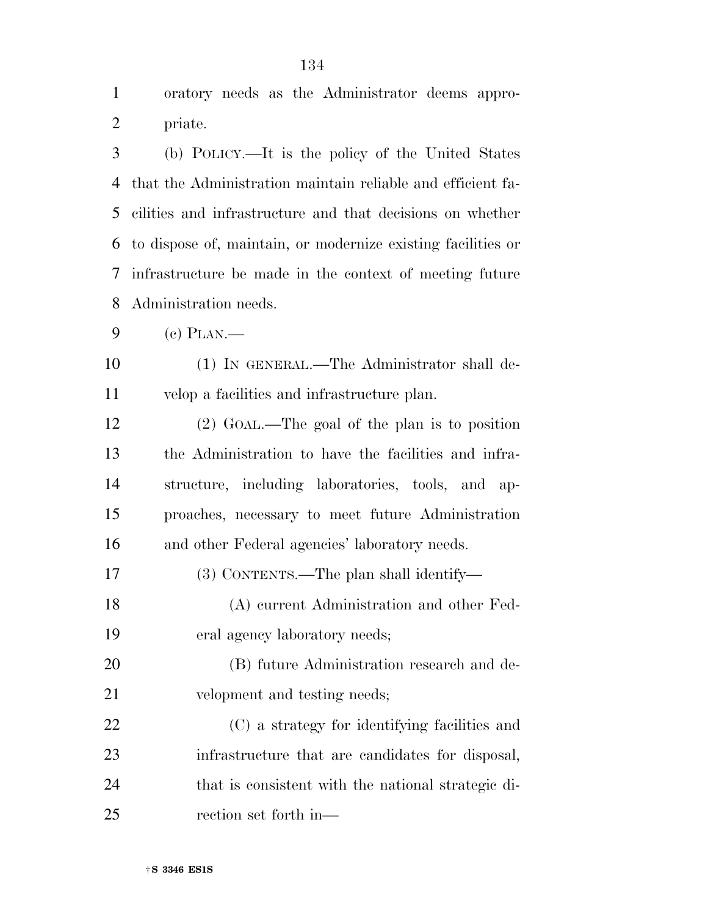oratory needs as the Administrator deems appropriate.

(b) POLICY.—It is the policy of the United States that the Administration maintain reliable and efficient facilities and infrastructure and that decisions on whether to dispose of, maintain, or modernize existing facilities or infrastructure be made in the context of meeting future Administration needs.

(c) PLAN.—

(1) IN GENERAL.—The Administrator shall develop a facilities and infrastructure plan.

(2) GOAL.—The goal of the plan is to position the Administration to have the facilities and infrastructure, including laboratories, tools, and approaches, necessary to meet future Administration and other Federal agencies' laboratory needs.

(3) CONTENTS.—The plan shall identify—

(A) current Administration and other Federal agency laboratory needs;

(B) future Administration research and development and testing needs;

(C) a strategy for identifying facilities and infrastructure that are candidates for disposal, that is consistent with the national strategic direction set forth in—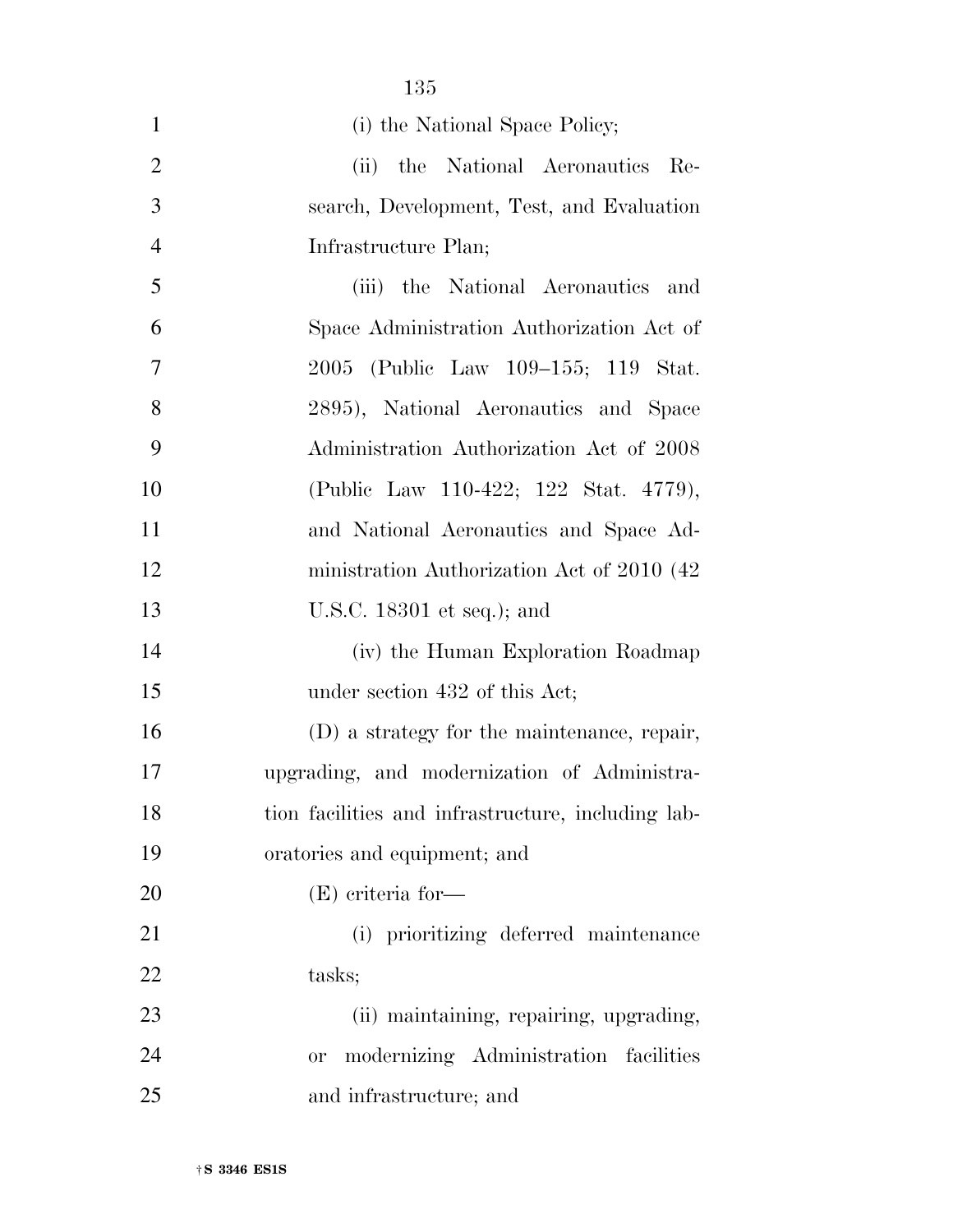(i) the National Space Policy;

(ii) the National Aeronautics Research, Development, Test, and Evaluation Infrastructure Plan;

(iii) the National Aeronautics and Space Administration Authorization Act of 2005 (Public Law 109–155; 119 Stat. 2895), National Aeronautics and Space Administration Authorization Act of 2008 (Public Law 110-422; 122 Stat. 4779), and National Aeronautics and Space Administration Authorization Act of 2010 (42 U.S.C. 18301 et seq.); and

(iv) the Human Exploration Roadmap under section 432 of this Act;

(D) a strategy for the maintenance, repair, upgrading, and modernization of Administration facilities and infrastructure, including laboratories and equipment; and

(E) criteria for—

(i) prioritizing deferred maintenance tasks;

(ii) maintaining, repairing, upgrading, or modernizing Administration facilities and infrastructure; and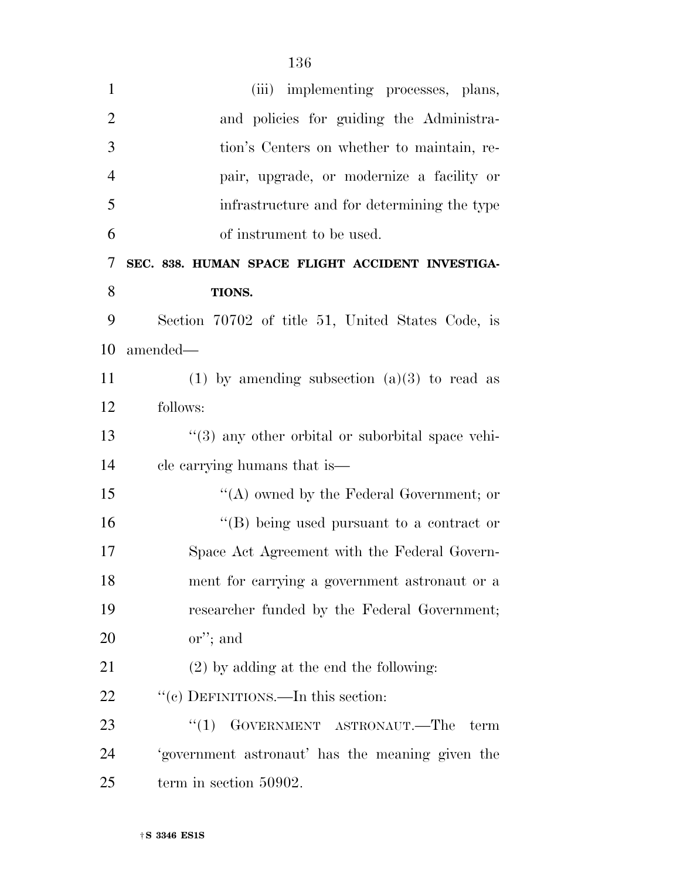(iii) implementing processes, plans, and policies for guiding the Administration's Centers on whether to maintain, repair, upgrade, or modernize a facility or infrastructure and for determining the type of instrument to be used.

### SEC. 838. HUMAN SPACE FLIGHT ACCIDENT INVESTIGATIONS.

Section 70702 of title 51, United States Code, is amended—

(1) by amending subsection (a)(3) to read as follows:

"(3) any other orbital or suborbital space vehicle carrying humans that is—

"(A) owned by the Federal Government; or

"(B) being used pursuant to a contract or Space Act Agreement with the Federal Government for carrying a government astronaut or a researcher funded by the Federal Government; or"; and

(2) by adding at the end the following:

"(c) DEFINITIONS.—In this section:

"(1) GOVERNMENT ASTRONAUT.—The term 'government astronaut' has the meaning given the term in section 50902.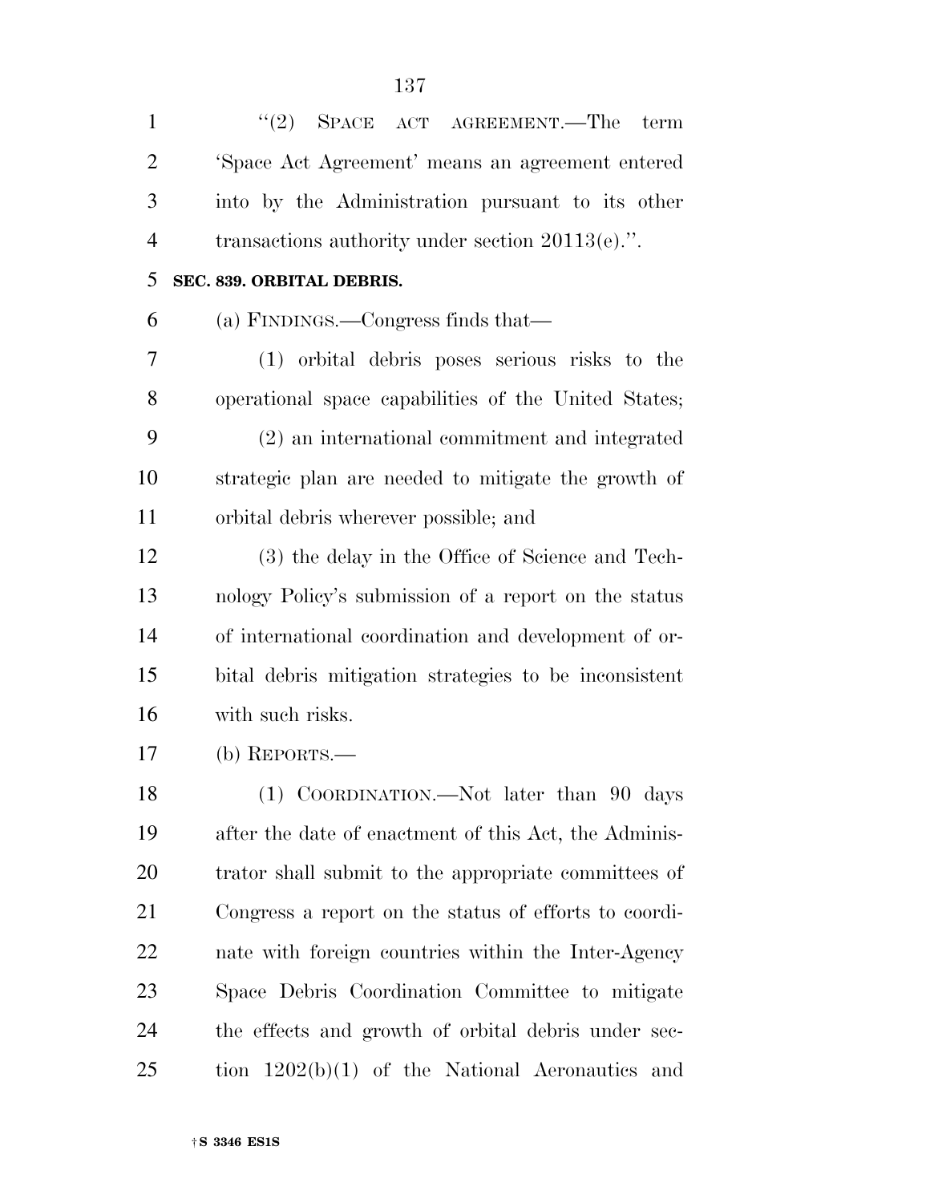"(2) SPACE ACT AGREEMENT.—The term 'Space Act Agreement' means an agreement entered into by the Administration pursuant to its other transactions authority under section 20113(e).".

**SEC. 839. ORBITAL DEBRIS.**

(a) FINDINGS.—Congress finds that—

(1) orbital debris poses serious risks to the operational space capabilities of the United States;

(2) an international commitment and integrated strategic plan are needed to mitigate the growth of orbital debris wherever possible; and

(3) the delay in the Office of Science and Technology Policy's submission of a report on the status of international coordination and development of orbital debris mitigation strategies to be inconsistent with such risks.

(b) REPORTS.—

(1) COORDINATION.—Not later than 90 days after the date of enactment of this Act, the Administrator shall submit to the appropriate committees of Congress a report on the status of efforts to coordinate with foreign countries within the Inter-Agency Space Debris Coordination Committee to mitigate the effects and growth of orbital debris under section 1202(b)(1) of the National Aeronautics and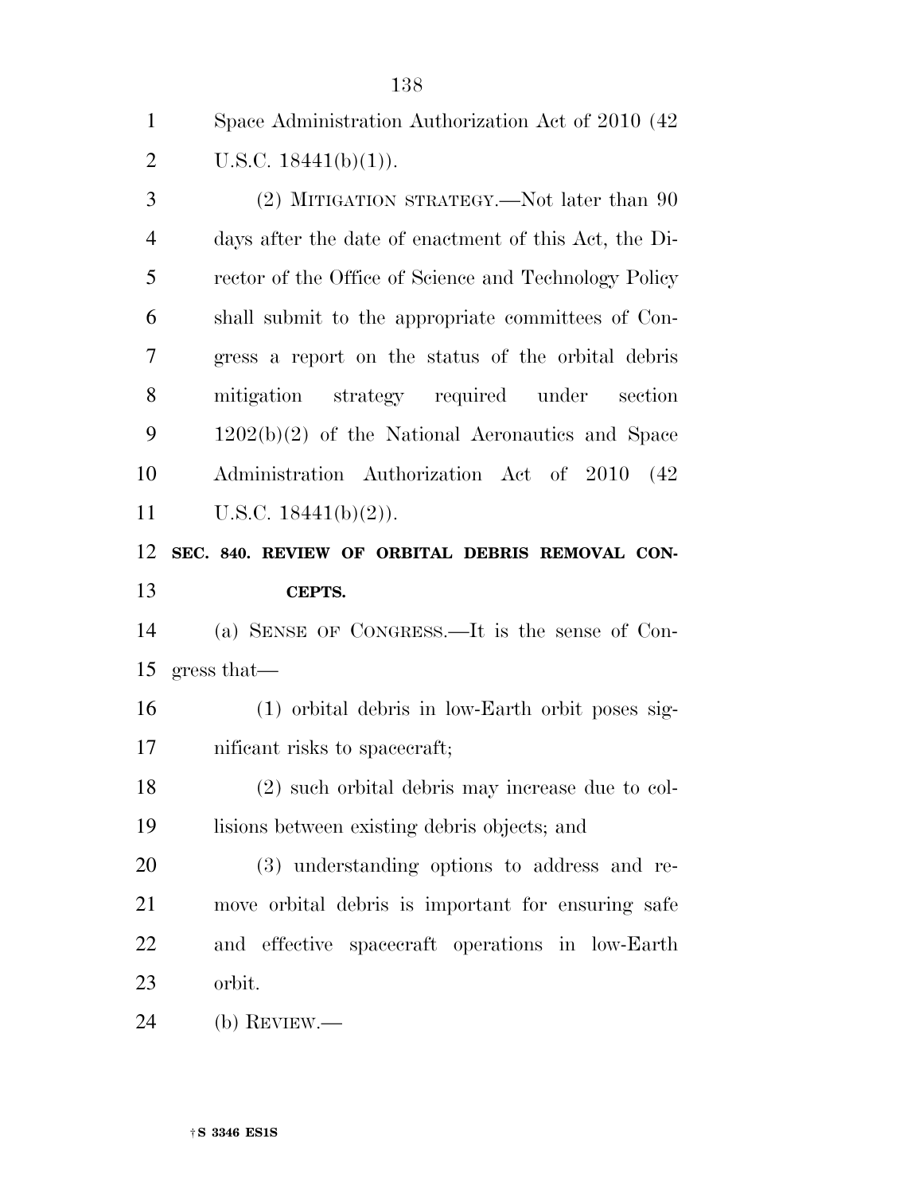Space Administration Authorization Act of 2010 (42 U.S.C. 18441(b)(1)).

(2) MITIGATION STRATEGY.—Not later than 90 days after the date of enactment of this Act, the Director of the Office of Science and Technology Policy shall submit to the appropriate committees of Congress a report on the status of the orbital debris mitigation strategy required under section 1202(b)(2) of the National Aeronautics and Space Administration Authorization Act of 2010 (42 U.S.C. 18441(b)(2)).

**SEC. 840. REVIEW OF ORBITAL DEBRIS REMOVAL CONCEPTS.**

(a) SENSE OF CONGRESS.—It is the sense of Congress that—

(1) orbital debris in low-Earth orbit poses significant risks to spacecraft;

(2) such orbital debris may increase due to collisions between existing debris objects; and

(3) understanding options to address and remove orbital debris is important for ensuring safe and effective spacecraft operations in low-Earth orbit.

(b) REVIEW.—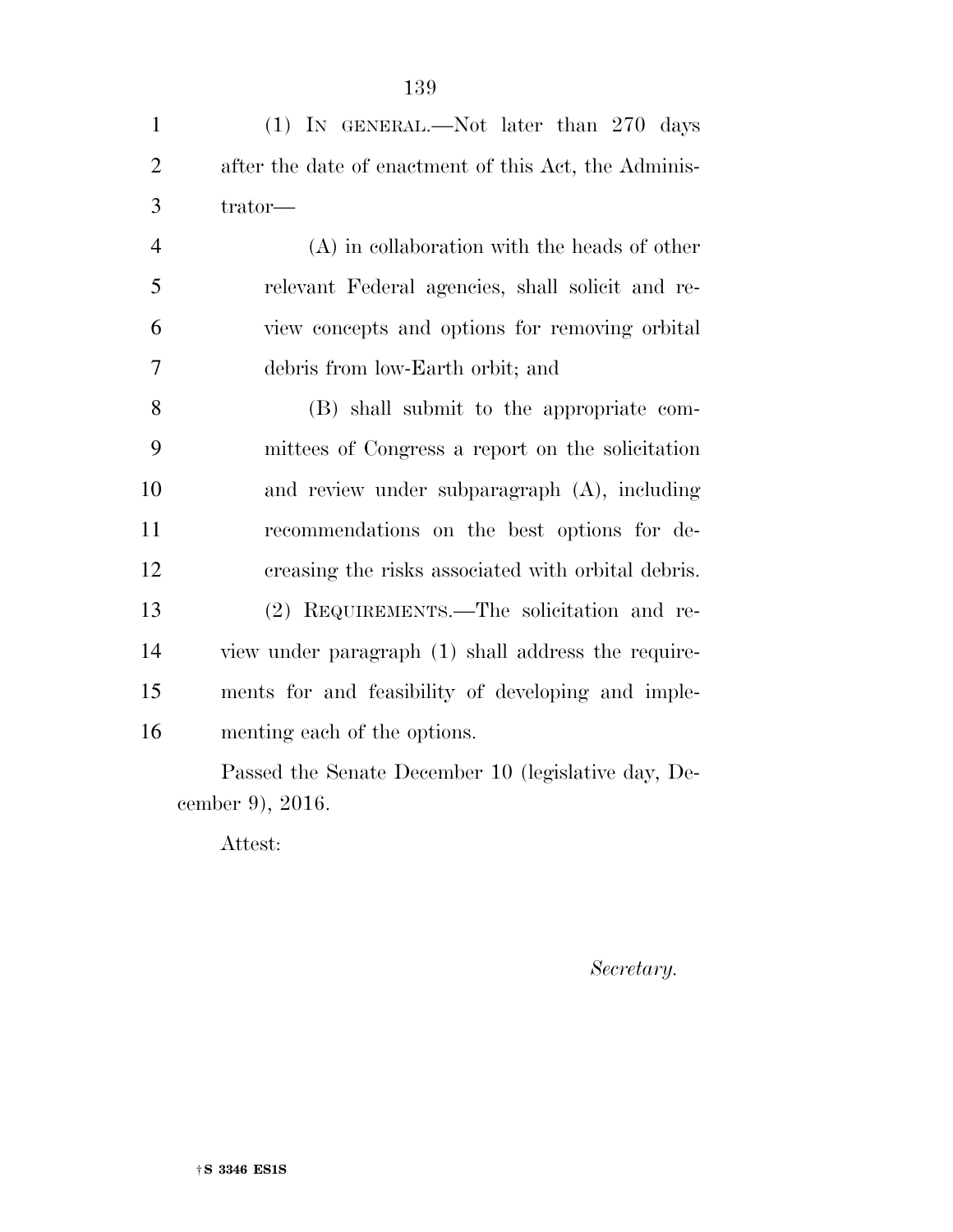(1) IN GENERAL.—Not later than 270 days after the date of enactment of this Act, the Administrator—

(A) in collaboration with the heads of other relevant Federal agencies, shall solicit and review concepts and options for removing orbital debris from low-Earth orbit; and

(B) shall submit to the appropriate committees of Congress a report on the solicitation and review under subparagraph (A), including recommendations on the best options for decreasing the risks associated with orbital debris.

(2) REQUIREMENTS.—The solicitation and review under paragraph (1) shall address the requirements for and feasibility of developing and implementing each of the options.

Passed the Senate December 10 (legislative day, December 9), 2016.

Attest:

*Secretary.*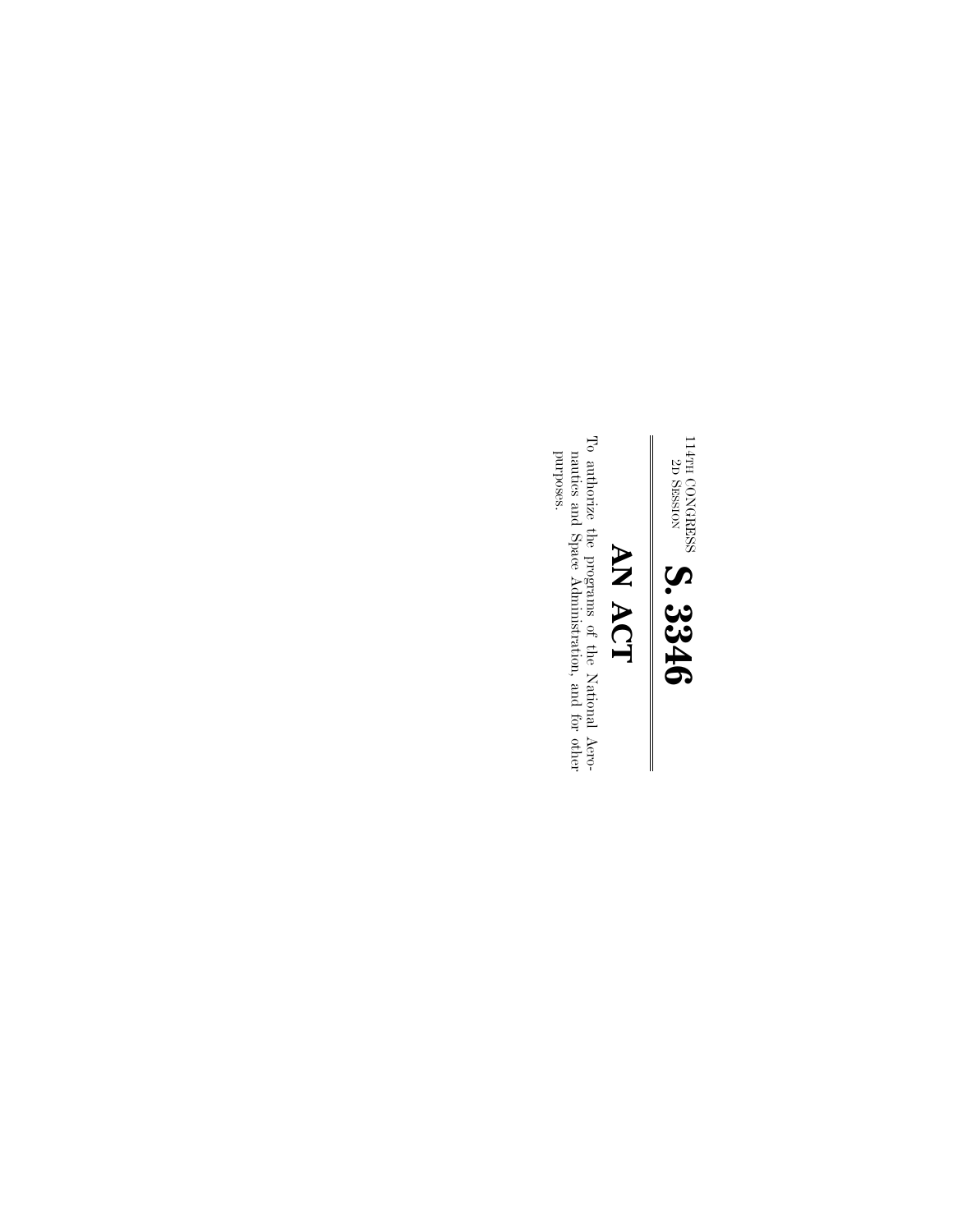114TH CONGRESS
2D SESSION

# S. 3346

---

# AN ACT

To authorize the programs of the National Aeronautics and Space Administration, and for other purposes.